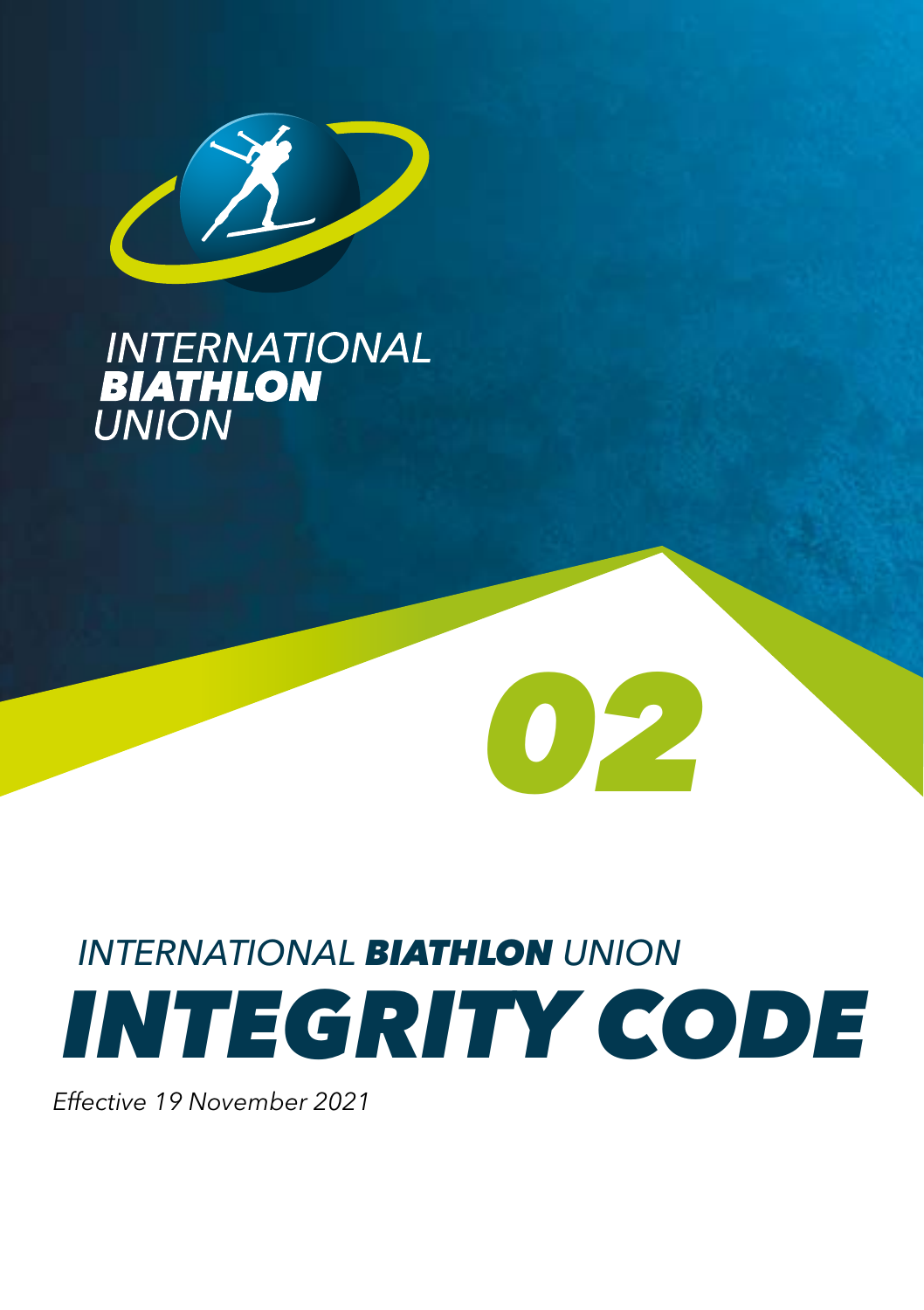INTERNATIONAL **BIATHLON** UNION

02

# INTERNATIONAL **BIATHLON** UNION INTEGRITY CODE

*Effective 19 November 2021*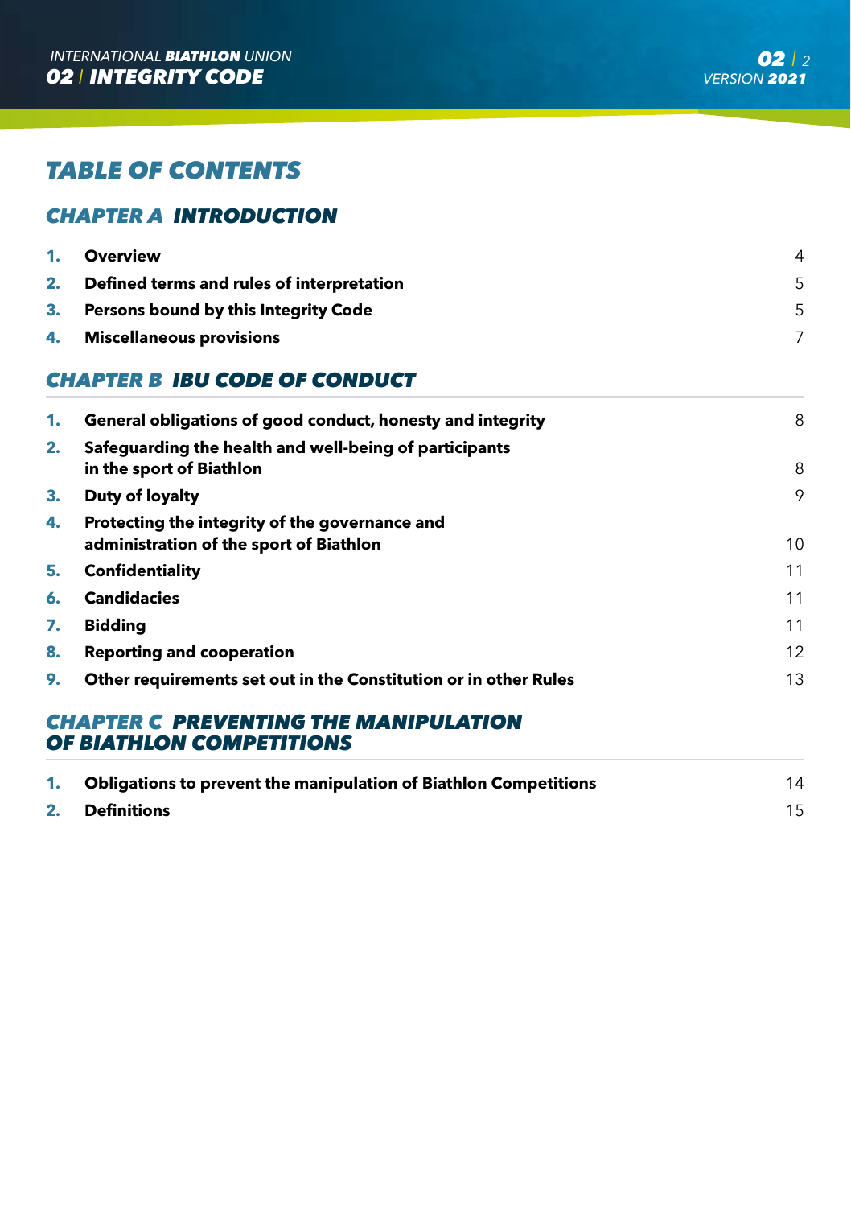# TABLE OF CONTENTS

## CHAPTER A INTRODUCTION

| | | |
|---|---|---|
| **1.** | **Overview** | 4 |
| **2.** | **Defined terms and rules of interpretation** | 5 |
| **3.** | **Persons bound by this Integrity Code** | 5 |
| **4.** | **Miscellaneous provisions** | 7 |

## CHAPTER B IBU CODE OF CONDUCT

| | | |
|---|---|---|
| **1.** | **General obligations of good conduct, honesty and integrity** | 8 |
| **2.** | **Safeguarding the health and well-being of participants in the sport of Biathlon** | 8 |
| **3.** | **Duty of loyalty** | 9 |
| **4.** | **Protecting the integrity of the governance and administration of the sport of Biathlon** | 10 |
| **5.** | **Confidentiality** | 11 |
| **6.** | **Candidacies** | 11 |
| **7.** | **Bidding** | 11 |
| **8.** | **Reporting and cooperation** | 12 |
| **9.** | **Other requirements set out in the Constitution or in other Rules** | 13 |

## CHAPTER C PREVENTING THE MANIPULATION OF BIATHLON COMPETITIONS

| | | |
|---|---|---|
| **1.** | **Obligations to prevent the manipulation of Biathlon Competitions** | 14 |
| **2.** | **Definitions** | 15 |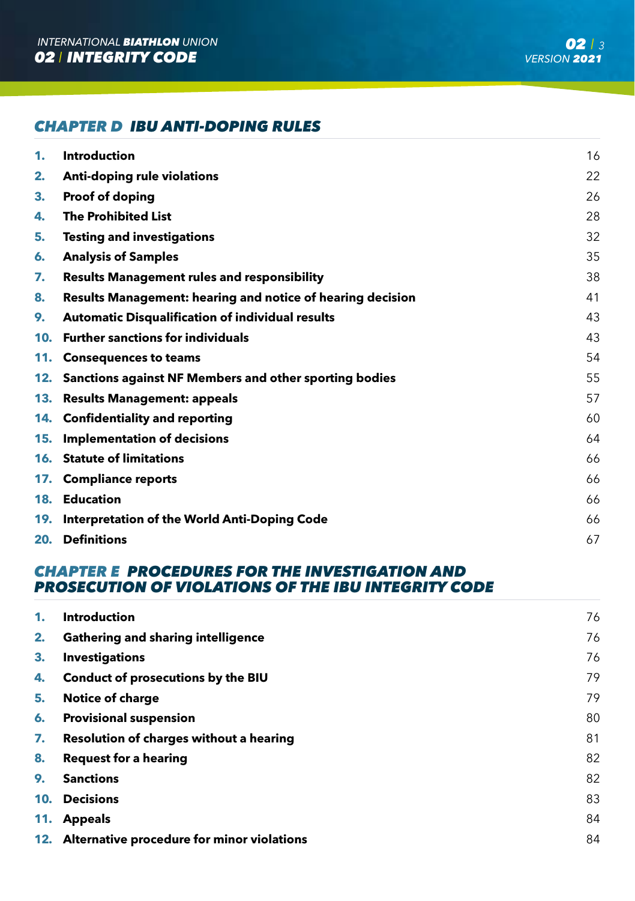## CHAPTER D IBU ANTI-DOPING RULES

| | | |
|---|---|---|
| **1.** | **Introduction** | 16 |
| **2.** | **Anti-doping rule violations** | 22 |
| **3.** | **Proof of doping** | 26 |
| **4.** | **The Prohibited List** | 28 |
| **5.** | **Testing and investigations** | 32 |
| **6.** | **Analysis of Samples** | 35 |
| **7.** | **Results Management rules and responsibility** | 38 |
| **8.** | **Results Management: hearing and notice of hearing decision** | 41 |
| **9.** | **Automatic Disqualification of individual results** | 43 |
| **10.** | **Further sanctions for individuals** | 43 |
| **11.** | **Consequences to teams** | 54 |
| **12.** | **Sanctions against NF Members and other sporting bodies** | 55 |
| **13.** | **Results Management: appeals** | 57 |
| **14.** | **Confidentiality and reporting** | 60 |
| **15.** | **Implementation of decisions** | 64 |
| **16.** | **Statute of limitations** | 66 |
| **17.** | **Compliance reports** | 66 |
| **18.** | **Education** | 66 |
| **19.** | **Interpretation of the World Anti-Doping Code** | 66 |
| **20.** | **Definitions** | 67 |

## CHAPTER E PROCEDURES FOR THE INVESTIGATION AND PROSECUTION OF VIOLATIONS OF THE IBU INTEGRITY CODE

| | | |
|---|---|---|
| **1.** | **Introduction** | 76 |
| **2.** | **Gathering and sharing intelligence** | 76 |
| **3.** | **Investigations** | 76 |
| **4.** | **Conduct of prosecutions by the BIU** | 79 |
| **5.** | **Notice of charge** | 79 |
| **6.** | **Provisional suspension** | 80 |
| **7.** | **Resolution of charges without a hearing** | 81 |
| **8.** | **Request for a hearing** | 82 |
| **9.** | **Sanctions** | 82 |
| **10.** | **Decisions** | 83 |
| **11.** | **Appeals** | 84 |
| **12.** | **Alternative procedure for minor violations** | 84 |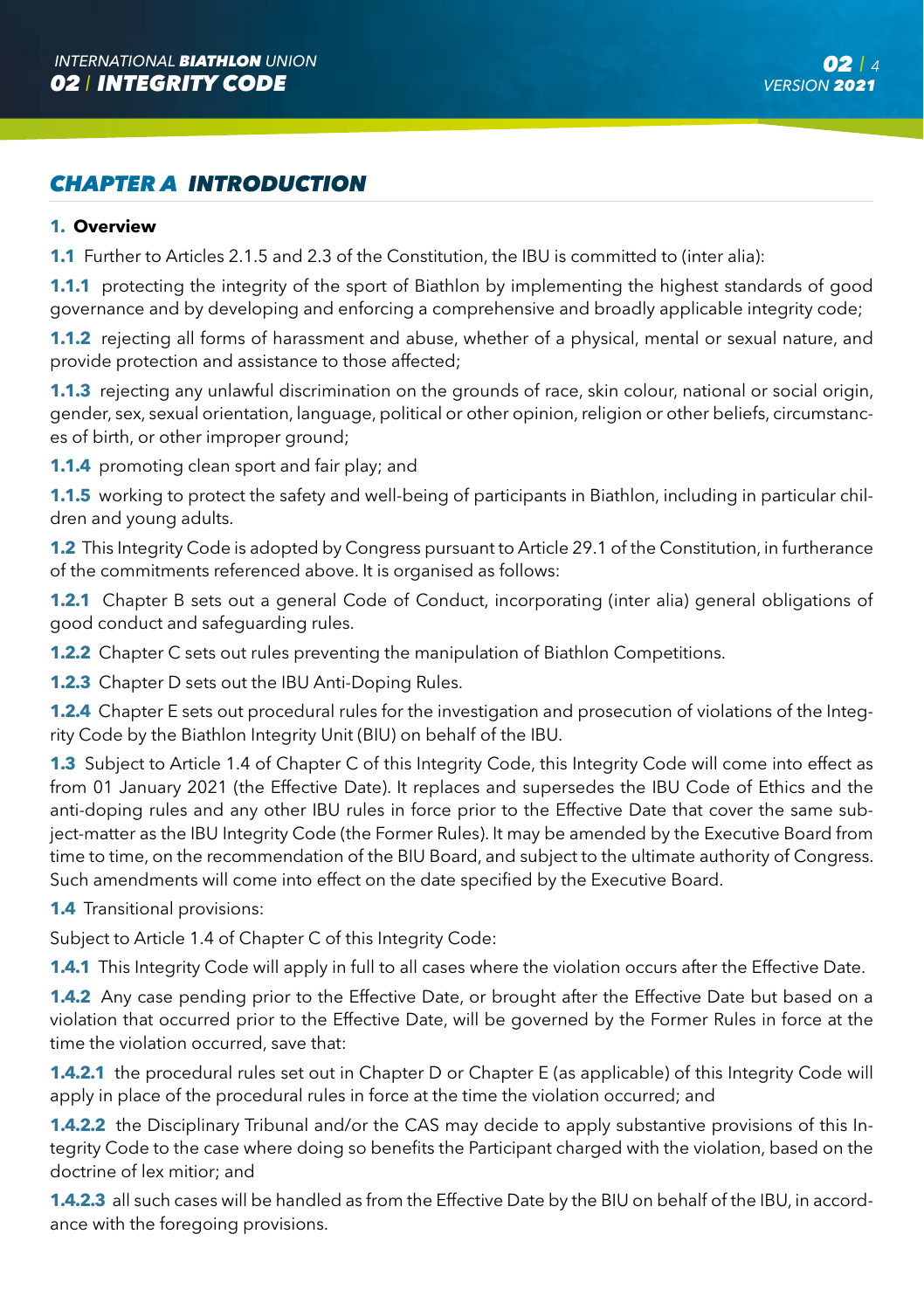## CHAPTER A INTRODUCTION

### 1. Overview

**1.1** Further to Articles 2.1.5 and 2.3 of the Constitution, the IBU is committed to (inter alia):

**1.1.1** protecting the integrity of the sport of Biathlon by implementing the highest standards of good governance and by developing and enforcing a comprehensive and broadly applicable integrity code;

**1.1.2** rejecting all forms of harassment and abuse, whether of a physical, mental or sexual nature, and provide protection and assistance to those affected;

**1.1.3** rejecting any unlawful discrimination on the grounds of race, skin colour, national or social origin, gender, sex, sexual orientation, language, political or other opinion, religion or other beliefs, circumstances of birth, or other improper ground;

**1.1.4** promoting clean sport and fair play; and

**1.1.5** working to protect the safety and well-being of participants in Biathlon, including in particular children and young adults.

**1.2** This Integrity Code is adopted by Congress pursuant to Article 29.1 of the Constitution, in furtherance of the commitments referenced above. It is organised as follows:

**1.2.1** Chapter B sets out a general Code of Conduct, incorporating (inter alia) general obligations of good conduct and safeguarding rules.

**1.2.2** Chapter C sets out rules preventing the manipulation of Biathlon Competitions.

**1.2.3** Chapter D sets out the IBU Anti-Doping Rules.

**1.2.4** Chapter E sets out procedural rules for the investigation and prosecution of violations of the Integrity Code by the Biathlon Integrity Unit (BIU) on behalf of the IBU.

**1.3** Subject to Article 1.4 of Chapter C of this Integrity Code, this Integrity Code will come into effect as from 01 January 2021 (the Effective Date). It replaces and supersedes the IBU Code of Ethics and the anti-doping rules and any other IBU rules in force prior to the Effective Date that cover the same subject-matter as the IBU Integrity Code (the Former Rules). It may be amended by the Executive Board from time to time, on the recommendation of the BIU Board, and subject to the ultimate authority of Congress. Such amendments will come into effect on the date specified by the Executive Board.

**1.4** Transitional provisions:

Subject to Article 1.4 of Chapter C of this Integrity Code:

**1.4.1** This Integrity Code will apply in full to all cases where the violation occurs after the Effective Date.

**1.4.2** Any case pending prior to the Effective Date, or brought after the Effective Date but based on a violation that occurred prior to the Effective Date, will be governed by the Former Rules in force at the time the violation occurred, save that:

**1.4.2.1** the procedural rules set out in Chapter D or Chapter E (as applicable) of this Integrity Code will apply in place of the procedural rules in force at the time the violation occurred; and

**1.4.2.2** the Disciplinary Tribunal and/or the CAS may decide to apply substantive provisions of this Integrity Code to the case where doing so benefits the Participant charged with the violation, based on the doctrine of lex mitior; and

**1.4.2.3** all such cases will be handled as from the Effective Date by the BIU on behalf of the IBU, in accordance with the foregoing provisions.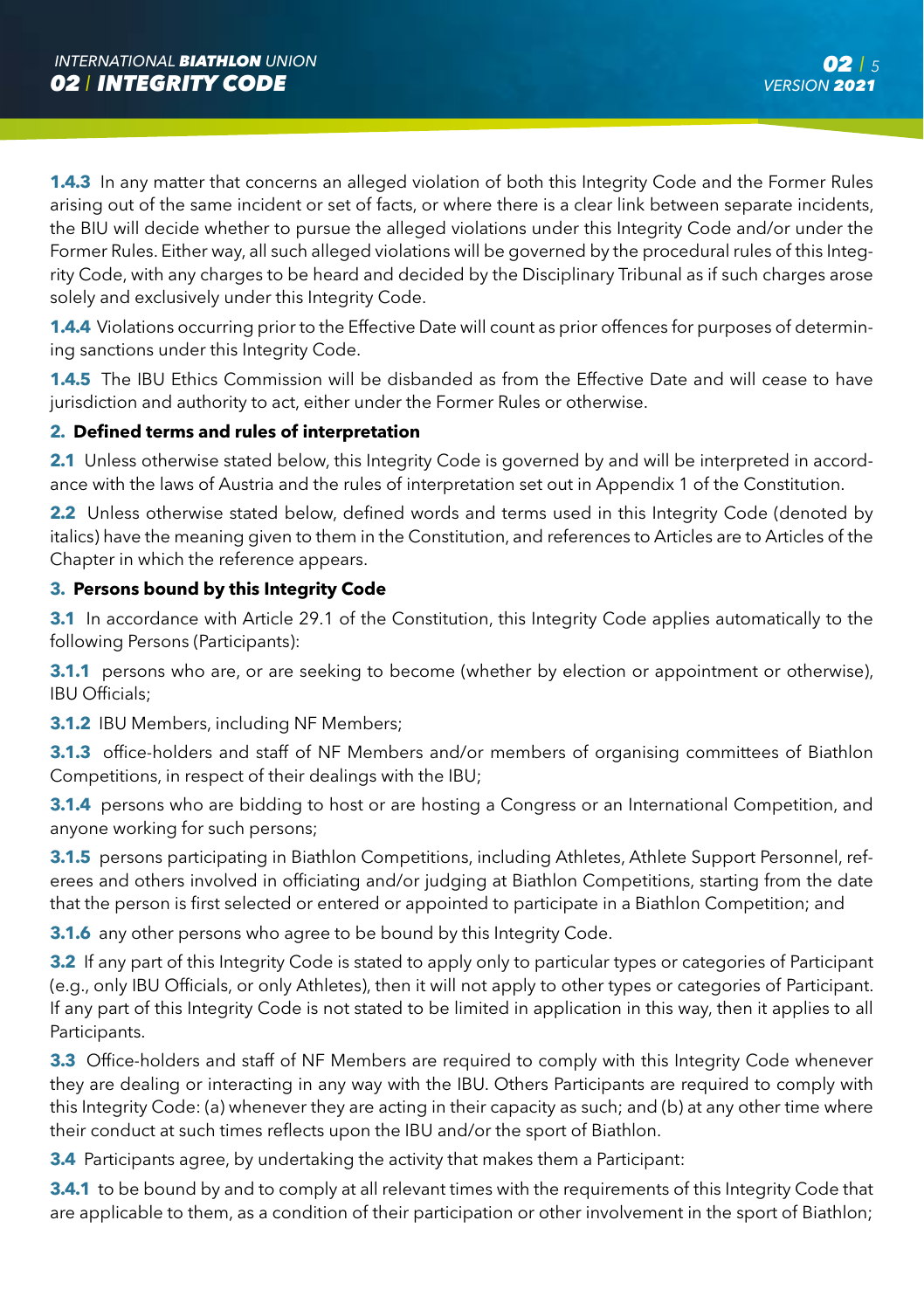**1.4.3** In any matter that concerns an alleged violation of both this Integrity Code and the Former Rules arising out of the same incident or set of facts, or where there is a clear link between separate incidents, the BIU will decide whether to pursue the alleged violations under this Integrity Code and/or under the Former Rules. Either way, all such alleged violations will be governed by the procedural rules of this Integrity Code, with any charges to be heard and decided by the Disciplinary Tribunal as if such charges arose solely and exclusively under this Integrity Code.

**1.4.4** Violations occurring prior to the Effective Date will count as prior offences for purposes of determining sanctions under this Integrity Code.

**1.4.5** The IBU Ethics Commission will be disbanded as from the Effective Date and will cease to have jurisdiction and authority to act, either under the Former Rules or otherwise.

## 2. Defined terms and rules of interpretation

**2.1** Unless otherwise stated below, this Integrity Code is governed by and will be interpreted in accordance with the laws of Austria and the rules of interpretation set out in Appendix 1 of the Constitution.

**2.2** Unless otherwise stated below, defined words and terms used in this Integrity Code (denoted by italics) have the meaning given to them in the Constitution, and references to Articles are to Articles of the Chapter in which the reference appears.

## 3. Persons bound by this Integrity Code

**3.1** In accordance with Article 29.1 of the Constitution, this Integrity Code applies automatically to the following Persons (Participants):

**3.1.1** persons who are, or are seeking to become (whether by election or appointment or otherwise), IBU Officials;

**3.1.2** IBU Members, including NF Members;

**3.1.3** office-holders and staff of NF Members and/or members of organising committees of Biathlon Competitions, in respect of their dealings with the IBU;

**3.1.4** persons who are bidding to host or are hosting a Congress or an International Competition, and anyone working for such persons;

**3.1.5** persons participating in Biathlon Competitions, including Athletes, Athlete Support Personnel, referees and others involved in officiating and/or judging at Biathlon Competitions, starting from the date that the person is first selected or entered or appointed to participate in a Biathlon Competition; and

**3.1.6** any other persons who agree to be bound by this Integrity Code.

**3.2** If any part of this Integrity Code is stated to apply only to particular types or categories of Participant (e.g., only IBU Officials, or only Athletes), then it will not apply to other types or categories of Participant. If any part of this Integrity Code is not stated to be limited in application in this way, then it applies to all Participants.

**3.3** Office-holders and staff of NF Members are required to comply with this Integrity Code whenever they are dealing or interacting in any way with the IBU. Others Participants are required to comply with this Integrity Code: (a) whenever they are acting in their capacity as such; and (b) at any other time where their conduct at such times reflects upon the IBU and/or the sport of Biathlon.

**3.4** Participants agree, by undertaking the activity that makes them a Participant:

**3.4.1** to be bound by and to comply at all relevant times with the requirements of this Integrity Code that are applicable to them, as a condition of their participation or other involvement in the sport of Biathlon;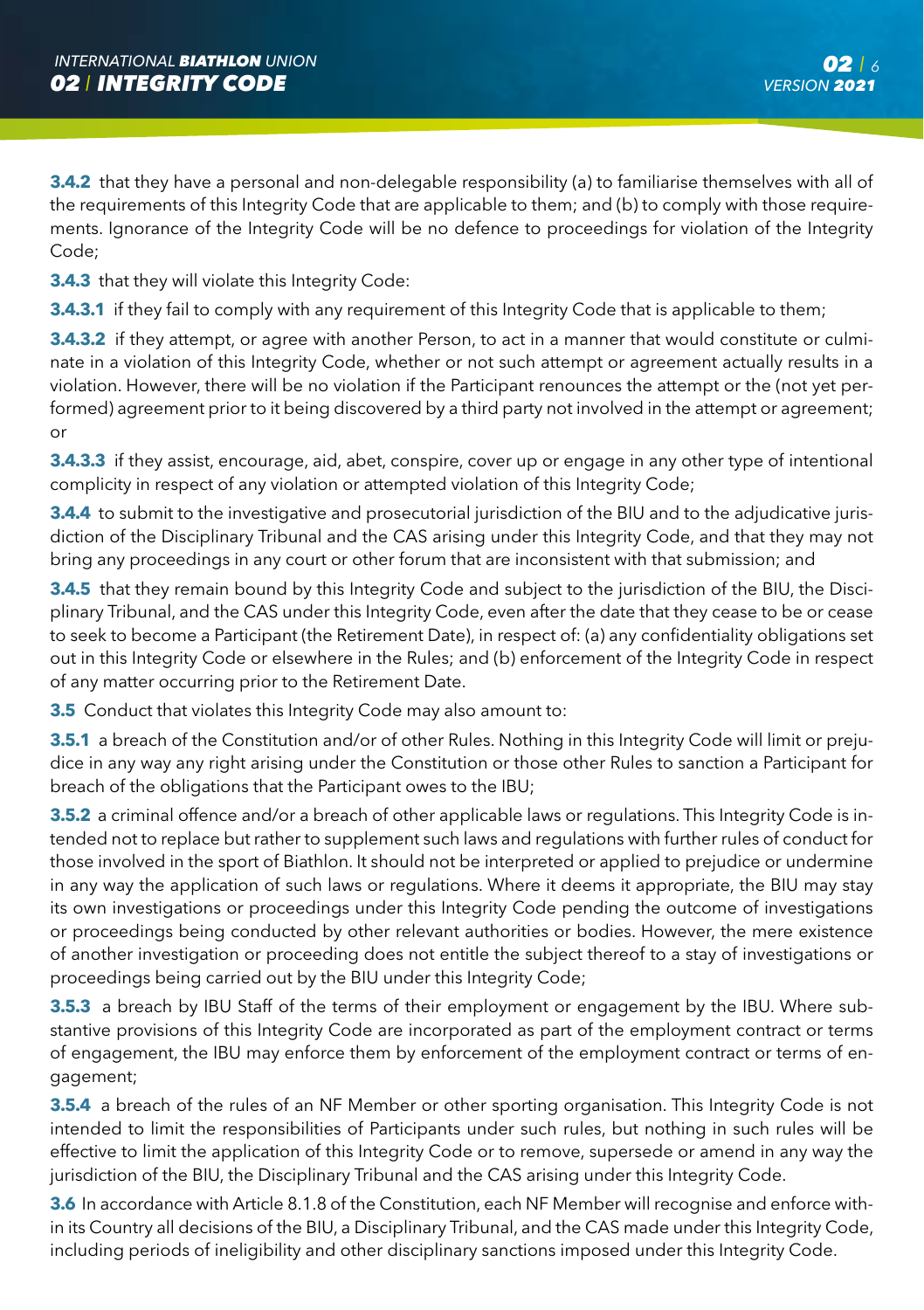**3.4.2** that they have a personal and non-delegable responsibility (a) to familiarise themselves with all of the requirements of this Integrity Code that are applicable to them; and (b) to comply with those requirements. Ignorance of the Integrity Code will be no defence to proceedings for violation of the Integrity Code;

**3.4.3** that they will violate this Integrity Code:

**3.4.3.1** if they fail to comply with any requirement of this Integrity Code that is applicable to them;

**3.4.3.2** if they attempt, or agree with another Person, to act in a manner that would constitute or culminate in a violation of this Integrity Code, whether or not such attempt or agreement actually results in a violation. However, there will be no violation if the Participant renounces the attempt or the (not yet performed) agreement prior to it being discovered by a third party not involved in the attempt or agreement; or

**3.4.3.3** if they assist, encourage, aid, abet, conspire, cover up or engage in any other type of intentional complicity in respect of any violation or attempted violation of this Integrity Code;

**3.4.4** to submit to the investigative and prosecutorial jurisdiction of the BIU and to the adjudicative jurisdiction of the Disciplinary Tribunal and the CAS arising under this Integrity Code, and that they may not bring any proceedings in any court or other forum that are inconsistent with that submission; and

**3.4.5** that they remain bound by this Integrity Code and subject to the jurisdiction of the BIU, the Disciplinary Tribunal, and the CAS under this Integrity Code, even after the date that they cease to be or cease to seek to become a Participant (the Retirement Date), in respect of: (a) any confidentiality obligations set out in this Integrity Code or elsewhere in the Rules; and (b) enforcement of the Integrity Code in respect of any matter occurring prior to the Retirement Date.

**3.5** Conduct that violates this Integrity Code may also amount to:

**3.5.1** a breach of the Constitution and/or of other Rules. Nothing in this Integrity Code will limit or prejudice in any way any right arising under the Constitution or those other Rules to sanction a Participant for breach of the obligations that the Participant owes to the IBU;

**3.5.2** a criminal offence and/or a breach of other applicable laws or regulations. This Integrity Code is intended not to replace but rather to supplement such laws and regulations with further rules of conduct for those involved in the sport of Biathlon. It should not be interpreted or applied to prejudice or undermine in any way the application of such laws or regulations. Where it deems it appropriate, the BIU may stay its own investigations or proceedings under this Integrity Code pending the outcome of investigations or proceedings being conducted by other relevant authorities or bodies. However, the mere existence of another investigation or proceeding does not entitle the subject thereof to a stay of investigations or proceedings being carried out by the BIU under this Integrity Code;

**3.5.3** a breach by IBU Staff of the terms of their employment or engagement by the IBU. Where substantive provisions of this Integrity Code are incorporated as part of the employment contract or terms of engagement, the IBU may enforce them by enforcement of the employment contract or terms of engagement;

**3.5.4** a breach of the rules of an NF Member or other sporting organisation. This Integrity Code is not intended to limit the responsibilities of Participants under such rules, but nothing in such rules will be effective to limit the application of this Integrity Code or to remove, supersede or amend in any way the jurisdiction of the BIU, the Disciplinary Tribunal and the CAS arising under this Integrity Code.

**3.6** In accordance with Article 8.1.8 of the Constitution, each NF Member will recognise and enforce within its Country all decisions of the BIU, a Disciplinary Tribunal, and the CAS made under this Integrity Code, including periods of ineligibility and other disciplinary sanctions imposed under this Integrity Code.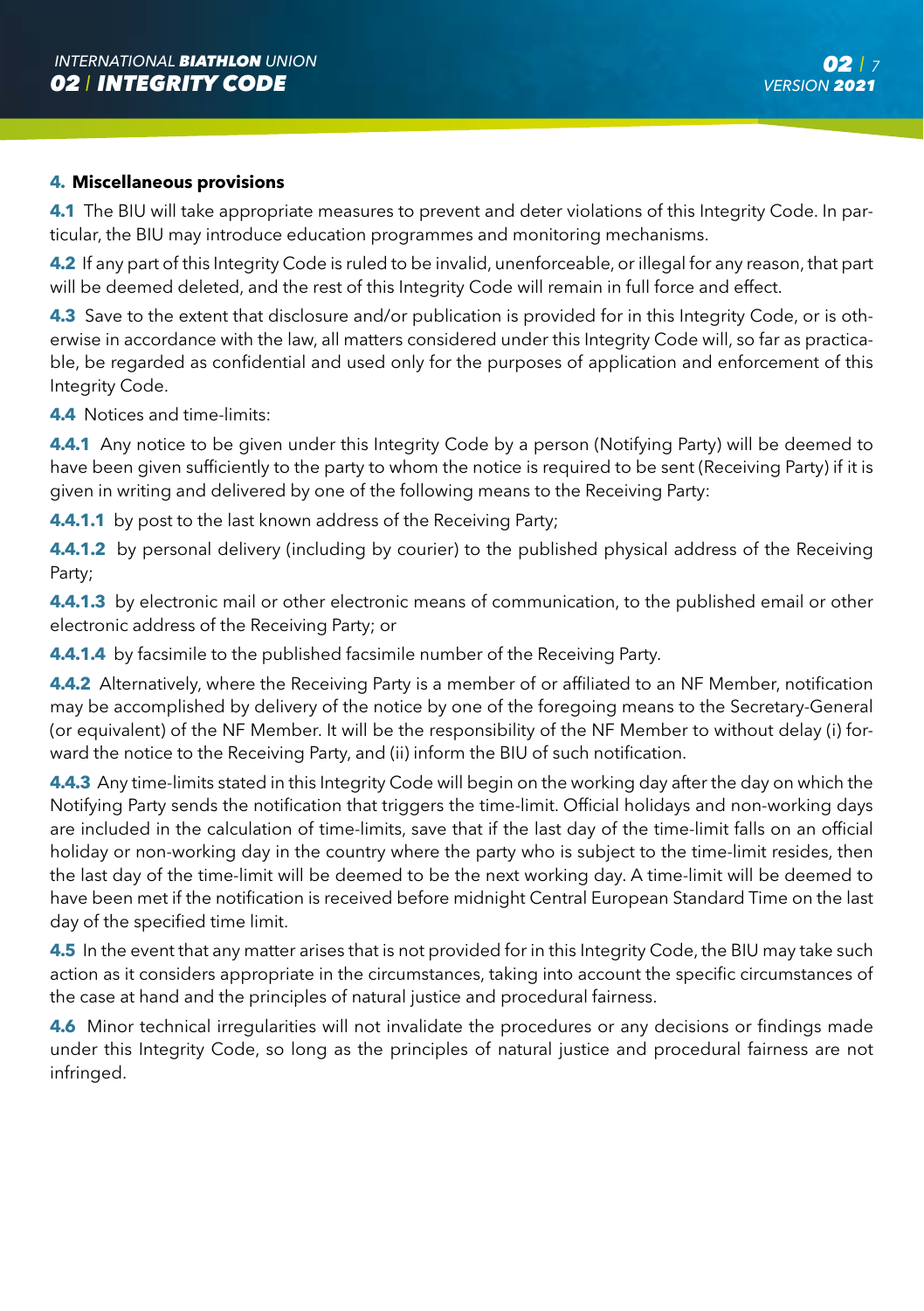## 4. Miscellaneous provisions

**4.1** The BIU will take appropriate measures to prevent and deter violations of this Integrity Code. In particular, the BIU may introduce education programmes and monitoring mechanisms.

**4.2** If any part of this Integrity Code is ruled to be invalid, unenforceable, or illegal for any reason, that part will be deemed deleted, and the rest of this Integrity Code will remain in full force and effect.

**4.3** Save to the extent that disclosure and/or publication is provided for in this Integrity Code, or is otherwise in accordance with the law, all matters considered under this Integrity Code will, so far as practicable, be regarded as confidential and used only for the purposes of application and enforcement of this Integrity Code.

**4.4** Notices and time-limits:

**4.4.1** Any notice to be given under this Integrity Code by a person (Notifying Party) will be deemed to have been given sufficiently to the party to whom the notice is required to be sent (Receiving Party) if it is given in writing and delivered by one of the following means to the Receiving Party:

**4.4.1.1** by post to the last known address of the Receiving Party;

**4.4.1.2** by personal delivery (including by courier) to the published physical address of the Receiving Party;

**4.4.1.3** by electronic mail or other electronic means of communication, to the published email or other electronic address of the Receiving Party; or

**4.4.1.4** by facsimile to the published facsimile number of the Receiving Party.

**4.4.2** Alternatively, where the Receiving Party is a member of or affiliated to an NF Member, notification may be accomplished by delivery of the notice by one of the foregoing means to the Secretary-General (or equivalent) of the NF Member. It will be the responsibility of the NF Member to without delay (i) forward the notice to the Receiving Party, and (ii) inform the BIU of such notification.

**4.4.3** Any time-limits stated in this Integrity Code will begin on the working day after the day on which the Notifying Party sends the notification that triggers the time-limit. Official holidays and non-working days are included in the calculation of time-limits, save that if the last day of the time-limit falls on an official holiday or non-working day in the country where the party who is subject to the time-limit resides, then the last day of the time-limit will be deemed to be the next working day. A time-limit will be deemed to have been met if the notification is received before midnight Central European Standard Time on the last day of the specified time limit.

**4.5** In the event that any matter arises that is not provided for in this Integrity Code, the BIU may take such action as it considers appropriate in the circumstances, taking into account the specific circumstances of the case at hand and the principles of natural justice and procedural fairness.

**4.6** Minor technical irregularities will not invalidate the procedures or any decisions or findings made under this Integrity Code, so long as the principles of natural justice and procedural fairness are not infringed.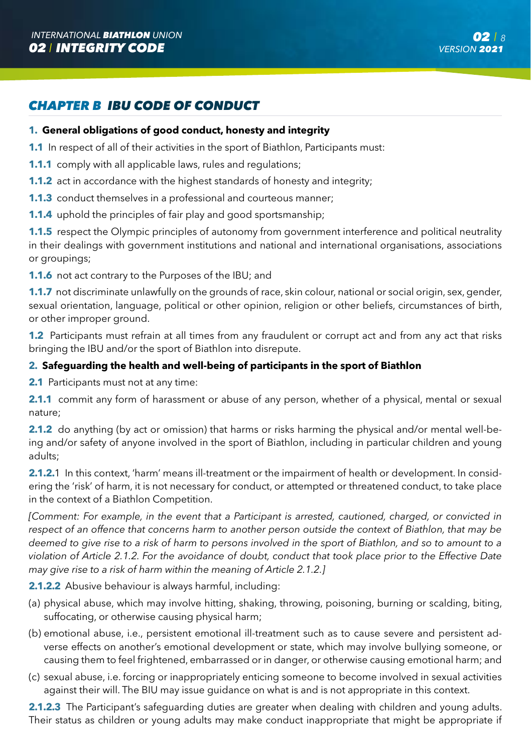## *CHAPTER B IBU CODE OF CONDUCT*

**1. General obligations of good conduct, honesty and integrity**

**1.1** In respect of all of their activities in the sport of Biathlon, Participants must:

**1.1.1** comply with all applicable laws, rules and regulations;

**1.1.2** act in accordance with the highest standards of honesty and integrity;

**1.1.3** conduct themselves in a professional and courteous manner;

**1.1.4** uphold the principles of fair play and good sportsmanship;

**1.1.5** respect the Olympic principles of autonomy from government interference and political neutrality in their dealings with government institutions and national and international organisations, associations or groupings;

**1.1.6** not act contrary to the Purposes of the IBU; and

**1.1.7** not discriminate unlawfully on the grounds of race, skin colour, national or social origin, sex, gender, sexual orientation, language, political or other opinion, religion or other beliefs, circumstances of birth, or other improper ground.

**1.2** Participants must refrain at all times from any fraudulent or corrupt act and from any act that risks bringing the IBU and/or the sport of Biathlon into disrepute.

**2. Safeguarding the health and well-being of participants in the sport of Biathlon**

**2.1** Participants must not at any time:

**2.1.1** commit any form of harassment or abuse of any person, whether of a physical, mental or sexual nature;

**2.1.2** do anything (by act or omission) that harms or risks harming the physical and/or mental well-being and/or safety of anyone involved in the sport of Biathlon, including in particular children and young adults;

**2.1.2.**1 In this context, 'harm' means ill-treatment or the impairment of health or development. In considering the 'risk' of harm, it is not necessary for conduct, or attempted or threatened conduct, to take place in the context of a Biathlon Competition.

*[Comment: For example, in the event that a Participant is arrested, cautioned, charged, or convicted in respect of an offence that concerns harm to another person outside the context of Biathlon, that may be deemed to give rise to a risk of harm to persons involved in the sport of Biathlon, and so to amount to a violation of Article 2.1.2. For the avoidance of doubt, conduct that took place prior to the Effective Date may give rise to a risk of harm within the meaning of Article 2.1.2.]*

**2.1.2.2** Abusive behaviour is always harmful, including:

(a) physical abuse, which may involve hitting, shaking, throwing, poisoning, burning or scalding, biting, suffocating, or otherwise causing physical harm;

(b) emotional abuse, i.e., persistent emotional ill-treatment such as to cause severe and persistent adverse effects on another's emotional development or state, which may involve bullying someone, or causing them to feel frightened, embarrassed or in danger, or otherwise causing emotional harm; and

(c) sexual abuse, i.e. forcing or inappropriately enticing someone to become involved in sexual activities against their will. The BIU may issue guidance on what is and is not appropriate in this context.

**2.1.2.3** The Participant's safeguarding duties are greater when dealing with children and young adults. Their status as children or young adults may make conduct inappropriate that might be appropriate if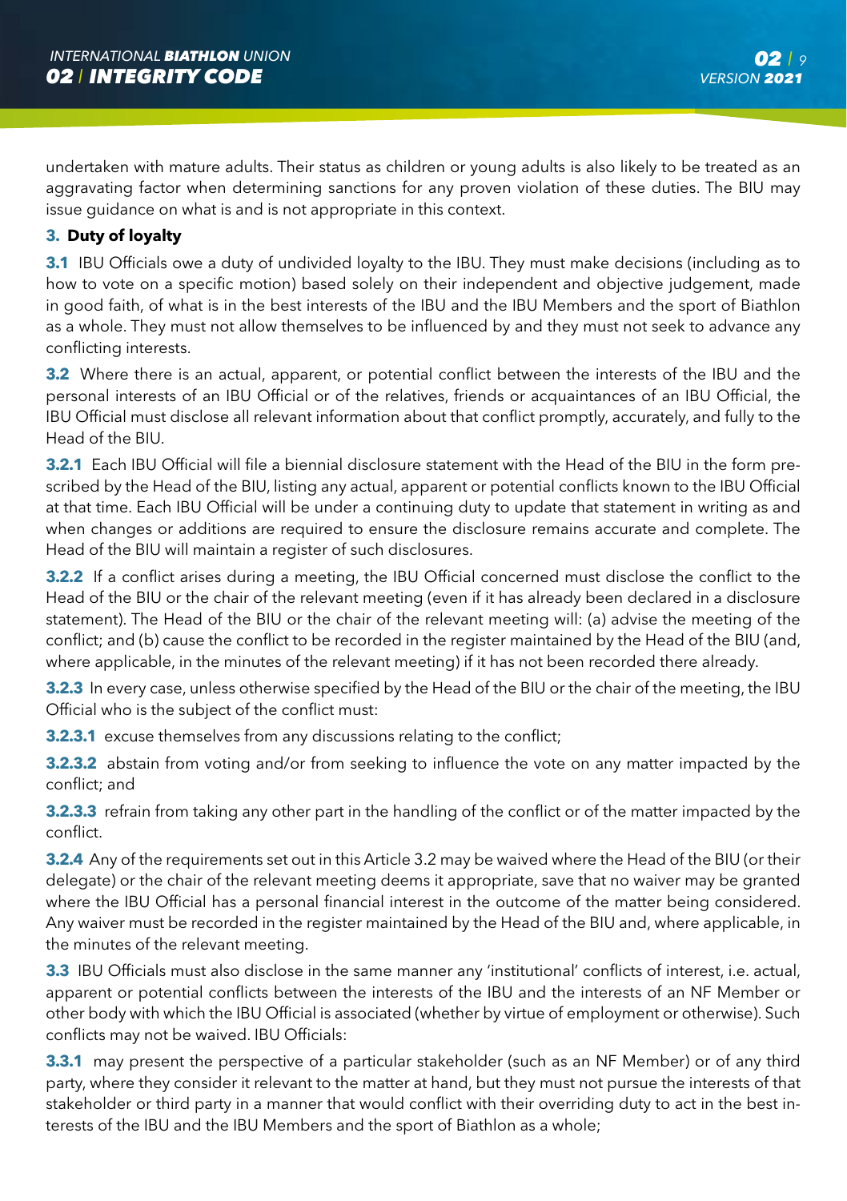undertaken with mature adults. Their status as children or young adults is also likely to be treated as an aggravating factor when determining sanctions for any proven violation of these duties. The BIU may issue guidance on what is and is not appropriate in this context.

### 3. Duty of loyalty

**3.1** IBU Officials owe a duty of undivided loyalty to the IBU. They must make decisions (including as to how to vote on a specific motion) based solely on their independent and objective judgement, made in good faith, of what is in the best interests of the IBU and the IBU Members and the sport of Biathlon as a whole. They must not allow themselves to be influenced by and they must not seek to advance any conflicting interests.

**3.2** Where there is an actual, apparent, or potential conflict between the interests of the IBU and the personal interests of an IBU Official or of the relatives, friends or acquaintances of an IBU Official, the IBU Official must disclose all relevant information about that conflict promptly, accurately, and fully to the Head of the BIU.

**3.2.1** Each IBU Official will file a biennial disclosure statement with the Head of the BIU in the form prescribed by the Head of the BIU, listing any actual, apparent or potential conflicts known to the IBU Official at that time. Each IBU Official will be under a continuing duty to update that statement in writing as and when changes or additions are required to ensure the disclosure remains accurate and complete. The Head of the BIU will maintain a register of such disclosures.

**3.2.2** If a conflict arises during a meeting, the IBU Official concerned must disclose the conflict to the Head of the BIU or the chair of the relevant meeting (even if it has already been declared in a disclosure statement). The Head of the BIU or the chair of the relevant meeting will: (a) advise the meeting of the conflict; and (b) cause the conflict to be recorded in the register maintained by the Head of the BIU (and, where applicable, in the minutes of the relevant meeting) if it has not been recorded there already.

**3.2.3** In every case, unless otherwise specified by the Head of the BIU or the chair of the meeting, the IBU Official who is the subject of the conflict must:

**3.2.3.1** excuse themselves from any discussions relating to the conflict;

**3.2.3.2** abstain from voting and/or from seeking to influence the vote on any matter impacted by the conflict; and

**3.2.3.3** refrain from taking any other part in the handling of the conflict or of the matter impacted by the conflict.

**3.2.4** Any of the requirements set out in this Article 3.2 may be waived where the Head of the BIU (or their delegate) or the chair of the relevant meeting deems it appropriate, save that no waiver may be granted where the IBU Official has a personal financial interest in the outcome of the matter being considered. Any waiver must be recorded in the register maintained by the Head of the BIU and, where applicable, in the minutes of the relevant meeting.

**3.3** IBU Officials must also disclose in the same manner any 'institutional' conflicts of interest, i.e. actual, apparent or potential conflicts between the interests of the IBU and the interests of an NF Member or other body with which the IBU Official is associated (whether by virtue of employment or otherwise). Such conflicts may not be waived. IBU Officials:

**3.3.1** may present the perspective of a particular stakeholder (such as an NF Member) or of any third party, where they consider it relevant to the matter at hand, but they must not pursue the interests of that stakeholder or third party in a manner that would conflict with their overriding duty to act in the best interests of the IBU and the IBU Members and the sport of Biathlon as a whole;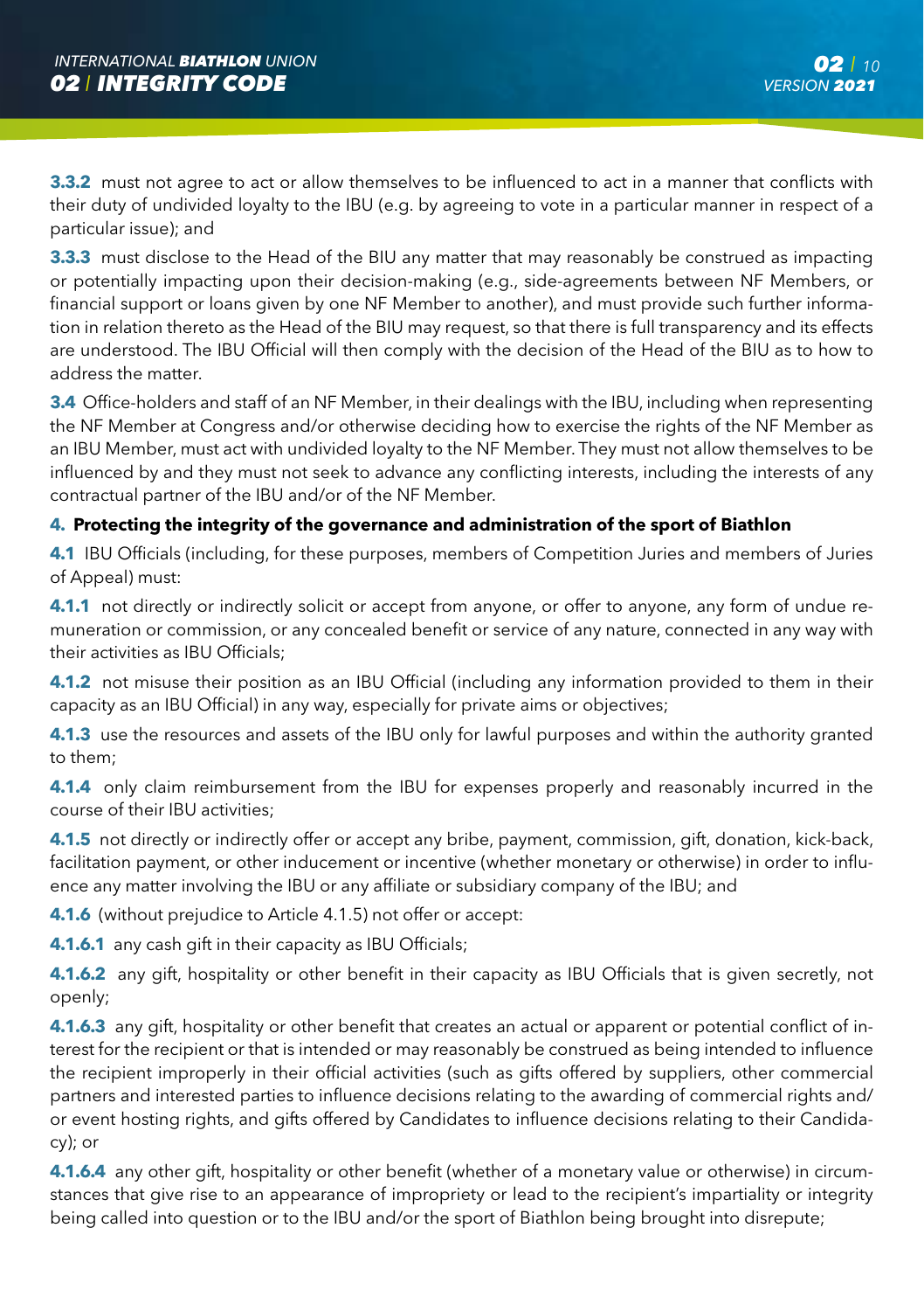**3.3.2** must not agree to act or allow themselves to be influenced to act in a manner that conflicts with their duty of undivided loyalty to the IBU (e.g. by agreeing to vote in a particular manner in respect of a particular issue); and

**3.3.3** must disclose to the Head of the BIU any matter that may reasonably be construed as impacting or potentially impacting upon their decision-making (e.g., side-agreements between NF Members, or financial support or loans given by one NF Member to another), and must provide such further information in relation thereto as the Head of the BIU may request, so that there is full transparency and its effects are understood. The IBU Official will then comply with the decision of the Head of the BIU as to how to address the matter.

**3.4** Office-holders and staff of an NF Member, in their dealings with the IBU, including when representing the NF Member at Congress and/or otherwise deciding how to exercise the rights of the NF Member as an IBU Member, must act with undivided loyalty to the NF Member. They must not allow themselves to be influenced by and they must not seek to advance any conflicting interests, including the interests of any contractual partner of the IBU and/or of the NF Member.

## 4. Protecting the integrity of the governance and administration of the sport of Biathlon

**4.1** IBU Officials (including, for these purposes, members of Competition Juries and members of Juries of Appeal) must:

**4.1.1** not directly or indirectly solicit or accept from anyone, or offer to anyone, any form of undue remuneration or commission, or any concealed benefit or service of any nature, connected in any way with their activities as IBU Officials;

**4.1.2** not misuse their position as an IBU Official (including any information provided to them in their capacity as an IBU Official) in any way, especially for private aims or objectives;

**4.1.3** use the resources and assets of the IBU only for lawful purposes and within the authority granted to them;

**4.1.4** only claim reimbursement from the IBU for expenses properly and reasonably incurred in the course of their IBU activities;

**4.1.5** not directly or indirectly offer or accept any bribe, payment, commission, gift, donation, kick-back, facilitation payment, or other inducement or incentive (whether monetary or otherwise) in order to influence any matter involving the IBU or any affiliate or subsidiary company of the IBU; and

**4.1.6** (without prejudice to Article 4.1.5) not offer or accept:

**4.1.6.1** any cash gift in their capacity as IBU Officials;

**4.1.6.2** any gift, hospitality or other benefit in their capacity as IBU Officials that is given secretly, not openly;

**4.1.6.3** any gift, hospitality or other benefit that creates an actual or apparent or potential conflict of interest for the recipient or that is intended or may reasonably be construed as being intended to influence the recipient improperly in their official activities (such as gifts offered by suppliers, other commercial partners and interested parties to influence decisions relating to the awarding of commercial rights and/or event hosting rights, and gifts offered by Candidates to influence decisions relating to their Candidacy); or

**4.1.6.4** any other gift, hospitality or other benefit (whether of a monetary value or otherwise) in circumstances that give rise to an appearance of impropriety or lead to the recipient's impartiality or integrity being called into question or to the IBU and/or the sport of Biathlon being brought into disrepute;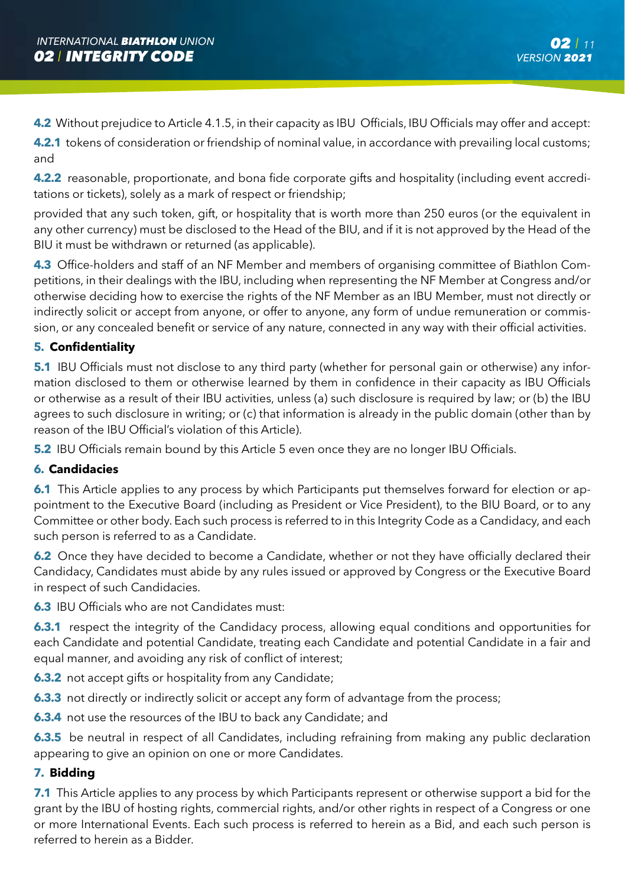**4.2** Without prejudice to Article 4.1.5, in their capacity as IBU Officials, IBU Officials may offer and accept:

**4.2.1** tokens of consideration or friendship of nominal value, in accordance with prevailing local customs; and

**4.2.2** reasonable, proportionate, and bona fide corporate gifts and hospitality (including event accreditations or tickets), solely as a mark of respect or friendship;

provided that any such token, gift, or hospitality that is worth more than 250 euros (or the equivalent in any other currency) must be disclosed to the Head of the BIU, and if it is not approved by the Head of the BIU it must be withdrawn or returned (as applicable).

**4.3** Office-holders and staff of an NF Member and members of organising committee of Biathlon Competitions, in their dealings with the IBU, including when representing the NF Member at Congress and/or otherwise deciding how to exercise the rights of the NF Member as an IBU Member, must not directly or indirectly solicit or accept from anyone, or offer to anyone, any form of undue remuneration or commission, or any concealed benefit or service of any nature, connected in any way with their official activities.

### 5. Confidentiality

**5.1** IBU Officials must not disclose to any third party (whether for personal gain or otherwise) any information disclosed to them or otherwise learned by them in confidence in their capacity as IBU Officials or otherwise as a result of their IBU activities, unless (a) such disclosure is required by law; or (b) the IBU agrees to such disclosure in writing; or (c) that information is already in the public domain (other than by reason of the IBU Official's violation of this Article).

**5.2** IBU Officials remain bound by this Article 5 even once they are no longer IBU Officials.

### 6. Candidacies

**6.1** This Article applies to any process by which Participants put themselves forward for election or appointment to the Executive Board (including as President or Vice President), to the BIU Board, or to any Committee or other body. Each such process is referred to in this Integrity Code as a Candidacy, and each such person is referred to as a Candidate.

**6.2** Once they have decided to become a Candidate, whether or not they have officially declared their Candidacy, Candidates must abide by any rules issued or approved by Congress or the Executive Board in respect of such Candidacies.

**6.3** IBU Officials who are not Candidates must:

**6.3.1** respect the integrity of the Candidacy process, allowing equal conditions and opportunities for each Candidate and potential Candidate, treating each Candidate and potential Candidate in a fair and equal manner, and avoiding any risk of conflict of interest;

**6.3.2** not accept gifts or hospitality from any Candidate;

**6.3.3** not directly or indirectly solicit or accept any form of advantage from the process;

**6.3.4** not use the resources of the IBU to back any Candidate; and

**6.3.5** be neutral in respect of all Candidates, including refraining from making any public declaration appearing to give an opinion on one or more Candidates.

### 7. Bidding

**7.1** This Article applies to any process by which Participants represent or otherwise support a bid for the grant by the IBU of hosting rights, commercial rights, and/or other rights in respect of a Congress or one or more International Events. Each such process is referred to herein as a Bid, and each such person is referred to herein as a Bidder.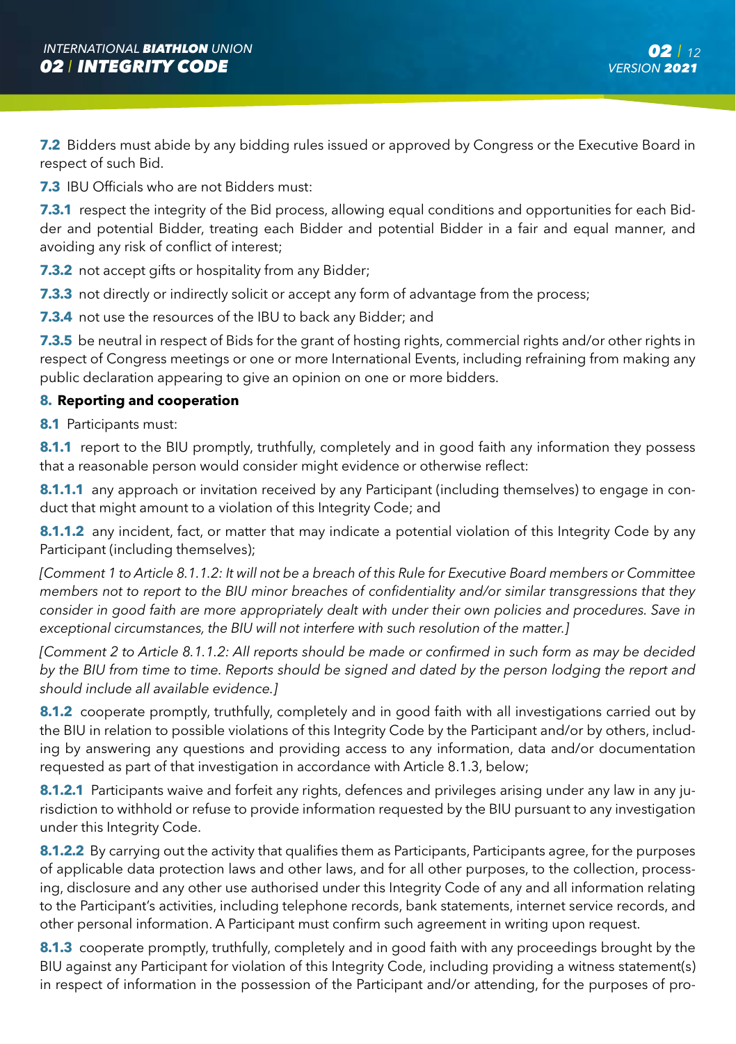**7.2** Bidders must abide by any bidding rules issued or approved by Congress or the Executive Board in respect of such Bid.

**7.3** IBU Officials who are not Bidders must:

**7.3.1** respect the integrity of the Bid process, allowing equal conditions and opportunities for each Bidder and potential Bidder, treating each Bidder and potential Bidder in a fair and equal manner, and avoiding any risk of conflict of interest;

**7.3.2** not accept gifts or hospitality from any Bidder;

**7.3.3** not directly or indirectly solicit or accept any form of advantage from the process;

**7.3.4** not use the resources of the IBU to back any Bidder; and

**7.3.5** be neutral in respect of Bids for the grant of hosting rights, commercial rights and/or other rights in respect of Congress meetings or one or more International Events, including refraining from making any public declaration appearing to give an opinion on one or more bidders.

## 8. Reporting and cooperation

**8.1** Participants must:

**8.1.1** report to the BIU promptly, truthfully, completely and in good faith any information they possess that a reasonable person would consider might evidence or otherwise reflect:

**8.1.1.1** any approach or invitation received by any Participant (including themselves) to engage in conduct that might amount to a violation of this Integrity Code; and

**8.1.1.2** any incident, fact, or matter that may indicate a potential violation of this Integrity Code by any Participant (including themselves);

*[Comment 1 to Article 8.1.1.2: It will not be a breach of this Rule for Executive Board members or Committee members not to report to the BIU minor breaches of confidentiality and/or similar transgressions that they consider in good faith are more appropriately dealt with under their own policies and procedures. Save in exceptional circumstances, the BIU will not interfere with such resolution of the matter.]*

*[Comment 2 to Article 8.1.1.2: All reports should be made or confirmed in such form as may be decided by the BIU from time to time. Reports should be signed and dated by the person lodging the report and should include all available evidence.]*

**8.1.2** cooperate promptly, truthfully, completely and in good faith with all investigations carried out by the BIU in relation to possible violations of this Integrity Code by the Participant and/or by others, including by answering any questions and providing access to any information, data and/or documentation requested as part of that investigation in accordance with Article 8.1.3, below;

**8.1.2.1** Participants waive and forfeit any rights, defences and privileges arising under any law in any jurisdiction to withhold or refuse to provide information requested by the BIU pursuant to any investigation under this Integrity Code.

**8.1.2.2** By carrying out the activity that qualifies them as Participants, Participants agree, for the purposes of applicable data protection laws and other laws, and for all other purposes, to the collection, processing, disclosure and any other use authorised under this Integrity Code of any and all information relating to the Participant's activities, including telephone records, bank statements, internet service records, and other personal information. A Participant must confirm such agreement in writing upon request.

**8.1.3** cooperate promptly, truthfully, completely and in good faith with any proceedings brought by the BIU against any Participant for violation of this Integrity Code, including providing a witness statement(s) in respect of information in the possession of the Participant and/or attending, for the purposes of pro-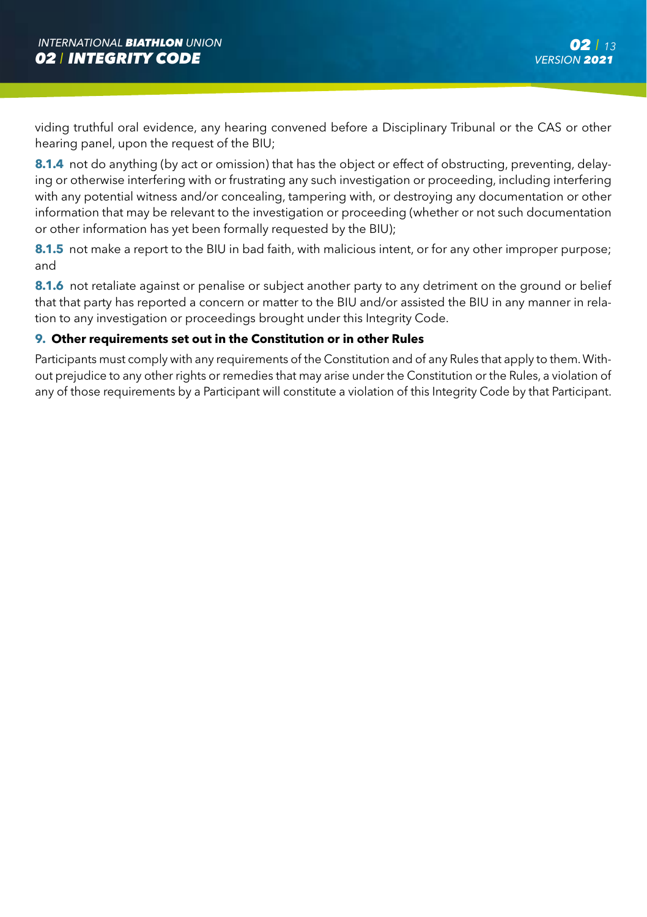viding truthful oral evidence, any hearing convened before a Disciplinary Tribunal or the CAS or other hearing panel, upon the request of the BIU;

**8.1.4** not do anything (by act or omission) that has the object or effect of obstructing, preventing, delaying or otherwise interfering with or frustrating any such investigation or proceeding, including interfering with any potential witness and/or concealing, tampering with, or destroying any documentation or other information that may be relevant to the investigation or proceeding (whether or not such documentation or other information has yet been formally requested by the BIU);

**8.1.5** not make a report to the BIU in bad faith, with malicious intent, or for any other improper purpose; and

**8.1.6** not retaliate against or penalise or subject another party to any detriment on the ground or belief that that party has reported a concern or matter to the BIU and/or assisted the BIU in any manner in relation to any investigation or proceedings brought under this Integrity Code.

## 9. Other requirements set out in the Constitution or in other Rules

Participants must comply with any requirements of the Constitution and of any Rules that apply to them. Without prejudice to any other rights or remedies that may arise under the Constitution or the Rules, a violation of any of those requirements by a Participant will constitute a violation of this Integrity Code by that Participant.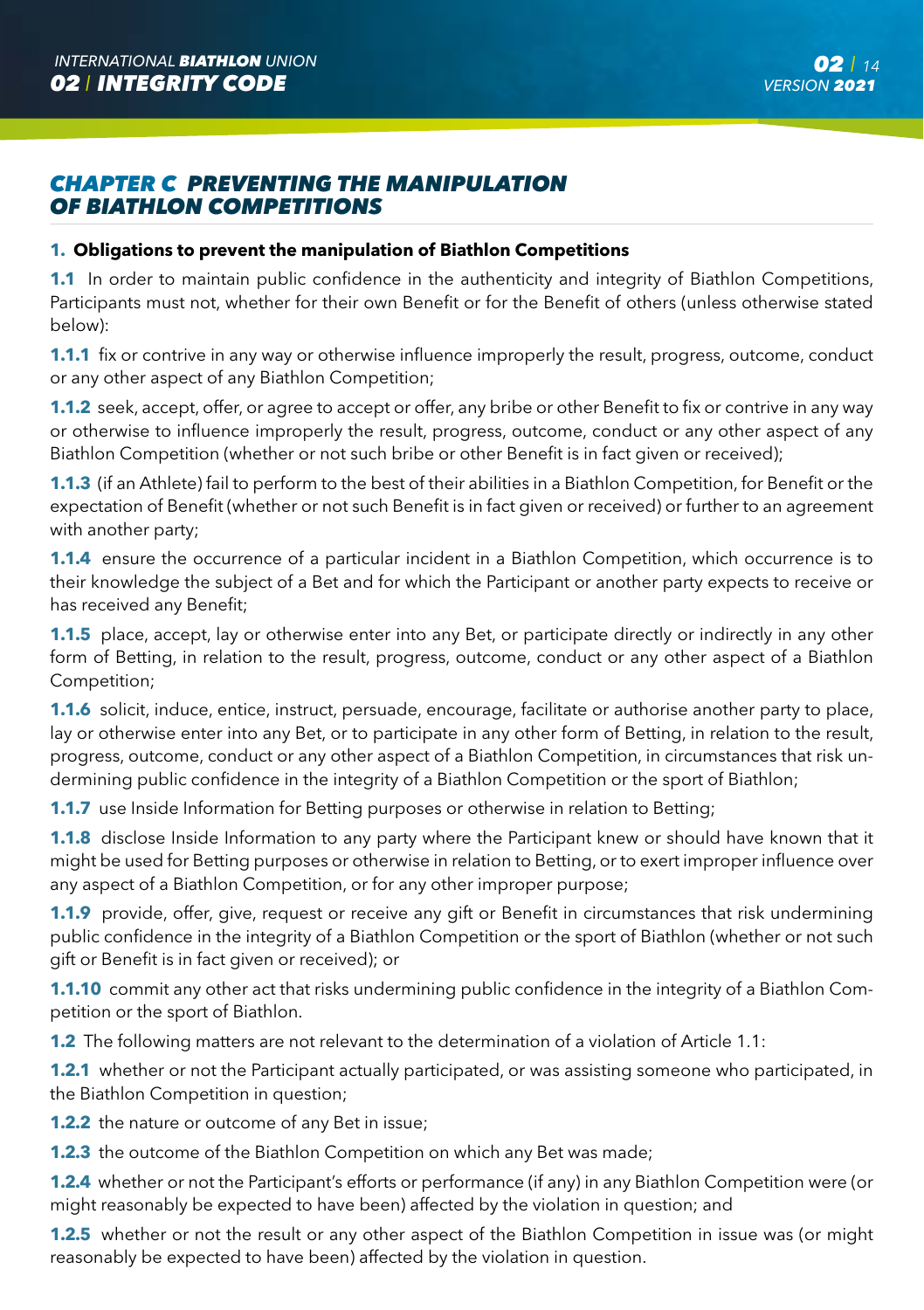## CHAPTER C PREVENTING THE MANIPULATION OF BIATHLON COMPETITIONS

### 1. Obligations to prevent the manipulation of Biathlon Competitions

**1.1** In order to maintain public confidence in the authenticity and integrity of Biathlon Competitions, Participants must not, whether for their own Benefit or for the Benefit of others (unless otherwise stated below):

**1.1.1** fix or contrive in any way or otherwise influence improperly the result, progress, outcome, conduct or any other aspect of any Biathlon Competition;

**1.1.2** seek, accept, offer, or agree to accept or offer, any bribe or other Benefit to fix or contrive in any way or otherwise to influence improperly the result, progress, outcome, conduct or any other aspect of any Biathlon Competition (whether or not such bribe or other Benefit is in fact given or received);

**1.1.3** (if an Athlete) fail to perform to the best of their abilities in a Biathlon Competition, for Benefit or the expectation of Benefit (whether or not such Benefit is in fact given or received) or further to an agreement with another party;

**1.1.4** ensure the occurrence of a particular incident in a Biathlon Competition, which occurrence is to their knowledge the subject of a Bet and for which the Participant or another party expects to receive or has received any Benefit;

**1.1.5** place, accept, lay or otherwise enter into any Bet, or participate directly or indirectly in any other form of Betting, in relation to the result, progress, outcome, conduct or any other aspect of a Biathlon Competition;

**1.1.6** solicit, induce, entice, instruct, persuade, encourage, facilitate or authorise another party to place, lay or otherwise enter into any Bet, or to participate in any other form of Betting, in relation to the result, progress, outcome, conduct or any other aspect of a Biathlon Competition, in circumstances that risk undermining public confidence in the integrity of a Biathlon Competition or the sport of Biathlon;

**1.1.7** use Inside Information for Betting purposes or otherwise in relation to Betting;

**1.1.8** disclose Inside Information to any party where the Participant knew or should have known that it might be used for Betting purposes or otherwise in relation to Betting, or to exert improper influence over any aspect of a Biathlon Competition, or for any other improper purpose;

**1.1.9** provide, offer, give, request or receive any gift or Benefit in circumstances that risk undermining public confidence in the integrity of a Biathlon Competition or the sport of Biathlon (whether or not such gift or Benefit is in fact given or received); or

**1.1.10** commit any other act that risks undermining public confidence in the integrity of a Biathlon Competition or the sport of Biathlon.

**1.2** The following matters are not relevant to the determination of a violation of Article 1.1:

**1.2.1** whether or not the Participant actually participated, or was assisting someone who participated, in the Biathlon Competition in question;

**1.2.2** the nature or outcome of any Bet in issue;

**1.2.3** the outcome of the Biathlon Competition on which any Bet was made;

**1.2.4** whether or not the Participant's efforts or performance (if any) in any Biathlon Competition were (or might reasonably be expected to have been) affected by the violation in question; and

**1.2.5** whether or not the result or any other aspect of the Biathlon Competition in issue was (or might reasonably be expected to have been) affected by the violation in question.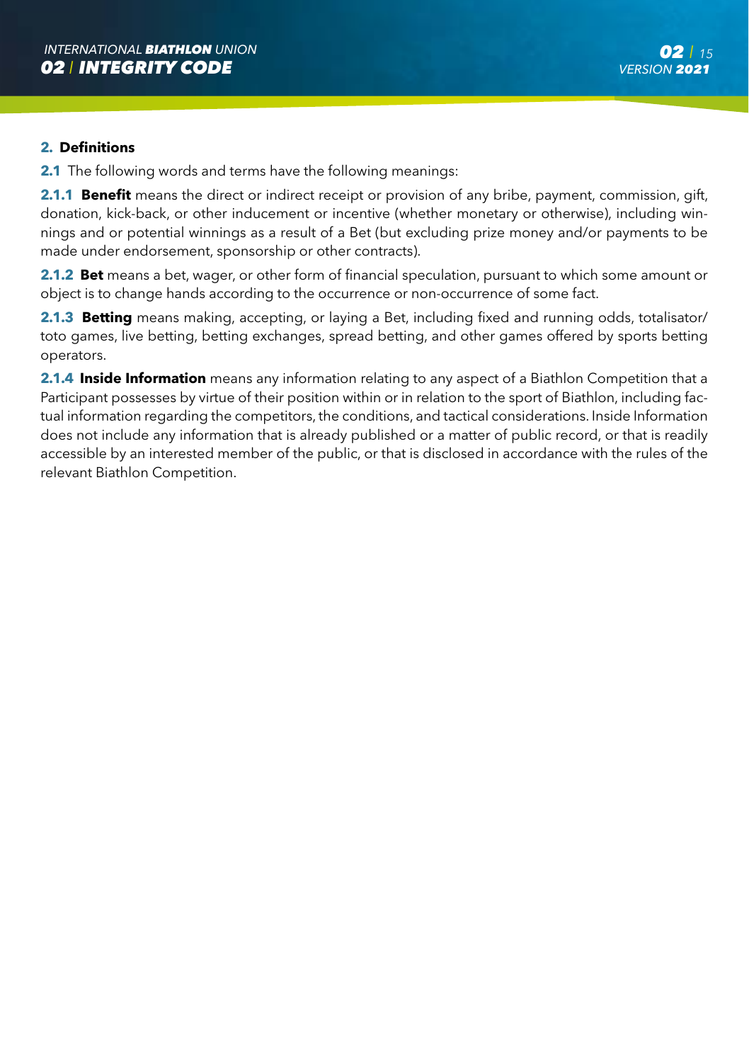## 2. Definitions

**2.1** The following words and terms have the following meanings:

**2.1.1 Benefit** means the direct or indirect receipt or provision of any bribe, payment, commission, gift, donation, kick-back, or other inducement or incentive (whether monetary or otherwise), including winnings and or potential winnings as a result of a Bet (but excluding prize money and/or payments to be made under endorsement, sponsorship or other contracts).

**2.1.2 Bet** means a bet, wager, or other form of financial speculation, pursuant to which some amount or object is to change hands according to the occurrence or non-occurrence of some fact.

**2.1.3 Betting** means making, accepting, or laying a Bet, including fixed and running odds, totalisator/toto games, live betting, betting exchanges, spread betting, and other games offered by sports betting operators.

**2.1.4 Inside Information** means any information relating to any aspect of a Biathlon Competition that a Participant possesses by virtue of their position within or in relation to the sport of Biathlon, including factual information regarding the competitors, the conditions, and tactical considerations. Inside Information does not include any information that is already published or a matter of public record, or that is readily accessible by an interested member of the public, or that is disclosed in accordance with the rules of the relevant Biathlon Competition.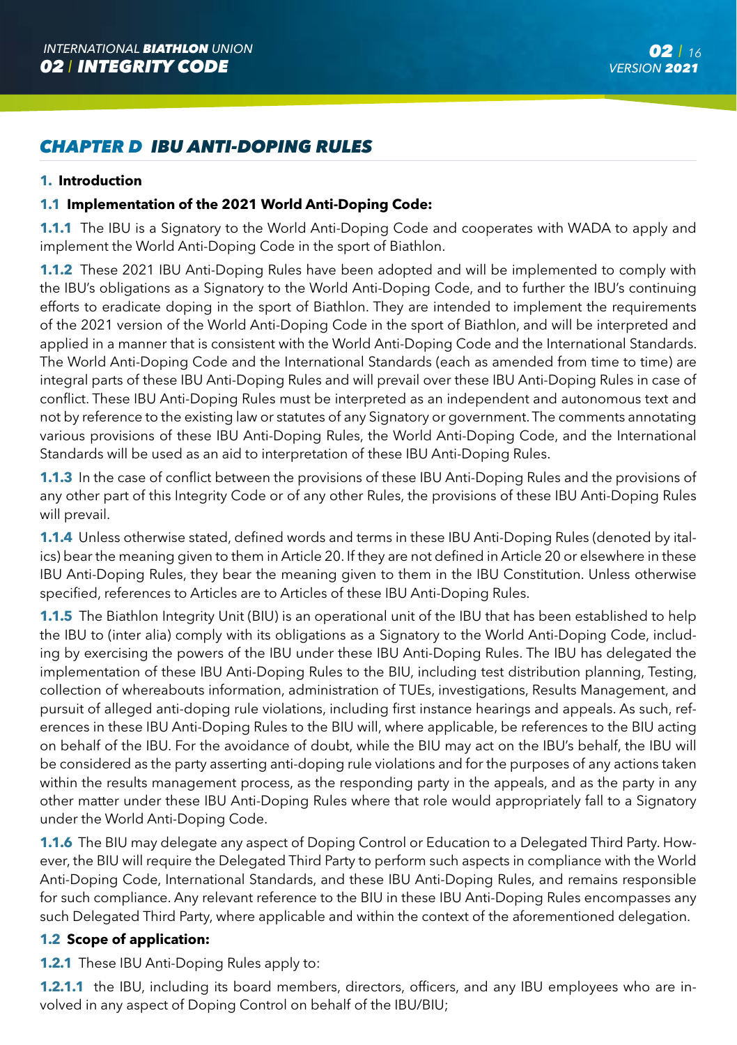## CHAPTER D IBU ANTI-DOPING RULES

**1. Introduction**

**1.1 Implementation of the 2021 World Anti-Doping Code:**

**1.1.1** The IBU is a Signatory to the World Anti-Doping Code and cooperates with WADA to apply and implement the World Anti-Doping Code in the sport of Biathlon.

**1.1.2** These 2021 IBU Anti-Doping Rules have been adopted and will be implemented to comply with the IBU's obligations as a Signatory to the World Anti-Doping Code, and to further the IBU's continuing efforts to eradicate doping in the sport of Biathlon. They are intended to implement the requirements of the 2021 version of the World Anti-Doping Code in the sport of Biathlon, and will be interpreted and applied in a manner that is consistent with the World Anti-Doping Code and the International Standards. The World Anti-Doping Code and the International Standards (each as amended from time to time) are integral parts of these IBU Anti-Doping Rules and will prevail over these IBU Anti-Doping Rules in case of conflict. These IBU Anti-Doping Rules must be interpreted as an independent and autonomous text and not by reference to the existing law or statutes of any Signatory or government. The comments annotating various provisions of these IBU Anti-Doping Rules, the World Anti-Doping Code, and the International Standards will be used as an aid to interpretation of these IBU Anti-Doping Rules.

**1.1.3** In the case of conflict between the provisions of these IBU Anti-Doping Rules and the provisions of any other part of this Integrity Code or of any other Rules, the provisions of these IBU Anti-Doping Rules will prevail.

**1.1.4** Unless otherwise stated, defined words and terms in these IBU Anti-Doping Rules (denoted by italics) bear the meaning given to them in Article 20. If they are not defined in Article 20 or elsewhere in these IBU Anti-Doping Rules, they bear the meaning given to them in the IBU Constitution. Unless otherwise specified, references to Articles are to Articles of these IBU Anti-Doping Rules.

**1.1.5** The Biathlon Integrity Unit (BIU) is an operational unit of the IBU that has been established to help the IBU to (inter alia) comply with its obligations as a Signatory to the World Anti-Doping Code, including by exercising the powers of the IBU under these IBU Anti-Doping Rules. The IBU has delegated the implementation of these IBU Anti-Doping Rules to the BIU, including test distribution planning, Testing, collection of whereabouts information, administration of TUEs, investigations, Results Management, and pursuit of alleged anti-doping rule violations, including first instance hearings and appeals. As such, references in these IBU Anti-Doping Rules to the BIU will, where applicable, be references to the BIU acting on behalf of the IBU. For the avoidance of doubt, while the BIU may act on the IBU's behalf, the IBU will be considered as the party asserting anti-doping rule violations and for the purposes of any actions taken within the results management process, as the responding party in the appeals, and as the party in any other matter under these IBU Anti-Doping Rules where that role would appropriately fall to a Signatory under the World Anti-Doping Code.

**1.1.6** The BIU may delegate any aspect of Doping Control or Education to a Delegated Third Party. However, the BIU will require the Delegated Third Party to perform such aspects in compliance with the World Anti-Doping Code, International Standards, and these IBU Anti-Doping Rules, and remains responsible for such compliance. Any relevant reference to the BIU in these IBU Anti-Doping Rules encompasses any such Delegated Third Party, where applicable and within the context of the aforementioned delegation.

**1.2 Scope of application:**

**1.2.1** These IBU Anti-Doping Rules apply to:

**1.2.1.1** the IBU, including its board members, directors, officers, and any IBU employees who are involved in any aspect of Doping Control on behalf of the IBU/BIU;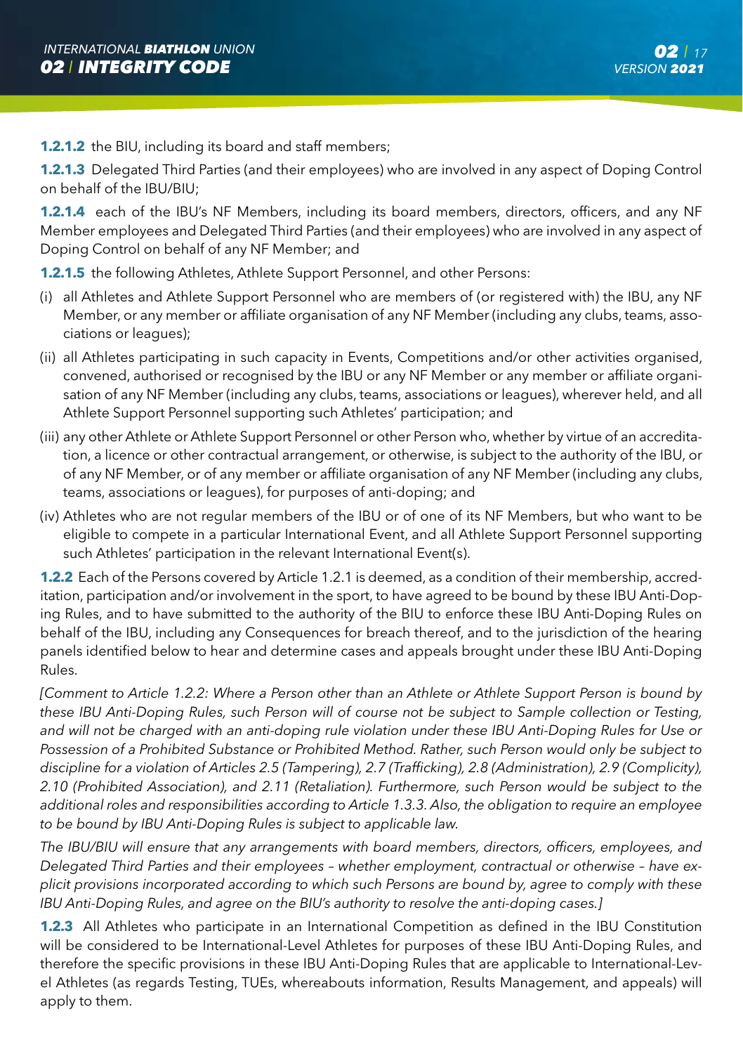**1.2.1.2** the BIU, including its board and staff members;

**1.2.1.3** Delegated Third Parties (and their employees) who are involved in any aspect of Doping Control on behalf of the IBU/BIU;

**1.2.1.4** each of the IBU's NF Members, including its board members, directors, officers, and any NF Member employees and Delegated Third Parties (and their employees) who are involved in any aspect of Doping Control on behalf of any NF Member; and

**1.2.1.5** the following Athletes, Athlete Support Personnel, and other Persons:

(i) all Athletes and Athlete Support Personnel who are members of (or registered with) the IBU, any NF Member, or any member or affiliate organisation of any NF Member (including any clubs, teams, associations or leagues);

(ii) all Athletes participating in such capacity in Events, Competitions and/or other activities organised, convened, authorised or recognised by the IBU or any NF Member or any member or affiliate organisation of any NF Member (including any clubs, teams, associations or leagues), wherever held, and all Athlete Support Personnel supporting such Athletes' participation; and

(iii) any other Athlete or Athlete Support Personnel or other Person who, whether by virtue of an accreditation, a licence or other contractual arrangement, or otherwise, is subject to the authority of the IBU, or of any NF Member, or of any member or affiliate organisation of any NF Member (including any clubs, teams, associations or leagues), for purposes of anti-doping; and

(iv) Athletes who are not regular members of the IBU or of one of its NF Members, but who want to be eligible to compete in a particular International Event, and all Athlete Support Personnel supporting such Athletes' participation in the relevant International Event(s).

**1.2.2** Each of the Persons covered by Article 1.2.1 is deemed, as a condition of their membership, accreditation, participation and/or involvement in the sport, to have agreed to be bound by these IBU Anti-Doping Rules, and to have submitted to the authority of the BIU to enforce these IBU Anti-Doping Rules on behalf of the IBU, including any Consequences for breach thereof, and to the jurisdiction of the hearing panels identified below to hear and determine cases and appeals brought under these IBU Anti-Doping Rules.

*[Comment to Article 1.2.2: Where a Person other than an Athlete or Athlete Support Person is bound by these IBU Anti-Doping Rules, such Person will of course not be subject to Sample collection or Testing, and will not be charged with an anti-doping rule violation under these IBU Anti-Doping Rules for Use or Possession of a Prohibited Substance or Prohibited Method. Rather, such Person would only be subject to discipline for a violation of Articles 2.5 (Tampering), 2.7 (Trafficking), 2.8 (Administration), 2.9 (Complicity), 2.10 (Prohibited Association), and 2.11 (Retaliation). Furthermore, such Person would be subject to the additional roles and responsibilities according to Article 1.3.3. Also, the obligation to require an employee to be bound by IBU Anti-Doping Rules is subject to applicable law.*

*The IBU/BIU will ensure that any arrangements with board members, directors, officers, employees, and Delegated Third Parties and their employees – whether employment, contractual or otherwise – have explicit provisions incorporated according to which such Persons are bound by, agree to comply with these IBU Anti-Doping Rules, and agree on the BIU's authority to resolve the anti-doping cases.]*

**1.2.3** All Athletes who participate in an International Competition as defined in the IBU Constitution will be considered to be International-Level Athletes for purposes of these IBU Anti-Doping Rules, and therefore the specific provisions in these IBU Anti-Doping Rules that are applicable to International-Level Athletes (as regards Testing, TUEs, whereabouts information, Results Management, and appeals) will apply to them.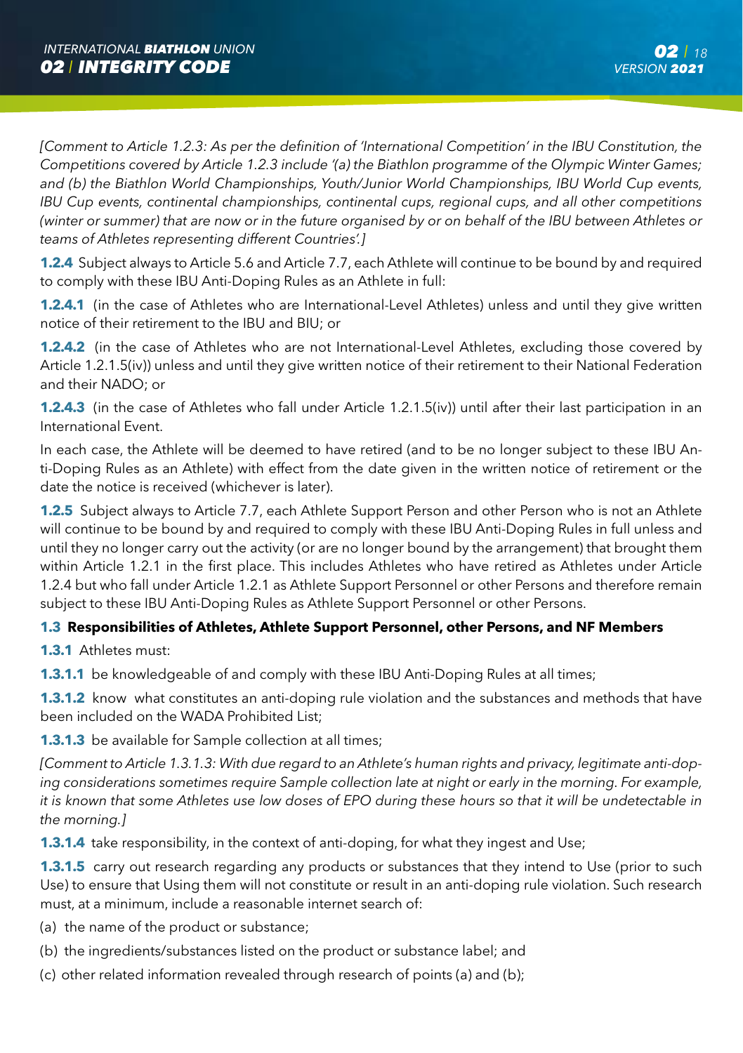*[Comment to Article 1.2.3: As per the definition of 'International Competition' in the IBU Constitution, the Competitions covered by Article 1.2.3 include '(a) the Biathlon programme of the Olympic Winter Games; and (b) the Biathlon World Championships, Youth/Junior World Championships, IBU World Cup events, IBU Cup events, continental championships, continental cups, regional cups, and all other competitions (winter or summer) that are now or in the future organised by or on behalf of the IBU between Athletes or teams of Athletes representing different Countries'.]*

**1.2.4** Subject always to Article 5.6 and Article 7.7, each Athlete will continue to be bound by and required to comply with these IBU Anti-Doping Rules as an Athlete in full:

**1.2.4.1** (in the case of Athletes who are International-Level Athletes) unless and until they give written notice of their retirement to the IBU and BIU; or

**1.2.4.2** (in the case of Athletes who are not International-Level Athletes, excluding those covered by Article 1.2.1.5(iv)) unless and until they give written notice of their retirement to their National Federation and their NADO; or

**1.2.4.3** (in the case of Athletes who fall under Article 1.2.1.5(iv)) until after their last participation in an International Event.

In each case, the Athlete will be deemed to have retired (and to be no longer subject to these IBU Anti-Doping Rules as an Athlete) with effect from the date given in the written notice of retirement or the date the notice is received (whichever is later).

**1.2.5** Subject always to Article 7.7, each Athlete Support Person and other Person who is not an Athlete will continue to be bound by and required to comply with these IBU Anti-Doping Rules in full unless and until they no longer carry out the activity (or are no longer bound by the arrangement) that brought them within Article 1.2.1 in the first place. This includes Athletes who have retired as Athletes under Article 1.2.4 but who fall under Article 1.2.1 as Athlete Support Personnel or other Persons and therefore remain subject to these IBU Anti-Doping Rules as Athlete Support Personnel or other Persons.

### 1.3 Responsibilities of Athletes, Athlete Support Personnel, other Persons, and NF Members

**1.3.1** Athletes must:

**1.3.1.1** be knowledgeable of and comply with these IBU Anti-Doping Rules at all times;

**1.3.1.2** know what constitutes an anti-doping rule violation and the substances and methods that have been included on the WADA Prohibited List;

**1.3.1.3** be available for Sample collection at all times;

*[Comment to Article 1.3.1.3: With due regard to an Athlete's human rights and privacy, legitimate anti-doping considerations sometimes require Sample collection late at night or early in the morning. For example, it is known that some Athletes use low doses of EPO during these hours so that it will be undetectable in the morning.]*

**1.3.1.4** take responsibility, in the context of anti-doping, for what they ingest and Use;

**1.3.1.5** carry out research regarding any products or substances that they intend to Use (prior to such Use) to ensure that Using them will not constitute or result in an anti-doping rule violation. Such research must, at a minimum, include a reasonable internet search of:

(a) the name of the product or substance;

(b) the ingredients/substances listed on the product or substance label; and

(c) other related information revealed through research of points (a) and (b);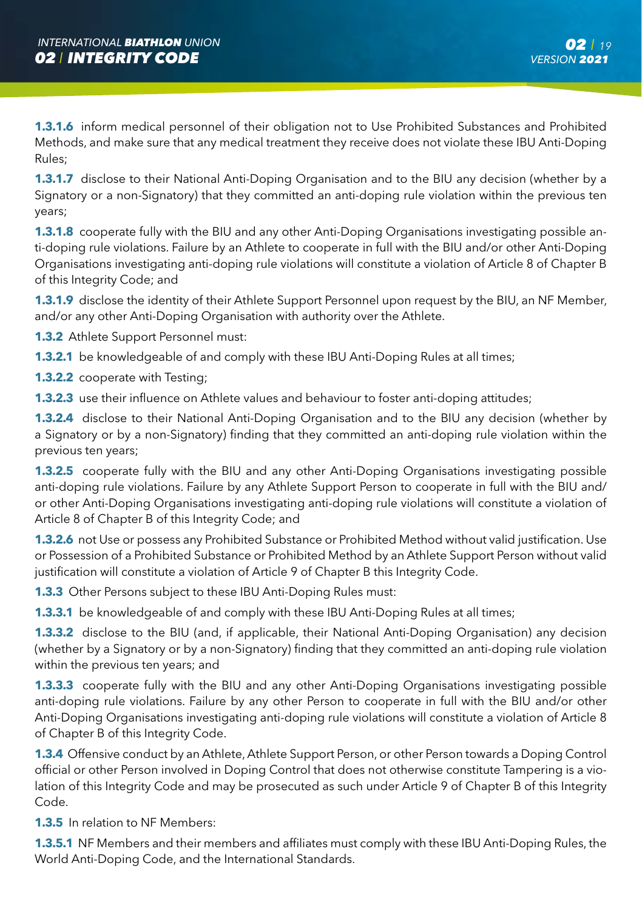**1.3.1.6** inform medical personnel of their obligation not to Use Prohibited Substances and Prohibited Methods, and make sure that any medical treatment they receive does not violate these IBU Anti-Doping Rules;

**1.3.1.7** disclose to their National Anti-Doping Organisation and to the BIU any decision (whether by a Signatory or a non-Signatory) that they committed an anti-doping rule violation within the previous ten years;

**1.3.1.8** cooperate fully with the BIU and any other Anti-Doping Organisations investigating possible anti-doping rule violations. Failure by an Athlete to cooperate in full with the BIU and/or other Anti-Doping Organisations investigating anti-doping rule violations will constitute a violation of Article 8 of Chapter B of this Integrity Code; and

**1.3.1.9** disclose the identity of their Athlete Support Personnel upon request by the BIU, an NF Member, and/or any other Anti-Doping Organisation with authority over the Athlete.

**1.3.2** Athlete Support Personnel must:

**1.3.2.1** be knowledgeable of and comply with these IBU Anti-Doping Rules at all times;

**1.3.2.2** cooperate with Testing;

**1.3.2.3** use their influence on Athlete values and behaviour to foster anti-doping attitudes;

**1.3.2.4** disclose to their National Anti-Doping Organisation and to the BIU any decision (whether by a Signatory or by a non-Signatory) finding that they committed an anti-doping rule violation within the previous ten years;

**1.3.2.5** cooperate fully with the BIU and any other Anti-Doping Organisations investigating possible anti-doping rule violations. Failure by any Athlete Support Person to cooperate in full with the BIU and/or other Anti-Doping Organisations investigating anti-doping rule violations will constitute a violation of Article 8 of Chapter B of this Integrity Code; and

**1.3.2.6** not Use or possess any Prohibited Substance or Prohibited Method without valid justification. Use or Possession of a Prohibited Substance or Prohibited Method by an Athlete Support Person without valid justification will constitute a violation of Article 9 of Chapter B this Integrity Code.

**1.3.3** Other Persons subject to these IBU Anti-Doping Rules must:

**1.3.3.1** be knowledgeable of and comply with these IBU Anti-Doping Rules at all times;

**1.3.3.2** disclose to the BIU (and, if applicable, their National Anti-Doping Organisation) any decision (whether by a Signatory or by a non-Signatory) finding that they committed an anti-doping rule violation within the previous ten years; and

**1.3.3.3** cooperate fully with the BIU and any other Anti-Doping Organisations investigating possible anti-doping rule violations. Failure by any other Person to cooperate in full with the BIU and/or other Anti-Doping Organisations investigating anti-doping rule violations will constitute a violation of Article 8 of Chapter B of this Integrity Code.

**1.3.4** Offensive conduct by an Athlete, Athlete Support Person, or other Person towards a Doping Control official or other Person involved in Doping Control that does not otherwise constitute Tampering is a violation of this Integrity Code and may be prosecuted as such under Article 9 of Chapter B of this Integrity Code.

**1.3.5** In relation to NF Members:

**1.3.5.1** NF Members and their members and affiliates must comply with these IBU Anti-Doping Rules, the World Anti-Doping Code, and the International Standards.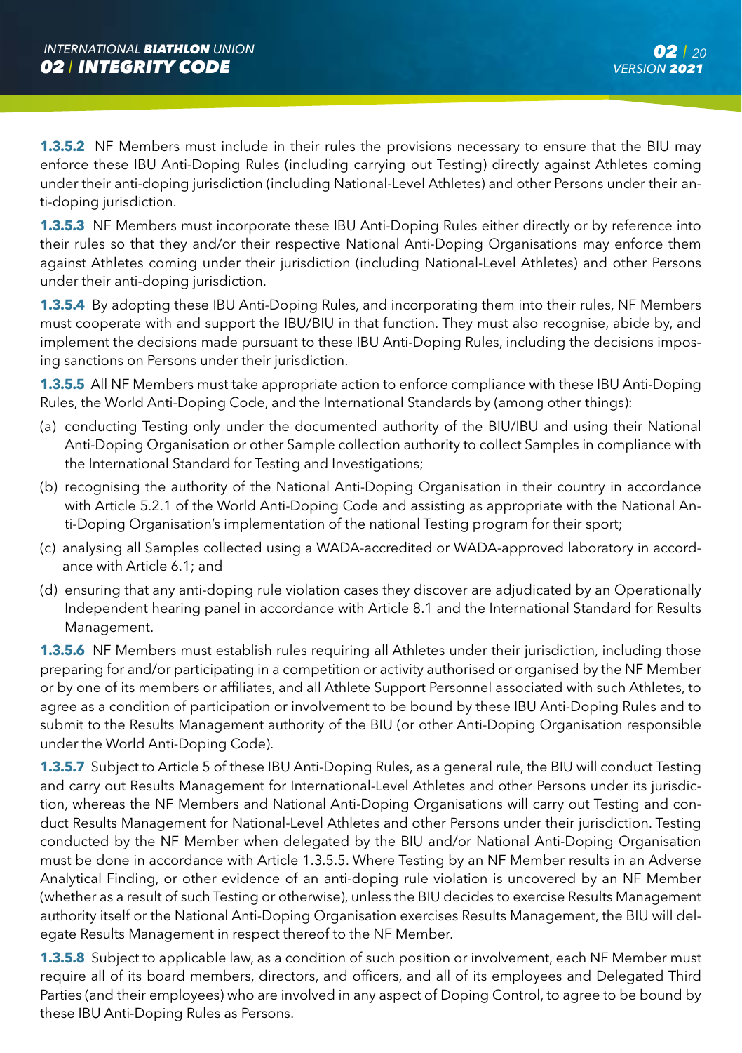**1.3.5.2** NF Members must include in their rules the provisions necessary to ensure that the BIU may enforce these IBU Anti-Doping Rules (including carrying out Testing) directly against Athletes coming under their anti-doping jurisdiction (including National-Level Athletes) and other Persons under their anti-doping jurisdiction.

**1.3.5.3** NF Members must incorporate these IBU Anti-Doping Rules either directly or by reference into their rules so that they and/or their respective National Anti-Doping Organisations may enforce them against Athletes coming under their jurisdiction (including National-Level Athletes) and other Persons under their anti-doping jurisdiction.

**1.3.5.4** By adopting these IBU Anti-Doping Rules, and incorporating them into their rules, NF Members must cooperate with and support the IBU/BIU in that function. They must also recognise, abide by, and implement the decisions made pursuant to these IBU Anti-Doping Rules, including the decisions imposing sanctions on Persons under their jurisdiction.

**1.3.5.5** All NF Members must take appropriate action to enforce compliance with these IBU Anti-Doping Rules, the World Anti-Doping Code, and the International Standards by (among other things):

(a) conducting Testing only under the documented authority of the BIU/IBU and using their National Anti-Doping Organisation or other Sample collection authority to collect Samples in compliance with the International Standard for Testing and Investigations;

(b) recognising the authority of the National Anti-Doping Organisation in their country in accordance with Article 5.2.1 of the World Anti-Doping Code and assisting as appropriate with the National Anti-Doping Organisation's implementation of the national Testing program for their sport;

(c) analysing all Samples collected using a WADA-accredited or WADA-approved laboratory in accordance with Article 6.1; and

(d) ensuring that any anti-doping rule violation cases they discover are adjudicated by an Operationally Independent hearing panel in accordance with Article 8.1 and the International Standard for Results Management.

**1.3.5.6** NF Members must establish rules requiring all Athletes under their jurisdiction, including those preparing for and/or participating in a competition or activity authorised or organised by the NF Member or by one of its members or affiliates, and all Athlete Support Personnel associated with such Athletes, to agree as a condition of participation or involvement to be bound by these IBU Anti-Doping Rules and to submit to the Results Management authority of the BIU (or other Anti-Doping Organisation responsible under the World Anti-Doping Code).

**1.3.5.7** Subject to Article 5 of these IBU Anti-Doping Rules, as a general rule, the BIU will conduct Testing and carry out Results Management for International-Level Athletes and other Persons under its jurisdiction, whereas the NF Members and National Anti-Doping Organisations will carry out Testing and conduct Results Management for National-Level Athletes and other Persons under their jurisdiction. Testing conducted by the NF Member when delegated by the BIU and/or National Anti-Doping Organisation must be done in accordance with Article 1.3.5.5. Where Testing by an NF Member results in an Adverse Analytical Finding, or other evidence of an anti-doping rule violation is uncovered by an NF Member (whether as a result of such Testing or otherwise), unless the BIU decides to exercise Results Management authority itself or the National Anti-Doping Organisation exercises Results Management, the BIU will delegate Results Management in respect thereof to the NF Member.

**1.3.5.8** Subject to applicable law, as a condition of such position or involvement, each NF Member must require all of its board members, directors, and officers, and all of its employees and Delegated Third Parties (and their employees) who are involved in any aspect of Doping Control, to agree to be bound by these IBU Anti-Doping Rules as Persons.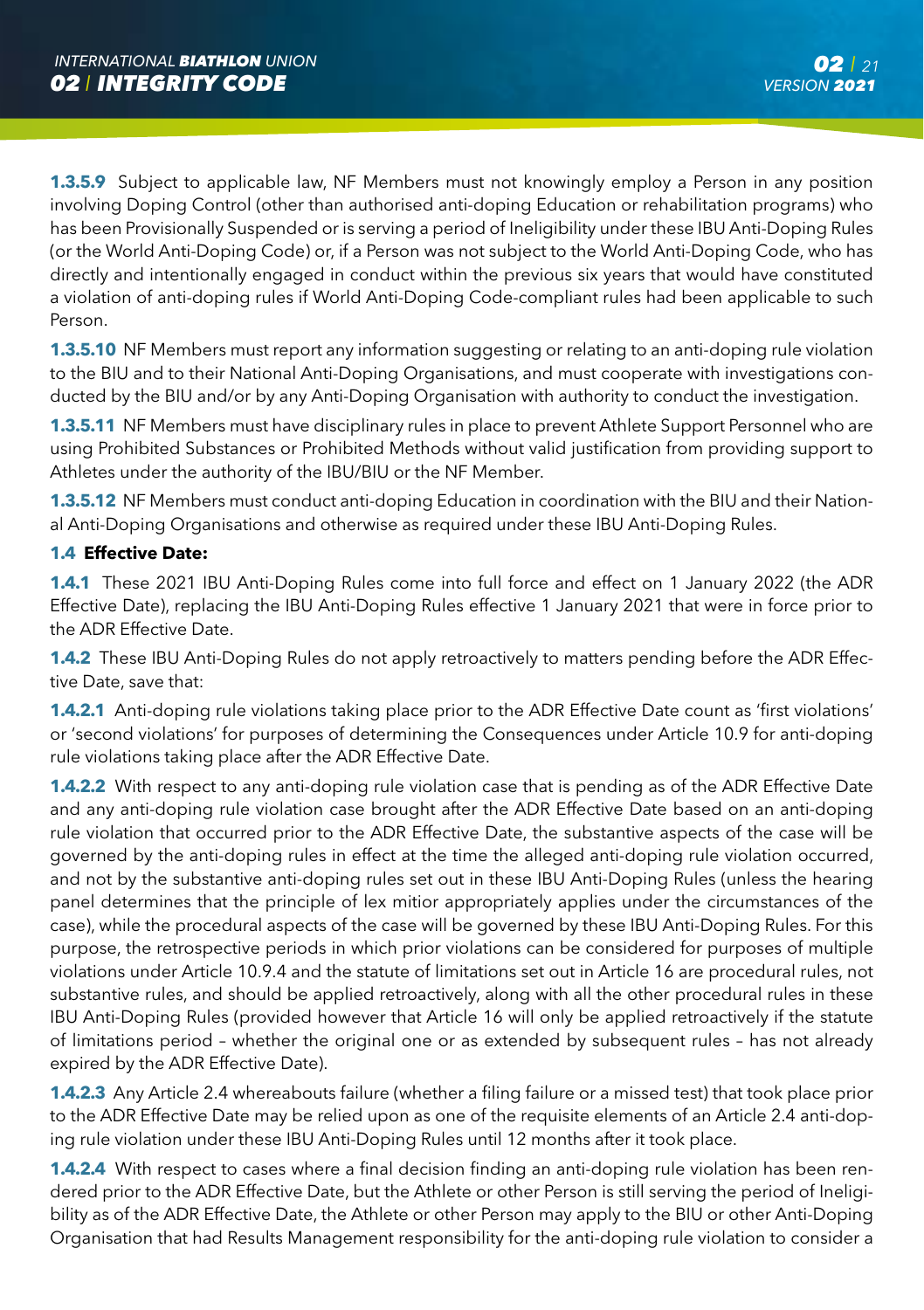**1.3.5.9** Subject to applicable law, NF Members must not knowingly employ a Person in any position involving Doping Control (other than authorised anti-doping Education or rehabilitation programs) who has been Provisionally Suspended or is serving a period of Ineligibility under these IBU Anti-Doping Rules (or the World Anti-Doping Code) or, if a Person was not subject to the World Anti-Doping Code, who has directly and intentionally engaged in conduct within the previous six years that would have constituted a violation of anti-doping rules if World Anti-Doping Code-compliant rules had been applicable to such Person.

**1.3.5.10** NF Members must report any information suggesting or relating to an anti-doping rule violation to the BIU and to their National Anti-Doping Organisations, and must cooperate with investigations conducted by the BIU and/or by any Anti-Doping Organisation with authority to conduct the investigation.

**1.3.5.11** NF Members must have disciplinary rules in place to prevent Athlete Support Personnel who are using Prohibited Substances or Prohibited Methods without valid justification from providing support to Athletes under the authority of the IBU/BIU or the NF Member.

**1.3.5.12** NF Members must conduct anti-doping Education in coordination with the BIU and their National Anti-Doping Organisations and otherwise as required under these IBU Anti-Doping Rules.

**1.4 Effective Date:**

**1.4.1** These 2021 IBU Anti-Doping Rules come into full force and effect on 1 January 2022 (the ADR Effective Date), replacing the IBU Anti-Doping Rules effective 1 January 2021 that were in force prior to the ADR Effective Date.

**1.4.2** These IBU Anti-Doping Rules do not apply retroactively to matters pending before the ADR Effective Date, save that:

**1.4.2.1** Anti-doping rule violations taking place prior to the ADR Effective Date count as 'first violations' or 'second violations' for purposes of determining the Consequences under Article 10.9 for anti-doping rule violations taking place after the ADR Effective Date.

**1.4.2.2** With respect to any anti-doping rule violation case that is pending as of the ADR Effective Date and any anti-doping rule violation case brought after the ADR Effective Date based on an anti-doping rule violation that occurred prior to the ADR Effective Date, the substantive aspects of the case will be governed by the anti-doping rules in effect at the time the alleged anti-doping rule violation occurred, and not by the substantive anti-doping rules set out in these IBU Anti-Doping Rules (unless the hearing panel determines that the principle of lex mitior appropriately applies under the circumstances of the case), while the procedural aspects of the case will be governed by these IBU Anti-Doping Rules. For this purpose, the retrospective periods in which prior violations can be considered for purposes of multiple violations under Article 10.9.4 and the statute of limitations set out in Article 16 are procedural rules, not substantive rules, and should be applied retroactively, along with all the other procedural rules in these IBU Anti-Doping Rules (provided however that Article 16 will only be applied retroactively if the statute of limitations period – whether the original one or as extended by subsequent rules – has not already expired by the ADR Effective Date).

**1.4.2.3** Any Article 2.4 whereabouts failure (whether a filing failure or a missed test) that took place prior to the ADR Effective Date may be relied upon as one of the requisite elements of an Article 2.4 anti-doping rule violation under these IBU Anti-Doping Rules until 12 months after it took place.

**1.4.2.4** With respect to cases where a final decision finding an anti-doping rule violation has been rendered prior to the ADR Effective Date, but the Athlete or other Person is still serving the period of Ineligibility as of the ADR Effective Date, the Athlete or other Person may apply to the BIU or other Anti-Doping Organisation that had Results Management responsibility for the anti-doping rule violation to consider a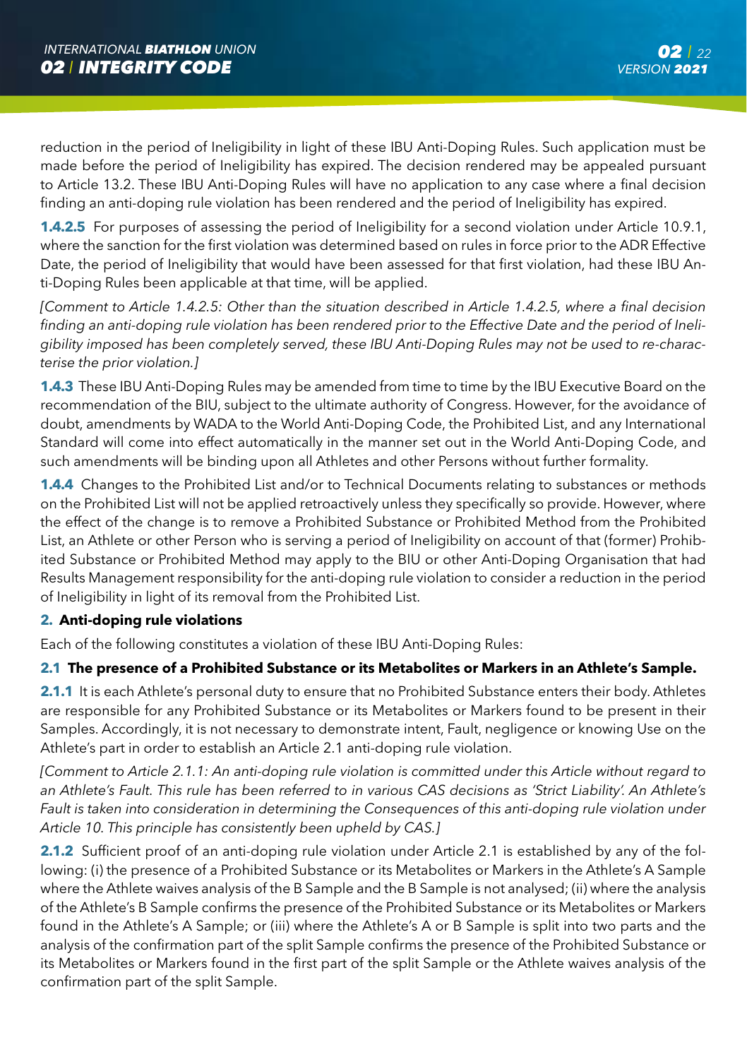reduction in the period of Ineligibility in light of these IBU Anti-Doping Rules. Such application must be made before the period of Ineligibility has expired. The decision rendered may be appealed pursuant to Article 13.2. These IBU Anti-Doping Rules will have no application to any case where a final decision finding an anti-doping rule violation has been rendered and the period of Ineligibility has expired.

**1.4.2.5** For purposes of assessing the period of Ineligibility for a second violation under Article 10.9.1, where the sanction for the first violation was determined based on rules in force prior to the ADR Effective Date, the period of Ineligibility that would have been assessed for that first violation, had these IBU Anti-Doping Rules been applicable at that time, will be applied.

*[Comment to Article 1.4.2.5: Other than the situation described in Article 1.4.2.5, where a final decision finding an anti-doping rule violation has been rendered prior to the Effective Date and the period of Ineligibility imposed has been completely served, these IBU Anti-Doping Rules may not be used to re-characterise the prior violation.]*

**1.4.3** These IBU Anti-Doping Rules may be amended from time to time by the IBU Executive Board on the recommendation of the BIU, subject to the ultimate authority of Congress. However, for the avoidance of doubt, amendments by WADA to the World Anti-Doping Code, the Prohibited List, and any International Standard will come into effect automatically in the manner set out in the World Anti-Doping Code, and such amendments will be binding upon all Athletes and other Persons without further formality.

**1.4.4** Changes to the Prohibited List and/or to Technical Documents relating to substances or methods on the Prohibited List will not be applied retroactively unless they specifically so provide. However, where the effect of the change is to remove a Prohibited Substance or Prohibited Method from the Prohibited List, an Athlete or other Person who is serving a period of Ineligibility on account of that (former) Prohibited Substance or Prohibited Method may apply to the BIU or other Anti-Doping Organisation that had Results Management responsibility for the anti-doping rule violation to consider a reduction in the period of Ineligibility in light of its removal from the Prohibited List.

## 2. Anti-doping rule violations

Each of the following constitutes a violation of these IBU Anti-Doping Rules:

### 2.1 The presence of a Prohibited Substance or its Metabolites or Markers in an Athlete's Sample.

**2.1.1** It is each Athlete's personal duty to ensure that no Prohibited Substance enters their body. Athletes are responsible for any Prohibited Substance or its Metabolites or Markers found to be present in their Samples. Accordingly, it is not necessary to demonstrate intent, Fault, negligence or knowing Use on the Athlete's part in order to establish an Article 2.1 anti-doping rule violation.

*[Comment to Article 2.1.1: An anti-doping rule violation is committed under this Article without regard to an Athlete's Fault. This rule has been referred to in various CAS decisions as 'Strict Liability'. An Athlete's Fault is taken into consideration in determining the Consequences of this anti-doping rule violation under Article 10. This principle has consistently been upheld by CAS.]*

**2.1.2** Sufficient proof of an anti-doping rule violation under Article 2.1 is established by any of the following: (i) the presence of a Prohibited Substance or its Metabolites or Markers in the Athlete's A Sample where the Athlete waives analysis of the B Sample and the B Sample is not analysed; (ii) where the analysis of the Athlete's B Sample confirms the presence of the Prohibited Substance or its Metabolites or Markers found in the Athlete's A Sample; or (iii) where the Athlete's A or B Sample is split into two parts and the analysis of the confirmation part of the split Sample confirms the presence of the Prohibited Substance or its Metabolites or Markers found in the first part of the split Sample or the Athlete waives analysis of the confirmation part of the split Sample.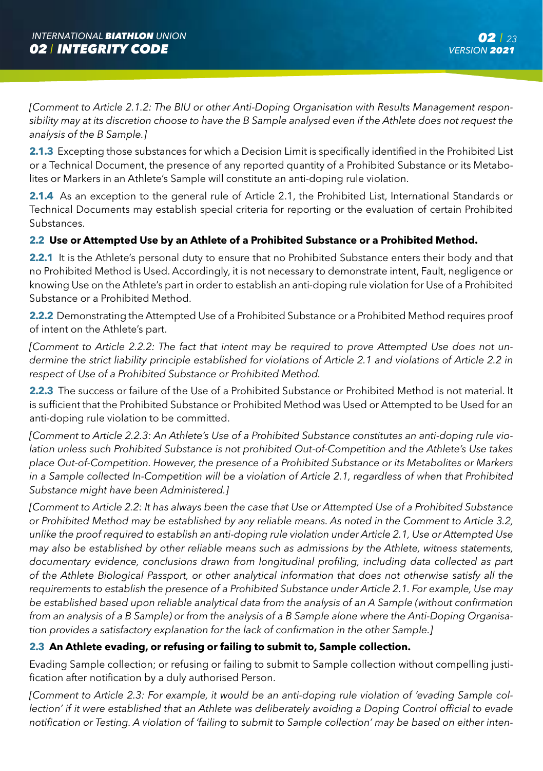*[Comment to Article 2.1.2: The BIU or other Anti-Doping Organisation with Results Management responsibility may at its discretion choose to have the B Sample analysed even if the Athlete does not request the analysis of the B Sample.]*

**2.1.3** Excepting those substances for which a Decision Limit is specifically identified in the Prohibited List or a Technical Document, the presence of any reported quantity of a Prohibited Substance or its Metabolites or Markers in an Athlete's Sample will constitute an anti-doping rule violation.

**2.1.4** As an exception to the general rule of Article 2.1, the Prohibited List, International Standards or Technical Documents may establish special criteria for reporting or the evaluation of certain Prohibited Substances.

**2.2 Use or Attempted Use by an Athlete of a Prohibited Substance or a Prohibited Method.**

**2.2.1** It is the Athlete's personal duty to ensure that no Prohibited Substance enters their body and that no Prohibited Method is Used. Accordingly, it is not necessary to demonstrate intent, Fault, negligence or knowing Use on the Athlete's part in order to establish an anti-doping rule violation for Use of a Prohibited Substance or a Prohibited Method.

**2.2.2** Demonstrating the Attempted Use of a Prohibited Substance or a Prohibited Method requires proof of intent on the Athlete's part.

*[Comment to Article 2.2.2: The fact that intent may be required to prove Attempted Use does not undermine the strict liability principle established for violations of Article 2.1 and violations of Article 2.2 in respect of Use of a Prohibited Substance or Prohibited Method.*

**2.2.3** The success or failure of the Use of a Prohibited Substance or Prohibited Method is not material. It is sufficient that the Prohibited Substance or Prohibited Method was Used or Attempted to be Used for an anti-doping rule violation to be committed.

*[Comment to Article 2.2.3: An Athlete's Use of a Prohibited Substance constitutes an anti-doping rule violation unless such Prohibited Substance is not prohibited Out-of-Competition and the Athlete's Use takes place Out-of-Competition. However, the presence of a Prohibited Substance or its Metabolites or Markers in a Sample collected In-Competition will be a violation of Article 2.1, regardless of when that Prohibited Substance might have been Administered.]*

*[Comment to Article 2.2: It has always been the case that Use or Attempted Use of a Prohibited Substance or Prohibited Method may be established by any reliable means. As noted in the Comment to Article 3.2, unlike the proof required to establish an anti-doping rule violation under Article 2.1, Use or Attempted Use may also be established by other reliable means such as admissions by the Athlete, witness statements, documentary evidence, conclusions drawn from longitudinal profiling, including data collected as part of the Athlete Biological Passport, or other analytical information that does not otherwise satisfy all the requirements to establish the presence of a Prohibited Substance under Article 2.1. For example, Use may be established based upon reliable analytical data from the analysis of an A Sample (without confirmation from an analysis of a B Sample) or from the analysis of a B Sample alone where the Anti-Doping Organisation provides a satisfactory explanation for the lack of confirmation in the other Sample.]*

**2.3 An Athlete evading, or refusing or failing to submit to, Sample collection.**

Evading Sample collection; or refusing or failing to submit to Sample collection without compelling justification after notification by a duly authorised Person.

*[Comment to Article 2.3: For example, it would be an anti-doping rule violation of 'evading Sample collection' if it were established that an Athlete was deliberately avoiding a Doping Control official to evade notification or Testing. A violation of 'failing to submit to Sample collection' may be based on either inten-*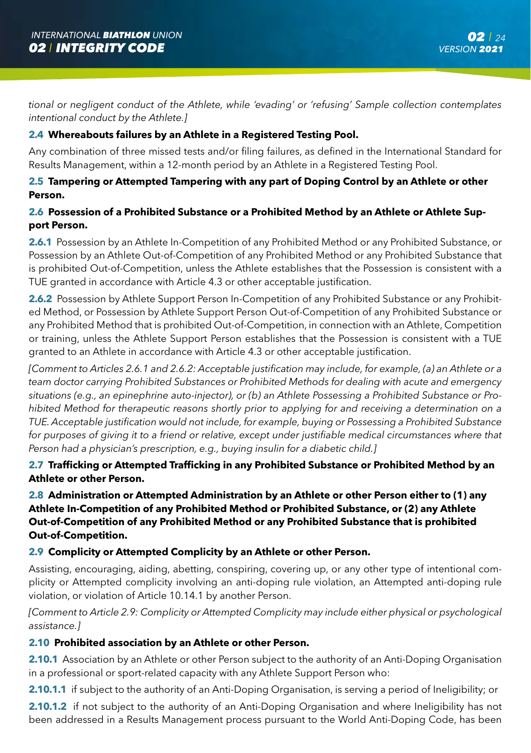*tional or negligent conduct of the Athlete, while 'evading' or 'refusing' Sample collection contemplates intentional conduct by the Athlete.]*

**2.4 Whereabouts failures by an Athlete in a Registered Testing Pool.**

Any combination of three missed tests and/or filing failures, as defined in the International Standard for Results Management, within a 12-month period by an Athlete in a Registered Testing Pool.

**2.5 Tampering or Attempted Tampering with any part of Doping Control by an Athlete or other Person.**

**2.6 Possession of a Prohibited Substance or a Prohibited Method by an Athlete or Athlete Support Person.**

**2.6.1** Possession by an Athlete In-Competition of any Prohibited Method or any Prohibited Substance, or Possession by an Athlete Out-of-Competition of any Prohibited Method or any Prohibited Substance that is prohibited Out-of-Competition, unless the Athlete establishes that the Possession is consistent with a TUE granted in accordance with Article 4.3 or other acceptable justification.

**2.6.2** Possession by Athlete Support Person In-Competition of any Prohibited Substance or any Prohibited Method, or Possession by Athlete Support Person Out-of-Competition of any Prohibited Substance or any Prohibited Method that is prohibited Out-of-Competition, in connection with an Athlete, Competition or training, unless the Athlete Support Person establishes that the Possession is consistent with a TUE granted to an Athlete in accordance with Article 4.3 or other acceptable justification.

*[Comment to Articles 2.6.1 and 2.6.2: Acceptable justification may include, for example, (a) an Athlete or a team doctor carrying Prohibited Substances or Prohibited Methods for dealing with acute and emergency situations (e.g., an epinephrine auto-injector), or (b) an Athlete Possessing a Prohibited Substance or Prohibited Method for therapeutic reasons shortly prior to applying for and receiving a determination on a TUE. Acceptable justification would not include, for example, buying or Possessing a Prohibited Substance for purposes of giving it to a friend or relative, except under justifiable medical circumstances where that Person had a physician's prescription, e.g., buying insulin for a diabetic child.]*

**2.7 Trafficking or Attempted Trafficking in any Prohibited Substance or Prohibited Method by an Athlete or other Person.**

**2.8 Administration or Attempted Administration by an Athlete or other Person either to (1) any Athlete In-Competition of any Prohibited Method or Prohibited Substance, or (2) any Athlete Out-of-Competition of any Prohibited Method or any Prohibited Substance that is prohibited Out-of-Competition.**

**2.9 Complicity or Attempted Complicity by an Athlete or other Person.**

Assisting, encouraging, aiding, abetting, conspiring, covering up, or any other type of intentional complicity or Attempted complicity involving an anti-doping rule violation, an Attempted anti-doping rule violation, or violation of Article 10.14.1 by another Person.

*[Comment to Article 2.9: Complicity or Attempted Complicity may include either physical or psychological assistance.]*

**2.10 Prohibited association by an Athlete or other Person.**

**2.10.1** Association by an Athlete or other Person subject to the authority of an Anti-Doping Organisation in a professional or sport-related capacity with any Athlete Support Person who:

**2.10.1.1** if subject to the authority of an Anti-Doping Organisation, is serving a period of Ineligibility; or

**2.10.1.2** if not subject to the authority of an Anti-Doping Organisation and where Ineligibility has not been addressed in a Results Management process pursuant to the World Anti-Doping Code, has been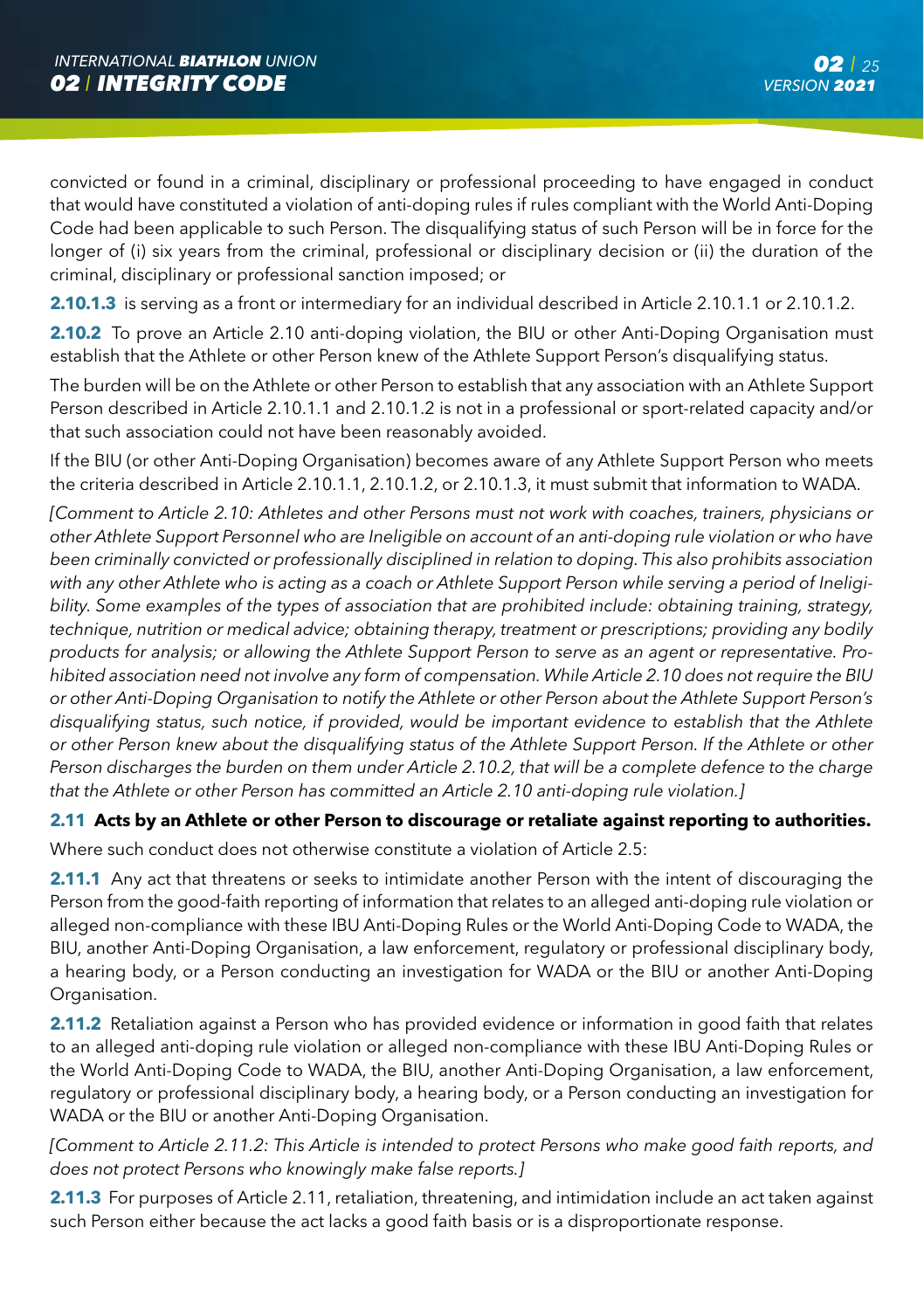convicted or found in a criminal, disciplinary or professional proceeding to have engaged in conduct that would have constituted a violation of anti-doping rules if rules compliant with the World Anti-Doping Code had been applicable to such Person. The disqualifying status of such Person will be in force for the longer of (i) six years from the criminal, professional or disciplinary decision or (ii) the duration of the criminal, disciplinary or professional sanction imposed; or

**2.10.1.3** is serving as a front or intermediary for an individual described in Article 2.10.1.1 or 2.10.1.2.

**2.10.2** To prove an Article 2.10 anti-doping violation, the BIU or other Anti-Doping Organisation must establish that the Athlete or other Person knew of the Athlete Support Person's disqualifying status.

The burden will be on the Athlete or other Person to establish that any association with an Athlete Support Person described in Article 2.10.1.1 and 2.10.1.2 is not in a professional or sport-related capacity and/or that such association could not have been reasonably avoided.

If the BIU (or other Anti-Doping Organisation) becomes aware of any Athlete Support Person who meets the criteria described in Article 2.10.1.1, 2.10.1.2, or 2.10.1.3, it must submit that information to WADA.

*[Comment to Article 2.10: Athletes and other Persons must not work with coaches, trainers, physicians or other Athlete Support Personnel who are Ineligible on account of an anti-doping rule violation or who have been criminally convicted or professionally disciplined in relation to doping. This also prohibits association with any other Athlete who is acting as a coach or Athlete Support Person while serving a period of Ineligibility. Some examples of the types of association that are prohibited include: obtaining training, strategy, technique, nutrition or medical advice; obtaining therapy, treatment or prescriptions; providing any bodily products for analysis; or allowing the Athlete Support Person to serve as an agent or representative. Prohibited association need not involve any form of compensation. While Article 2.10 does not require the BIU or other Anti-Doping Organisation to notify the Athlete or other Person about the Athlete Support Person's disqualifying status, such notice, if provided, would be important evidence to establish that the Athlete or other Person knew about the disqualifying status of the Athlete Support Person. If the Athlete or other Person discharges the burden on them under Article 2.10.2, that will be a complete defence to the charge that the Athlete or other Person has committed an Article 2.10 anti-doping rule violation.]*

### 2.11 Acts by an Athlete or other Person to discourage or retaliate against reporting to authorities.

Where such conduct does not otherwise constitute a violation of Article 2.5:

**2.11.1** Any act that threatens or seeks to intimidate another Person with the intent of discouraging the Person from the good-faith reporting of information that relates to an alleged anti-doping rule violation or alleged non-compliance with these IBU Anti-Doping Rules or the World Anti-Doping Code to WADA, the BIU, another Anti-Doping Organisation, a law enforcement, regulatory or professional disciplinary body, a hearing body, or a Person conducting an investigation for WADA or the BIU or another Anti-Doping Organisation.

**2.11.2** Retaliation against a Person who has provided evidence or information in good faith that relates to an alleged anti-doping rule violation or alleged non-compliance with these IBU Anti-Doping Rules or the World Anti-Doping Code to WADA, the BIU, another Anti-Doping Organisation, a law enforcement, regulatory or professional disciplinary body, a hearing body, or a Person conducting an investigation for WADA or the BIU or another Anti-Doping Organisation.

*[Comment to Article 2.11.2: This Article is intended to protect Persons who make good faith reports, and does not protect Persons who knowingly make false reports.]*

**2.11.3** For purposes of Article 2.11, retaliation, threatening, and intimidation include an act taken against such Person either because the act lacks a good faith basis or is a disproportionate response.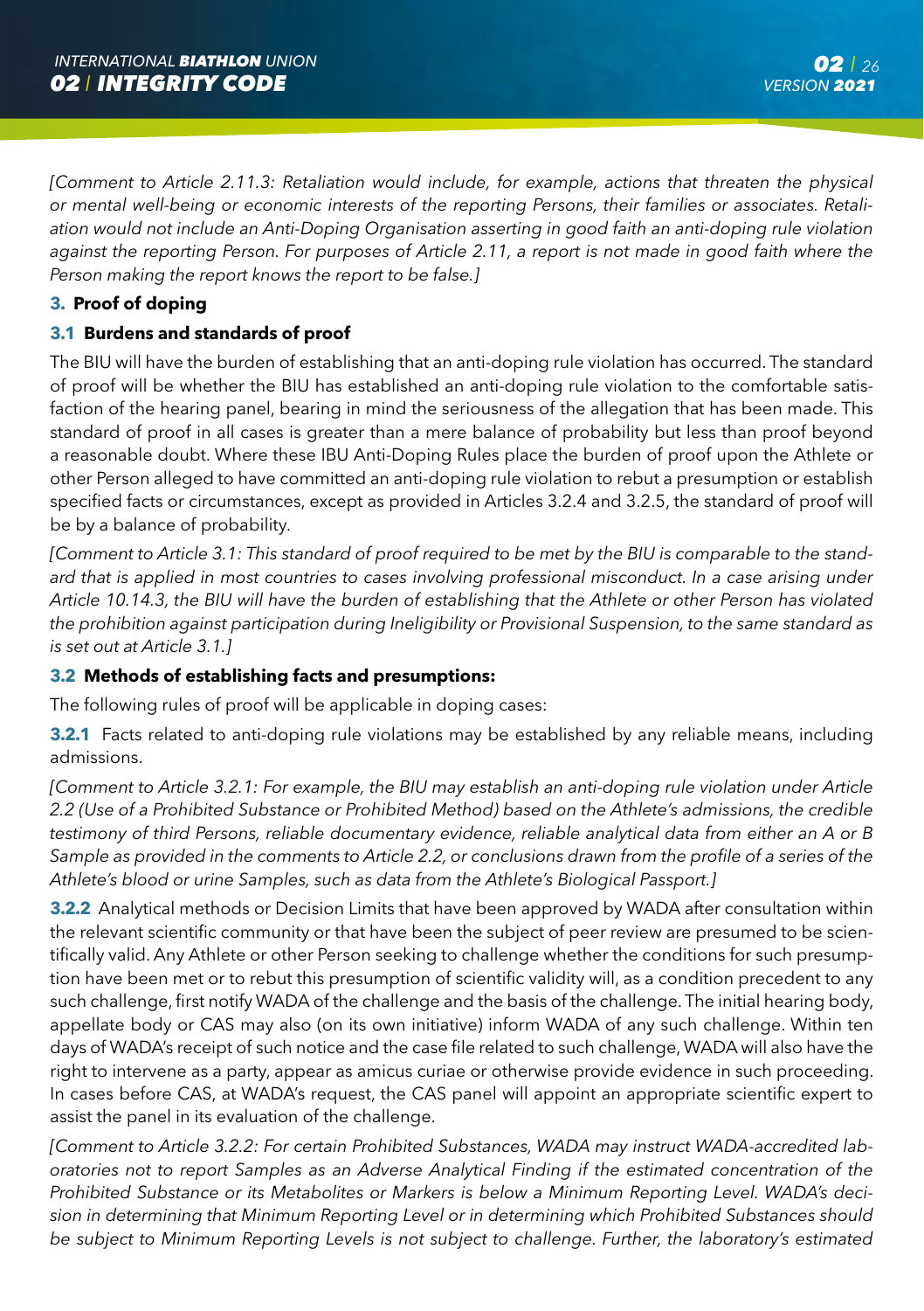*[Comment to Article 2.11.3: Retaliation would include, for example, actions that threaten the physical or mental well-being or economic interests of the reporting Persons, their families or associates. Retaliation would not include an Anti-Doping Organisation asserting in good faith an anti-doping rule violation against the reporting Person. For purposes of Article 2.11, a report is not made in good faith where the Person making the report knows the report to be false.]*

## 3. Proof of doping

### 3.1 Burdens and standards of proof

The BIU will have the burden of establishing that an anti-doping rule violation has occurred. The standard of proof will be whether the BIU has established an anti-doping rule violation to the comfortable satisfaction of the hearing panel, bearing in mind the seriousness of the allegation that has been made. This standard of proof in all cases is greater than a mere balance of probability but less than proof beyond a reasonable doubt. Where these IBU Anti-Doping Rules place the burden of proof upon the Athlete or other Person alleged to have committed an anti-doping rule violation to rebut a presumption or establish specified facts or circumstances, except as provided in Articles 3.2.4 and 3.2.5, the standard of proof will be by a balance of probability.

*[Comment to Article 3.1: This standard of proof required to be met by the BIU is comparable to the standard that is applied in most countries to cases involving professional misconduct. In a case arising under Article 10.14.3, the BIU will have the burden of establishing that the Athlete or other Person has violated the prohibition against participation during Ineligibility or Provisional Suspension, to the same standard as is set out at Article 3.1.]*

### 3.2 Methods of establishing facts and presumptions:

The following rules of proof will be applicable in doping cases:

**3.2.1** Facts related to anti-doping rule violations may be established by any reliable means, including admissions.

*[Comment to Article 3.2.1: For example, the BIU may establish an anti-doping rule violation under Article 2.2 (Use of a Prohibited Substance or Prohibited Method) based on the Athlete's admissions, the credible testimony of third Persons, reliable documentary evidence, reliable analytical data from either an A or B Sample as provided in the comments to Article 2.2, or conclusions drawn from the profile of a series of the Athlete's blood or urine Samples, such as data from the Athlete's Biological Passport.]*

**3.2.2** Analytical methods or Decision Limits that have been approved by WADA after consultation within the relevant scientific community or that have been the subject of peer review are presumed to be scientifically valid. Any Athlete or other Person seeking to challenge whether the conditions for such presumption have been met or to rebut this presumption of scientific validity will, as a condition precedent to any such challenge, first notify WADA of the challenge and the basis of the challenge. The initial hearing body, appellate body or CAS may also (on its own initiative) inform WADA of any such challenge. Within ten days of WADA's receipt of such notice and the case file related to such challenge, WADA will also have the right to intervene as a party, appear as amicus curiae or otherwise provide evidence in such proceeding. In cases before CAS, at WADA's request, the CAS panel will appoint an appropriate scientific expert to assist the panel in its evaluation of the challenge.

*[Comment to Article 3.2.2: For certain Prohibited Substances, WADA may instruct WADA-accredited laboratories not to report Samples as an Adverse Analytical Finding if the estimated concentration of the Prohibited Substance or its Metabolites or Markers is below a Minimum Reporting Level. WADA's decision in determining that Minimum Reporting Level or in determining which Prohibited Substances should be subject to Minimum Reporting Levels is not subject to challenge. Further, the laboratory's estimated*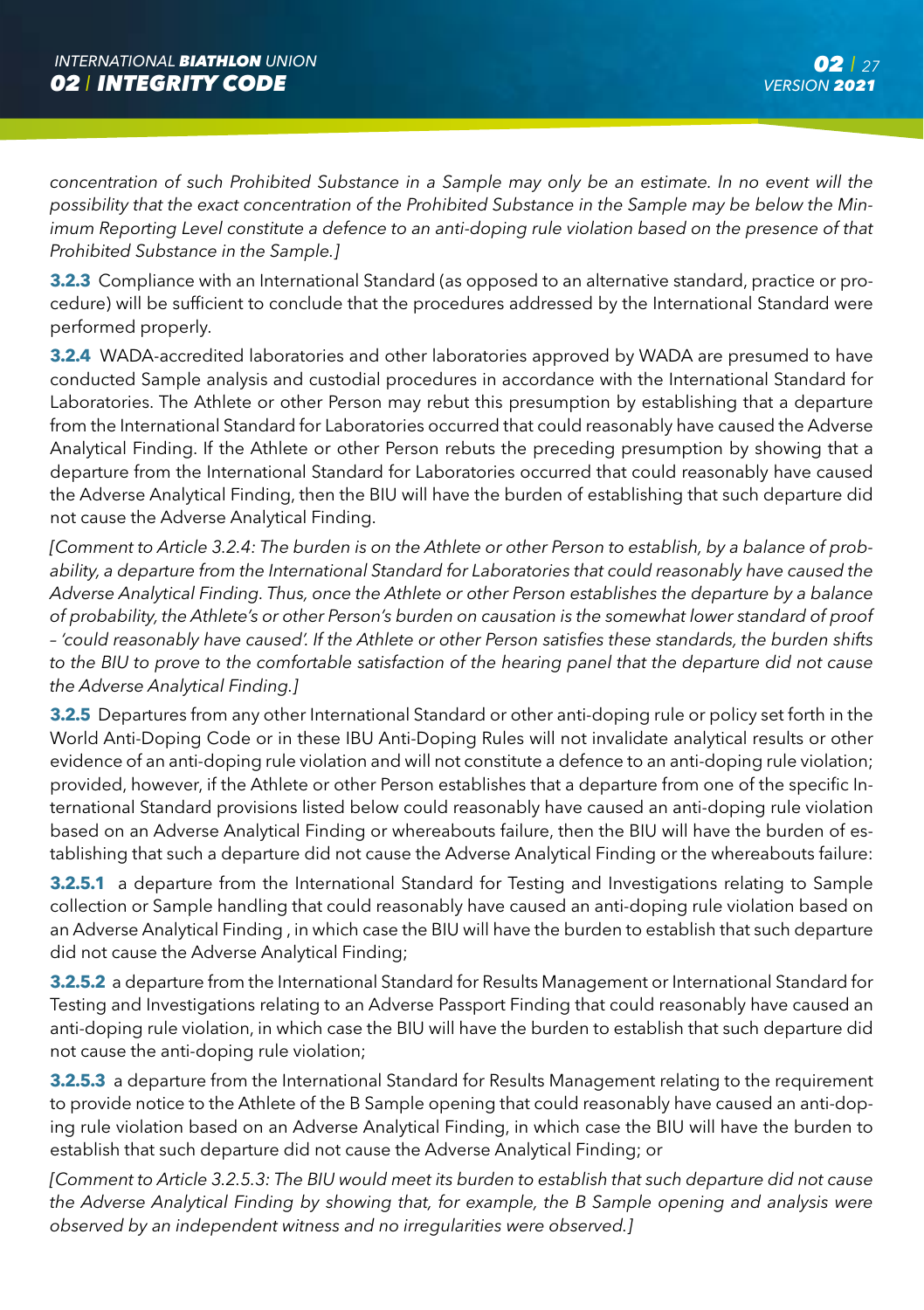*concentration of such Prohibited Substance in a Sample may only be an estimate. In no event will the possibility that the exact concentration of the Prohibited Substance in the Sample may be below the Minimum Reporting Level constitute a defence to an anti-doping rule violation based on the presence of that Prohibited Substance in the Sample.]*

**3.2.3** Compliance with an International Standard (as opposed to an alternative standard, practice or procedure) will be sufficient to conclude that the procedures addressed by the International Standard were performed properly.

**3.2.4** WADA-accredited laboratories and other laboratories approved by WADA are presumed to have conducted Sample analysis and custodial procedures in accordance with the International Standard for Laboratories. The Athlete or other Person may rebut this presumption by establishing that a departure from the International Standard for Laboratories occurred that could reasonably have caused the Adverse Analytical Finding. If the Athlete or other Person rebuts the preceding presumption by showing that a departure from the International Standard for Laboratories occurred that could reasonably have caused the Adverse Analytical Finding, then the BIU will have the burden of establishing that such departure did not cause the Adverse Analytical Finding.

*[Comment to Article 3.2.4: The burden is on the Athlete or other Person to establish, by a balance of probability, a departure from the International Standard for Laboratories that could reasonably have caused the Adverse Analytical Finding. Thus, once the Athlete or other Person establishes the departure by a balance of probability, the Athlete's or other Person's burden on causation is the somewhat lower standard of proof – 'could reasonably have caused'. If the Athlete or other Person satisfies these standards, the burden shifts to the BIU to prove to the comfortable satisfaction of the hearing panel that the departure did not cause the Adverse Analytical Finding.]*

**3.2.5** Departures from any other International Standard or other anti-doping rule or policy set forth in the World Anti-Doping Code or in these IBU Anti-Doping Rules will not invalidate analytical results or other evidence of an anti-doping rule violation and will not constitute a defence to an anti-doping rule violation; provided, however, if the Athlete or other Person establishes that a departure from one of the specific International Standard provisions listed below could reasonably have caused an anti-doping rule violation based on an Adverse Analytical Finding or whereabouts failure, then the BIU will have the burden of establishing that such a departure did not cause the Adverse Analytical Finding or the whereabouts failure:

**3.2.5.1** a departure from the International Standard for Testing and Investigations relating to Sample collection or Sample handling that could reasonably have caused an anti-doping rule violation based on an Adverse Analytical Finding , in which case the BIU will have the burden to establish that such departure did not cause the Adverse Analytical Finding;

**3.2.5.2** a departure from the International Standard for Results Management or International Standard for Testing and Investigations relating to an Adverse Passport Finding that could reasonably have caused an anti-doping rule violation, in which case the BIU will have the burden to establish that such departure did not cause the anti-doping rule violation;

**3.2.5.3** a departure from the International Standard for Results Management relating to the requirement to provide notice to the Athlete of the B Sample opening that could reasonably have caused an anti-doping rule violation based on an Adverse Analytical Finding, in which case the BIU will have the burden to establish that such departure did not cause the Adverse Analytical Finding; or

*[Comment to Article 3.2.5.3: The BIU would meet its burden to establish that such departure did not cause the Adverse Analytical Finding by showing that, for example, the B Sample opening and analysis were observed by an independent witness and no irregularities were observed.]*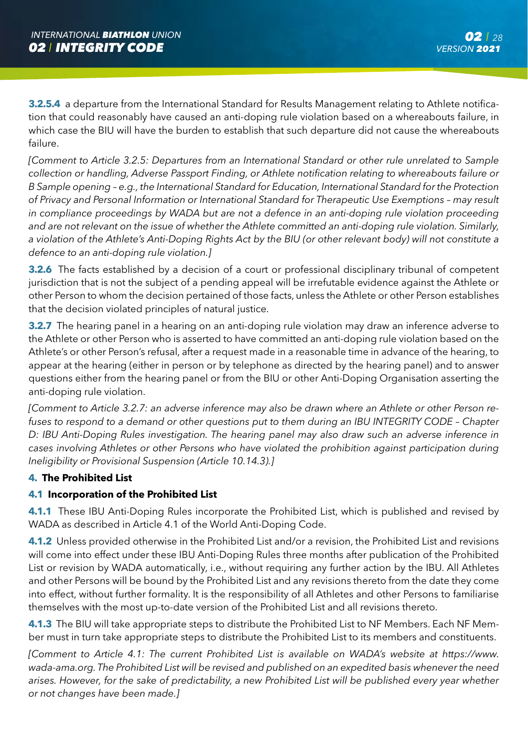**3.2.5.4** a departure from the International Standard for Results Management relating to Athlete notification that could reasonably have caused an anti-doping rule violation based on a whereabouts failure, in which case the BIU will have the burden to establish that such departure did not cause the whereabouts failure.

*[Comment to Article 3.2.5: Departures from an International Standard or other rule unrelated to Sample collection or handling, Adverse Passport Finding, or Athlete notification relating to whereabouts failure or B Sample opening – e.g., the International Standard for Education, International Standard for the Protection of Privacy and Personal Information or International Standard for Therapeutic Use Exemptions – may result in compliance proceedings by WADA but are not a defence in an anti-doping rule violation proceeding and are not relevant on the issue of whether the Athlete committed an anti-doping rule violation. Similarly, a violation of the Athlete's Anti-Doping Rights Act by the BIU (or other relevant body) will not constitute a defence to an anti-doping rule violation.]*

**3.2.6** The facts established by a decision of a court or professional disciplinary tribunal of competent jurisdiction that is not the subject of a pending appeal will be irrefutable evidence against the Athlete or other Person to whom the decision pertained of those facts, unless the Athlete or other Person establishes that the decision violated principles of natural justice.

**3.2.7** The hearing panel in a hearing on an anti-doping rule violation may draw an inference adverse to the Athlete or other Person who is asserted to have committed an anti-doping rule violation based on the Athlete's or other Person's refusal, after a request made in a reasonable time in advance of the hearing, to appear at the hearing (either in person or by telephone as directed by the hearing panel) and to answer questions either from the hearing panel or from the BIU or other Anti-Doping Organisation asserting the anti-doping rule violation.

*[Comment to Article 3.2.7: an adverse inference may also be drawn where an Athlete or other Person refuses to respond to a demand or other questions put to them during an IBU INTEGRITY CODE – Chapter D: IBU Anti-Doping Rules investigation. The hearing panel may also draw such an adverse inference in cases involving Athletes or other Persons who have violated the prohibition against participation during Ineligibility or Provisional Suspension (Article 10.14.3).]*

## 4. The Prohibited List

### 4.1 Incorporation of the Prohibited List

**4.1.1** These IBU Anti-Doping Rules incorporate the Prohibited List, which is published and revised by WADA as described in Article 4.1 of the World Anti-Doping Code.

**4.1.2** Unless provided otherwise in the Prohibited List and/or a revision, the Prohibited List and revisions will come into effect under these IBU Anti-Doping Rules three months after publication of the Prohibited List or revision by WADA automatically, i.e., without requiring any further action by the IBU. All Athletes and other Persons will be bound by the Prohibited List and any revisions thereto from the date they come into effect, without further formality. It is the responsibility of all Athletes and other Persons to familiarise themselves with the most up-to-date version of the Prohibited List and all revisions thereto.

**4.1.3** The BIU will take appropriate steps to distribute the Prohibited List to NF Members. Each NF Member must in turn take appropriate steps to distribute the Prohibited List to its members and constituents.

*[Comment to Article 4.1: The current Prohibited List is available on WADA's website at https://www.wada-ama.org. The Prohibited List will be revised and published on an expedited basis whenever the need arises. However, for the sake of predictability, a new Prohibited List will be published every year whether or not changes have been made.]*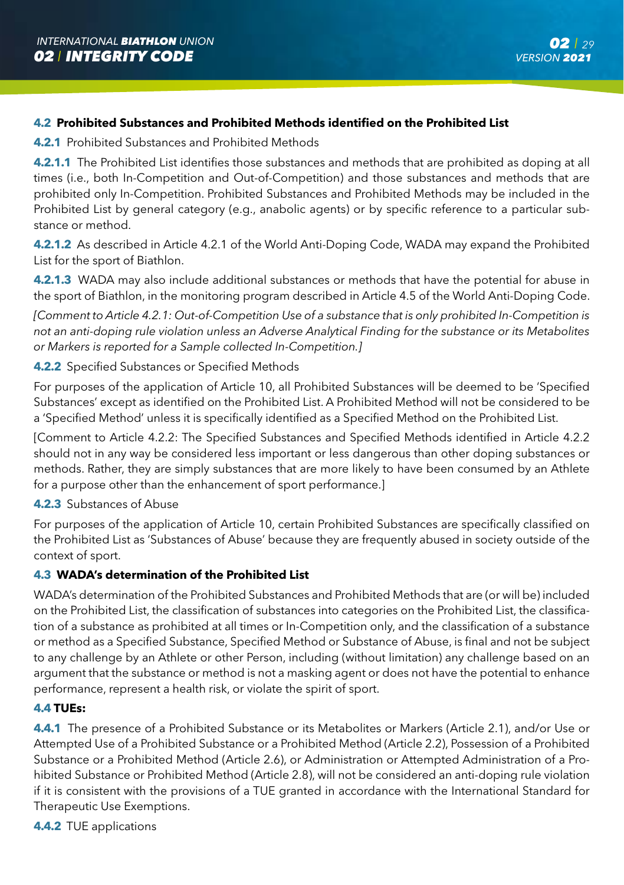### 4.2 Prohibited Substances and Prohibited Methods identified on the Prohibited List

**4.2.1** Prohibited Substances and Prohibited Methods

**4.2.1.1** The Prohibited List identifies those substances and methods that are prohibited as doping at all times (i.e., both In-Competition and Out-of-Competition) and those substances and methods that are prohibited only In-Competition. Prohibited Substances and Prohibited Methods may be included in the Prohibited List by general category (e.g., anabolic agents) or by specific reference to a particular substance or method.

**4.2.1.2** As described in Article 4.2.1 of the World Anti-Doping Code, WADA may expand the Prohibited List for the sport of Biathlon.

**4.2.1.3** WADA may also include additional substances or methods that have the potential for abuse in the sport of Biathlon, in the monitoring program described in Article 4.5 of the World Anti-Doping Code.

*[Comment to Article 4.2.1: Out-of-Competition Use of a substance that is only prohibited In-Competition is not an anti-doping rule violation unless an Adverse Analytical Finding for the substance or its Metabolites or Markers is reported for a Sample collected In-Competition.]*

**4.2.2** Specified Substances or Specified Methods

For purposes of the application of Article 10, all Prohibited Substances will be deemed to be 'Specified Substances' except as identified on the Prohibited List. A Prohibited Method will not be considered to be a 'Specified Method' unless it is specifically identified as a Specified Method on the Prohibited List.

[Comment to Article 4.2.2: The Specified Substances and Specified Methods identified in Article 4.2.2 should not in any way be considered less important or less dangerous than other doping substances or methods. Rather, they are simply substances that are more likely to have been consumed by an Athlete for a purpose other than the enhancement of sport performance.]

**4.2.3** Substances of Abuse

For purposes of the application of Article 10, certain Prohibited Substances are specifically classified on the Prohibited List as 'Substances of Abuse' because they are frequently abused in society outside of the context of sport.

### 4.3 WADA's determination of the Prohibited List

WADA's determination of the Prohibited Substances and Prohibited Methods that are (or will be) included on the Prohibited List, the classification of substances into categories on the Prohibited List, the classification of a substance as prohibited at all times or In-Competition only, and the classification of a substance or method as a Specified Substance, Specified Method or Substance of Abuse, is final and not be subject to any challenge by an Athlete or other Person, including (without limitation) any challenge based on an argument that the substance or method is not a masking agent or does not have the potential to enhance performance, represent a health risk, or violate the spirit of sport.

### 4.4 TUEs:

**4.4.1** The presence of a Prohibited Substance or its Metabolites or Markers (Article 2.1), and/or Use or Attempted Use of a Prohibited Substance or a Prohibited Method (Article 2.2), Possession of a Prohibited Substance or a Prohibited Method (Article 2.6), or Administration or Attempted Administration of a Prohibited Substance or Prohibited Method (Article 2.8), will not be considered an anti-doping rule violation if it is consistent with the provisions of a TUE granted in accordance with the International Standard for Therapeutic Use Exemptions.

**4.4.2** TUE applications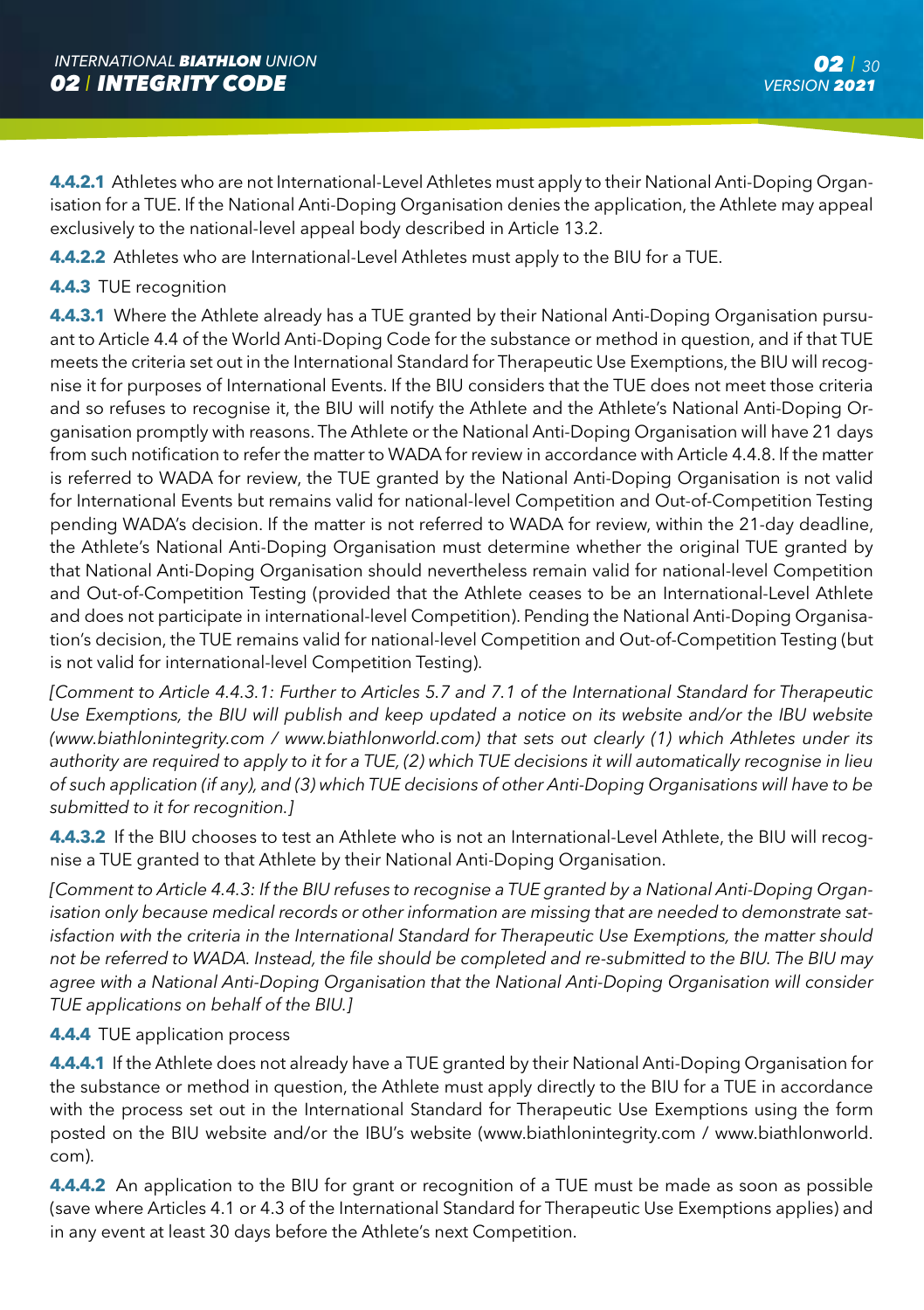**4.4.2.1** Athletes who are not International-Level Athletes must apply to their National Anti-Doping Organisation for a TUE. If the National Anti-Doping Organisation denies the application, the Athlete may appeal exclusively to the national-level appeal body described in Article 13.2.

**4.4.2.2** Athletes who are International-Level Athletes must apply to the BIU for a TUE.

**4.4.3** TUE recognition

**4.4.3.1** Where the Athlete already has a TUE granted by their National Anti-Doping Organisation pursuant to Article 4.4 of the World Anti-Doping Code for the substance or method in question, and if that TUE meets the criteria set out in the International Standard for Therapeutic Use Exemptions, the BIU will recognise it for purposes of International Events. If the BIU considers that the TUE does not meet those criteria and so refuses to recognise it, the BIU will notify the Athlete and the Athlete's National Anti-Doping Organisation promptly with reasons. The Athlete or the National Anti-Doping Organisation will have 21 days from such notification to refer the matter to WADA for review in accordance with Article 4.4.8. If the matter is referred to WADA for review, the TUE granted by the National Anti-Doping Organisation is not valid for International Events but remains valid for national-level Competition and Out-of-Competition Testing pending WADA's decision. If the matter is not referred to WADA for review, within the 21-day deadline, the Athlete's National Anti-Doping Organisation must determine whether the original TUE granted by that National Anti-Doping Organisation should nevertheless remain valid for national-level Competition and Out-of-Competition Testing (provided that the Athlete ceases to be an International-Level Athlete and does not participate in international-level Competition). Pending the National Anti-Doping Organisation's decision, the TUE remains valid for national-level Competition and Out-of-Competition Testing (but is not valid for international-level Competition Testing).

*[Comment to Article 4.4.3.1: Further to Articles 5.7 and 7.1 of the International Standard for Therapeutic Use Exemptions, the BIU will publish and keep updated a notice on its website and/or the IBU website (www.biathlonintegrity.com / www.biathlonworld.com) that sets out clearly (1) which Athletes under its authority are required to apply to it for a TUE, (2) which TUE decisions it will automatically recognise in lieu of such application (if any), and (3) which TUE decisions of other Anti-Doping Organisations will have to be submitted to it for recognition.]*

**4.4.3.2** If the BIU chooses to test an Athlete who is not an International-Level Athlete, the BIU will recognise a TUE granted to that Athlete by their National Anti-Doping Organisation.

*[Comment to Article 4.4.3: If the BIU refuses to recognise a TUE granted by a National Anti-Doping Organisation only because medical records or other information are missing that are needed to demonstrate satisfaction with the criteria in the International Standard for Therapeutic Use Exemptions, the matter should not be referred to WADA. Instead, the file should be completed and re-submitted to the BIU. The BIU may agree with a National Anti-Doping Organisation that the National Anti-Doping Organisation will consider TUE applications on behalf of the BIU.]*

**4.4.4** TUE application process

**4.4.4.1** If the Athlete does not already have a TUE granted by their National Anti-Doping Organisation for the substance or method in question, the Athlete must apply directly to the BIU for a TUE in accordance with the process set out in the International Standard for Therapeutic Use Exemptions using the form posted on the BIU website and/or the IBU's website (www.biathlonintegrity.com / www.biathlonworld.com).

**4.4.4.2** An application to the BIU for grant or recognition of a TUE must be made as soon as possible (save where Articles 4.1 or 4.3 of the International Standard for Therapeutic Use Exemptions applies) and in any event at least 30 days before the Athlete's next Competition.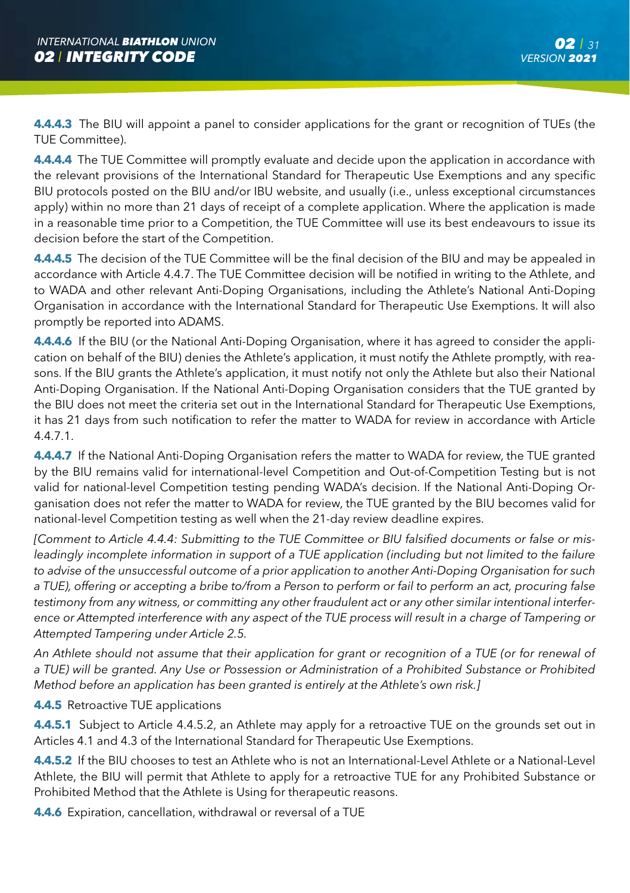**4.4.4.3** The BIU will appoint a panel to consider applications for the grant or recognition of TUEs (the TUE Committee).

**4.4.4.4** The TUE Committee will promptly evaluate and decide upon the application in accordance with the relevant provisions of the International Standard for Therapeutic Use Exemptions and any specific BIU protocols posted on the BIU and/or IBU website, and usually (i.e., unless exceptional circumstances apply) within no more than 21 days of receipt of a complete application. Where the application is made in a reasonable time prior to a Competition, the TUE Committee will use its best endeavours to issue its decision before the start of the Competition.

**4.4.4.5** The decision of the TUE Committee will be the final decision of the BIU and may be appealed in accordance with Article 4.4.7. The TUE Committee decision will be notified in writing to the Athlete, and to WADA and other relevant Anti-Doping Organisations, including the Athlete's National Anti-Doping Organisation in accordance with the International Standard for Therapeutic Use Exemptions. It will also promptly be reported into ADAMS.

**4.4.4.6** If the BIU (or the National Anti-Doping Organisation, where it has agreed to consider the application on behalf of the BIU) denies the Athlete's application, it must notify the Athlete promptly, with reasons. If the BIU grants the Athlete's application, it must notify not only the Athlete but also their National Anti-Doping Organisation. If the National Anti-Doping Organisation considers that the TUE granted by the BIU does not meet the criteria set out in the International Standard for Therapeutic Use Exemptions, it has 21 days from such notification to refer the matter to WADA for review in accordance with Article 4.4.7.1.

**4.4.4.7** If the National Anti-Doping Organisation refers the matter to WADA for review, the TUE granted by the BIU remains valid for international-level Competition and Out-of-Competition Testing but is not valid for national-level Competition testing pending WADA's decision. If the National Anti-Doping Organisation does not refer the matter to WADA for review, the TUE granted by the BIU becomes valid for national-level Competition testing as well when the 21-day review deadline expires.

*[Comment to Article 4.4.4: Submitting to the TUE Committee or BIU falsified documents or false or misleadingly incomplete information in support of a TUE application (including but not limited to the failure to advise of the unsuccessful outcome of a prior application to another Anti-Doping Organisation for such a TUE), offering or accepting a bribe to/from a Person to perform or fail to perform an act, procuring false testimony from any witness, or committing any other fraudulent act or any other similar intentional interference or Attempted interference with any aspect of the TUE process will result in a charge of Tampering or Attempted Tampering under Article 2.5.*

*An Athlete should not assume that their application for grant or recognition of a TUE (or for renewal of a TUE) will be granted. Any Use or Possession or Administration of a Prohibited Substance or Prohibited Method before an application has been granted is entirely at the Athlete's own risk.]*

**4.4.5** Retroactive TUE applications

**4.4.5.1** Subject to Article 4.4.5.2, an Athlete may apply for a retroactive TUE on the grounds set out in Articles 4.1 and 4.3 of the International Standard for Therapeutic Use Exemptions.

**4.4.5.2** If the BIU chooses to test an Athlete who is not an International-Level Athlete or a National-Level Athlete, the BIU will permit that Athlete to apply for a retroactive TUE for any Prohibited Substance or Prohibited Method that the Athlete is Using for therapeutic reasons.

**4.4.6** Expiration, cancellation, withdrawal or reversal of a TUE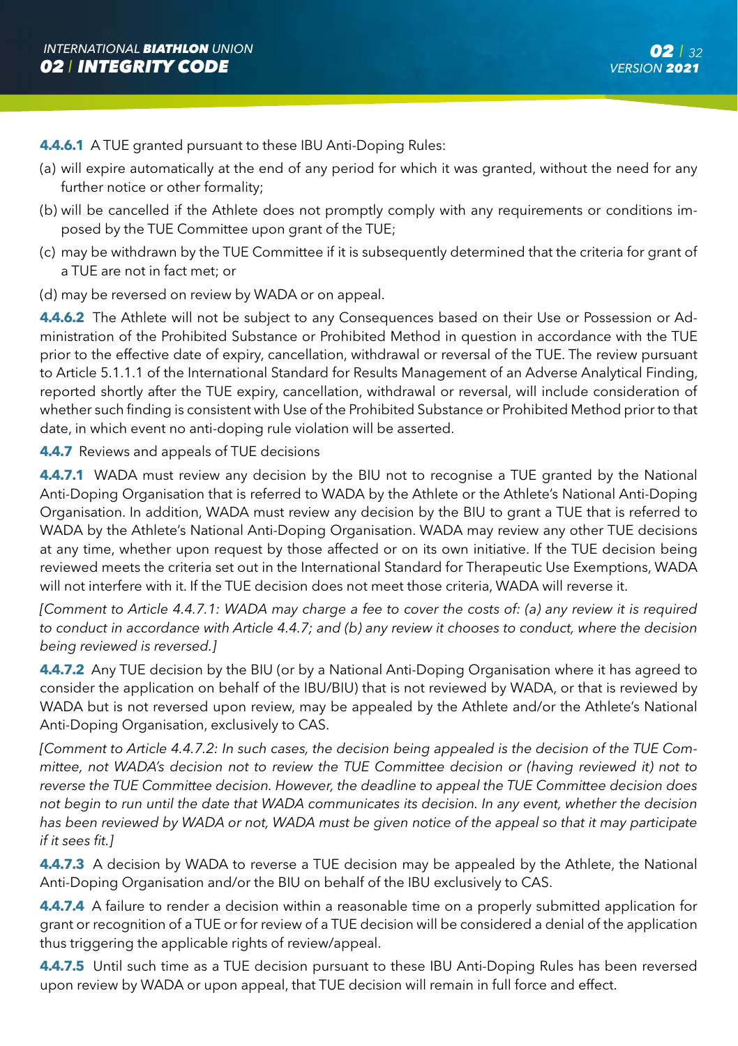**4.4.6.1** A TUE granted pursuant to these IBU Anti-Doping Rules:

(a) will expire automatically at the end of any period for which it was granted, without the need for any further notice or other formality;

(b) will be cancelled if the Athlete does not promptly comply with any requirements or conditions imposed by the TUE Committee upon grant of the TUE;

(c) may be withdrawn by the TUE Committee if it is subsequently determined that the criteria for grant of a TUE are not in fact met; or

(d) may be reversed on review by WADA or on appeal.

**4.4.6.2** The Athlete will not be subject to any Consequences based on their Use or Possession or Administration of the Prohibited Substance or Prohibited Method in question in accordance with the TUE prior to the effective date of expiry, cancellation, withdrawal or reversal of the TUE. The review pursuant to Article 5.1.1.1 of the International Standard for Results Management of an Adverse Analytical Finding, reported shortly after the TUE expiry, cancellation, withdrawal or reversal, will include consideration of whether such finding is consistent with Use of the Prohibited Substance or Prohibited Method prior to that date, in which event no anti-doping rule violation will be asserted.

**4.4.7** Reviews and appeals of TUE decisions

**4.4.7.1** WADA must review any decision by the BIU not to recognise a TUE granted by the National Anti-Doping Organisation that is referred to WADA by the Athlete or the Athlete's National Anti-Doping Organisation. In addition, WADA must review any decision by the BIU to grant a TUE that is referred to WADA by the Athlete's National Anti-Doping Organisation. WADA may review any other TUE decisions at any time, whether upon request by those affected or on its own initiative. If the TUE decision being reviewed meets the criteria set out in the International Standard for Therapeutic Use Exemptions, WADA will not interfere with it. If the TUE decision does not meet those criteria, WADA will reverse it.

*[Comment to Article 4.4.7.1: WADA may charge a fee to cover the costs of: (a) any review it is required to conduct in accordance with Article 4.4.7; and (b) any review it chooses to conduct, where the decision being reviewed is reversed.]*

**4.4.7.2** Any TUE decision by the BIU (or by a National Anti-Doping Organisation where it has agreed to consider the application on behalf of the IBU/BIU) that is not reviewed by WADA, or that is reviewed by WADA but is not reversed upon review, may be appealed by the Athlete and/or the Athlete's National Anti-Doping Organisation, exclusively to CAS.

*[Comment to Article 4.4.7.2: In such cases, the decision being appealed is the decision of the TUE Committee, not WADA's decision not to review the TUE Committee decision or (having reviewed it) not to reverse the TUE Committee decision. However, the deadline to appeal the TUE Committee decision does not begin to run until the date that WADA communicates its decision. In any event, whether the decision has been reviewed by WADA or not, WADA must be given notice of the appeal so that it may participate if it sees fit.]*

**4.4.7.3** A decision by WADA to reverse a TUE decision may be appealed by the Athlete, the National Anti-Doping Organisation and/or the BIU on behalf of the IBU exclusively to CAS.

**4.4.7.4** A failure to render a decision within a reasonable time on a properly submitted application for grant or recognition of a TUE or for review of a TUE decision will be considered a denial of the application thus triggering the applicable rights of review/appeal.

**4.4.7.5** Until such time as a TUE decision pursuant to these IBU Anti-Doping Rules has been reversed upon review by WADA or upon appeal, that TUE decision will remain in full force and effect.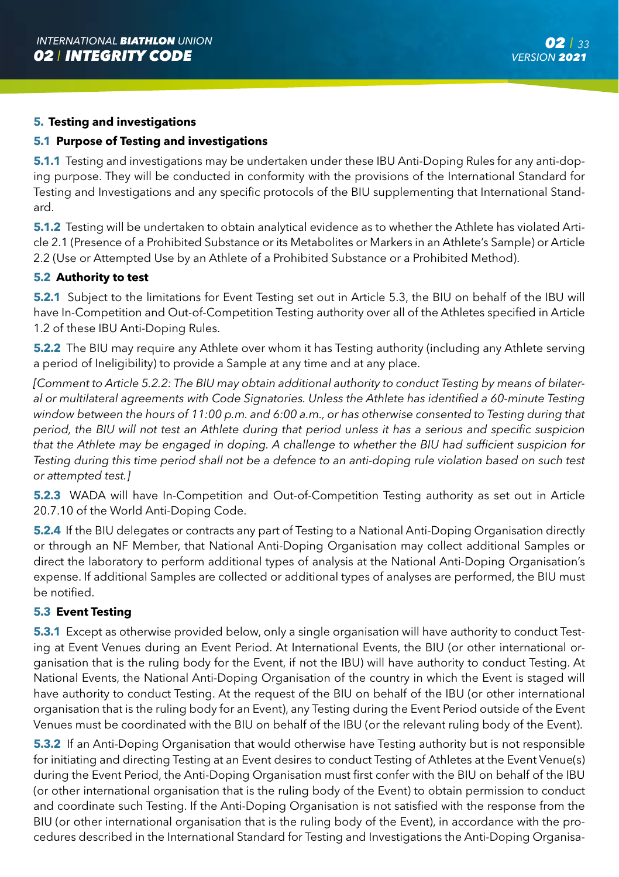## 5. Testing and investigations

### 5.1 Purpose of Testing and investigations

**5.1.1** Testing and investigations may be undertaken under these IBU Anti-Doping Rules for any anti-doping purpose. They will be conducted in conformity with the provisions of the International Standard for Testing and Investigations and any specific protocols of the BIU supplementing that International Standard.

**5.1.2** Testing will be undertaken to obtain analytical evidence as to whether the Athlete has violated Article 2.1 (Presence of a Prohibited Substance or its Metabolites or Markers in an Athlete's Sample) or Article 2.2 (Use or Attempted Use by an Athlete of a Prohibited Substance or a Prohibited Method).

### 5.2 Authority to test

**5.2.1** Subject to the limitations for Event Testing set out in Article 5.3, the BIU on behalf of the IBU will have In-Competition and Out-of-Competition Testing authority over all of the Athletes specified in Article 1.2 of these IBU Anti-Doping Rules.

**5.2.2** The BIU may require any Athlete over whom it has Testing authority (including any Athlete serving a period of Ineligibility) to provide a Sample at any time and at any place.

*[Comment to Article 5.2.2: The BIU may obtain additional authority to conduct Testing by means of bilateral or multilateral agreements with Code Signatories. Unless the Athlete has identified a 60-minute Testing window between the hours of 11:00 p.m. and 6:00 a.m., or has otherwise consented to Testing during that period, the BIU will not test an Athlete during that period unless it has a serious and specific suspicion that the Athlete may be engaged in doping. A challenge to whether the BIU had sufficient suspicion for Testing during this time period shall not be a defence to an anti-doping rule violation based on such test or attempted test.]*

**5.2.3** WADA will have In-Competition and Out-of-Competition Testing authority as set out in Article 20.7.10 of the World Anti-Doping Code.

**5.2.4** If the BIU delegates or contracts any part of Testing to a National Anti-Doping Organisation directly or through an NF Member, that National Anti-Doping Organisation may collect additional Samples or direct the laboratory to perform additional types of analysis at the National Anti-Doping Organisation's expense. If additional Samples are collected or additional types of analyses are performed, the BIU must be notified.

### 5.3 Event Testing

**5.3.1** Except as otherwise provided below, only a single organisation will have authority to conduct Testing at Event Venues during an Event Period. At International Events, the BIU (or other international organisation that is the ruling body for the Event, if not the IBU) will have authority to conduct Testing. At National Events, the National Anti-Doping Organisation of the country in which the Event is staged will have authority to conduct Testing. At the request of the BIU on behalf of the IBU (or other international organisation that is the ruling body for an Event), any Testing during the Event Period outside of the Event Venues must be coordinated with the BIU on behalf of the IBU (or the relevant ruling body of the Event).

**5.3.2** If an Anti-Doping Organisation that would otherwise have Testing authority but is not responsible for initiating and directing Testing at an Event desires to conduct Testing of Athletes at the Event Venue(s) during the Event Period, the Anti-Doping Organisation must first confer with the BIU on behalf of the IBU (or other international organisation that is the ruling body of the Event) to obtain permission to conduct and coordinate such Testing. If the Anti-Doping Organisation is not satisfied with the response from the BIU (or other international organisation that is the ruling body of the Event), in accordance with the procedures described in the International Standard for Testing and Investigations the Anti-Doping Organisa-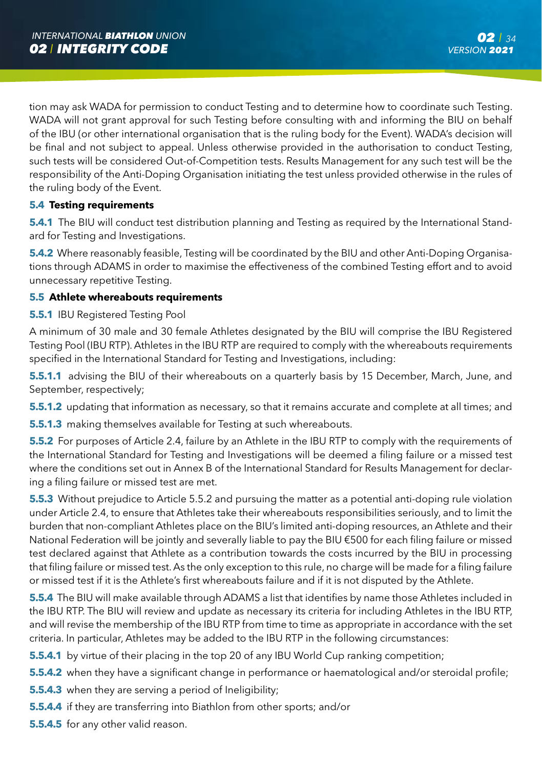tion may ask WADA for permission to conduct Testing and to determine how to coordinate such Testing. WADA will not grant approval for such Testing before consulting with and informing the BIU on behalf of the IBU (or other international organisation that is the ruling body for the Event). WADA's decision will be final and not subject to appeal. Unless otherwise provided in the authorisation to conduct Testing, such tests will be considered Out-of-Competition tests. Results Management for any such test will be the responsibility of the Anti-Doping Organisation initiating the test unless provided otherwise in the rules of the ruling body of the Event.

#### 5.4 Testing requirements

**5.4.1** The BIU will conduct test distribution planning and Testing as required by the International Standard for Testing and Investigations.

**5.4.2** Where reasonably feasible, Testing will be coordinated by the BIU and other Anti-Doping Organisations through ADAMS in order to maximise the effectiveness of the combined Testing effort and to avoid unnecessary repetitive Testing.

#### 5.5 Athlete whereabouts requirements

**5.5.1** IBU Registered Testing Pool

A minimum of 30 male and 30 female Athletes designated by the BIU will comprise the IBU Registered Testing Pool (IBU RTP). Athletes in the IBU RTP are required to comply with the whereabouts requirements specified in the International Standard for Testing and Investigations, including:

**5.5.1.1** advising the BIU of their whereabouts on a quarterly basis by 15 December, March, June, and September, respectively;

**5.5.1.2** updating that information as necessary, so that it remains accurate and complete at all times; and

**5.5.1.3** making themselves available for Testing at such whereabouts.

**5.5.2** For purposes of Article 2.4, failure by an Athlete in the IBU RTP to comply with the requirements of the International Standard for Testing and Investigations will be deemed a filing failure or a missed test where the conditions set out in Annex B of the International Standard for Results Management for declaring a filing failure or missed test are met.

**5.5.3** Without prejudice to Article 5.5.2 and pursuing the matter as a potential anti-doping rule violation under Article 2.4, to ensure that Athletes take their whereabouts responsibilities seriously, and to limit the burden that non-compliant Athletes place on the BIU's limited anti-doping resources, an Athlete and their National Federation will be jointly and severally liable to pay the BIU €500 for each filing failure or missed test declared against that Athlete as a contribution towards the costs incurred by the BIU in processing that filing failure or missed test. As the only exception to this rule, no charge will be made for a filing failure or missed test if it is the Athlete's first whereabouts failure and if it is not disputed by the Athlete.

**5.5.4** The BIU will make available through ADAMS a list that identifies by name those Athletes included in the IBU RTP. The BIU will review and update as necessary its criteria for including Athletes in the IBU RTP, and will revise the membership of the IBU RTP from time to time as appropriate in accordance with the set criteria. In particular, Athletes may be added to the IBU RTP in the following circumstances:

**5.5.4.1** by virtue of their placing in the top 20 of any IBU World Cup ranking competition;

**5.5.4.2** when they have a significant change in performance or haematological and/or steroidal profile;

**5.5.4.3** when they are serving a period of Ineligibility;

**5.5.4.4** if they are transferring into Biathlon from other sports; and/or

**5.5.4.5** for any other valid reason.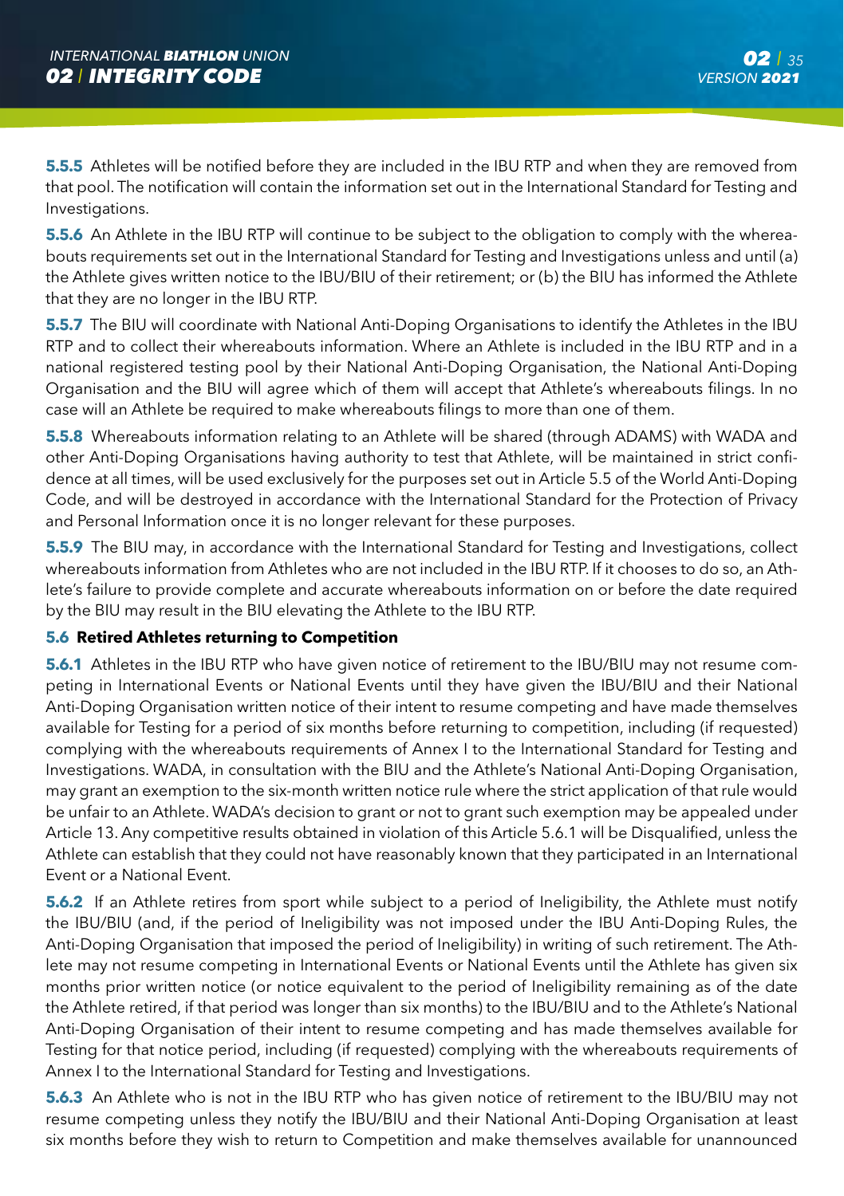**5.5.5** Athletes will be notified before they are included in the IBU RTP and when they are removed from that pool. The notification will contain the information set out in the International Standard for Testing and Investigations.

**5.5.6** An Athlete in the IBU RTP will continue to be subject to the obligation to comply with the whereabouts requirements set out in the International Standard for Testing and Investigations unless and until (a) the Athlete gives written notice to the IBU/BIU of their retirement; or (b) the BIU has informed the Athlete that they are no longer in the IBU RTP.

**5.5.7** The BIU will coordinate with National Anti-Doping Organisations to identify the Athletes in the IBU RTP and to collect their whereabouts information. Where an Athlete is included in the IBU RTP and in a national registered testing pool by their National Anti-Doping Organisation, the National Anti-Doping Organisation and the BIU will agree which of them will accept that Athlete's whereabouts filings. In no case will an Athlete be required to make whereabouts filings to more than one of them.

**5.5.8** Whereabouts information relating to an Athlete will be shared (through ADAMS) with WADA and other Anti-Doping Organisations having authority to test that Athlete, will be maintained in strict confidence at all times, will be used exclusively for the purposes set out in Article 5.5 of the World Anti-Doping Code, and will be destroyed in accordance with the International Standard for the Protection of Privacy and Personal Information once it is no longer relevant for these purposes.

**5.5.9** The BIU may, in accordance with the International Standard for Testing and Investigations, collect whereabouts information from Athletes who are not included in the IBU RTP. If it chooses to do so, an Athlete's failure to provide complete and accurate whereabouts information on or before the date required by the BIU may result in the BIU elevating the Athlete to the IBU RTP.

### 5.6 Retired Athletes returning to Competition

**5.6.1** Athletes in the IBU RTP who have given notice of retirement to the IBU/BIU may not resume competing in International Events or National Events until they have given the IBU/BIU and their National Anti-Doping Organisation written notice of their intent to resume competing and have made themselves available for Testing for a period of six months before returning to competition, including (if requested) complying with the whereabouts requirements of Annex I to the International Standard for Testing and Investigations. WADA, in consultation with the BIU and the Athlete's National Anti-Doping Organisation, may grant an exemption to the six-month written notice rule where the strict application of that rule would be unfair to an Athlete. WADA's decision to grant or not to grant such exemption may be appealed under Article 13. Any competitive results obtained in violation of this Article 5.6.1 will be Disqualified, unless the Athlete can establish that they could not have reasonably known that they participated in an International Event or a National Event.

**5.6.2** If an Athlete retires from sport while subject to a period of Ineligibility, the Athlete must notify the IBU/BIU (and, if the period of Ineligibility was not imposed under the IBU Anti-Doping Rules, the Anti-Doping Organisation that imposed the period of Ineligibility) in writing of such retirement. The Athlete may not resume competing in International Events or National Events until the Athlete has given six months prior written notice (or notice equivalent to the period of Ineligibility remaining as of the date the Athlete retired, if that period was longer than six months) to the IBU/BIU and to the Athlete's National Anti-Doping Organisation of their intent to resume competing and has made themselves available for Testing for that notice period, including (if requested) complying with the whereabouts requirements of Annex I to the International Standard for Testing and Investigations.

**5.6.3** An Athlete who is not in the IBU RTP who has given notice of retirement to the IBU/BIU may not resume competing unless they notify the IBU/BIU and their National Anti-Doping Organisation at least six months before they wish to return to Competition and make themselves available for unannounced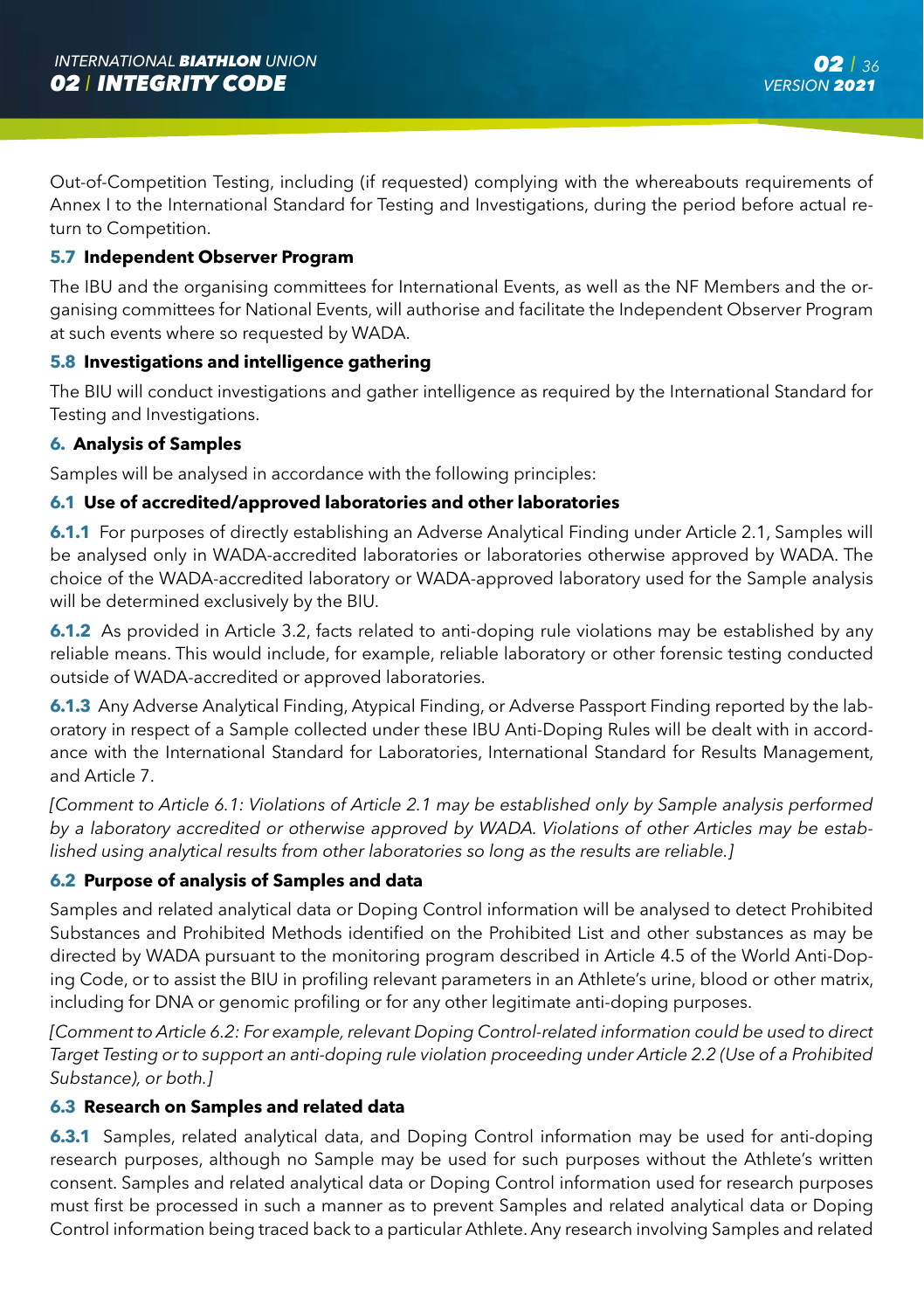Out-of-Competition Testing, including (if requested) complying with the whereabouts requirements of Annex I to the International Standard for Testing and Investigations, during the period before actual return to Competition.

### 5.7 Independent Observer Program

The IBU and the organising committees for International Events, as well as the NF Members and the organising committees for National Events, will authorise and facilitate the Independent Observer Program at such events where so requested by WADA.

### 5.8 Investigations and intelligence gathering

The BIU will conduct investigations and gather intelligence as required by the International Standard for Testing and Investigations.

## 6. Analysis of Samples

Samples will be analysed in accordance with the following principles:

### 6.1 Use of accredited/approved laboratories and other laboratories

**6.1.1** For purposes of directly establishing an Adverse Analytical Finding under Article 2.1, Samples will be analysed only in WADA-accredited laboratories or laboratories otherwise approved by WADA. The choice of the WADA-accredited laboratory or WADA-approved laboratory used for the Sample analysis will be determined exclusively by the BIU.

**6.1.2** As provided in Article 3.2, facts related to anti-doping rule violations may be established by any reliable means. This would include, for example, reliable laboratory or other forensic testing conducted outside of WADA-accredited or approved laboratories.

**6.1.3** Any Adverse Analytical Finding, Atypical Finding, or Adverse Passport Finding reported by the laboratory in respect of a Sample collected under these IBU Anti-Doping Rules will be dealt with in accordance with the International Standard for Laboratories, International Standard for Results Management, and Article 7.

*[Comment to Article 6.1: Violations of Article 2.1 may be established only by Sample analysis performed by a laboratory accredited or otherwise approved by WADA. Violations of other Articles may be established using analytical results from other laboratories so long as the results are reliable.]*

### 6.2 Purpose of analysis of Samples and data

Samples and related analytical data or Doping Control information will be analysed to detect Prohibited Substances and Prohibited Methods identified on the Prohibited List and other substances as may be directed by WADA pursuant to the monitoring program described in Article 4.5 of the World Anti-Doping Code, or to assist the BIU in profiling relevant parameters in an Athlete's urine, blood or other matrix, including for DNA or genomic profiling or for any other legitimate anti-doping purposes.

*[Comment to Article 6.2: For example, relevant Doping Control-related information could be used to direct Target Testing or to support an anti-doping rule violation proceeding under Article 2.2 (Use of a Prohibited Substance), or both.]*

### 6.3 Research on Samples and related data

**6.3.1** Samples, related analytical data, and Doping Control information may be used for anti-doping research purposes, although no Sample may be used for such purposes without the Athlete's written consent. Samples and related analytical data or Doping Control information used for research purposes must first be processed in such a manner as to prevent Samples and related analytical data or Doping Control information being traced back to a particular Athlete. Any research involving Samples and related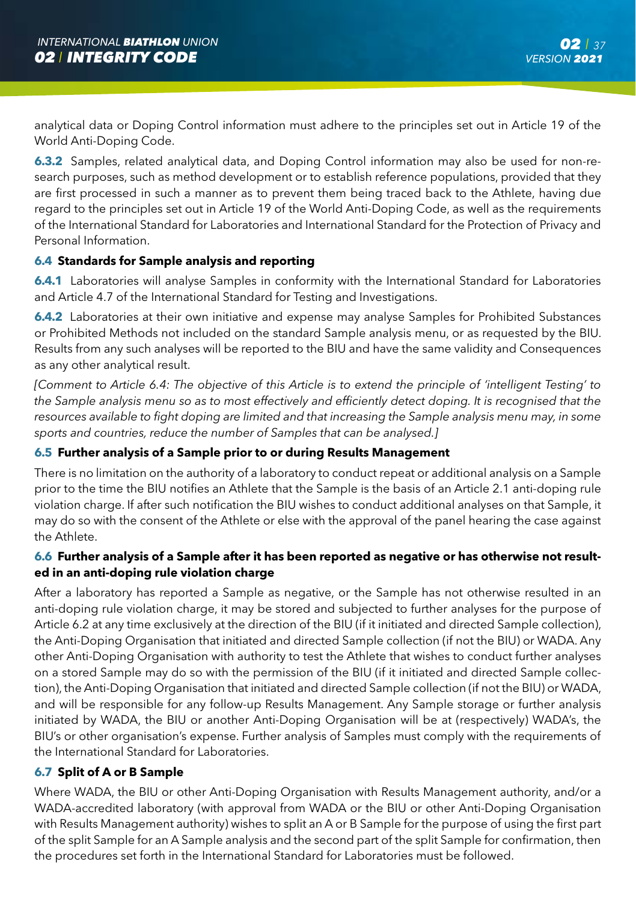analytical data or Doping Control information must adhere to the principles set out in Article 19 of the World Anti-Doping Code.

**6.3.2** Samples, related analytical data, and Doping Control information may also be used for non-research purposes, such as method development or to establish reference populations, provided that they are first processed in such a manner as to prevent them being traced back to the Athlete, having due regard to the principles set out in Article 19 of the World Anti-Doping Code, as well as the requirements of the International Standard for Laboratories and International Standard for the Protection of Privacy and Personal Information.

### 6.4 Standards for Sample analysis and reporting

**6.4.1** Laboratories will analyse Samples in conformity with the International Standard for Laboratories and Article 4.7 of the International Standard for Testing and Investigations.

**6.4.2** Laboratories at their own initiative and expense may analyse Samples for Prohibited Substances or Prohibited Methods not included on the standard Sample analysis menu, or as requested by the BIU. Results from any such analyses will be reported to the BIU and have the same validity and Consequences as any other analytical result.

*[Comment to Article 6.4: The objective of this Article is to extend the principle of 'intelligent Testing' to the Sample analysis menu so as to most effectively and efficiently detect doping. It is recognised that the resources available to fight doping are limited and that increasing the Sample analysis menu may, in some sports and countries, reduce the number of Samples that can be analysed.]*

### 6.5 Further analysis of a Sample prior to or during Results Management

There is no limitation on the authority of a laboratory to conduct repeat or additional analysis on a Sample prior to the time the BIU notifies an Athlete that the Sample is the basis of an Article 2.1 anti-doping rule violation charge. If after such notification the BIU wishes to conduct additional analyses on that Sample, it may do so with the consent of the Athlete or else with the approval of the panel hearing the case against the Athlete.

### 6.6 Further analysis of a Sample after it has been reported as negative or has otherwise not resulted in an anti-doping rule violation charge

After a laboratory has reported a Sample as negative, or the Sample has not otherwise resulted in an anti-doping rule violation charge, it may be stored and subjected to further analyses for the purpose of Article 6.2 at any time exclusively at the direction of the BIU (if it initiated and directed Sample collection), the Anti-Doping Organisation that initiated and directed Sample collection (if not the BIU) or WADA. Any other Anti-Doping Organisation with authority to test the Athlete that wishes to conduct further analyses on a stored Sample may do so with the permission of the BIU (if it initiated and directed Sample collection), the Anti-Doping Organisation that initiated and directed Sample collection (if not the BIU) or WADA, and will be responsible for any follow-up Results Management. Any Sample storage or further analysis initiated by WADA, the BIU or another Anti-Doping Organisation will be at (respectively) WADA's, the BIU's or other organisation's expense. Further analysis of Samples must comply with the requirements of the International Standard for Laboratories.

### 6.7 Split of A or B Sample

Where WADA, the BIU or other Anti-Doping Organisation with Results Management authority, and/or a WADA-accredited laboratory (with approval from WADA or the BIU or other Anti-Doping Organisation with Results Management authority) wishes to split an A or B Sample for the purpose of using the first part of the split Sample for an A Sample analysis and the second part of the split Sample for confirmation, then the procedures set forth in the International Standard for Laboratories must be followed.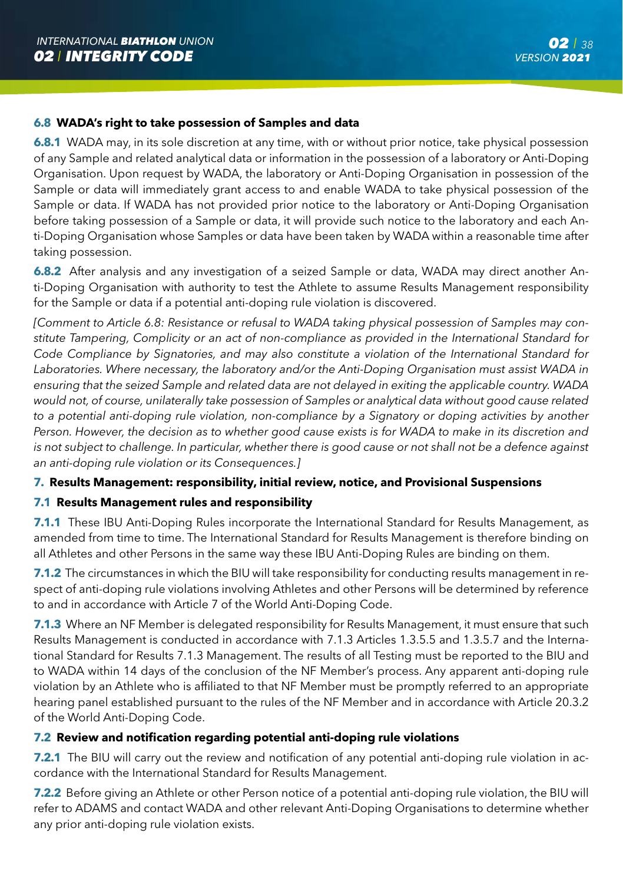### 6.8 WADA's right to take possession of Samples and data

**6.8.1** WADA may, in its sole discretion at any time, with or without prior notice, take physical possession of any Sample and related analytical data or information in the possession of a laboratory or Anti-Doping Organisation. Upon request by WADA, the laboratory or Anti-Doping Organisation in possession of the Sample or data will immediately grant access to and enable WADA to take physical possession of the Sample or data. If WADA has not provided prior notice to the laboratory or Anti-Doping Organisation before taking possession of a Sample or data, it will provide such notice to the laboratory and each Anti-Doping Organisation whose Samples or data have been taken by WADA within a reasonable time after taking possession.

**6.8.2** After analysis and any investigation of a seized Sample or data, WADA may direct another Anti-Doping Organisation with authority to test the Athlete to assume Results Management responsibility for the Sample or data if a potential anti-doping rule violation is discovered.

*[Comment to Article 6.8: Resistance or refusal to WADA taking physical possession of Samples may constitute Tampering, Complicity or an act of non-compliance as provided in the International Standard for Code Compliance by Signatories, and may also constitute a violation of the International Standard for Laboratories. Where necessary, the laboratory and/or the Anti-Doping Organisation must assist WADA in ensuring that the seized Sample and related data are not delayed in exiting the applicable country. WADA would not, of course, unilaterally take possession of Samples or analytical data without good cause related to a potential anti-doping rule violation, non-compliance by a Signatory or doping activities by another Person. However, the decision as to whether good cause exists is for WADA to make in its discretion and is not subject to challenge. In particular, whether there is good cause or not shall not be a defence against an anti-doping rule violation or its Consequences.]*

## 7. Results Management: responsibility, initial review, notice, and Provisional Suspensions

### 7.1 Results Management rules and responsibility

**7.1.1** These IBU Anti-Doping Rules incorporate the International Standard for Results Management, as amended from time to time. The International Standard for Results Management is therefore binding on all Athletes and other Persons in the same way these IBU Anti-Doping Rules are binding on them.

**7.1.2** The circumstances in which the BIU will take responsibility for conducting results management in respect of anti-doping rule violations involving Athletes and other Persons will be determined by reference to and in accordance with Article 7 of the World Anti-Doping Code.

**7.1.3** Where an NF Member is delegated responsibility for Results Management, it must ensure that such Results Management is conducted in accordance with 7.1.3 Articles 1.3.5.5 and 1.3.5.7 and the International Standard for Results 7.1.3 Management. The results of all Testing must be reported to the BIU and to WADA within 14 days of the conclusion of the NF Member's process. Any apparent anti-doping rule violation by an Athlete who is affiliated to that NF Member must be promptly referred to an appropriate hearing panel established pursuant to the rules of the NF Member and in accordance with Article 20.3.2 of the World Anti-Doping Code.

### 7.2 Review and notification regarding potential anti-doping rule violations

**7.2.1** The BIU will carry out the review and notification of any potential anti-doping rule violation in accordance with the International Standard for Results Management.

**7.2.2** Before giving an Athlete or other Person notice of a potential anti-doping rule violation, the BIU will refer to ADAMS and contact WADA and other relevant Anti-Doping Organisations to determine whether any prior anti-doping rule violation exists.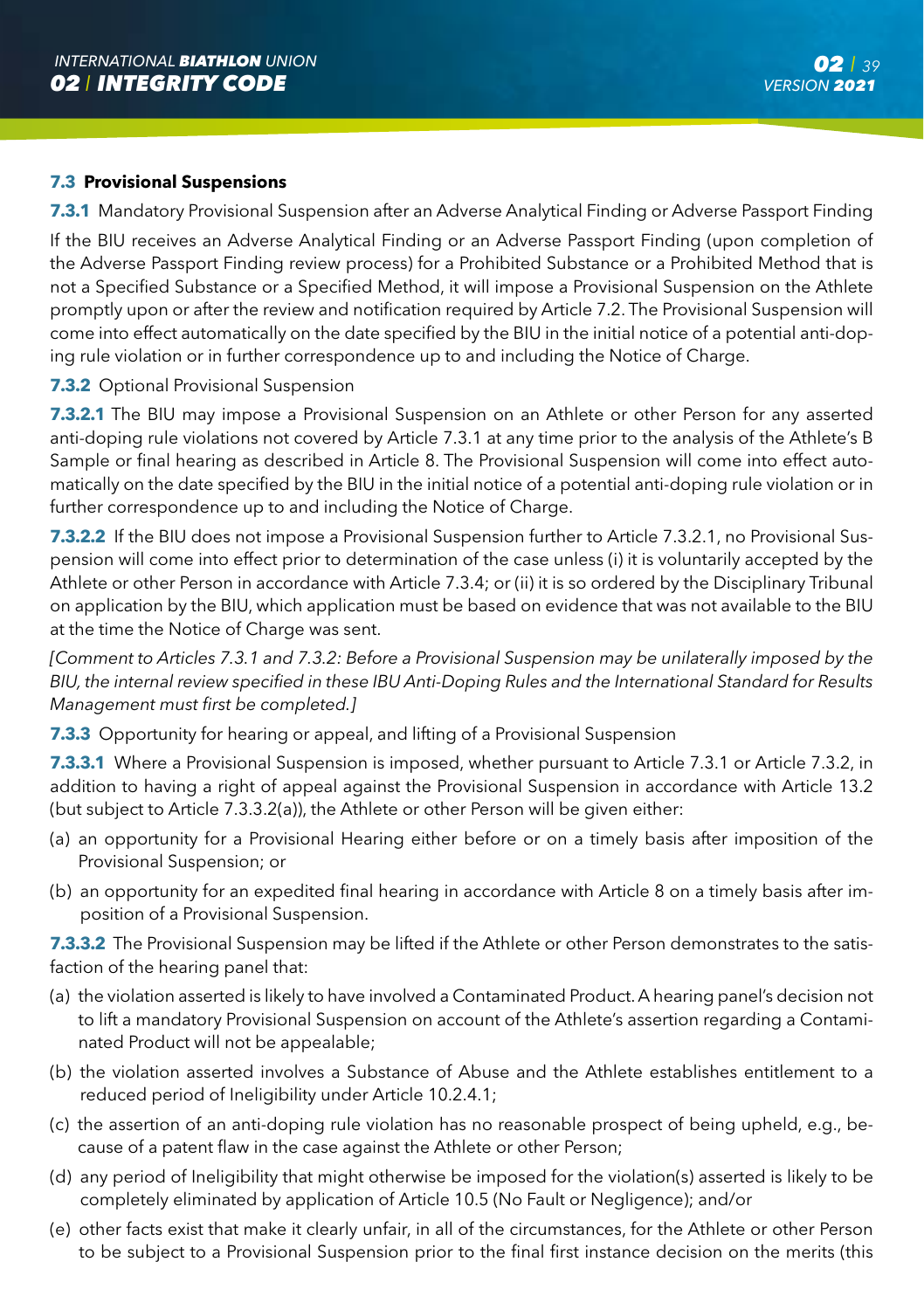### 7.3 Provisional Suspensions

**7.3.1** Mandatory Provisional Suspension after an Adverse Analytical Finding or Adverse Passport Finding

If the BIU receives an Adverse Analytical Finding or an Adverse Passport Finding (upon completion of the Adverse Passport Finding review process) for a Prohibited Substance or a Prohibited Method that is not a Specified Substance or a Specified Method, it will impose a Provisional Suspension on the Athlete promptly upon or after the review and notification required by Article 7.2. The Provisional Suspension will come into effect automatically on the date specified by the BIU in the initial notice of a potential anti-doping rule violation or in further correspondence up to and including the Notice of Charge.

**7.3.2** Optional Provisional Suspension

**7.3.2.1** The BIU may impose a Provisional Suspension on an Athlete or other Person for any asserted anti-doping rule violations not covered by Article 7.3.1 at any time prior to the analysis of the Athlete's B Sample or final hearing as described in Article 8. The Provisional Suspension will come into effect automatically on the date specified by the BIU in the initial notice of a potential anti-doping rule violation or in further correspondence up to and including the Notice of Charge.

**7.3.2.2** If the BIU does not impose a Provisional Suspension further to Article 7.3.2.1, no Provisional Suspension will come into effect prior to determination of the case unless (i) it is voluntarily accepted by the Athlete or other Person in accordance with Article 7.3.4; or (ii) it is so ordered by the Disciplinary Tribunal on application by the BIU, which application must be based on evidence that was not available to the BIU at the time the Notice of Charge was sent.

*[Comment to Articles 7.3.1 and 7.3.2: Before a Provisional Suspension may be unilaterally imposed by the BIU, the internal review specified in these IBU Anti-Doping Rules and the International Standard for Results Management must first be completed.]*

**7.3.3** Opportunity for hearing or appeal, and lifting of a Provisional Suspension

**7.3.3.1** Where a Provisional Suspension is imposed, whether pursuant to Article 7.3.1 or Article 7.3.2, in addition to having a right of appeal against the Provisional Suspension in accordance with Article 13.2 (but subject to Article 7.3.3.2(a)), the Athlete or other Person will be given either:

(a) an opportunity for a Provisional Hearing either before or on a timely basis after imposition of the Provisional Suspension; or

(b) an opportunity for an expedited final hearing in accordance with Article 8 on a timely basis after imposition of a Provisional Suspension.

**7.3.3.2** The Provisional Suspension may be lifted if the Athlete or other Person demonstrates to the satisfaction of the hearing panel that:

(a) the violation asserted is likely to have involved a Contaminated Product. A hearing panel's decision not to lift a mandatory Provisional Suspension on account of the Athlete's assertion regarding a Contaminated Product will not be appealable;

(b) the violation asserted involves a Substance of Abuse and the Athlete establishes entitlement to a reduced period of Ineligibility under Article 10.2.4.1;

(c) the assertion of an anti-doping rule violation has no reasonable prospect of being upheld, e.g., because of a patent flaw in the case against the Athlete or other Person;

(d) any period of Ineligibility that might otherwise be imposed for the violation(s) asserted is likely to be completely eliminated by application of Article 10.5 (No Fault or Negligence); and/or

(e) other facts exist that make it clearly unfair, in all of the circumstances, for the Athlete or other Person to be subject to a Provisional Suspension prior to the final first instance decision on the merits (this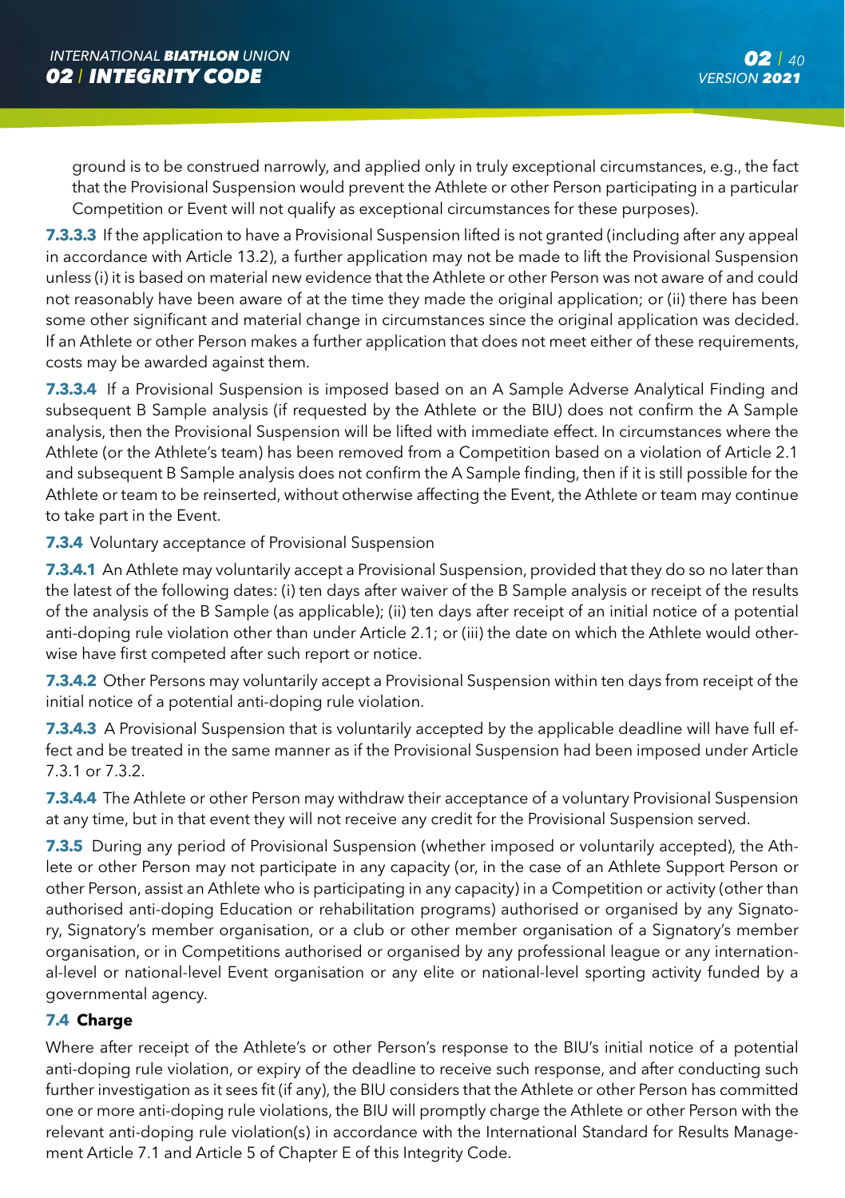ground is to be construed narrowly, and applied only in truly exceptional circumstances, e.g., the fact that the Provisional Suspension would prevent the Athlete or other Person participating in a particular Competition or Event will not qualify as exceptional circumstances for these purposes).

**7.3.3.3** If the application to have a Provisional Suspension lifted is not granted (including after any appeal in accordance with Article 13.2), a further application may not be made to lift the Provisional Suspension unless (i) it is based on material new evidence that the Athlete or other Person was not aware of and could not reasonably have been aware of at the time they made the original application; or (ii) there has been some other significant and material change in circumstances since the original application was decided. If an Athlete or other Person makes a further application that does not meet either of these requirements, costs may be awarded against them.

**7.3.3.4** If a Provisional Suspension is imposed based on an A Sample Adverse Analytical Finding and subsequent B Sample analysis (if requested by the Athlete or the BIU) does not confirm the A Sample analysis, then the Provisional Suspension will be lifted with immediate effect. In circumstances where the Athlete (or the Athlete's team) has been removed from a Competition based on a violation of Article 2.1 and subsequent B Sample analysis does not confirm the A Sample finding, then if it is still possible for the Athlete or team to be reinserted, without otherwise affecting the Event, the Athlete or team may continue to take part in the Event.

**7.3.4** Voluntary acceptance of Provisional Suspension

**7.3.4.1** An Athlete may voluntarily accept a Provisional Suspension, provided that they do so no later than the latest of the following dates: (i) ten days after waiver of the B Sample analysis or receipt of the results of the analysis of the B Sample (as applicable); (ii) ten days after receipt of an initial notice of a potential anti-doping rule violation other than under Article 2.1; or (iii) the date on which the Athlete would otherwise have first competed after such report or notice.

**7.3.4.2** Other Persons may voluntarily accept a Provisional Suspension within ten days from receipt of the initial notice of a potential anti-doping rule violation.

**7.3.4.3** A Provisional Suspension that is voluntarily accepted by the applicable deadline will have full effect and be treated in the same manner as if the Provisional Suspension had been imposed under Article 7.3.1 or 7.3.2.

**7.3.4.4** The Athlete or other Person may withdraw their acceptance of a voluntary Provisional Suspension at any time, but in that event they will not receive any credit for the Provisional Suspension served.

**7.3.5** During any period of Provisional Suspension (whether imposed or voluntarily accepted), the Athlete or other Person may not participate in any capacity (or, in the case of an Athlete Support Person or other Person, assist an Athlete who is participating in any capacity) in a Competition or activity (other than authorised anti-doping Education or rehabilitation programs) authorised or organised by any Signatory, Signatory's member organisation, or a club or other member organisation of a Signatory's member organisation, or in Competitions authorised or organised by any professional league or any international-level or national-level Event organisation or any elite or national-level sporting activity funded by a governmental agency.

### 7.4 Charge

Where after receipt of the Athlete's or other Person's response to the BIU's initial notice of a potential anti-doping rule violation, or expiry of the deadline to receive such response, and after conducting such further investigation as it sees fit (if any), the BIU considers that the Athlete or other Person has committed one or more anti-doping rule violations, the BIU will promptly charge the Athlete or other Person with the relevant anti-doping rule violation(s) in accordance with the International Standard for Results Management Article 7.1 and Article 5 of Chapter E of this Integrity Code.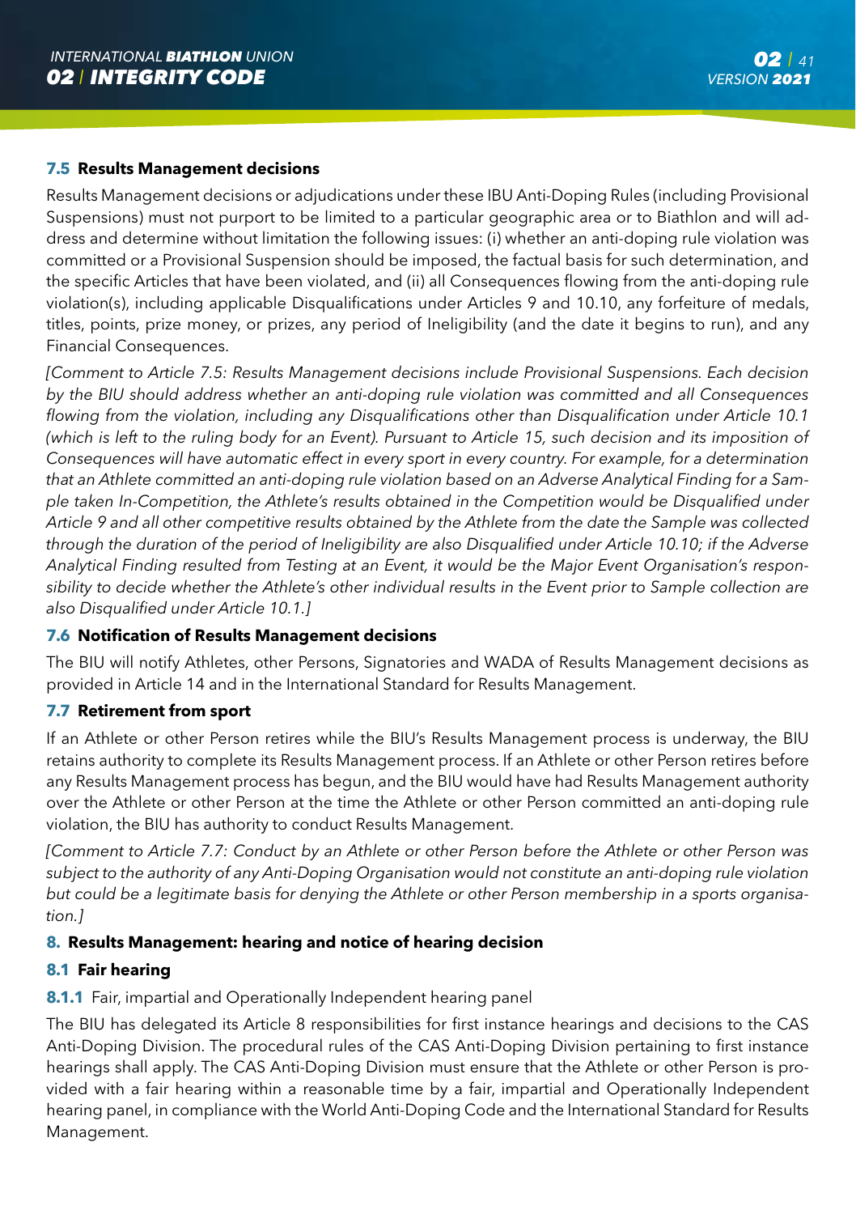### 7.5 Results Management decisions

Results Management decisions or adjudications under these IBU Anti-Doping Rules (including Provisional Suspensions) must not purport to be limited to a particular geographic area or to Biathlon and will address and determine without limitation the following issues: (i) whether an anti-doping rule violation was committed or a Provisional Suspension should be imposed, the factual basis for such determination, and the specific Articles that have been violated, and (ii) all Consequences flowing from the anti-doping rule violation(s), including applicable Disqualifications under Articles 9 and 10.10, any forfeiture of medals, titles, points, prize money, or prizes, any period of Ineligibility (and the date it begins to run), and any Financial Consequences.

*[Comment to Article 7.5: Results Management decisions include Provisional Suspensions. Each decision by the BIU should address whether an anti-doping rule violation was committed and all Consequences flowing from the violation, including any Disqualifications other than Disqualification under Article 10.1 (which is left to the ruling body for an Event). Pursuant to Article 15, such decision and its imposition of Consequences will have automatic effect in every sport in every country. For example, for a determination that an Athlete committed an anti-doping rule violation based on an Adverse Analytical Finding for a Sample taken In-Competition, the Athlete's results obtained in the Competition would be Disqualified under Article 9 and all other competitive results obtained by the Athlete from the date the Sample was collected through the duration of the period of Ineligibility are also Disqualified under Article 10.10; if the Adverse Analytical Finding resulted from Testing at an Event, it would be the Major Event Organisation's responsibility to decide whether the Athlete's other individual results in the Event prior to Sample collection are also Disqualified under Article 10.1.]*

### 7.6 Notification of Results Management decisions

The BIU will notify Athletes, other Persons, Signatories and WADA of Results Management decisions as provided in Article 14 and in the International Standard for Results Management.

### 7.7 Retirement from sport

If an Athlete or other Person retires while the BIU's Results Management process is underway, the BIU retains authority to complete its Results Management process. If an Athlete or other Person retires before any Results Management process has begun, and the BIU would have had Results Management authority over the Athlete or other Person at the time the Athlete or other Person committed an anti-doping rule violation, the BIU has authority to conduct Results Management.

*[Comment to Article 7.7: Conduct by an Athlete or other Person before the Athlete or other Person was subject to the authority of any Anti-Doping Organisation would not constitute an anti-doping rule violation but could be a legitimate basis for denying the Athlete or other Person membership in a sports organisation.]*

## 8. Results Management: hearing and notice of hearing decision

### 8.1 Fair hearing

**8.1.1** Fair, impartial and Operationally Independent hearing panel

The BIU has delegated its Article 8 responsibilities for first instance hearings and decisions to the CAS Anti-Doping Division. The procedural rules of the CAS Anti-Doping Division pertaining to first instance hearings shall apply. The CAS Anti-Doping Division must ensure that the Athlete or other Person is provided with a fair hearing within a reasonable time by a fair, impartial and Operationally Independent hearing panel, in compliance with the World Anti-Doping Code and the International Standard for Results Management.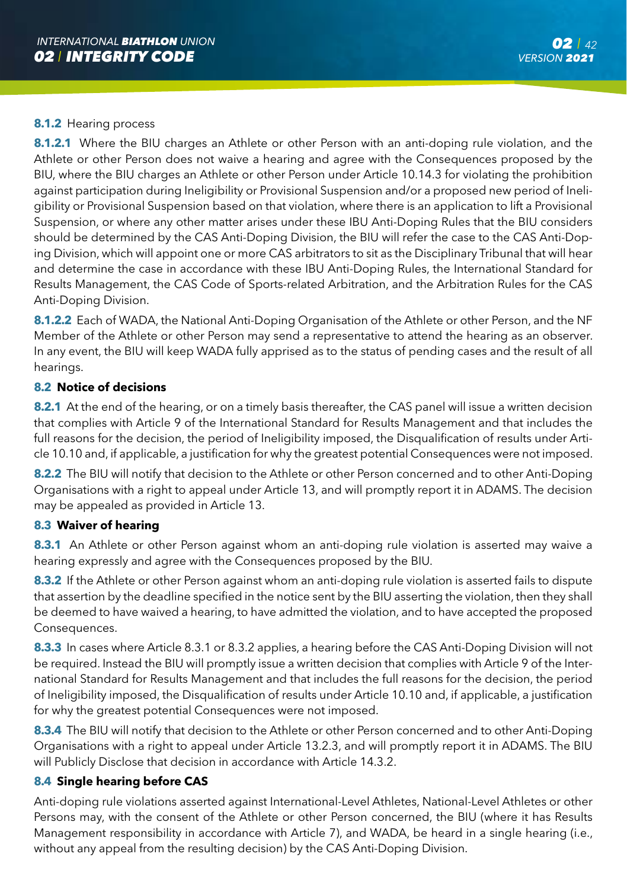**8.1.2** Hearing process

**8.1.2.1** Where the BIU charges an Athlete or other Person with an anti-doping rule violation, and the Athlete or other Person does not waive a hearing and agree with the Consequences proposed by the BIU, where the BIU charges an Athlete or other Person under Article 10.14.3 for violating the prohibition against participation during Ineligibility or Provisional Suspension and/or a proposed new period of Ineligibility or Provisional Suspension based on that violation, where there is an application to lift a Provisional Suspension, or where any other matter arises under these IBU Anti-Doping Rules that the BIU considers should be determined by the CAS Anti-Doping Division, the BIU will refer the case to the CAS Anti-Doping Division, which will appoint one or more CAS arbitrators to sit as the Disciplinary Tribunal that will hear and determine the case in accordance with these IBU Anti-Doping Rules, the International Standard for Results Management, the CAS Code of Sports-related Arbitration, and the Arbitration Rules for the CAS Anti-Doping Division.

**8.1.2.2** Each of WADA, the National Anti-Doping Organisation of the Athlete or other Person, and the NF Member of the Athlete or other Person may send a representative to attend the hearing as an observer. In any event, the BIU will keep WADA fully apprised as to the status of pending cases and the result of all hearings.

### 8.2 Notice of decisions

**8.2.1** At the end of the hearing, or on a timely basis thereafter, the CAS panel will issue a written decision that complies with Article 9 of the International Standard for Results Management and that includes the full reasons for the decision, the period of Ineligibility imposed, the Disqualification of results under Article 10.10 and, if applicable, a justification for why the greatest potential Consequences were not imposed.

**8.2.2** The BIU will notify that decision to the Athlete or other Person concerned and to other Anti-Doping Organisations with a right to appeal under Article 13, and will promptly report it in ADAMS. The decision may be appealed as provided in Article 13.

### 8.3 Waiver of hearing

**8.3.1** An Athlete or other Person against whom an anti-doping rule violation is asserted may waive a hearing expressly and agree with the Consequences proposed by the BIU.

**8.3.2** If the Athlete or other Person against whom an anti-doping rule violation is asserted fails to dispute that assertion by the deadline specified in the notice sent by the BIU asserting the violation, then they shall be deemed to have waived a hearing, to have admitted the violation, and to have accepted the proposed Consequences.

**8.3.3** In cases where Article 8.3.1 or 8.3.2 applies, a hearing before the CAS Anti-Doping Division will not be required. Instead the BIU will promptly issue a written decision that complies with Article 9 of the International Standard for Results Management and that includes the full reasons for the decision, the period of Ineligibility imposed, the Disqualification of results under Article 10.10 and, if applicable, a justification for why the greatest potential Consequences were not imposed.

**8.3.4** The BIU will notify that decision to the Athlete or other Person concerned and to other Anti-Doping Organisations with a right to appeal under Article 13.2.3, and will promptly report it in ADAMS. The BIU will Publicly Disclose that decision in accordance with Article 14.3.2.

### 8.4 Single hearing before CAS

Anti-doping rule violations asserted against International-Level Athletes, National-Level Athletes or other Persons may, with the consent of the Athlete or other Person concerned, the BIU (where it has Results Management responsibility in accordance with Article 7), and WADA, be heard in a single hearing (i.e., without any appeal from the resulting decision) by the CAS Anti-Doping Division.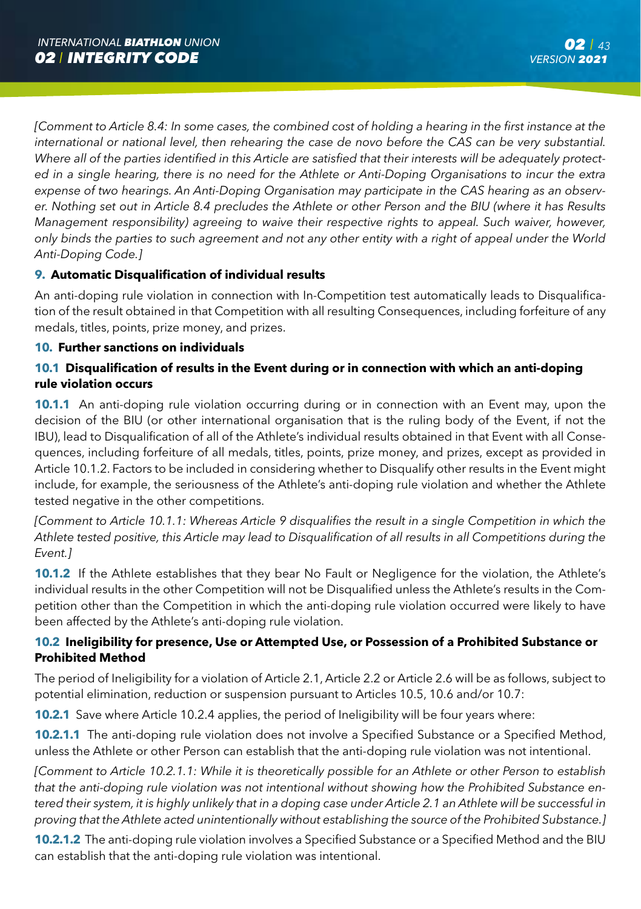*[Comment to Article 8.4: In some cases, the combined cost of holding a hearing in the first instance at the international or national level, then rehearing the case de novo before the CAS can be very substantial. Where all of the parties identified in this Article are satisfied that their interests will be adequately protected in a single hearing, there is no need for the Athlete or Anti-Doping Organisations to incur the extra expense of two hearings. An Anti-Doping Organisation may participate in the CAS hearing as an observer. Nothing set out in Article 8.4 precludes the Athlete or other Person and the BIU (where it has Results Management responsibility) agreeing to waive their respective rights to appeal. Such waiver, however, only binds the parties to such agreement and not any other entity with a right of appeal under the World Anti-Doping Code.]*

## 9. Automatic Disqualification of individual results

An anti-doping rule violation in connection with In-Competition test automatically leads to Disqualification of the result obtained in that Competition with all resulting Consequences, including forfeiture of any medals, titles, points, prize money, and prizes.

## 10. Further sanctions on individuals

### 10.1 Disqualification of results in the Event during or in connection with which an anti-doping rule violation occurs

**10.1.1** An anti-doping rule violation occurring during or in connection with an Event may, upon the decision of the BIU (or other international organisation that is the ruling body of the Event, if not the IBU), lead to Disqualification of all of the Athlete's individual results obtained in that Event with all Consequences, including forfeiture of all medals, titles, points, prize money, and prizes, except as provided in Article 10.1.2. Factors to be included in considering whether to Disqualify other results in the Event might include, for example, the seriousness of the Athlete's anti-doping rule violation and whether the Athlete tested negative in the other competitions.

*[Comment to Article 10.1.1: Whereas Article 9 disqualifies the result in a single Competition in which the Athlete tested positive, this Article may lead to Disqualification of all results in all Competitions during the Event.]*

**10.1.2** If the Athlete establishes that they bear No Fault or Negligence for the violation, the Athlete's individual results in the other Competition will not be Disqualified unless the Athlete's results in the Competition other than the Competition in which the anti-doping rule violation occurred were likely to have been affected by the Athlete's anti-doping rule violation.

### 10.2 Ineligibility for presence, Use or Attempted Use, or Possession of a Prohibited Substance or Prohibited Method

The period of Ineligibility for a violation of Article 2.1, Article 2.2 or Article 2.6 will be as follows, subject to potential elimination, reduction or suspension pursuant to Articles 10.5, 10.6 and/or 10.7:

**10.2.1** Save where Article 10.2.4 applies, the period of Ineligibility will be four years where:

**10.2.1.1** The anti-doping rule violation does not involve a Specified Substance or a Specified Method, unless the Athlete or other Person can establish that the anti-doping rule violation was not intentional.

*[Comment to Article 10.2.1.1: While it is theoretically possible for an Athlete or other Person to establish that the anti-doping rule violation was not intentional without showing how the Prohibited Substance entered their system, it is highly unlikely that in a doping case under Article 2.1 an Athlete will be successful in proving that the Athlete acted unintentionally without establishing the source of the Prohibited Substance.]*

**10.2.1.2** The anti-doping rule violation involves a Specified Substance or a Specified Method and the BIU can establish that the anti-doping rule violation was intentional.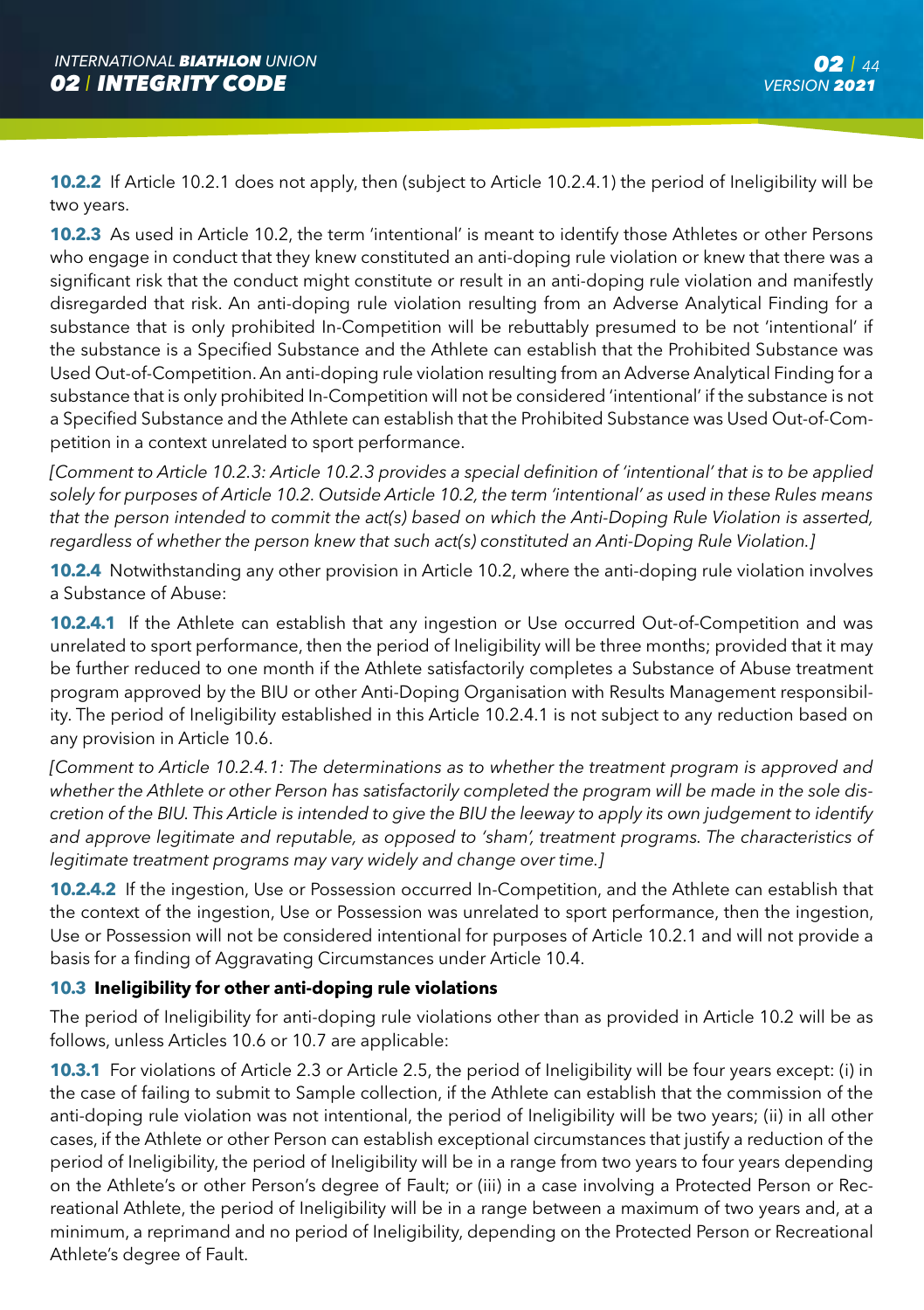**10.2.2** If Article 10.2.1 does not apply, then (subject to Article 10.2.4.1) the period of Ineligibility will be two years.

**10.2.3** As used in Article 10.2, the term 'intentional' is meant to identify those Athletes or other Persons who engage in conduct that they knew constituted an anti-doping rule violation or knew that there was a significant risk that the conduct might constitute or result in an anti-doping rule violation and manifestly disregarded that risk. An anti-doping rule violation resulting from an Adverse Analytical Finding for a substance that is only prohibited In-Competition will be rebuttably presumed to be not 'intentional' if the substance is a Specified Substance and the Athlete can establish that the Prohibited Substance was Used Out-of-Competition. An anti-doping rule violation resulting from an Adverse Analytical Finding for a substance that is only prohibited In-Competition will not be considered 'intentional' if the substance is not a Specified Substance and the Athlete can establish that the Prohibited Substance was Used Out-of-Competition in a context unrelated to sport performance.

*[Comment to Article 10.2.3: Article 10.2.3 provides a special definition of 'intentional' that is to be applied solely for purposes of Article 10.2. Outside Article 10.2, the term 'intentional' as used in these Rules means that the person intended to commit the act(s) based on which the Anti-Doping Rule Violation is asserted, regardless of whether the person knew that such act(s) constituted an Anti-Doping Rule Violation.]*

**10.2.4** Notwithstanding any other provision in Article 10.2, where the anti-doping rule violation involves a Substance of Abuse:

**10.2.4.1** If the Athlete can establish that any ingestion or Use occurred Out-of-Competition and was unrelated to sport performance, then the period of Ineligibility will be three months; provided that it may be further reduced to one month if the Athlete satisfactorily completes a Substance of Abuse treatment program approved by the BIU or other Anti-Doping Organisation with Results Management responsibility. The period of Ineligibility established in this Article 10.2.4.1 is not subject to any reduction based on any provision in Article 10.6.

*[Comment to Article 10.2.4.1: The determinations as to whether the treatment program is approved and whether the Athlete or other Person has satisfactorily completed the program will be made in the sole discretion of the BIU. This Article is intended to give the BIU the leeway to apply its own judgement to identify and approve legitimate and reputable, as opposed to 'sham', treatment programs. The characteristics of legitimate treatment programs may vary widely and change over time.]*

**10.2.4.2** If the ingestion, Use or Possession occurred In-Competition, and the Athlete can establish that the context of the ingestion, Use or Possession was unrelated to sport performance, then the ingestion, Use or Possession will not be considered intentional for purposes of Article 10.2.1 and will not provide a basis for a finding of Aggravating Circumstances under Article 10.4.

### 10.3 Ineligibility for other anti-doping rule violations

The period of Ineligibility for anti-doping rule violations other than as provided in Article 10.2 will be as follows, unless Articles 10.6 or 10.7 are applicable:

**10.3.1** For violations of Article 2.3 or Article 2.5, the period of Ineligibility will be four years except: (i) in the case of failing to submit to Sample collection, if the Athlete can establish that the commission of the anti-doping rule violation was not intentional, the period of Ineligibility will be two years; (ii) in all other cases, if the Athlete or other Person can establish exceptional circumstances that justify a reduction of the period of Ineligibility, the period of Ineligibility will be in a range from two years to four years depending on the Athlete's or other Person's degree of Fault; or (iii) in a case involving a Protected Person or Recreational Athlete, the period of Ineligibility will be in a range between a maximum of two years and, at a minimum, a reprimand and no period of Ineligibility, depending on the Protected Person or Recreational Athlete's degree of Fault.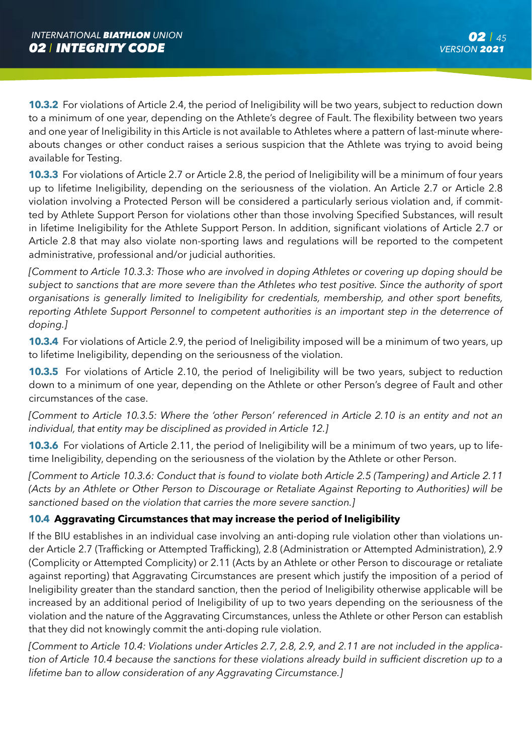**10.3.2** For violations of Article 2.4, the period of Ineligibility will be two years, subject to reduction down to a minimum of one year, depending on the Athlete's degree of Fault. The flexibility between two years and one year of Ineligibility in this Article is not available to Athletes where a pattern of last-minute whereabouts changes or other conduct raises a serious suspicion that the Athlete was trying to avoid being available for Testing.

**10.3.3** For violations of Article 2.7 or Article 2.8, the period of Ineligibility will be a minimum of four years up to lifetime Ineligibility, depending on the seriousness of the violation. An Article 2.7 or Article 2.8 violation involving a Protected Person will be considered a particularly serious violation and, if committed by Athlete Support Person for violations other than those involving Specified Substances, will result in lifetime Ineligibility for the Athlete Support Person. In addition, significant violations of Article 2.7 or Article 2.8 that may also violate non-sporting laws and regulations will be reported to the competent administrative, professional and/or judicial authorities.

*[Comment to Article 10.3.3: Those who are involved in doping Athletes or covering up doping should be subject to sanctions that are more severe than the Athletes who test positive. Since the authority of sport organisations is generally limited to Ineligibility for credentials, membership, and other sport benefits, reporting Athlete Support Personnel to competent authorities is an important step in the deterrence of doping.]*

**10.3.4** For violations of Article 2.9, the period of Ineligibility imposed will be a minimum of two years, up to lifetime Ineligibility, depending on the seriousness of the violation.

**10.3.5** For violations of Article 2.10, the period of Ineligibility will be two years, subject to reduction down to a minimum of one year, depending on the Athlete or other Person's degree of Fault and other circumstances of the case.

*[Comment to Article 10.3.5: Where the 'other Person' referenced in Article 2.10 is an entity and not an individual, that entity may be disciplined as provided in Article 12.]*

**10.3.6** For violations of Article 2.11, the period of Ineligibility will be a minimum of two years, up to lifetime Ineligibility, depending on the seriousness of the violation by the Athlete or other Person.

*[Comment to Article 10.3.6: Conduct that is found to violate both Article 2.5 (Tampering) and Article 2.11 (Acts by an Athlete or Other Person to Discourage or Retaliate Against Reporting to Authorities) will be sanctioned based on the violation that carries the more severe sanction.]*

### 10.4 Aggravating Circumstances that may increase the period of Ineligibility

If the BIU establishes in an individual case involving an anti-doping rule violation other than violations under Article 2.7 (Trafficking or Attempted Trafficking), 2.8 (Administration or Attempted Administration), 2.9 (Complicity or Attempted Complicity) or 2.11 (Acts by an Athlete or other Person to discourage or retaliate against reporting) that Aggravating Circumstances are present which justify the imposition of a period of Ineligibility greater than the standard sanction, then the period of Ineligibility otherwise applicable will be increased by an additional period of Ineligibility of up to two years depending on the seriousness of the violation and the nature of the Aggravating Circumstances, unless the Athlete or other Person can establish that they did not knowingly commit the anti-doping rule violation.

*[Comment to Article 10.4: Violations under Articles 2.7, 2.8, 2.9, and 2.11 are not included in the application of Article 10.4 because the sanctions for these violations already build in sufficient discretion up to a lifetime ban to allow consideration of any Aggravating Circumstance.]*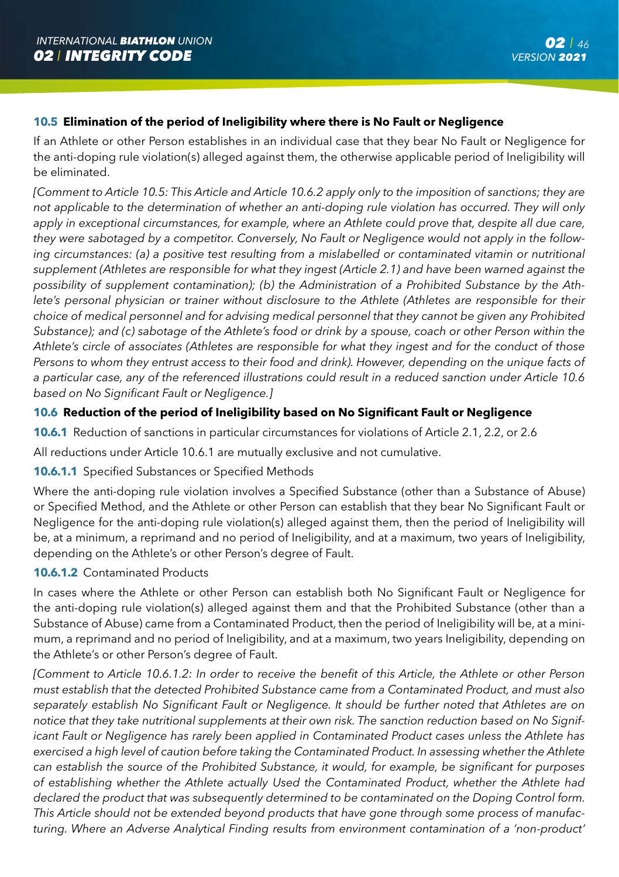### 10.5 Elimination of the period of Ineligibility where there is No Fault or Negligence

If an Athlete or other Person establishes in an individual case that they bear No Fault or Negligence for the anti-doping rule violation(s) alleged against them, the otherwise applicable period of Ineligibility will be eliminated.

*[Comment to Article 10.5: This Article and Article 10.6.2 apply only to the imposition of sanctions; they are not applicable to the determination of whether an anti-doping rule violation has occurred. They will only apply in exceptional circumstances, for example, where an Athlete could prove that, despite all due care, they were sabotaged by a competitor. Conversely, No Fault or Negligence would not apply in the following circumstances: (a) a positive test resulting from a mislabelled or contaminated vitamin or nutritional supplement (Athletes are responsible for what they ingest (Article 2.1) and have been warned against the possibility of supplement contamination); (b) the Administration of a Prohibited Substance by the Athlete's personal physician or trainer without disclosure to the Athlete (Athletes are responsible for their choice of medical personnel and for advising medical personnel that they cannot be given any Prohibited Substance); and (c) sabotage of the Athlete's food or drink by a spouse, coach or other Person within the Athlete's circle of associates (Athletes are responsible for what they ingest and for the conduct of those Persons to whom they entrust access to their food and drink). However, depending on the unique facts of a particular case, any of the referenced illustrations could result in a reduced sanction under Article 10.6 based on No Significant Fault or Negligence.]*

### 10.6 Reduction of the period of Ineligibility based on No Significant Fault or Negligence

**10.6.1** Reduction of sanctions in particular circumstances for violations of Article 2.1, 2.2, or 2.6

All reductions under Article 10.6.1 are mutually exclusive and not cumulative.

**10.6.1.1** Specified Substances or Specified Methods

Where the anti-doping rule violation involves a Specified Substance (other than a Substance of Abuse) or Specified Method, and the Athlete or other Person can establish that they bear No Significant Fault or Negligence for the anti-doping rule violation(s) alleged against them, then the period of Ineligibility will be, at a minimum, a reprimand and no period of Ineligibility, and at a maximum, two years of Ineligibility, depending on the Athlete's or other Person's degree of Fault.

**10.6.1.2** Contaminated Products

In cases where the Athlete or other Person can establish both No Significant Fault or Negligence for the anti-doping rule violation(s) alleged against them and that the Prohibited Substance (other than a Substance of Abuse) came from a Contaminated Product, then the period of Ineligibility will be, at a minimum, a reprimand and no period of Ineligibility, and at a maximum, two years Ineligibility, depending on the Athlete's or other Person's degree of Fault.

*[Comment to Article 10.6.1.2: In order to receive the benefit of this Article, the Athlete or other Person must establish that the detected Prohibited Substance came from a Contaminated Product, and must also separately establish No Significant Fault or Negligence. It should be further noted that Athletes are on notice that they take nutritional supplements at their own risk. The sanction reduction based on No Significant Fault or Negligence has rarely been applied in Contaminated Product cases unless the Athlete has exercised a high level of caution before taking the Contaminated Product. In assessing whether the Athlete can establish the source of the Prohibited Substance, it would, for example, be significant for purposes of establishing whether the Athlete actually Used the Contaminated Product, whether the Athlete had declared the product that was subsequently determined to be contaminated on the Doping Control form. This Article should not be extended beyond products that have gone through some process of manufacturing. Where an Adverse Analytical Finding results from environment contamination of a 'non-product'*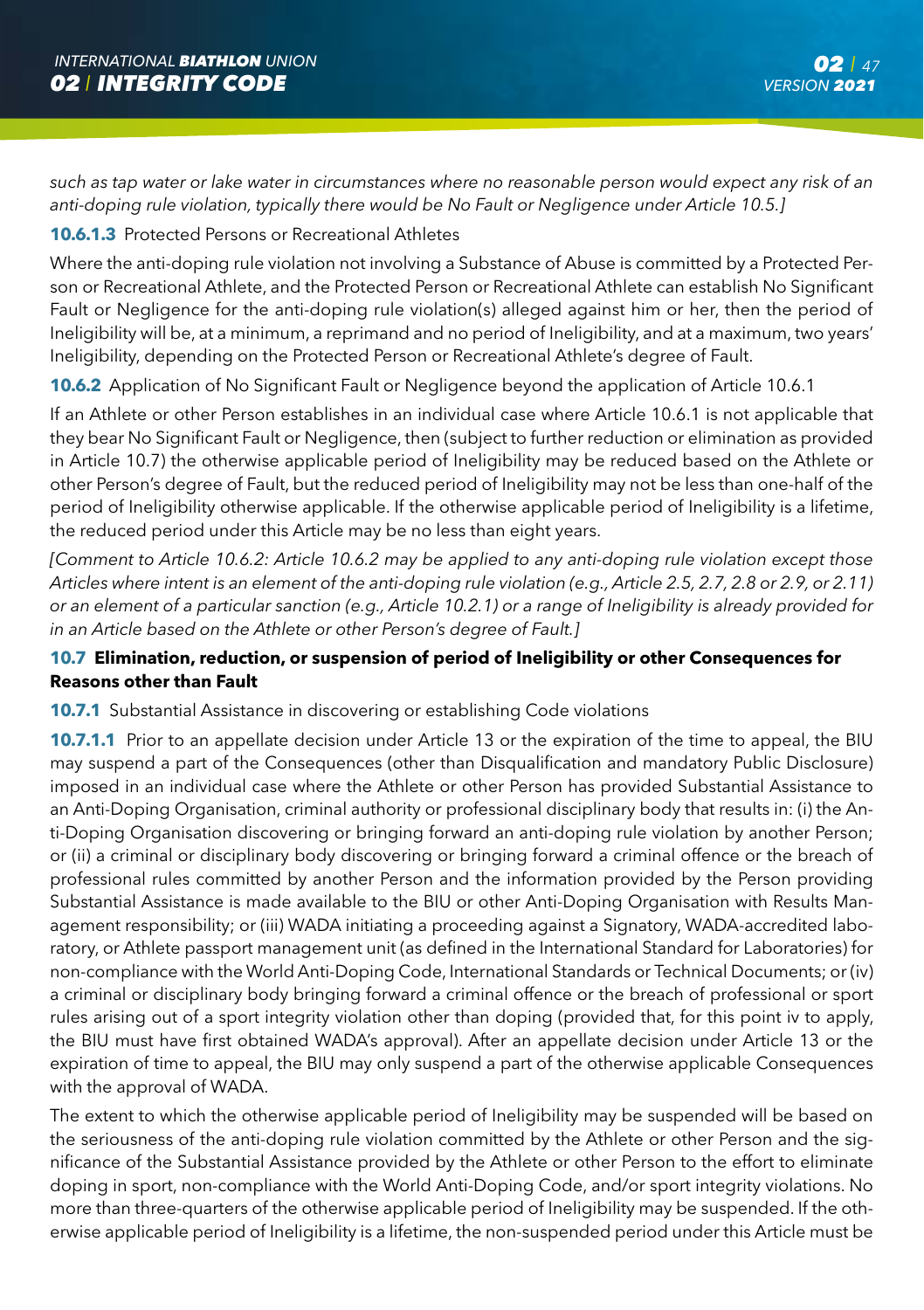*such as tap water or lake water in circumstances where no reasonable person would expect any risk of an anti-doping rule violation, typically there would be No Fault or Negligence under Article 10.5.]*

**10.6.1.3** Protected Persons or Recreational Athletes

Where the anti-doping rule violation not involving a Substance of Abuse is committed by a Protected Person or Recreational Athlete, and the Protected Person or Recreational Athlete can establish No Significant Fault or Negligence for the anti-doping rule violation(s) alleged against him or her, then the period of Ineligibility will be, at a minimum, a reprimand and no period of Ineligibility, and at a maximum, two years' Ineligibility, depending on the Protected Person or Recreational Athlete's degree of Fault.

**10.6.2** Application of No Significant Fault or Negligence beyond the application of Article 10.6.1

If an Athlete or other Person establishes in an individual case where Article 10.6.1 is not applicable that they bear No Significant Fault or Negligence, then (subject to further reduction or elimination as provided in Article 10.7) the otherwise applicable period of Ineligibility may be reduced based on the Athlete or other Person's degree of Fault, but the reduced period of Ineligibility may not be less than one-half of the period of Ineligibility otherwise applicable. If the otherwise applicable period of Ineligibility is a lifetime, the reduced period under this Article may be no less than eight years.

*[Comment to Article 10.6.2: Article 10.6.2 may be applied to any anti-doping rule violation except those Articles where intent is an element of the anti-doping rule violation (e.g., Article 2.5, 2.7, 2.8 or 2.9, or 2.11) or an element of a particular sanction (e.g., Article 10.2.1) or a range of Ineligibility is already provided for in an Article based on the Athlete or other Person's degree of Fault.]*

### 10.7 Elimination, reduction, or suspension of period of Ineligibility or other Consequences for Reasons other than Fault

**10.7.1** Substantial Assistance in discovering or establishing Code violations

**10.7.1.1** Prior to an appellate decision under Article 13 or the expiration of the time to appeal, the BIU may suspend a part of the Consequences (other than Disqualification and mandatory Public Disclosure) imposed in an individual case where the Athlete or other Person has provided Substantial Assistance to an Anti-Doping Organisation, criminal authority or professional disciplinary body that results in: (i) the Anti-Doping Organisation discovering or bringing forward an anti-doping rule violation by another Person; or (ii) a criminal or disciplinary body discovering or bringing forward a criminal offence or the breach of professional rules committed by another Person and the information provided by the Person providing Substantial Assistance is made available to the BIU or other Anti-Doping Organisation with Results Management responsibility; or (iii) WADA initiating a proceeding against a Signatory, WADA-accredited laboratory, or Athlete passport management unit (as defined in the International Standard for Laboratories) for non-compliance with the World Anti-Doping Code, International Standards or Technical Documents; or (iv) a criminal or disciplinary body bringing forward a criminal offence or the breach of professional or sport rules arising out of a sport integrity violation other than doping (provided that, for this point iv to apply, the BIU must have first obtained WADA's approval). After an appellate decision under Article 13 or the expiration of time to appeal, the BIU may only suspend a part of the otherwise applicable Consequences with the approval of WADA.

The extent to which the otherwise applicable period of Ineligibility may be suspended will be based on the seriousness of the anti-doping rule violation committed by the Athlete or other Person and the significance of the Substantial Assistance provided by the Athlete or other Person to the effort to eliminate doping in sport, non-compliance with the World Anti-Doping Code, and/or sport integrity violations. No more than three-quarters of the otherwise applicable period of Ineligibility may be suspended. If the otherwise applicable period of Ineligibility is a lifetime, the non-suspended period under this Article must be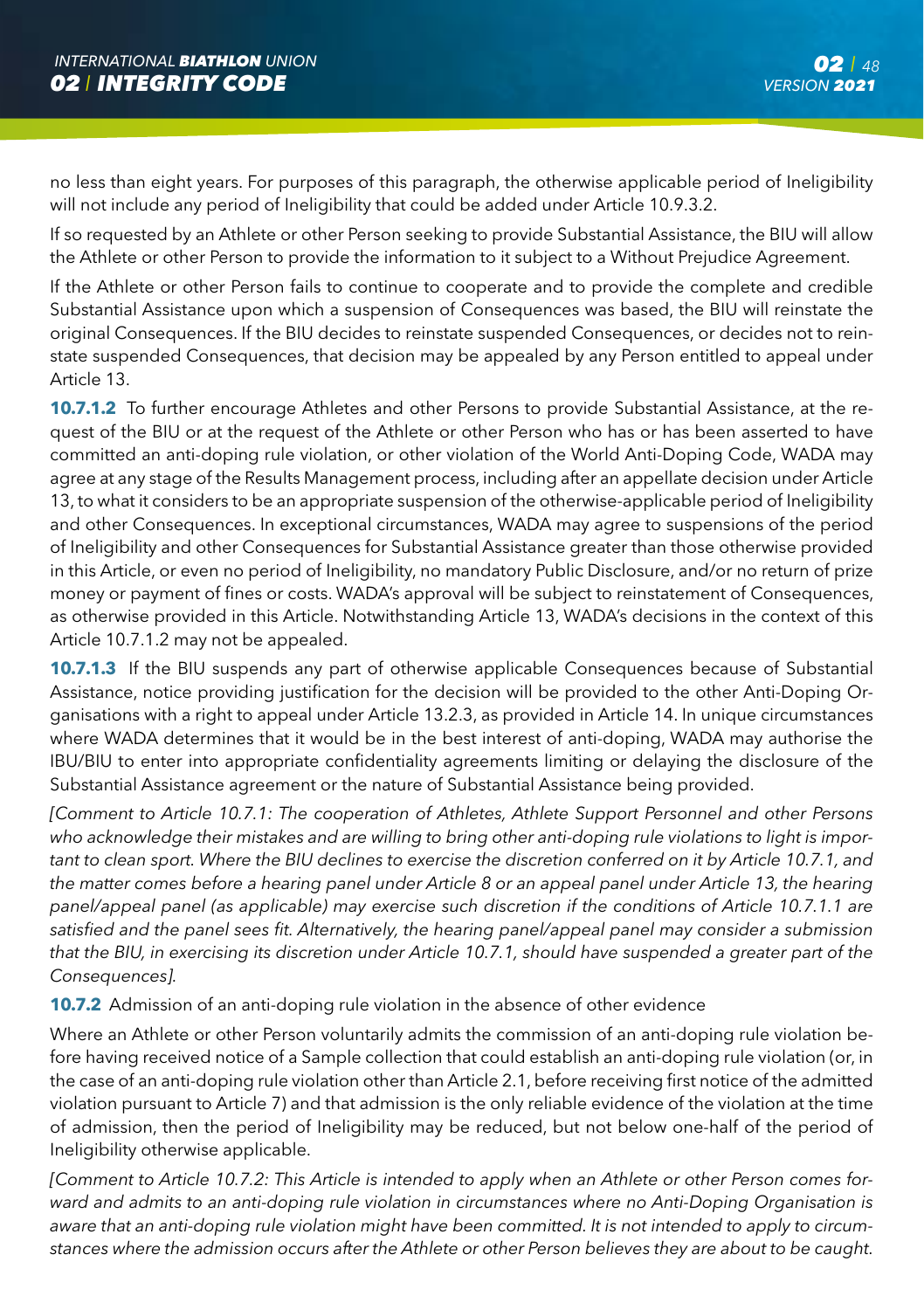no less than eight years. For purposes of this paragraph, the otherwise applicable period of Ineligibility will not include any period of Ineligibility that could be added under Article 10.9.3.2.

If so requested by an Athlete or other Person seeking to provide Substantial Assistance, the BIU will allow the Athlete or other Person to provide the information to it subject to a Without Prejudice Agreement.

If the Athlete or other Person fails to continue to cooperate and to provide the complete and credible Substantial Assistance upon which a suspension of Consequences was based, the BIU will reinstate the original Consequences. If the BIU decides to reinstate suspended Consequences, or decides not to reinstate suspended Consequences, that decision may be appealed by any Person entitled to appeal under Article 13.

**10.7.1.2** To further encourage Athletes and other Persons to provide Substantial Assistance, at the request of the BIU or at the request of the Athlete or other Person who has or has been asserted to have committed an anti-doping rule violation, or other violation of the World Anti-Doping Code, WADA may agree at any stage of the Results Management process, including after an appellate decision under Article 13, to what it considers to be an appropriate suspension of the otherwise-applicable period of Ineligibility and other Consequences. In exceptional circumstances, WADA may agree to suspensions of the period of Ineligibility and other Consequences for Substantial Assistance greater than those otherwise provided in this Article, or even no period of Ineligibility, no mandatory Public Disclosure, and/or no return of prize money or payment of fines or costs. WADA's approval will be subject to reinstatement of Consequences, as otherwise provided in this Article. Notwithstanding Article 13, WADA's decisions in the context of this Article 10.7.1.2 may not be appealed.

**10.7.1.3** If the BIU suspends any part of otherwise applicable Consequences because of Substantial Assistance, notice providing justification for the decision will be provided to the other Anti-Doping Organisations with a right to appeal under Article 13.2.3, as provided in Article 14. In unique circumstances where WADA determines that it would be in the best interest of anti-doping, WADA may authorise the IBU/BIU to enter into appropriate confidentiality agreements limiting or delaying the disclosure of the Substantial Assistance agreement or the nature of Substantial Assistance being provided.

*[Comment to Article 10.7.1: The cooperation of Athletes, Athlete Support Personnel and other Persons who acknowledge their mistakes and are willing to bring other anti-doping rule violations to light is important to clean sport. Where the BIU declines to exercise the discretion conferred on it by Article 10.7.1, and the matter comes before a hearing panel under Article 8 or an appeal panel under Article 13, the hearing panel/appeal panel (as applicable) may exercise such discretion if the conditions of Article 10.7.1.1 are satisfied and the panel sees fit. Alternatively, the hearing panel/appeal panel may consider a submission that the BIU, in exercising its discretion under Article 10.7.1, should have suspended a greater part of the Consequences].*

**10.7.2** Admission of an anti-doping rule violation in the absence of other evidence

Where an Athlete or other Person voluntarily admits the commission of an anti-doping rule violation before having received notice of a Sample collection that could establish an anti-doping rule violation (or, in the case of an anti-doping rule violation other than Article 2.1, before receiving first notice of the admitted violation pursuant to Article 7) and that admission is the only reliable evidence of the violation at the time of admission, then the period of Ineligibility may be reduced, but not below one-half of the period of Ineligibility otherwise applicable.

*[Comment to Article 10.7.2: This Article is intended to apply when an Athlete or other Person comes forward and admits to an anti-doping rule violation in circumstances where no Anti-Doping Organisation is aware that an anti-doping rule violation might have been committed. It is not intended to apply to circumstances where the admission occurs after the Athlete or other Person believes they are about to be caught.*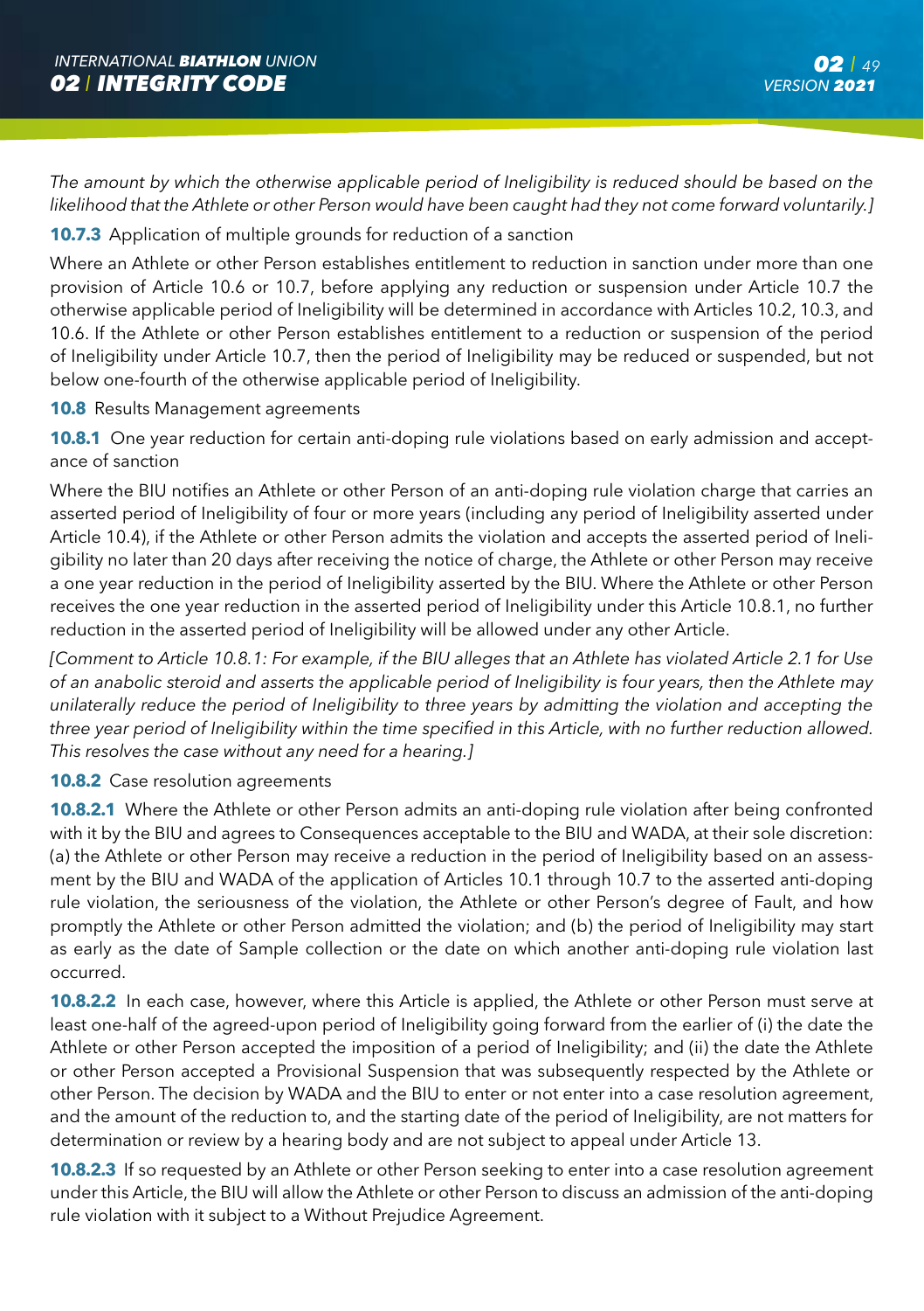*The amount by which the otherwise applicable period of Ineligibility is reduced should be based on the likelihood that the Athlete or other Person would have been caught had they not come forward voluntarily.]*

**10.7.3** Application of multiple grounds for reduction of a sanction

Where an Athlete or other Person establishes entitlement to reduction in sanction under more than one provision of Article 10.6 or 10.7, before applying any reduction or suspension under Article 10.7 the otherwise applicable period of Ineligibility will be determined in accordance with Articles 10.2, 10.3, and 10.6. If the Athlete or other Person establishes entitlement to a reduction or suspension of the period of Ineligibility under Article 10.7, then the period of Ineligibility may be reduced or suspended, but not below one-fourth of the otherwise applicable period of Ineligibility.

**10.8** Results Management agreements

**10.8.1** One year reduction for certain anti-doping rule violations based on early admission and acceptance of sanction

Where the BIU notifies an Athlete or other Person of an anti-doping rule violation charge that carries an asserted period of Ineligibility of four or more years (including any period of Ineligibility asserted under Article 10.4), if the Athlete or other Person admits the violation and accepts the asserted period of Ineligibility no later than 20 days after receiving the notice of charge, the Athlete or other Person may receive a one year reduction in the period of Ineligibility asserted by the BIU. Where the Athlete or other Person receives the one year reduction in the asserted period of Ineligibility under this Article 10.8.1, no further reduction in the asserted period of Ineligibility will be allowed under any other Article.

*[Comment to Article 10.8.1: For example, if the BIU alleges that an Athlete has violated Article 2.1 for Use of an anabolic steroid and asserts the applicable period of Ineligibility is four years, then the Athlete may unilaterally reduce the period of Ineligibility to three years by admitting the violation and accepting the three year period of Ineligibility within the time specified in this Article, with no further reduction allowed. This resolves the case without any need for a hearing.]*

**10.8.2** Case resolution agreements

**10.8.2.1** Where the Athlete or other Person admits an anti-doping rule violation after being confronted with it by the BIU and agrees to Consequences acceptable to the BIU and WADA, at their sole discretion: (a) the Athlete or other Person may receive a reduction in the period of Ineligibility based on an assessment by the BIU and WADA of the application of Articles 10.1 through 10.7 to the asserted anti-doping rule violation, the seriousness of the violation, the Athlete or other Person's degree of Fault, and how promptly the Athlete or other Person admitted the violation; and (b) the period of Ineligibility may start as early as the date of Sample collection or the date on which another anti-doping rule violation last occurred.

**10.8.2.2** In each case, however, where this Article is applied, the Athlete or other Person must serve at least one-half of the agreed-upon period of Ineligibility going forward from the earlier of (i) the date the Athlete or other Person accepted the imposition of a period of Ineligibility; and (ii) the date the Athlete or other Person accepted a Provisional Suspension that was subsequently respected by the Athlete or other Person. The decision by WADA and the BIU to enter or not enter into a case resolution agreement, and the amount of the reduction to, and the starting date of the period of Ineligibility, are not matters for determination or review by a hearing body and are not subject to appeal under Article 13.

**10.8.2.3** If so requested by an Athlete or other Person seeking to enter into a case resolution agreement under this Article, the BIU will allow the Athlete or other Person to discuss an admission of the anti-doping rule violation with it subject to a Without Prejudice Agreement.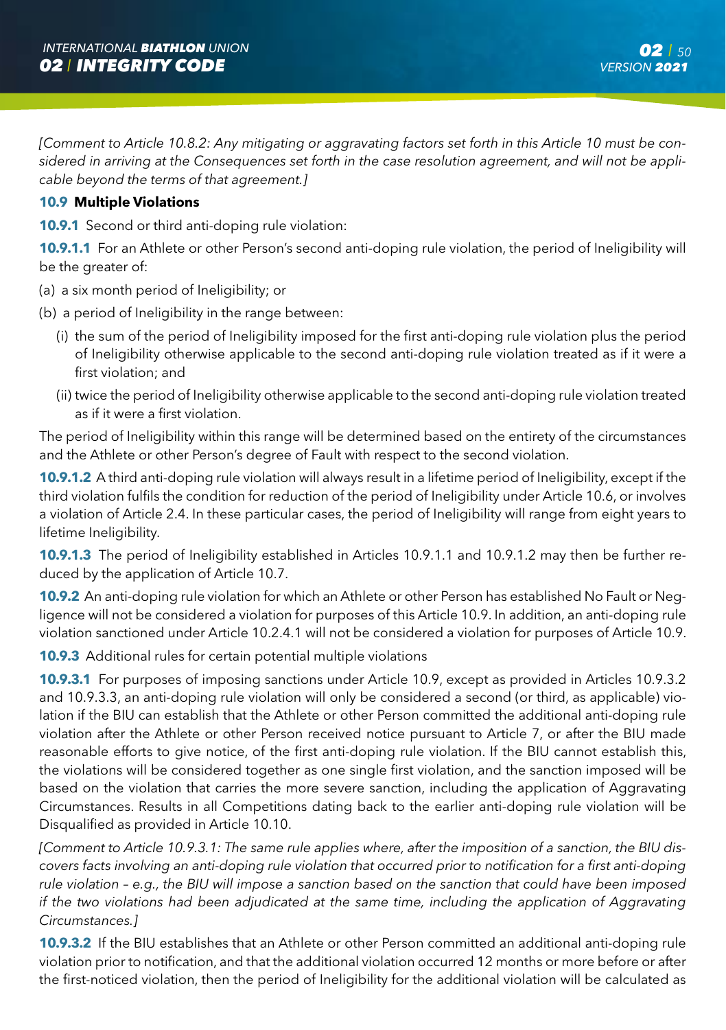*[Comment to Article 10.8.2: Any mitigating or aggravating factors set forth in this Article 10 must be considered in arriving at the Consequences set forth in the case resolution agreement, and will not be applicable beyond the terms of that agreement.]*

**10.9 Multiple Violations**

**10.9.1** Second or third anti-doping rule violation:

**10.9.1.1** For an Athlete or other Person's second anti-doping rule violation, the period of Ineligibility will be the greater of:

(a) a six month period of Ineligibility; or

(b) a period of Ineligibility in the range between:

- (i) the sum of the period of Ineligibility imposed for the first anti-doping rule violation plus the period of Ineligibility otherwise applicable to the second anti-doping rule violation treated as if it were a first violation; and
- (ii) twice the period of Ineligibility otherwise applicable to the second anti-doping rule violation treated as if it were a first violation.

The period of Ineligibility within this range will be determined based on the entirety of the circumstances and the Athlete or other Person's degree of Fault with respect to the second violation.

**10.9.1.2** A third anti-doping rule violation will always result in a lifetime period of Ineligibility, except if the third violation fulfils the condition for reduction of the period of Ineligibility under Article 10.6, or involves a violation of Article 2.4. In these particular cases, the period of Ineligibility will range from eight years to lifetime Ineligibility.

**10.9.1.3** The period of Ineligibility established in Articles 10.9.1.1 and 10.9.1.2 may then be further reduced by the application of Article 10.7.

**10.9.2** An anti-doping rule violation for which an Athlete or other Person has established No Fault or Negligence will not be considered a violation for purposes of this Article 10.9. In addition, an anti-doping rule violation sanctioned under Article 10.2.4.1 will not be considered a violation for purposes of Article 10.9.

**10.9.3** Additional rules for certain potential multiple violations

**10.9.3.1** For purposes of imposing sanctions under Article 10.9, except as provided in Articles 10.9.3.2 and 10.9.3.3, an anti-doping rule violation will only be considered a second (or third, as applicable) violation if the BIU can establish that the Athlete or other Person committed the additional anti-doping rule violation after the Athlete or other Person received notice pursuant to Article 7, or after the BIU made reasonable efforts to give notice, of the first anti-doping rule violation. If the BIU cannot establish this, the violations will be considered together as one single first violation, and the sanction imposed will be based on the violation that carries the more severe sanction, including the application of Aggravating Circumstances. Results in all Competitions dating back to the earlier anti-doping rule violation will be Disqualified as provided in Article 10.10.

*[Comment to Article 10.9.3.1: The same rule applies where, after the imposition of a sanction, the BIU discovers facts involving an anti-doping rule violation that occurred prior to notification for a first anti-doping rule violation – e.g., the BIU will impose a sanction based on the sanction that could have been imposed if the two violations had been adjudicated at the same time, including the application of Aggravating Circumstances.]*

**10.9.3.2** If the BIU establishes that an Athlete or other Person committed an additional anti-doping rule violation prior to notification, and that the additional violation occurred 12 months or more before or after the first-noticed violation, then the period of Ineligibility for the additional violation will be calculated as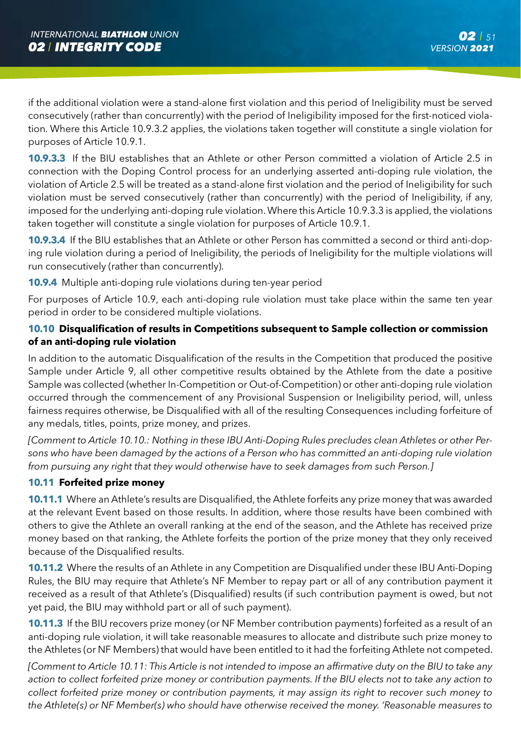if the additional violation were a stand-alone first violation and this period of Ineligibility must be served consecutively (rather than concurrently) with the period of Ineligibility imposed for the first-noticed violation. Where this Article 10.9.3.2 applies, the violations taken together will constitute a single violation for purposes of Article 10.9.1.

**10.9.3.3** If the BIU establishes that an Athlete or other Person committed a violation of Article 2.5 in connection with the Doping Control process for an underlying asserted anti-doping rule violation, the violation of Article 2.5 will be treated as a stand-alone first violation and the period of Ineligibility for such violation must be served consecutively (rather than concurrently) with the period of Ineligibility, if any, imposed for the underlying anti-doping rule violation. Where this Article 10.9.3.3 is applied, the violations taken together will constitute a single violation for purposes of Article 10.9.1.

**10.9.3.4** If the BIU establishes that an Athlete or other Person has committed a second or third anti-doping rule violation during a period of Ineligibility, the periods of Ineligibility for the multiple violations will run consecutively (rather than concurrently).

**10.9.4** Multiple anti-doping rule violations during ten-year period

For purposes of Article 10.9, each anti-doping rule violation must take place within the same ten year period in order to be considered multiple violations.

#### 10.10 Disqualification of results in Competitions subsequent to Sample collection or commission of an anti-doping rule violation

In addition to the automatic Disqualification of the results in the Competition that produced the positive Sample under Article 9, all other competitive results obtained by the Athlete from the date a positive Sample was collected (whether In-Competition or Out-of-Competition) or other anti-doping rule violation occurred through the commencement of any Provisional Suspension or Ineligibility period, will, unless fairness requires otherwise, be Disqualified with all of the resulting Consequences including forfeiture of any medals, titles, points, prize money, and prizes.

*[Comment to Article 10.10.: Nothing in these IBU Anti-Doping Rules precludes clean Athletes or other Persons who have been damaged by the actions of a Person who has committed an anti-doping rule violation from pursuing any right that they would otherwise have to seek damages from such Person.]*

#### 10.11 Forfeited prize money

**10.11.1** Where an Athlete's results are Disqualified, the Athlete forfeits any prize money that was awarded at the relevant Event based on those results. In addition, where those results have been combined with others to give the Athlete an overall ranking at the end of the season, and the Athlete has received prize money based on that ranking, the Athlete forfeits the portion of the prize money that they only received because of the Disqualified results.

**10.11.2** Where the results of an Athlete in any Competition are Disqualified under these IBU Anti-Doping Rules, the BIU may require that Athlete's NF Member to repay part or all of any contribution payment it received as a result of that Athlete's (Disqualified) results (if such contribution payment is owed, but not yet paid, the BIU may withhold part or all of such payment).

**10.11.3** If the BIU recovers prize money (or NF Member contribution payments) forfeited as a result of an anti-doping rule violation, it will take reasonable measures to allocate and distribute such prize money to the Athletes (or NF Members) that would have been entitled to it had the forfeiting Athlete not competed.

*[Comment to Article 10.11: This Article is not intended to impose an affirmative duty on the BIU to take any action to collect forfeited prize money or contribution payments. If the BIU elects not to take any action to collect forfeited prize money or contribution payments, it may assign its right to recover such money to the Athlete(s) or NF Member(s) who should have otherwise received the money. 'Reasonable measures to*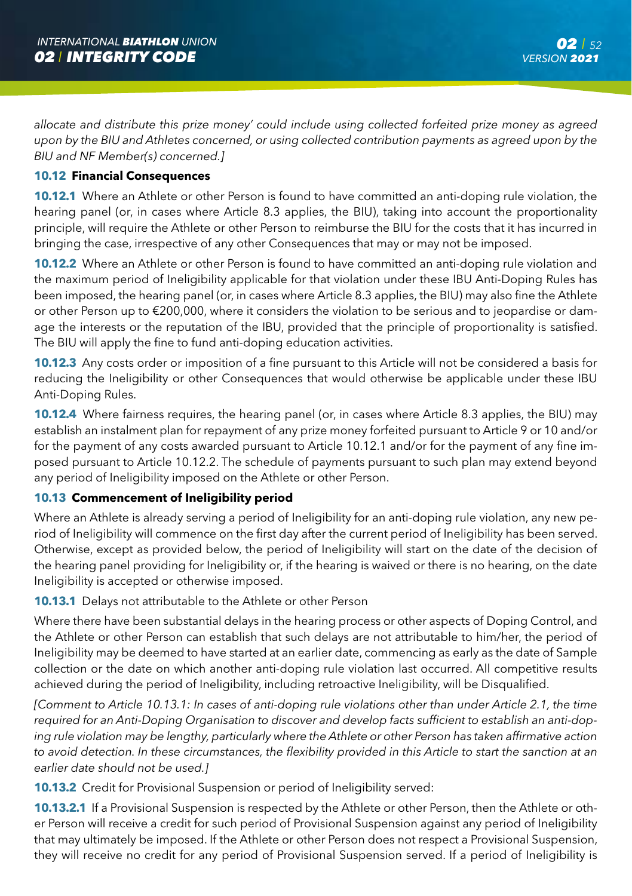*allocate and distribute this prize money' could include using collected forfeited prize money as agreed upon by the BIU and Athletes concerned, or using collected contribution payments as agreed upon by the BIU and NF Member(s) concerned.]*

**10.12 Financial Consequences**

**10.12.1** Where an Athlete or other Person is found to have committed an anti-doping rule violation, the hearing panel (or, in cases where Article 8.3 applies, the BIU), taking into account the proportionality principle, will require the Athlete or other Person to reimburse the BIU for the costs that it has incurred in bringing the case, irrespective of any other Consequences that may or may not be imposed.

**10.12.2** Where an Athlete or other Person is found to have committed an anti-doping rule violation and the maximum period of Ineligibility applicable for that violation under these IBU Anti-Doping Rules has been imposed, the hearing panel (or, in cases where Article 8.3 applies, the BIU) may also fine the Athlete or other Person up to €200,000, where it considers the violation to be serious and to jeopardise or damage the interests or the reputation of the IBU, provided that the principle of proportionality is satisfied. The BIU will apply the fine to fund anti-doping education activities.

**10.12.3** Any costs order or imposition of a fine pursuant to this Article will not be considered a basis for reducing the Ineligibility or other Consequences that would otherwise be applicable under these IBU Anti-Doping Rules.

**10.12.4** Where fairness requires, the hearing panel (or, in cases where Article 8.3 applies, the BIU) may establish an instalment plan for repayment of any prize money forfeited pursuant to Article 9 or 10 and/or for the payment of any costs awarded pursuant to Article 10.12.1 and/or for the payment of any fine imposed pursuant to Article 10.12.2. The schedule of payments pursuant to such plan may extend beyond any period of Ineligibility imposed on the Athlete or other Person.

**10.13 Commencement of Ineligibility period**

Where an Athlete is already serving a period of Ineligibility for an anti-doping rule violation, any new period of Ineligibility will commence on the first day after the current period of Ineligibility has been served. Otherwise, except as provided below, the period of Ineligibility will start on the date of the decision of the hearing panel providing for Ineligibility or, if the hearing is waived or there is no hearing, on the date Ineligibility is accepted or otherwise imposed.

**10.13.1** Delays not attributable to the Athlete or other Person

Where there have been substantial delays in the hearing process or other aspects of Doping Control, and the Athlete or other Person can establish that such delays are not attributable to him/her, the period of Ineligibility may be deemed to have started at an earlier date, commencing as early as the date of Sample collection or the date on which another anti-doping rule violation last occurred. All competitive results achieved during the period of Ineligibility, including retroactive Ineligibility, will be Disqualified.

*[Comment to Article 10.13.1: In cases of anti-doping rule violations other than under Article 2.1, the time required for an Anti-Doping Organisation to discover and develop facts sufficient to establish an anti-doping rule violation may be lengthy, particularly where the Athlete or other Person has taken affirmative action to avoid detection. In these circumstances, the flexibility provided in this Article to start the sanction at an earlier date should not be used.]*

**10.13.2** Credit for Provisional Suspension or period of Ineligibility served:

**10.13.2.1** If a Provisional Suspension is respected by the Athlete or other Person, then the Athlete or other Person will receive a credit for such period of Provisional Suspension against any period of Ineligibility that may ultimately be imposed. If the Athlete or other Person does not respect a Provisional Suspension, they will receive no credit for any period of Provisional Suspension served. If a period of Ineligibility is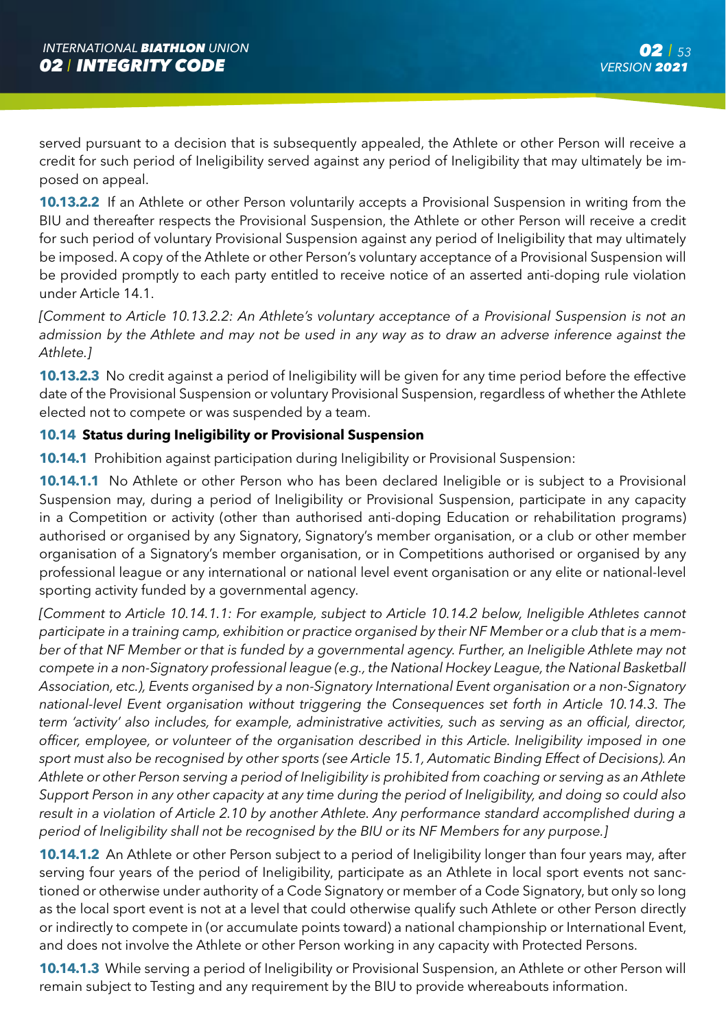served pursuant to a decision that is subsequently appealed, the Athlete or other Person will receive a credit for such period of Ineligibility served against any period of Ineligibility that may ultimately be imposed on appeal.

**10.13.2.2** If an Athlete or other Person voluntarily accepts a Provisional Suspension in writing from the BIU and thereafter respects the Provisional Suspension, the Athlete or other Person will receive a credit for such period of voluntary Provisional Suspension against any period of Ineligibility that may ultimately be imposed. A copy of the Athlete or other Person's voluntary acceptance of a Provisional Suspension will be provided promptly to each party entitled to receive notice of an asserted anti-doping rule violation under Article 14.1.

*[Comment to Article 10.13.2.2: An Athlete's voluntary acceptance of a Provisional Suspension is not an admission by the Athlete and may not be used in any way as to draw an adverse inference against the Athlete.]*

**10.13.2.3** No credit against a period of Ineligibility will be given for any time period before the effective date of the Provisional Suspension or voluntary Provisional Suspension, regardless of whether the Athlete elected not to compete or was suspended by a team.

### 10.14 Status during Ineligibility or Provisional Suspension

**10.14.1** Prohibition against participation during Ineligibility or Provisional Suspension:

**10.14.1.1** No Athlete or other Person who has been declared Ineligible or is subject to a Provisional Suspension may, during a period of Ineligibility or Provisional Suspension, participate in any capacity in a Competition or activity (other than authorised anti-doping Education or rehabilitation programs) authorised or organised by any Signatory, Signatory's member organisation, or a club or other member organisation of a Signatory's member organisation, or in Competitions authorised or organised by any professional league or any international or national level event organisation or any elite or national-level sporting activity funded by a governmental agency.

*[Comment to Article 10.14.1.1: For example, subject to Article 10.14.2 below, Ineligible Athletes cannot participate in a training camp, exhibition or practice organised by their NF Member or a club that is a member of that NF Member or that is funded by a governmental agency. Further, an Ineligible Athlete may not compete in a non-Signatory professional league (e.g., the National Hockey League, the National Basketball Association, etc.), Events organised by a non-Signatory International Event organisation or a non-Signatory national-level Event organisation without triggering the Consequences set forth in Article 10.14.3. The term 'activity' also includes, for example, administrative activities, such as serving as an official, director, officer, employee, or volunteer of the organisation described in this Article. Ineligibility imposed in one sport must also be recognised by other sports (see Article 15.1, Automatic Binding Effect of Decisions). An Athlete or other Person serving a period of Ineligibility is prohibited from coaching or serving as an Athlete Support Person in any other capacity at any time during the period of Ineligibility, and doing so could also result in a violation of Article 2.10 by another Athlete. Any performance standard accomplished during a period of Ineligibility shall not be recognised by the BIU or its NF Members for any purpose.]*

**10.14.1.2** An Athlete or other Person subject to a period of Ineligibility longer than four years may, after serving four years of the period of Ineligibility, participate as an Athlete in local sport events not sanctioned or otherwise under authority of a Code Signatory or member of a Code Signatory, but only so long as the local sport event is not at a level that could otherwise qualify such Athlete or other Person directly or indirectly to compete in (or accumulate points toward) a national championship or International Event, and does not involve the Athlete or other Person working in any capacity with Protected Persons.

**10.14.1.3** While serving a period of Ineligibility or Provisional Suspension, an Athlete or other Person will remain subject to Testing and any requirement by the BIU to provide whereabouts information.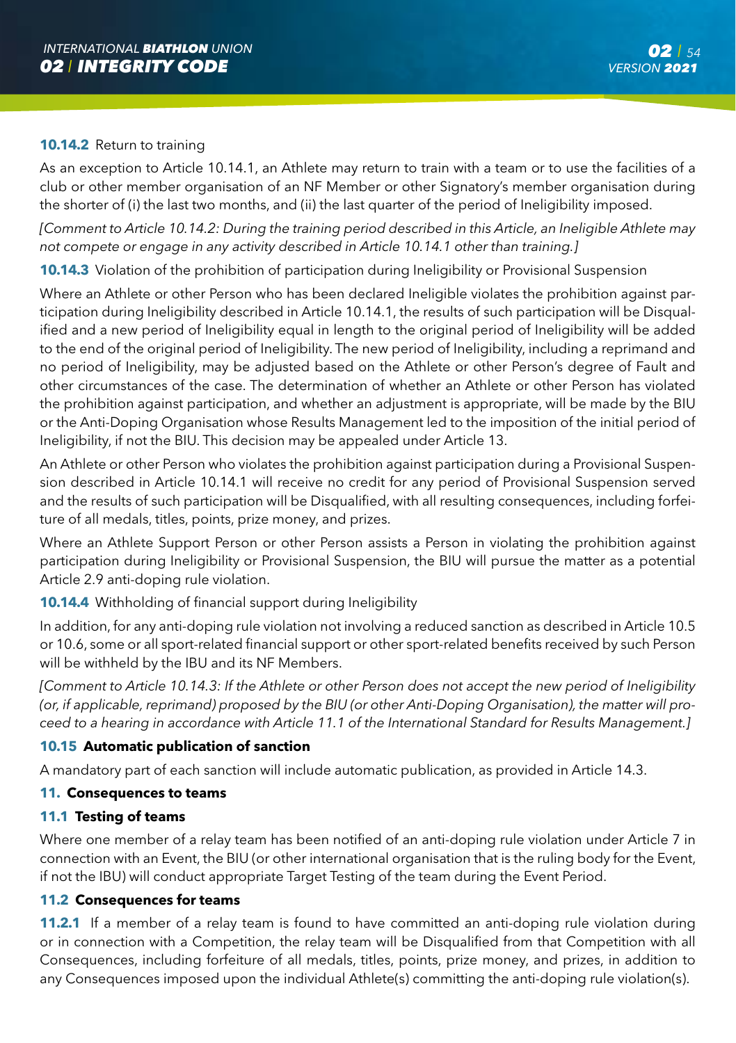**10.14.2** Return to training

As an exception to Article 10.14.1, an Athlete may return to train with a team or to use the facilities of a club or other member organisation of an NF Member or other Signatory's member organisation during the shorter of (i) the last two months, and (ii) the last quarter of the period of Ineligibility imposed.

*[Comment to Article 10.14.2: During the training period described in this Article, an Ineligible Athlete may not compete or engage in any activity described in Article 10.14.1 other than training.]*

**10.14.3** Violation of the prohibition of participation during Ineligibility or Provisional Suspension

Where an Athlete or other Person who has been declared Ineligible violates the prohibition against participation during Ineligibility described in Article 10.14.1, the results of such participation will be Disqualified and a new period of Ineligibility equal in length to the original period of Ineligibility will be added to the end of the original period of Ineligibility. The new period of Ineligibility, including a reprimand and no period of Ineligibility, may be adjusted based on the Athlete or other Person's degree of Fault and other circumstances of the case. The determination of whether an Athlete or other Person has violated the prohibition against participation, and whether an adjustment is appropriate, will be made by the BIU or the Anti-Doping Organisation whose Results Management led to the imposition of the initial period of Ineligibility, if not the BIU. This decision may be appealed under Article 13.

An Athlete or other Person who violates the prohibition against participation during a Provisional Suspension described in Article 10.14.1 will receive no credit for any period of Provisional Suspension served and the results of such participation will be Disqualified, with all resulting consequences, including forfeiture of all medals, titles, points, prize money, and prizes.

Where an Athlete Support Person or other Person assists a Person in violating the prohibition against participation during Ineligibility or Provisional Suspension, the BIU will pursue the matter as a potential Article 2.9 anti-doping rule violation.

**10.14.4** Withholding of financial support during Ineligibility

In addition, for any anti-doping rule violation not involving a reduced sanction as described in Article 10.5 or 10.6, some or all sport-related financial support or other sport-related benefits received by such Person will be withheld by the IBU and its NF Members.

*[Comment to Article 10.14.3: If the Athlete or other Person does not accept the new period of Ineligibility (or, if applicable, reprimand) proposed by the BIU (or other Anti-Doping Organisation), the matter will proceed to a hearing in accordance with Article 11.1 of the International Standard for Results Management.]*

### 10.15 Automatic publication of sanction

A mandatory part of each sanction will include automatic publication, as provided in Article 14.3.

## 11. Consequences to teams

### 11.1 Testing of teams

Where one member of a relay team has been notified of an anti-doping rule violation under Article 7 in connection with an Event, the BIU (or other international organisation that is the ruling body for the Event, if not the IBU) will conduct appropriate Target Testing of the team during the Event Period.

### 11.2 Consequences for teams

**11.2.1** If a member of a relay team is found to have committed an anti-doping rule violation during or in connection with a Competition, the relay team will be Disqualified from that Competition with all Consequences, including forfeiture of all medals, titles, points, prize money, and prizes, in addition to any Consequences imposed upon the individual Athlete(s) committing the anti-doping rule violation(s).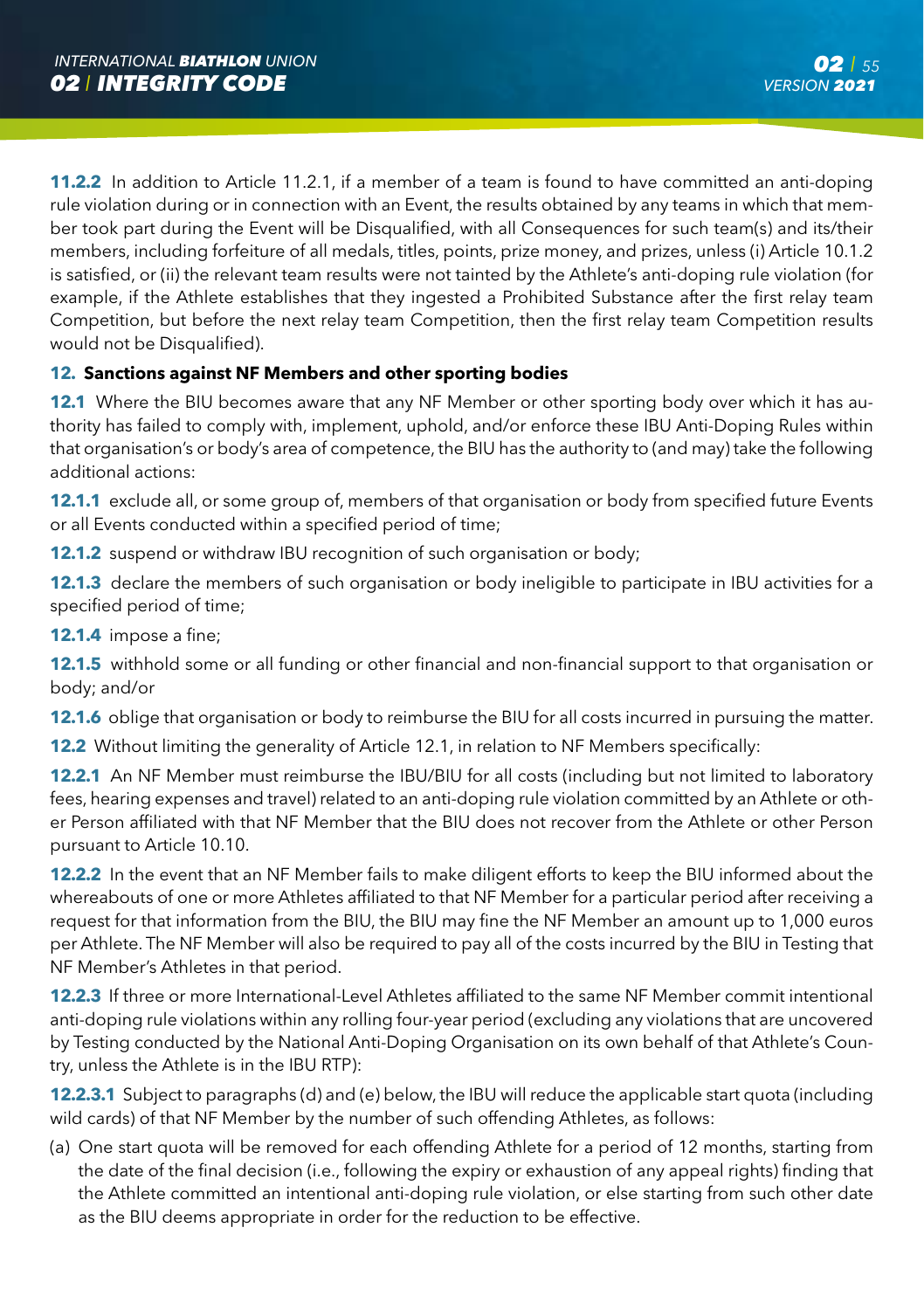**11.2.2** In addition to Article 11.2.1, if a member of a team is found to have committed an anti-doping rule violation during or in connection with an Event, the results obtained by any teams in which that member took part during the Event will be Disqualified, with all Consequences for such team(s) and its/their members, including forfeiture of all medals, titles, points, prize money, and prizes, unless (i) Article 10.1.2 is satisfied, or (ii) the relevant team results were not tainted by the Athlete's anti-doping rule violation (for example, if the Athlete establishes that they ingested a Prohibited Substance after the first relay team Competition, but before the next relay team Competition, then the first relay team Competition results would not be Disqualified).

## 12. Sanctions against NF Members and other sporting bodies

**12.1** Where the BIU becomes aware that any NF Member or other sporting body over which it has authority has failed to comply with, implement, uphold, and/or enforce these IBU Anti-Doping Rules within that organisation's or body's area of competence, the BIU has the authority to (and may) take the following additional actions:

**12.1.1** exclude all, or some group of, members of that organisation or body from specified future Events or all Events conducted within a specified period of time;

**12.1.2** suspend or withdraw IBU recognition of such organisation or body;

**12.1.3** declare the members of such organisation or body ineligible to participate in IBU activities for a specified period of time;

**12.1.4** impose a fine;

**12.1.5** withhold some or all funding or other financial and non-financial support to that organisation or body; and/or

**12.1.6** oblige that organisation or body to reimburse the BIU for all costs incurred in pursuing the matter.

**12.2** Without limiting the generality of Article 12.1, in relation to NF Members specifically:

**12.2.1** An NF Member must reimburse the IBU/BIU for all costs (including but not limited to laboratory fees, hearing expenses and travel) related to an anti-doping rule violation committed by an Athlete or other Person affiliated with that NF Member that the BIU does not recover from the Athlete or other Person pursuant to Article 10.10.

**12.2.2** In the event that an NF Member fails to make diligent efforts to keep the BIU informed about the whereabouts of one or more Athletes affiliated to that NF Member for a particular period after receiving a request for that information from the BIU, the BIU may fine the NF Member an amount up to 1,000 euros per Athlete. The NF Member will also be required to pay all of the costs incurred by the BIU in Testing that NF Member's Athletes in that period.

**12.2.3** If three or more International-Level Athletes affiliated to the same NF Member commit intentional anti-doping rule violations within any rolling four-year period (excluding any violations that are uncovered by Testing conducted by the National Anti-Doping Organisation on its own behalf of that Athlete's Country, unless the Athlete is in the IBU RTP):

**12.2.3.1** Subject to paragraphs (d) and (e) below, the IBU will reduce the applicable start quota (including wild cards) of that NF Member by the number of such offending Athletes, as follows:

(a) One start quota will be removed for each offending Athlete for a period of 12 months, starting from the date of the final decision (i.e., following the expiry or exhaustion of any appeal rights) finding that the Athlete committed an intentional anti-doping rule violation, or else starting from such other date as the BIU deems appropriate in order for the reduction to be effective.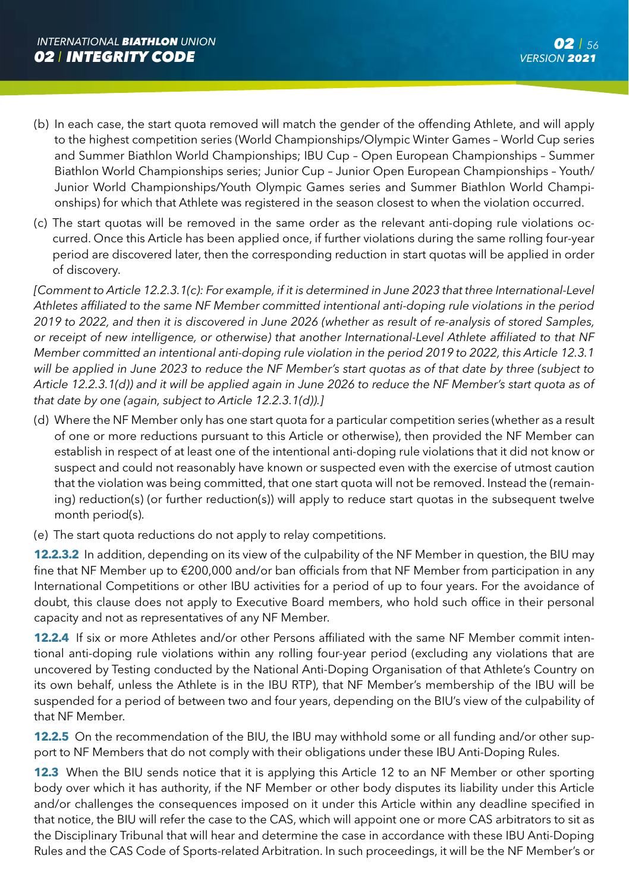(b) In each case, the start quota removed will match the gender of the offending Athlete, and will apply to the highest competition series (World Championships/Olympic Winter Games – World Cup series and Summer Biathlon World Championships; IBU Cup – Open European Championships – Summer Biathlon World Championships series; Junior Cup – Junior Open European Championships – Youth/ Junior World Championships/Youth Olympic Games series and Summer Biathlon World Championships) for which that Athlete was registered in the season closest to when the violation occurred.

(c) The start quotas will be removed in the same order as the relevant anti-doping rule violations occurred. Once this Article has been applied once, if further violations during the same rolling four-year period are discovered later, then the corresponding reduction in start quotas will be applied in order of discovery.

*[Comment to Article 12.2.3.1(c): For example, if it is determined in June 2023 that three International-Level Athletes affiliated to the same NF Member committed intentional anti-doping rule violations in the period 2019 to 2022, and then it is discovered in June 2026 (whether as result of re-analysis of stored Samples, or receipt of new intelligence, or otherwise) that another International-Level Athlete affiliated to that NF Member committed an intentional anti-doping rule violation in the period 2019 to 2022, this Article 12.3.1 will be applied in June 2023 to reduce the NF Member's start quotas as of that date by three (subject to Article 12.2.3.1(d)) and it will be applied again in June 2026 to reduce the NF Member's start quota as of that date by one (again, subject to Article 12.2.3.1(d)).]*

(d) Where the NF Member only has one start quota for a particular competition series (whether as a result of one or more reductions pursuant to this Article or otherwise), then provided the NF Member can establish in respect of at least one of the intentional anti-doping rule violations that it did not know or suspect and could not reasonably have known or suspected even with the exercise of utmost caution that the violation was being committed, that one start quota will not be removed. Instead the (remaining) reduction(s) (or further reduction(s)) will apply to reduce start quotas in the subsequent twelve month period(s).

(e) The start quota reductions do not apply to relay competitions.

**12.2.3.2** In addition, depending on its view of the culpability of the NF Member in question, the BIU may fine that NF Member up to €200,000 and/or ban officials from that NF Member from participation in any International Competitions or other IBU activities for a period of up to four years. For the avoidance of doubt, this clause does not apply to Executive Board members, who hold such office in their personal capacity and not as representatives of any NF Member.

**12.2.4** If six or more Athletes and/or other Persons affiliated with the same NF Member commit intentional anti-doping rule violations within any rolling four-year period (excluding any violations that are uncovered by Testing conducted by the National Anti-Doping Organisation of that Athlete's Country on its own behalf, unless the Athlete is in the IBU RTP), that NF Member's membership of the IBU will be suspended for a period of between two and four years, depending on the BIU's view of the culpability of that NF Member.

**12.2.5** On the recommendation of the BIU, the IBU may withhold some or all funding and/or other support to NF Members that do not comply with their obligations under these IBU Anti-Doping Rules.

**12.3** When the BIU sends notice that it is applying this Article 12 to an NF Member or other sporting body over which it has authority, if the NF Member or other body disputes its liability under this Article and/or challenges the consequences imposed on it under this Article within any deadline specified in that notice, the BIU will refer the case to the CAS, which will appoint one or more CAS arbitrators to sit as the Disciplinary Tribunal that will hear and determine the case in accordance with these IBU Anti-Doping Rules and the CAS Code of Sports-related Arbitration. In such proceedings, it will be the NF Member's or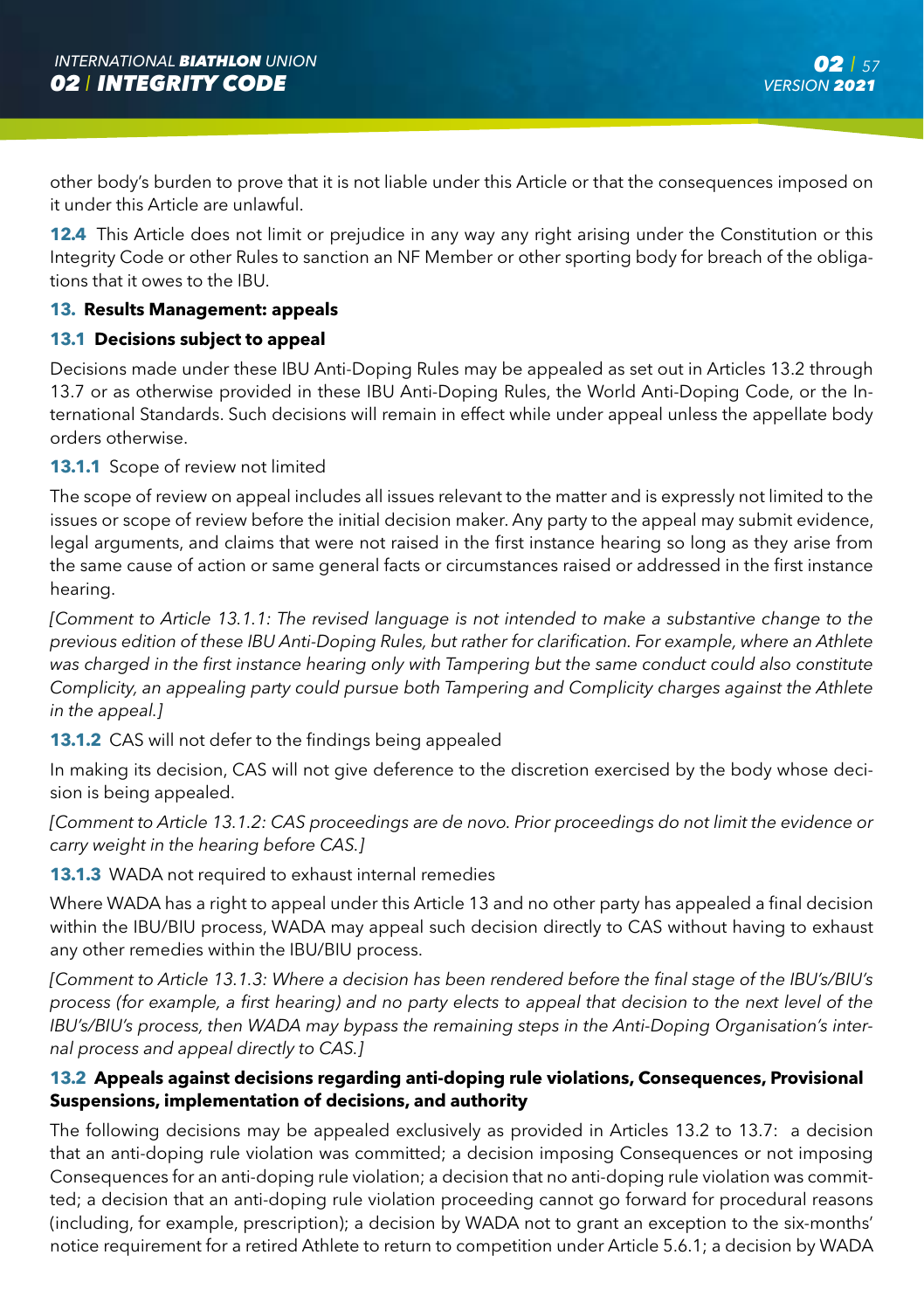other body's burden to prove that it is not liable under this Article or that the consequences imposed on it under this Article are unlawful.

**12.4** This Article does not limit or prejudice in any way any right arising under the Constitution or this Integrity Code or other Rules to sanction an NF Member or other sporting body for breach of the obligations that it owes to the IBU.

## 13. Results Management: appeals

### 13.1 Decisions subject to appeal

Decisions made under these IBU Anti-Doping Rules may be appealed as set out in Articles 13.2 through 13.7 or as otherwise provided in these IBU Anti-Doping Rules, the World Anti-Doping Code, or the International Standards. Such decisions will remain in effect while under appeal unless the appellate body orders otherwise.

**13.1.1** Scope of review not limited

The scope of review on appeal includes all issues relevant to the matter and is expressly not limited to the issues or scope of review before the initial decision maker. Any party to the appeal may submit evidence, legal arguments, and claims that were not raised in the first instance hearing so long as they arise from the same cause of action or same general facts or circumstances raised or addressed in the first instance hearing.

*[Comment to Article 13.1.1: The revised language is not intended to make a substantive change to the previous edition of these IBU Anti-Doping Rules, but rather for clarification. For example, where an Athlete was charged in the first instance hearing only with Tampering but the same conduct could also constitute Complicity, an appealing party could pursue both Tampering and Complicity charges against the Athlete in the appeal.]*

**13.1.2** CAS will not defer to the findings being appealed

In making its decision, CAS will not give deference to the discretion exercised by the body whose decision is being appealed.

*[Comment to Article 13.1.2: CAS proceedings are de novo. Prior proceedings do not limit the evidence or carry weight in the hearing before CAS.]*

**13.1.3** WADA not required to exhaust internal remedies

Where WADA has a right to appeal under this Article 13 and no other party has appealed a final decision within the IBU/BIU process, WADA may appeal such decision directly to CAS without having to exhaust any other remedies within the IBU/BIU process.

*[Comment to Article 13.1.3: Where a decision has been rendered before the final stage of the IBU's/BIU's process (for example, a first hearing) and no party elects to appeal that decision to the next level of the IBU's/BIU's process, then WADA may bypass the remaining steps in the Anti-Doping Organisation's internal process and appeal directly to CAS.]*

### 13.2 Appeals against decisions regarding anti-doping rule violations, Consequences, Provisional Suspensions, implementation of decisions, and authority

The following decisions may be appealed exclusively as provided in Articles 13.2 to 13.7: a decision that an anti-doping rule violation was committed; a decision imposing Consequences or not imposing Consequences for an anti-doping rule violation; a decision that no anti-doping rule violation was committed; a decision that an anti-doping rule violation proceeding cannot go forward for procedural reasons (including, for example, prescription); a decision by WADA not to grant an exception to the six-months' notice requirement for a retired Athlete to return to competition under Article 5.6.1; a decision by WADA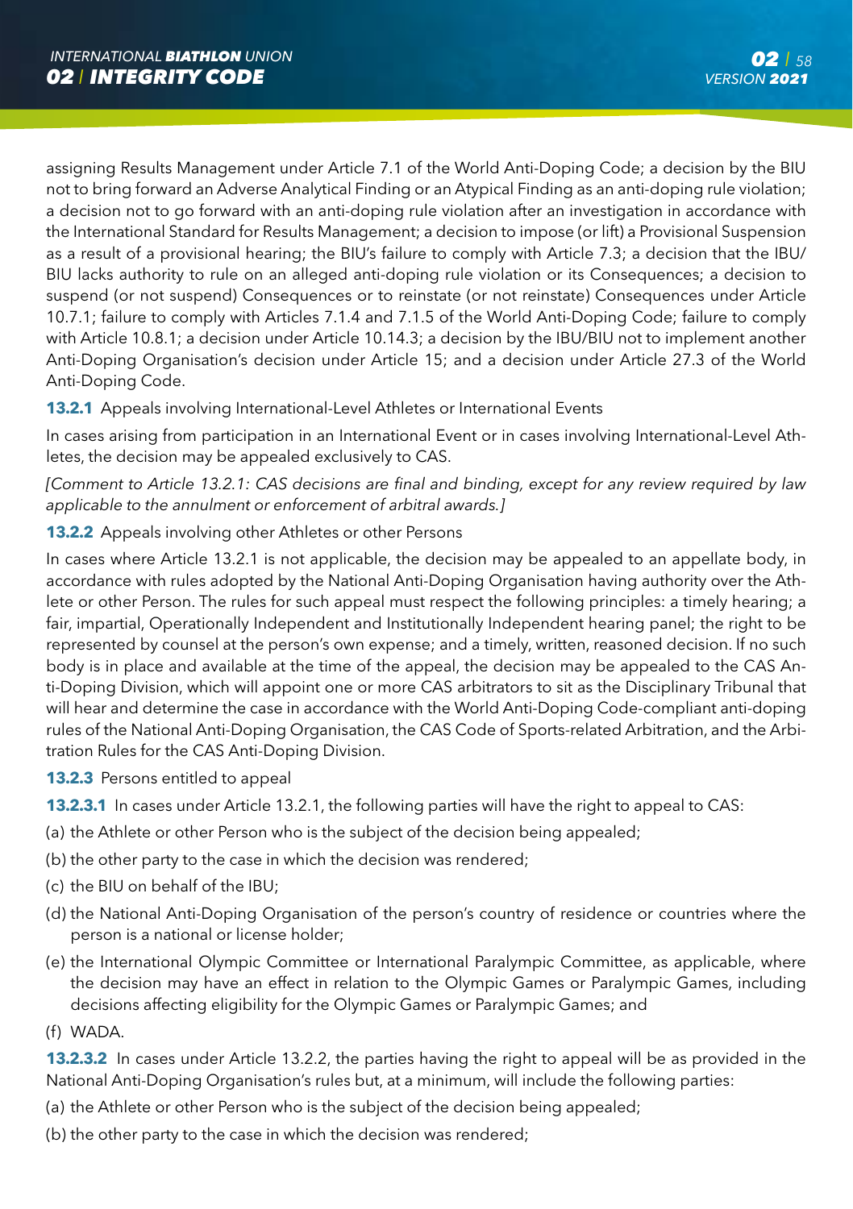assigning Results Management under Article 7.1 of the World Anti-Doping Code; a decision by the BIU not to bring forward an Adverse Analytical Finding or an Atypical Finding as an anti-doping rule violation; a decision not to go forward with an anti-doping rule violation after an investigation in accordance with the International Standard for Results Management; a decision to impose (or lift) a Provisional Suspension as a result of a provisional hearing; the BIU's failure to comply with Article 7.3; a decision that the IBU/BIU lacks authority to rule on an alleged anti-doping rule violation or its Consequences; a decision to suspend (or not suspend) Consequences or to reinstate (or not reinstate) Consequences under Article 10.7.1; failure to comply with Articles 7.1.4 and 7.1.5 of the World Anti-Doping Code; failure to comply with Article 10.8.1; a decision under Article 10.14.3; a decision by the IBU/BIU not to implement another Anti-Doping Organisation's decision under Article 15; and a decision under Article 27.3 of the World Anti-Doping Code.

**13.2.1** Appeals involving International-Level Athletes or International Events

In cases arising from participation in an International Event or in cases involving International-Level Athletes, the decision may be appealed exclusively to CAS.

*[Comment to Article 13.2.1: CAS decisions are final and binding, except for any review required by law applicable to the annulment or enforcement of arbitral awards.]*

**13.2.2** Appeals involving other Athletes or other Persons

In cases where Article 13.2.1 is not applicable, the decision may be appealed to an appellate body, in accordance with rules adopted by the National Anti-Doping Organisation having authority over the Athlete or other Person. The rules for such appeal must respect the following principles: a timely hearing; a fair, impartial, Operationally Independent and Institutionally Independent hearing panel; the right to be represented by counsel at the person's own expense; and a timely, written, reasoned decision. If no such body is in place and available at the time of the appeal, the decision may be appealed to the CAS Anti-Doping Division, which will appoint one or more CAS arbitrators to sit as the Disciplinary Tribunal that will hear and determine the case in accordance with the World Anti-Doping Code-compliant anti-doping rules of the National Anti-Doping Organisation, the CAS Code of Sports-related Arbitration, and the Arbitration Rules for the CAS Anti-Doping Division.

**13.2.3** Persons entitled to appeal

**13.2.3.1** In cases under Article 13.2.1, the following parties will have the right to appeal to CAS:

(a) the Athlete or other Person who is the subject of the decision being appealed;

(b) the other party to the case in which the decision was rendered;

(c) the BIU on behalf of the IBU;

(d) the National Anti-Doping Organisation of the person's country of residence or countries where the person is a national or license holder;

(e) the International Olympic Committee or International Paralympic Committee, as applicable, where the decision may have an effect in relation to the Olympic Games or Paralympic Games, including decisions affecting eligibility for the Olympic Games or Paralympic Games; and

(f) WADA.

**13.2.3.2** In cases under Article 13.2.2, the parties having the right to appeal will be as provided in the National Anti-Doping Organisation's rules but, at a minimum, will include the following parties:

(a) the Athlete or other Person who is the subject of the decision being appealed;

(b) the other party to the case in which the decision was rendered;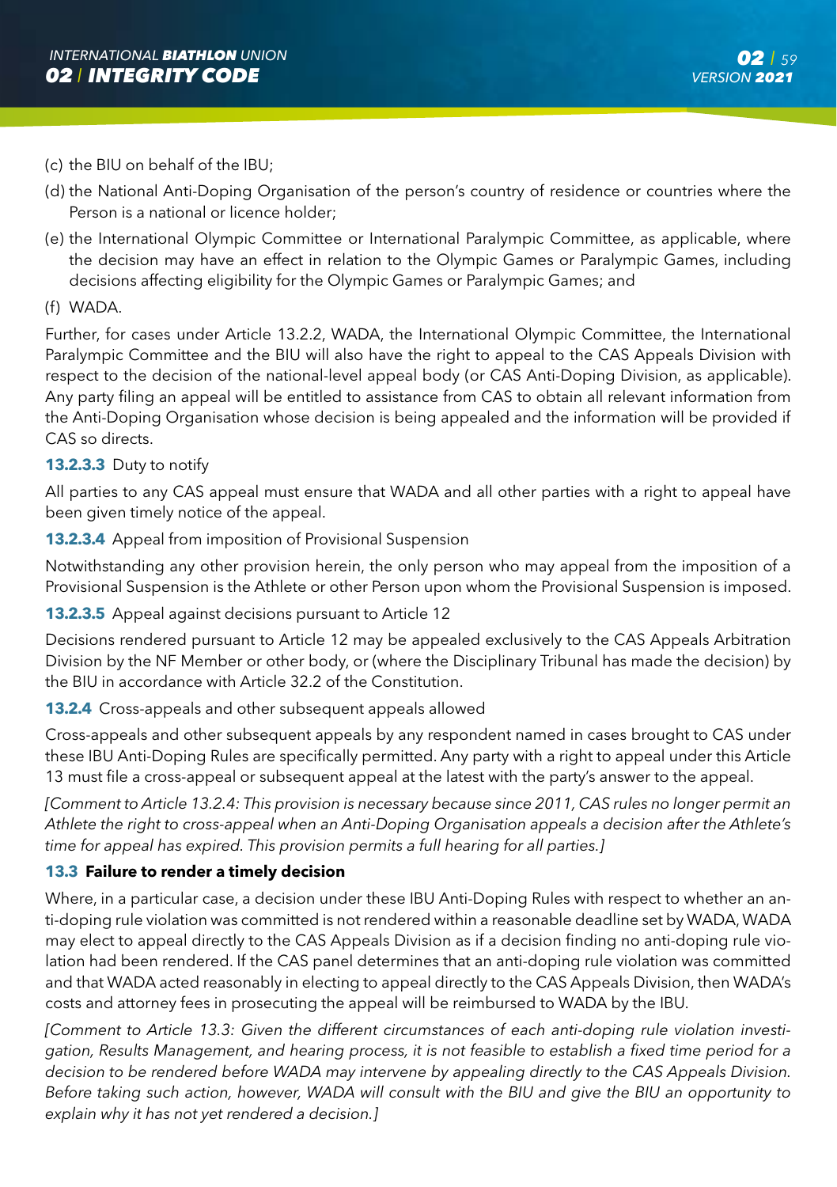(c) the BIU on behalf of the IBU;

(d) the National Anti-Doping Organisation of the person's country of residence or countries where the Person is a national or licence holder;

(e) the International Olympic Committee or International Paralympic Committee, as applicable, where the decision may have an effect in relation to the Olympic Games or Paralympic Games, including decisions affecting eligibility for the Olympic Games or Paralympic Games; and

(f) WADA.

Further, for cases under Article 13.2.2, WADA, the International Olympic Committee, the International Paralympic Committee and the BIU will also have the right to appeal to the CAS Appeals Division with respect to the decision of the national-level appeal body (or CAS Anti-Doping Division, as applicable). Any party filing an appeal will be entitled to assistance from CAS to obtain all relevant information from the Anti-Doping Organisation whose decision is being appealed and the information will be provided if CAS so directs.

**13.2.3.3** Duty to notify

All parties to any CAS appeal must ensure that WADA and all other parties with a right to appeal have been given timely notice of the appeal.

**13.2.3.4** Appeal from imposition of Provisional Suspension

Notwithstanding any other provision herein, the only person who may appeal from the imposition of a Provisional Suspension is the Athlete or other Person upon whom the Provisional Suspension is imposed.

**13.2.3.5** Appeal against decisions pursuant to Article 12

Decisions rendered pursuant to Article 12 may be appealed exclusively to the CAS Appeals Arbitration Division by the NF Member or other body, or (where the Disciplinary Tribunal has made the decision) by the BIU in accordance with Article 32.2 of the Constitution.

**13.2.4** Cross-appeals and other subsequent appeals allowed

Cross-appeals and other subsequent appeals by any respondent named in cases brought to CAS under these IBU Anti-Doping Rules are specifically permitted. Any party with a right to appeal under this Article 13 must file a cross-appeal or subsequent appeal at the latest with the party's answer to the appeal.

*[Comment to Article 13.2.4: This provision is necessary because since 2011, CAS rules no longer permit an Athlete the right to cross-appeal when an Anti-Doping Organisation appeals a decision after the Athlete's time for appeal has expired. This provision permits a full hearing for all parties.]*

### 13.3 Failure to render a timely decision

Where, in a particular case, a decision under these IBU Anti-Doping Rules with respect to whether an anti-doping rule violation was committed is not rendered within a reasonable deadline set by WADA, WADA may elect to appeal directly to the CAS Appeals Division as if a decision finding no anti-doping rule violation had been rendered. If the CAS panel determines that an anti-doping rule violation was committed and that WADA acted reasonably in electing to appeal directly to the CAS Appeals Division, then WADA's costs and attorney fees in prosecuting the appeal will be reimbursed to WADA by the IBU.

*[Comment to Article 13.3: Given the different circumstances of each anti-doping rule violation investigation, Results Management, and hearing process, it is not feasible to establish a fixed time period for a decision to be rendered before WADA may intervene by appealing directly to the CAS Appeals Division. Before taking such action, however, WADA will consult with the BIU and give the BIU an opportunity to explain why it has not yet rendered a decision.]*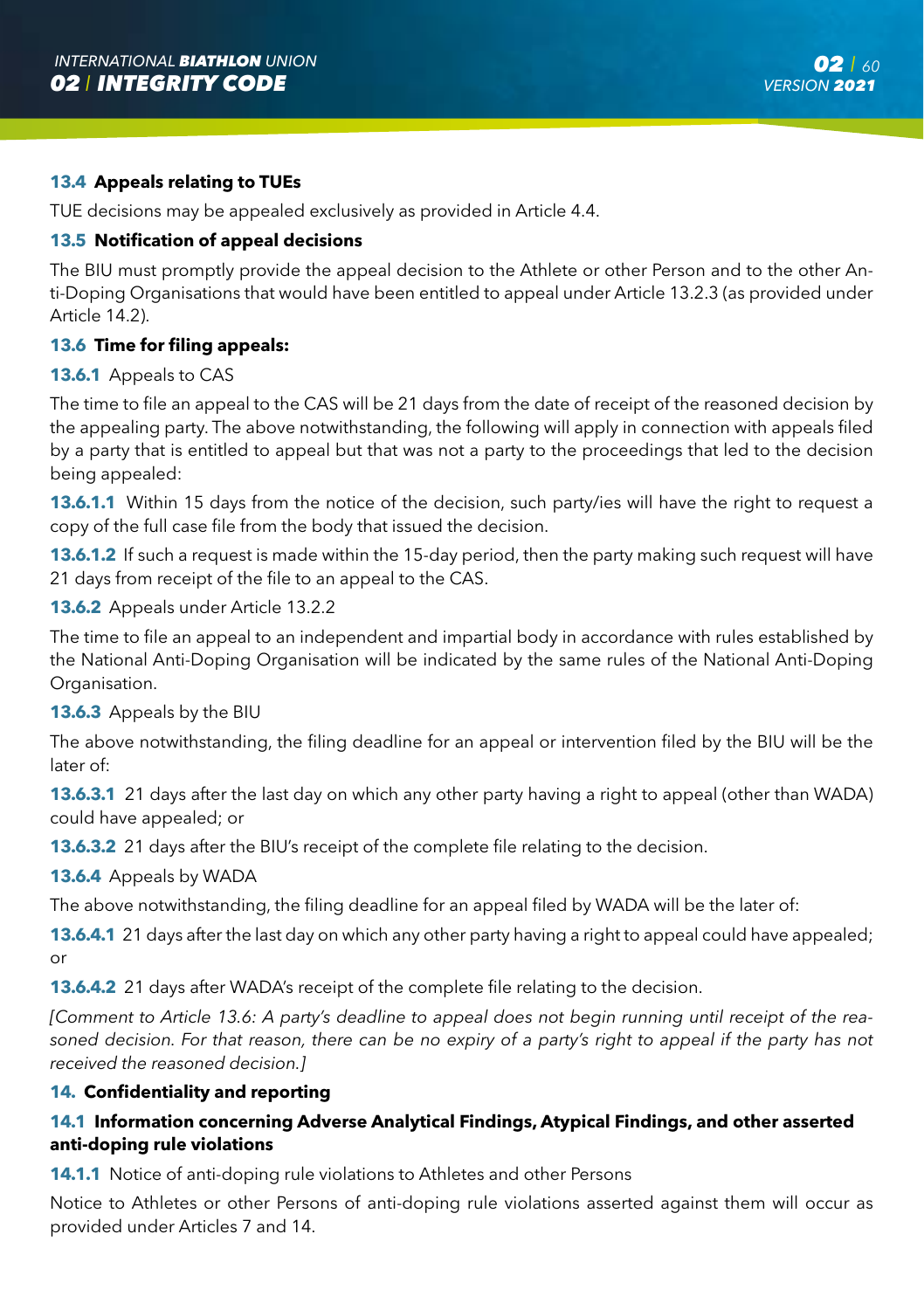### 13.4 Appeals relating to TUEs

TUE decisions may be appealed exclusively as provided in Article 4.4.

### 13.5 Notification of appeal decisions

The BIU must promptly provide the appeal decision to the Athlete or other Person and to the other Anti-Doping Organisations that would have been entitled to appeal under Article 13.2.3 (as provided under Article 14.2).

### 13.6 Time for filing appeals:

**13.6.1** Appeals to CAS

The time to file an appeal to the CAS will be 21 days from the date of receipt of the reasoned decision by the appealing party. The above notwithstanding, the following will apply in connection with appeals filed by a party that is entitled to appeal but that was not a party to the proceedings that led to the decision being appealed:

**13.6.1.1** Within 15 days from the notice of the decision, such party/ies will have the right to request a copy of the full case file from the body that issued the decision.

**13.6.1.2** If such a request is made within the 15-day period, then the party making such request will have 21 days from receipt of the file to an appeal to the CAS.

**13.6.2** Appeals under Article 13.2.2

The time to file an appeal to an independent and impartial body in accordance with rules established by the National Anti-Doping Organisation will be indicated by the same rules of the National Anti-Doping Organisation.

**13.6.3** Appeals by the BIU

The above notwithstanding, the filing deadline for an appeal or intervention filed by the BIU will be the later of:

**13.6.3.1** 21 days after the last day on which any other party having a right to appeal (other than WADA) could have appealed; or

**13.6.3.2** 21 days after the BIU's receipt of the complete file relating to the decision.

**13.6.4** Appeals by WADA

The above notwithstanding, the filing deadline for an appeal filed by WADA will be the later of:

**13.6.4.1** 21 days after the last day on which any other party having a right to appeal could have appealed; or

**13.6.4.2** 21 days after WADA's receipt of the complete file relating to the decision.

*[Comment to Article 13.6: A party's deadline to appeal does not begin running until receipt of the reasoned decision. For that reason, there can be no expiry of a party's right to appeal if the party has not received the reasoned decision.]*

## 14. Confidentiality and reporting

### 14.1 Information concerning Adverse Analytical Findings, Atypical Findings, and other asserted anti-doping rule violations

**14.1.1** Notice of anti-doping rule violations to Athletes and other Persons

Notice to Athletes or other Persons of anti-doping rule violations asserted against them will occur as provided under Articles 7 and 14.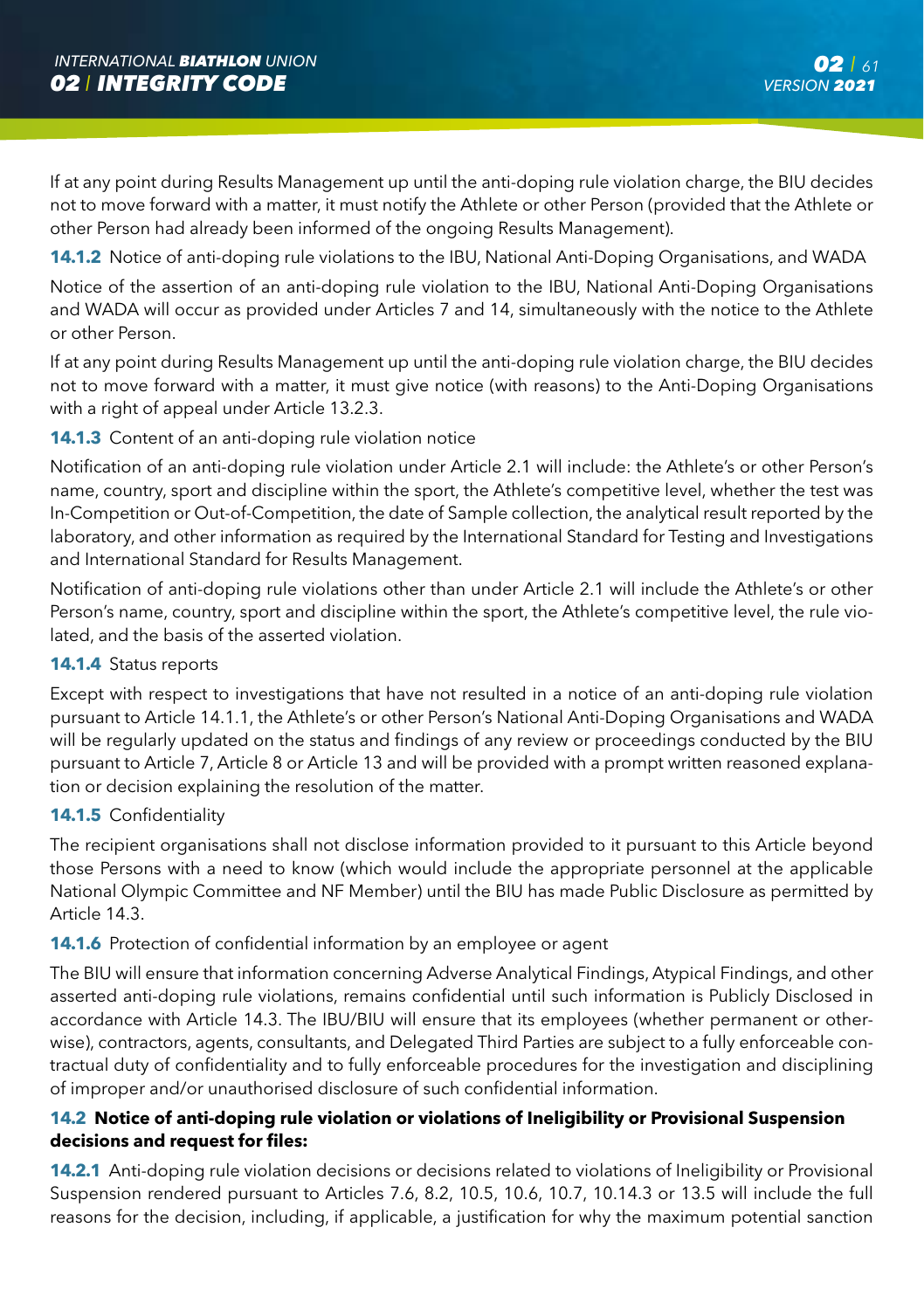If at any point during Results Management up until the anti-doping rule violation charge, the BIU decides not to move forward with a matter, it must notify the Athlete or other Person (provided that the Athlete or other Person had already been informed of the ongoing Results Management).

**14.1.2** Notice of anti-doping rule violations to the IBU, National Anti-Doping Organisations, and WADA

Notice of the assertion of an anti-doping rule violation to the IBU, National Anti-Doping Organisations and WADA will occur as provided under Articles 7 and 14, simultaneously with the notice to the Athlete or other Person.

If at any point during Results Management up until the anti-doping rule violation charge, the BIU decides not to move forward with a matter, it must give notice (with reasons) to the Anti-Doping Organisations with a right of appeal under Article 13.2.3.

**14.1.3** Content of an anti-doping rule violation notice

Notification of an anti-doping rule violation under Article 2.1 will include: the Athlete's or other Person's name, country, sport and discipline within the sport, the Athlete's competitive level, whether the test was In-Competition or Out-of-Competition, the date of Sample collection, the analytical result reported by the laboratory, and other information as required by the International Standard for Testing and Investigations and International Standard for Results Management.

Notification of anti-doping rule violations other than under Article 2.1 will include the Athlete's or other Person's name, country, sport and discipline within the sport, the Athlete's competitive level, the rule violated, and the basis of the asserted violation.

**14.1.4** Status reports

Except with respect to investigations that have not resulted in a notice of an anti-doping rule violation pursuant to Article 14.1.1, the Athlete's or other Person's National Anti-Doping Organisations and WADA will be regularly updated on the status and findings of any review or proceedings conducted by the BIU pursuant to Article 7, Article 8 or Article 13 and will be provided with a prompt written reasoned explanation or decision explaining the resolution of the matter.

**14.1.5** Confidentiality

The recipient organisations shall not disclose information provided to it pursuant to this Article beyond those Persons with a need to know (which would include the appropriate personnel at the applicable National Olympic Committee and NF Member) until the BIU has made Public Disclosure as permitted by Article 14.3.

**14.1.6** Protection of confidential information by an employee or agent

The BIU will ensure that information concerning Adverse Analytical Findings, Atypical Findings, and other asserted anti-doping rule violations, remains confidential until such information is Publicly Disclosed in accordance with Article 14.3. The IBU/BIU will ensure that its employees (whether permanent or otherwise), contractors, agents, consultants, and Delegated Third Parties are subject to a fully enforceable contractual duty of confidentiality and to fully enforceable procedures for the investigation and disciplining of improper and/or unauthorised disclosure of such confidential information.

**14.2 Notice of anti-doping rule violation or violations of Ineligibility or Provisional Suspension decisions and request for files:**

**14.2.1** Anti-doping rule violation decisions or decisions related to violations of Ineligibility or Provisional Suspension rendered pursuant to Articles 7.6, 8.2, 10.5, 10.6, 10.7, 10.14.3 or 13.5 will include the full reasons for the decision, including, if applicable, a justification for why the maximum potential sanction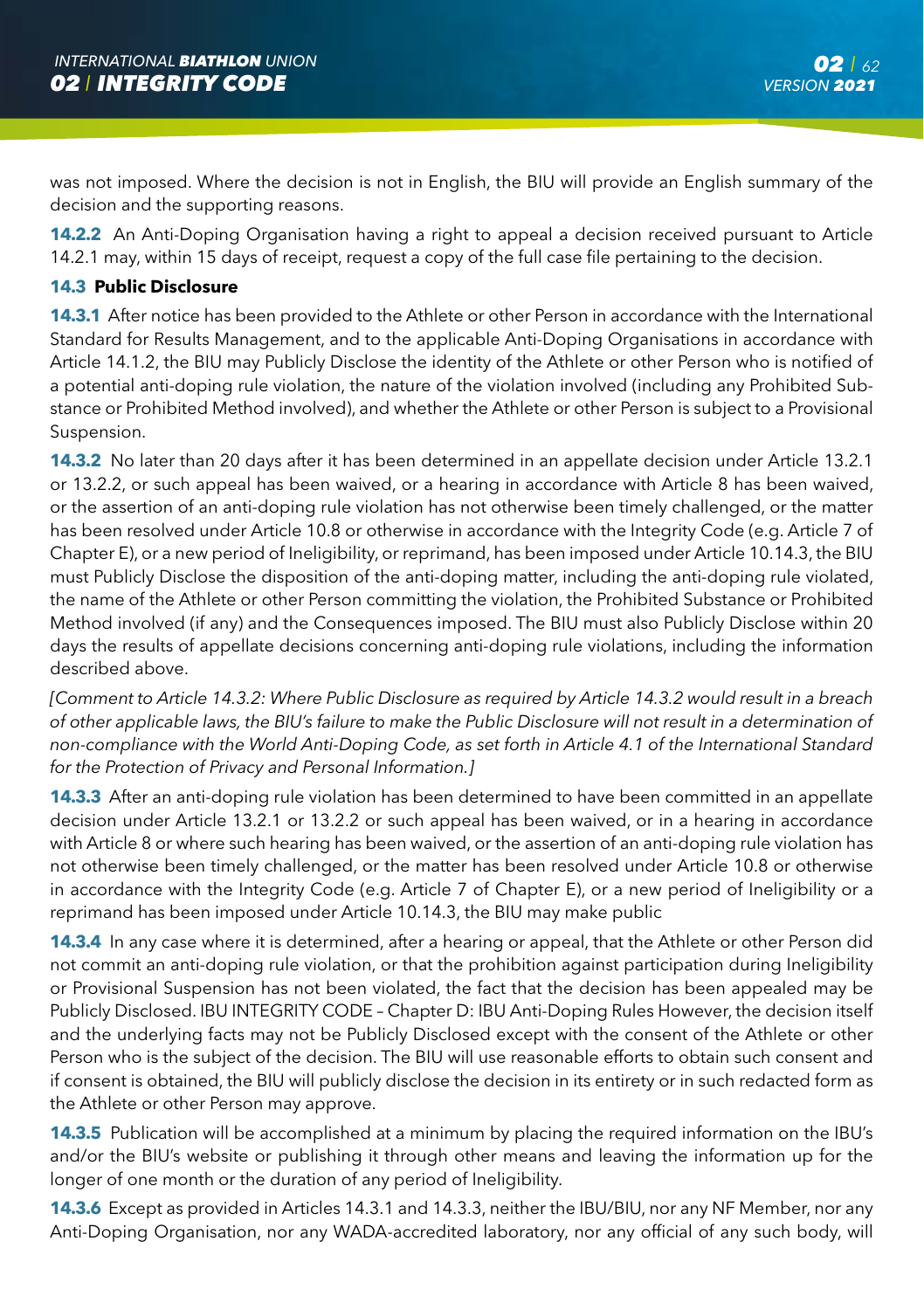was not imposed. Where the decision is not in English, the BIU will provide an English summary of the decision and the supporting reasons.

**14.2.2** An Anti-Doping Organisation having a right to appeal a decision received pursuant to Article 14.2.1 may, within 15 days of receipt, request a copy of the full case file pertaining to the decision.

### 14.3 Public Disclosure

**14.3.1** After notice has been provided to the Athlete or other Person in accordance with the International Standard for Results Management, and to the applicable Anti-Doping Organisations in accordance with Article 14.1.2, the BIU may Publicly Disclose the identity of the Athlete or other Person who is notified of a potential anti-doping rule violation, the nature of the violation involved (including any Prohibited Substance or Prohibited Method involved), and whether the Athlete or other Person is subject to a Provisional Suspension.

**14.3.2** No later than 20 days after it has been determined in an appellate decision under Article 13.2.1 or 13.2.2, or such appeal has been waived, or a hearing in accordance with Article 8 has been waived, or the assertion of an anti-doping rule violation has not otherwise been timely challenged, or the matter has been resolved under Article 10.8 or otherwise in accordance with the Integrity Code (e.g. Article 7 of Chapter E), or a new period of Ineligibility, or reprimand, has been imposed under Article 10.14.3, the BIU must Publicly Disclose the disposition of the anti-doping matter, including the anti-doping rule violated, the name of the Athlete or other Person committing the violation, the Prohibited Substance or Prohibited Method involved (if any) and the Consequences imposed. The BIU must also Publicly Disclose within 20 days the results of appellate decisions concerning anti-doping rule violations, including the information described above.

*[Comment to Article 14.3.2: Where Public Disclosure as required by Article 14.3.2 would result in a breach of other applicable laws, the BIU's failure to make the Public Disclosure will not result in a determination of non-compliance with the World Anti-Doping Code, as set forth in Article 4.1 of the International Standard for the Protection of Privacy and Personal Information.]*

**14.3.3** After an anti-doping rule violation has been determined to have been committed in an appellate decision under Article 13.2.1 or 13.2.2 or such appeal has been waived, or in a hearing in accordance with Article 8 or where such hearing has been waived, or the assertion of an anti-doping rule violation has not otherwise been timely challenged, or the matter has been resolved under Article 10.8 or otherwise in accordance with the Integrity Code (e.g. Article 7 of Chapter E), or a new period of Ineligibility or a reprimand has been imposed under Article 10.14.3, the BIU may make public

**14.3.4** In any case where it is determined, after a hearing or appeal, that the Athlete or other Person did not commit an anti-doping rule violation, or that the prohibition against participation during Ineligibility or Provisional Suspension has not been violated, the fact that the decision has been appealed may be Publicly Disclosed. IBU INTEGRITY CODE – Chapter D: IBU Anti-Doping Rules However, the decision itself and the underlying facts may not be Publicly Disclosed except with the consent of the Athlete or other Person who is the subject of the decision. The BIU will use reasonable efforts to obtain such consent and if consent is obtained, the BIU will publicly disclose the decision in its entirety or in such redacted form as the Athlete or other Person may approve.

**14.3.5** Publication will be accomplished at a minimum by placing the required information on the IBU's and/or the BIU's website or publishing it through other means and leaving the information up for the longer of one month or the duration of any period of Ineligibility.

**14.3.6** Except as provided in Articles 14.3.1 and 14.3.3, neither the IBU/BIU, nor any NF Member, nor any Anti-Doping Organisation, nor any WADA-accredited laboratory, nor any official of any such body, will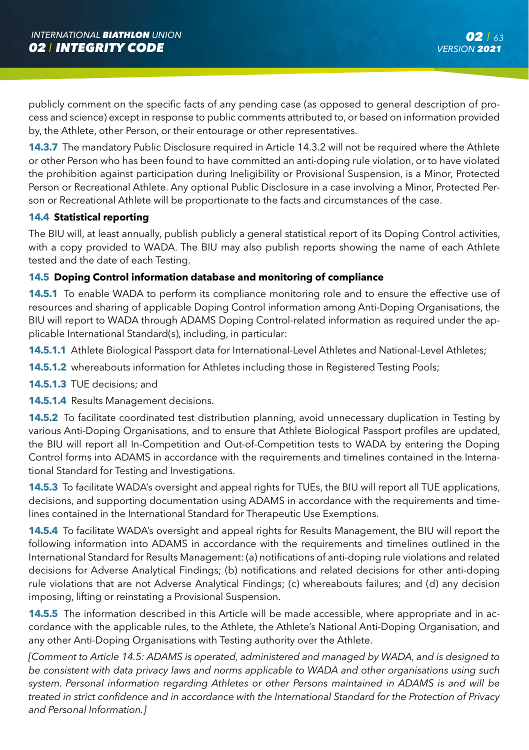publicly comment on the specific facts of any pending case (as opposed to general description of process and science) except in response to public comments attributed to, or based on information provided by, the Athlete, other Person, or their entourage or other representatives.

**14.3.7** The mandatory Public Disclosure required in Article 14.3.2 will not be required where the Athlete or other Person who has been found to have committed an anti-doping rule violation, or to have violated the prohibition against participation during Ineligibility or Provisional Suspension, is a Minor, Protected Person or Recreational Athlete. Any optional Public Disclosure in a case involving a Minor, Protected Person or Recreational Athlete will be proportionate to the facts and circumstances of the case.

### 14.4 Statistical reporting

The BIU will, at least annually, publish publicly a general statistical report of its Doping Control activities, with a copy provided to WADA. The BIU may also publish reports showing the name of each Athlete tested and the date of each Testing.

### 14.5 Doping Control information database and monitoring of compliance

**14.5.1** To enable WADA to perform its compliance monitoring role and to ensure the effective use of resources and sharing of applicable Doping Control information among Anti-Doping Organisations, the BIU will report to WADA through ADAMS Doping Control-related information as required under the applicable International Standard(s), including, in particular:

**14.5.1.1** Athlete Biological Passport data for International-Level Athletes and National-Level Athletes;

**14.5.1.2** whereabouts information for Athletes including those in Registered Testing Pools;

**14.5.1.3** TUE decisions; and

**14.5.1.4** Results Management decisions.

**14.5.2** To facilitate coordinated test distribution planning, avoid unnecessary duplication in Testing by various Anti-Doping Organisations, and to ensure that Athlete Biological Passport profiles are updated, the BIU will report all In-Competition and Out-of-Competition tests to WADA by entering the Doping Control forms into ADAMS in accordance with the requirements and timelines contained in the International Standard for Testing and Investigations.

**14.5.3** To facilitate WADA's oversight and appeal rights for TUEs, the BIU will report all TUE applications, decisions, and supporting documentation using ADAMS in accordance with the requirements and timelines contained in the International Standard for Therapeutic Use Exemptions.

**14.5.4** To facilitate WADA's oversight and appeal rights for Results Management, the BIU will report the following information into ADAMS in accordance with the requirements and timelines outlined in the International Standard for Results Management: (a) notifications of anti-doping rule violations and related decisions for Adverse Analytical Findings; (b) notifications and related decisions for other anti-doping rule violations that are not Adverse Analytical Findings; (c) whereabouts failures; and (d) any decision imposing, lifting or reinstating a Provisional Suspension.

**14.5.5** The information described in this Article will be made accessible, where appropriate and in accordance with the applicable rules, to the Athlete, the Athlete's National Anti-Doping Organisation, and any other Anti-Doping Organisations with Testing authority over the Athlete.

*[Comment to Article 14.5: ADAMS is operated, administered and managed by WADA, and is designed to be consistent with data privacy laws and norms applicable to WADA and other organisations using such system. Personal information regarding Athletes or other Persons maintained in ADAMS is and will be treated in strict confidence and in accordance with the International Standard for the Protection of Privacy and Personal Information.]*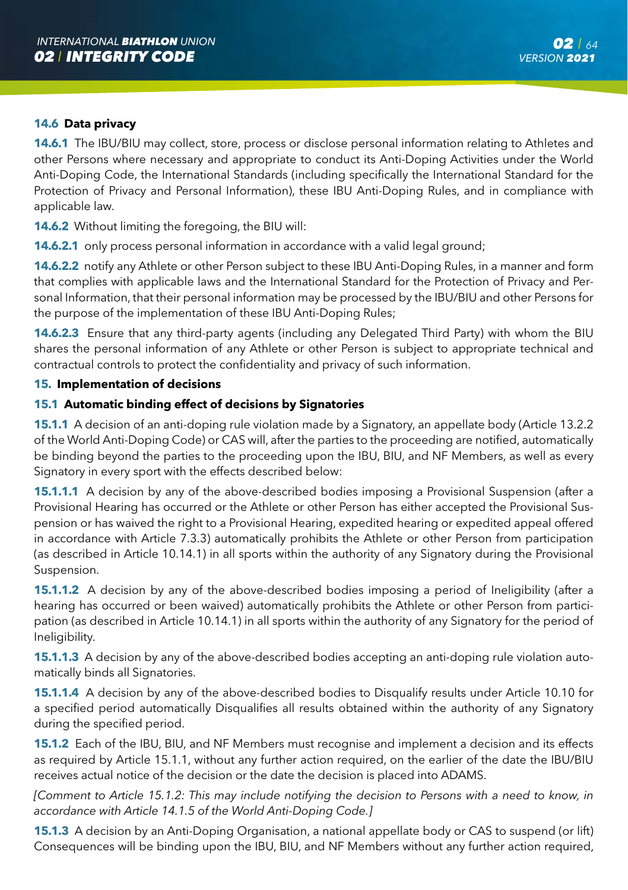### 14.6 Data privacy

**14.6.1** The IBU/BIU may collect, store, process or disclose personal information relating to Athletes and other Persons where necessary and appropriate to conduct its Anti-Doping Activities under the World Anti-Doping Code, the International Standards (including specifically the International Standard for the Protection of Privacy and Personal Information), these IBU Anti-Doping Rules, and in compliance with applicable law.

**14.6.2** Without limiting the foregoing, the BIU will:

**14.6.2.1** only process personal information in accordance with a valid legal ground;

**14.6.2.2** notify any Athlete or other Person subject to these IBU Anti-Doping Rules, in a manner and form that complies with applicable laws and the International Standard for the Protection of Privacy and Personal Information, that their personal information may be processed by the IBU/BIU and other Persons for the purpose of the implementation of these IBU Anti-Doping Rules;

**14.6.2.3** Ensure that any third-party agents (including any Delegated Third Party) with whom the BIU shares the personal information of any Athlete or other Person is subject to appropriate technical and contractual controls to protect the confidentiality and privacy of such information.

## 15. Implementation of decisions

### 15.1 Automatic binding effect of decisions by Signatories

**15.1.1** A decision of an anti-doping rule violation made by a Signatory, an appellate body (Article 13.2.2 of the World Anti-Doping Code) or CAS will, after the parties to the proceeding are notified, automatically be binding beyond the parties to the proceeding upon the IBU, BIU, and NF Members, as well as every Signatory in every sport with the effects described below:

**15.1.1.1** A decision by any of the above-described bodies imposing a Provisional Suspension (after a Provisional Hearing has occurred or the Athlete or other Person has either accepted the Provisional Suspension or has waived the right to a Provisional Hearing, expedited hearing or expedited appeal offered in accordance with Article 7.3.3) automatically prohibits the Athlete or other Person from participation (as described in Article 10.14.1) in all sports within the authority of any Signatory during the Provisional Suspension.

**15.1.1.2** A decision by any of the above-described bodies imposing a period of Ineligibility (after a hearing has occurred or been waived) automatically prohibits the Athlete or other Person from participation (as described in Article 10.14.1) in all sports within the authority of any Signatory for the period of Ineligibility.

**15.1.1.3** A decision by any of the above-described bodies accepting an anti-doping rule violation automatically binds all Signatories.

**15.1.1.4** A decision by any of the above-described bodies to Disqualify results under Article 10.10 for a specified period automatically Disqualifies all results obtained within the authority of any Signatory during the specified period.

**15.1.2** Each of the IBU, BIU, and NF Members must recognise and implement a decision and its effects as required by Article 15.1.1, without any further action required, on the earlier of the date the IBU/BIU receives actual notice of the decision or the date the decision is placed into ADAMS.

*[Comment to Article 15.1.2: This may include notifying the decision to Persons with a need to know, in accordance with Article 14.1.5 of the World Anti-Doping Code.]*

**15.1.3** A decision by an Anti-Doping Organisation, a national appellate body or CAS to suspend (or lift) Consequences will be binding upon the IBU, BIU, and NF Members without any further action required,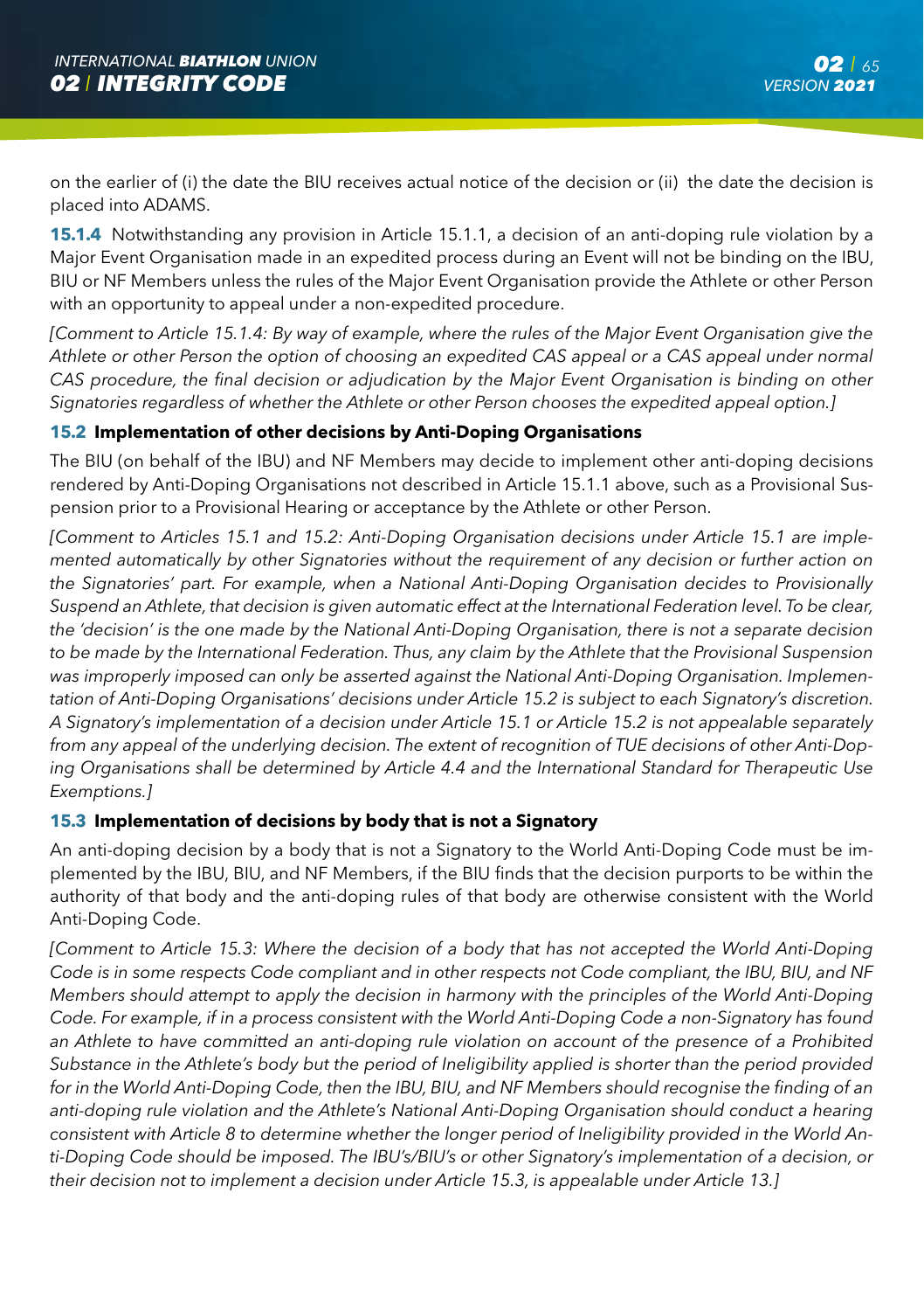on the earlier of (i) the date the BIU receives actual notice of the decision or (ii) the date the decision is placed into ADAMS.

**15.1.4** Notwithstanding any provision in Article 15.1.1, a decision of an anti-doping rule violation by a Major Event Organisation made in an expedited process during an Event will not be binding on the IBU, BIU or NF Members unless the rules of the Major Event Organisation provide the Athlete or other Person with an opportunity to appeal under a non-expedited procedure.

*[Comment to Article 15.1.4: By way of example, where the rules of the Major Event Organisation give the Athlete or other Person the option of choosing an expedited CAS appeal or a CAS appeal under normal CAS procedure, the final decision or adjudication by the Major Event Organisation is binding on other Signatories regardless of whether the Athlete or other Person chooses the expedited appeal option.]*

### 15.2 Implementation of other decisions by Anti-Doping Organisations

The BIU (on behalf of the IBU) and NF Members may decide to implement other anti-doping decisions rendered by Anti-Doping Organisations not described in Article 15.1.1 above, such as a Provisional Suspension prior to a Provisional Hearing or acceptance by the Athlete or other Person.

*[Comment to Articles 15.1 and 15.2: Anti-Doping Organisation decisions under Article 15.1 are implemented automatically by other Signatories without the requirement of any decision or further action on the Signatories' part. For example, when a National Anti-Doping Organisation decides to Provisionally Suspend an Athlete, that decision is given automatic effect at the International Federation level. To be clear, the 'decision' is the one made by the National Anti-Doping Organisation, there is not a separate decision to be made by the International Federation. Thus, any claim by the Athlete that the Provisional Suspension was improperly imposed can only be asserted against the National Anti-Doping Organisation. Implementation of Anti-Doping Organisations' decisions under Article 15.2 is subject to each Signatory's discretion. A Signatory's implementation of a decision under Article 15.1 or Article 15.2 is not appealable separately from any appeal of the underlying decision. The extent of recognition of TUE decisions of other Anti-Doping Organisations shall be determined by Article 4.4 and the International Standard for Therapeutic Use Exemptions.]*

### 15.3 Implementation of decisions by body that is not a Signatory

An anti-doping decision by a body that is not a Signatory to the World Anti-Doping Code must be implemented by the IBU, BIU, and NF Members, if the BIU finds that the decision purports to be within the authority of that body and the anti-doping rules of that body are otherwise consistent with the World Anti-Doping Code.

*[Comment to Article 15.3: Where the decision of a body that has not accepted the World Anti-Doping Code is in some respects Code compliant and in other respects not Code compliant, the IBU, BIU, and NF Members should attempt to apply the decision in harmony with the principles of the World Anti-Doping Code. For example, if in a process consistent with the World Anti-Doping Code a non-Signatory has found an Athlete to have committed an anti-doping rule violation on account of the presence of a Prohibited Substance in the Athlete's body but the period of Ineligibility applied is shorter than the period provided for in the World Anti-Doping Code, then the IBU, BIU, and NF Members should recognise the finding of an anti-doping rule violation and the Athlete's National Anti-Doping Organisation should conduct a hearing consistent with Article 8 to determine whether the longer period of Ineligibility provided in the World Anti-Doping Code should be imposed. The IBU's/BIU's or other Signatory's implementation of a decision, or their decision not to implement a decision under Article 15.3, is appealable under Article 13.]*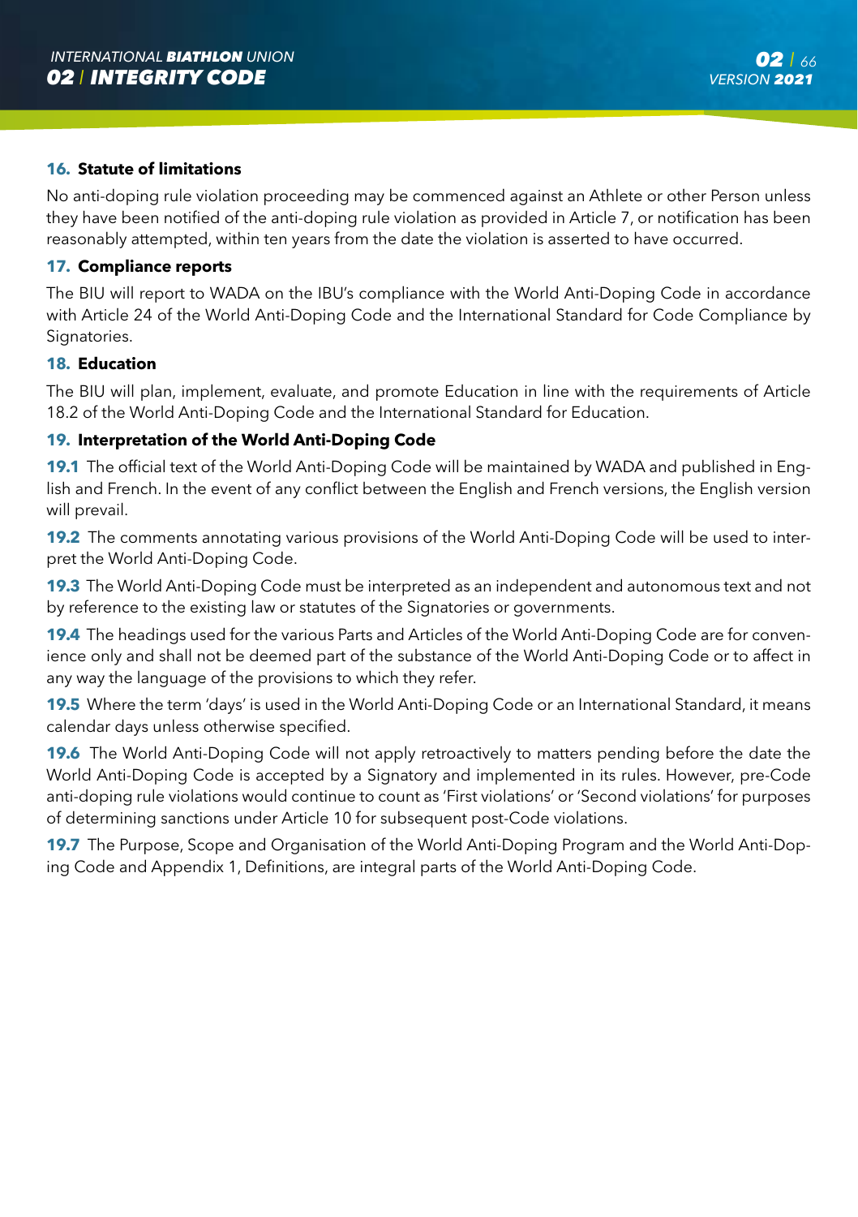## 16. Statute of limitations

No anti-doping rule violation proceeding may be commenced against an Athlete or other Person unless they have been notified of the anti-doping rule violation as provided in Article 7, or notification has been reasonably attempted, within ten years from the date the violation is asserted to have occurred.

## 17. Compliance reports

The BIU will report to WADA on the IBU's compliance with the World Anti-Doping Code in accordance with Article 24 of the World Anti-Doping Code and the International Standard for Code Compliance by Signatories.

## 18. Education

The BIU will plan, implement, evaluate, and promote Education in line with the requirements of Article 18.2 of the World Anti-Doping Code and the International Standard for Education.

## 19. Interpretation of the World Anti-Doping Code

**19.1** The official text of the World Anti-Doping Code will be maintained by WADA and published in English and French. In the event of any conflict between the English and French versions, the English version will prevail.

**19.2** The comments annotating various provisions of the World Anti-Doping Code will be used to interpret the World Anti-Doping Code.

**19.3** The World Anti-Doping Code must be interpreted as an independent and autonomous text and not by reference to the existing law or statutes of the Signatories or governments.

**19.4** The headings used for the various Parts and Articles of the World Anti-Doping Code are for convenience only and shall not be deemed part of the substance of the World Anti-Doping Code or to affect in any way the language of the provisions to which they refer.

**19.5** Where the term 'days' is used in the World Anti-Doping Code or an International Standard, it means calendar days unless otherwise specified.

**19.6** The World Anti-Doping Code will not apply retroactively to matters pending before the date the World Anti-Doping Code is accepted by a Signatory and implemented in its rules. However, pre-Code anti-doping rule violations would continue to count as 'First violations' or 'Second violations' for purposes of determining sanctions under Article 10 for subsequent post-Code violations.

**19.7** The Purpose, Scope and Organisation of the World Anti-Doping Program and the World Anti-Doping Code and Appendix 1, Definitions, are integral parts of the World Anti-Doping Code.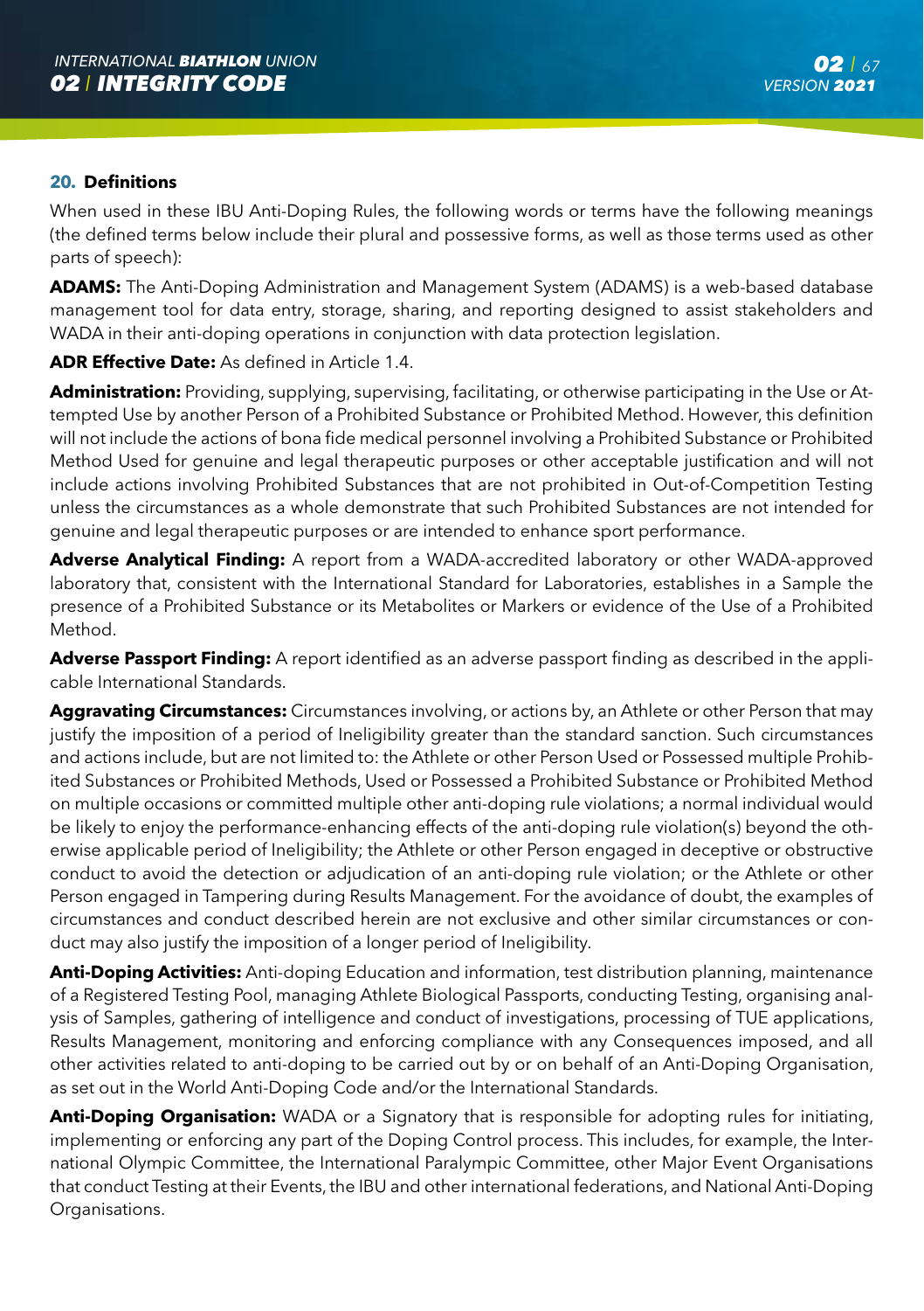## 20. Definitions

When used in these IBU Anti-Doping Rules, the following words or terms have the following meanings (the defined terms below include their plural and possessive forms, as well as those terms used as other parts of speech):

**ADAMS:** The Anti-Doping Administration and Management System (ADAMS) is a web-based database management tool for data entry, storage, sharing, and reporting designed to assist stakeholders and WADA in their anti-doping operations in conjunction with data protection legislation.

**ADR Effective Date:** As defined in Article 1.4.

**Administration:** Providing, supplying, supervising, facilitating, or otherwise participating in the Use or Attempted Use by another Person of a Prohibited Substance or Prohibited Method. However, this definition will not include the actions of bona fide medical personnel involving a Prohibited Substance or Prohibited Method Used for genuine and legal therapeutic purposes or other acceptable justification and will not include actions involving Prohibited Substances that are not prohibited in Out-of-Competition Testing unless the circumstances as a whole demonstrate that such Prohibited Substances are not intended for genuine and legal therapeutic purposes or are intended to enhance sport performance.

**Adverse Analytical Finding:** A report from a WADA-accredited laboratory or other WADA-approved laboratory that, consistent with the International Standard for Laboratories, establishes in a Sample the presence of a Prohibited Substance or its Metabolites or Markers or evidence of the Use of a Prohibited Method.

**Adverse Passport Finding:** A report identified as an adverse passport finding as described in the applicable International Standards.

**Aggravating Circumstances:** Circumstances involving, or actions by, an Athlete or other Person that may justify the imposition of a period of Ineligibility greater than the standard sanction. Such circumstances and actions include, but are not limited to: the Athlete or other Person Used or Possessed multiple Prohibited Substances or Prohibited Methods, Used or Possessed a Prohibited Substance or Prohibited Method on multiple occasions or committed multiple other anti-doping rule violations; a normal individual would be likely to enjoy the performance-enhancing effects of the anti-doping rule violation(s) beyond the otherwise applicable period of Ineligibility; the Athlete or other Person engaged in deceptive or obstructive conduct to avoid the detection or adjudication of an anti-doping rule violation; or the Athlete or other Person engaged in Tampering during Results Management. For the avoidance of doubt, the examples of circumstances and conduct described herein are not exclusive and other similar circumstances or conduct may also justify the imposition of a longer period of Ineligibility.

**Anti-Doping Activities:** Anti-doping Education and information, test distribution planning, maintenance of a Registered Testing Pool, managing Athlete Biological Passports, conducting Testing, organising analysis of Samples, gathering of intelligence and conduct of investigations, processing of TUE applications, Results Management, monitoring and enforcing compliance with any Consequences imposed, and all other activities related to anti-doping to be carried out by or on behalf of an Anti-Doping Organisation, as set out in the World Anti-Doping Code and/or the International Standards.

**Anti-Doping Organisation:** WADA or a Signatory that is responsible for adopting rules for initiating, implementing or enforcing any part of the Doping Control process. This includes, for example, the International Olympic Committee, the International Paralympic Committee, other Major Event Organisations that conduct Testing at their Events, the IBU and other international federations, and National Anti-Doping Organisations.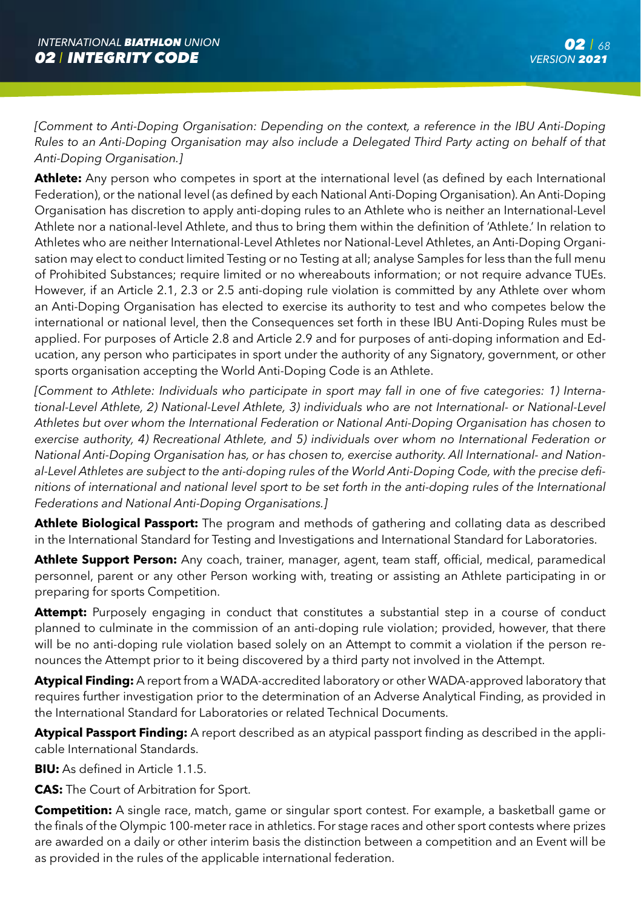*[Comment to Anti-Doping Organisation: Depending on the context, a reference in the IBU Anti-Doping Rules to an Anti-Doping Organisation may also include a Delegated Third Party acting on behalf of that Anti-Doping Organisation.]*

**Athlete:** Any person who competes in sport at the international level (as defined by each International Federation), or the national level (as defined by each National Anti-Doping Organisation). An Anti-Doping Organisation has discretion to apply anti-doping rules to an Athlete who is neither an International-Level Athlete nor a national-level Athlete, and thus to bring them within the definition of 'Athlete.' In relation to Athletes who are neither International-Level Athletes nor National-Level Athletes, an Anti-Doping Organisation may elect to conduct limited Testing or no Testing at all; analyse Samples for less than the full menu of Prohibited Substances; require limited or no whereabouts information; or not require advance TUEs. However, if an Article 2.1, 2.3 or 2.5 anti-doping rule violation is committed by any Athlete over whom an Anti-Doping Organisation has elected to exercise its authority to test and who competes below the international or national level, then the Consequences set forth in these IBU Anti-Doping Rules must be applied. For purposes of Article 2.8 and Article 2.9 and for purposes of anti-doping information and Education, any person who participates in sport under the authority of any Signatory, government, or other sports organisation accepting the World Anti-Doping Code is an Athlete.

*[Comment to Athlete: Individuals who participate in sport may fall in one of five categories: 1) International-Level Athlete, 2) National-Level Athlete, 3) individuals who are not International- or National-Level Athletes but over whom the International Federation or National Anti-Doping Organisation has chosen to exercise authority, 4) Recreational Athlete, and 5) individuals over whom no International Federation or National Anti-Doping Organisation has, or has chosen to, exercise authority. All International- and National-Level Athletes are subject to the anti-doping rules of the World Anti-Doping Code, with the precise definitions of international and national level sport to be set forth in the anti-doping rules of the International Federations and National Anti-Doping Organisations.]*

**Athlete Biological Passport:** The program and methods of gathering and collating data as described in the International Standard for Testing and Investigations and International Standard for Laboratories.

**Athlete Support Person:** Any coach, trainer, manager, agent, team staff, official, medical, paramedical personnel, parent or any other Person working with, treating or assisting an Athlete participating in or preparing for sports Competition.

**Attempt:** Purposely engaging in conduct that constitutes a substantial step in a course of conduct planned to culminate in the commission of an anti-doping rule violation; provided, however, that there will be no anti-doping rule violation based solely on an Attempt to commit a violation if the person renounces the Attempt prior to it being discovered by a third party not involved in the Attempt.

**Atypical Finding:** A report from a WADA-accredited laboratory or other WADA-approved laboratory that requires further investigation prior to the determination of an Adverse Analytical Finding, as provided in the International Standard for Laboratories or related Technical Documents.

**Atypical Passport Finding:** A report described as an atypical passport finding as described in the applicable International Standards.

**BIU:** As defined in Article 1.1.5.

**CAS:** The Court of Arbitration for Sport.

**Competition:** A single race, match, game or singular sport contest. For example, a basketball game or the finals of the Olympic 100-meter race in athletics. For stage races and other sport contests where prizes are awarded on a daily or other interim basis the distinction between a competition and an Event will be as provided in the rules of the applicable international federation.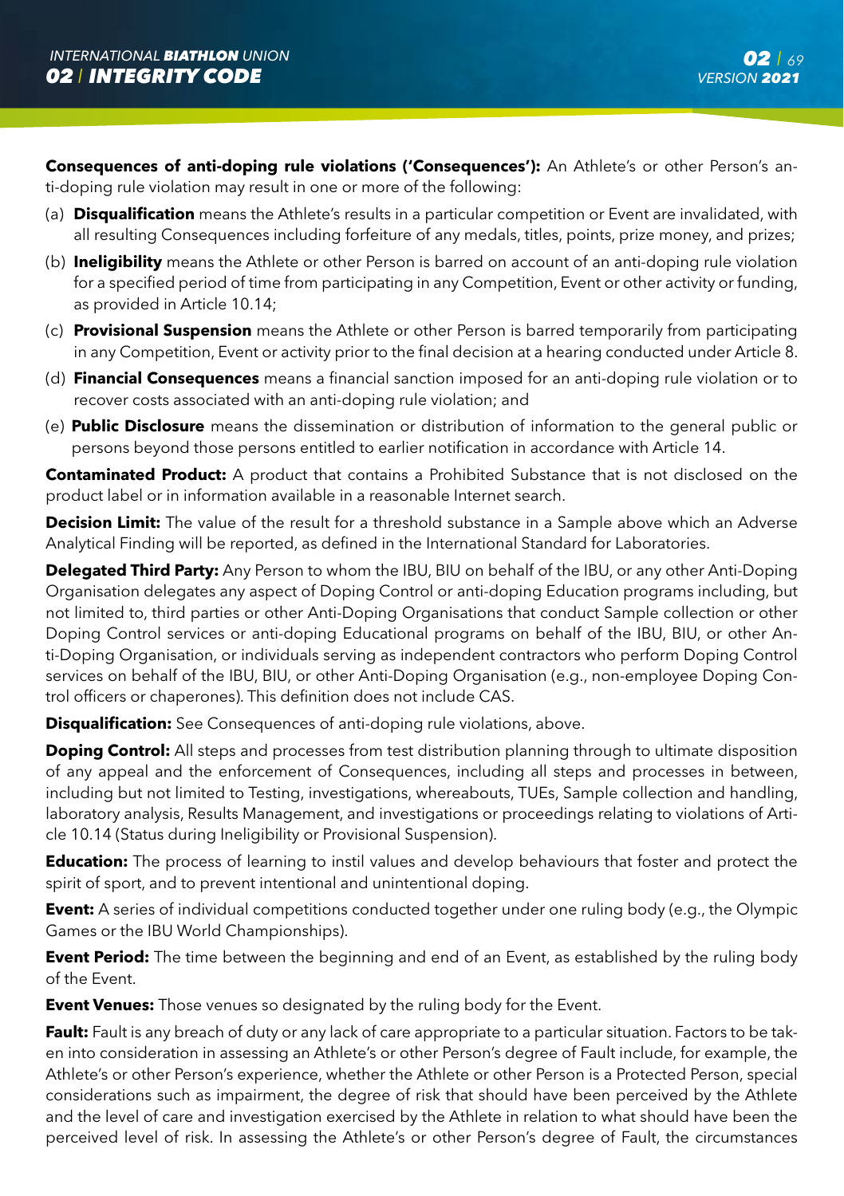**Consequences of anti-doping rule violations ('Consequences'):** An Athlete's or other Person's anti-doping rule violation may result in one or more of the following:

(a) **Disqualification** means the Athlete's results in a particular competition or Event are invalidated, with all resulting Consequences including forfeiture of any medals, titles, points, prize money, and prizes;

(b) **Ineligibility** means the Athlete or other Person is barred on account of an anti-doping rule violation for a specified period of time from participating in any Competition, Event or other activity or funding, as provided in Article 10.14;

(c) **Provisional Suspension** means the Athlete or other Person is barred temporarily from participating in any Competition, Event or activity prior to the final decision at a hearing conducted under Article 8.

(d) **Financial Consequences** means a financial sanction imposed for an anti-doping rule violation or to recover costs associated with an anti-doping rule violation; and

(e) **Public Disclosure** means the dissemination or distribution of information to the general public or persons beyond those persons entitled to earlier notification in accordance with Article 14.

**Contaminated Product:** A product that contains a Prohibited Substance that is not disclosed on the product label or in information available in a reasonable Internet search.

**Decision Limit:** The value of the result for a threshold substance in a Sample above which an Adverse Analytical Finding will be reported, as defined in the International Standard for Laboratories.

**Delegated Third Party:** Any Person to whom the IBU, BIU on behalf of the IBU, or any other Anti-Doping Organisation delegates any aspect of Doping Control or anti-doping Education programs including, but not limited to, third parties or other Anti-Doping Organisations that conduct Sample collection or other Doping Control services or anti-doping Educational programs on behalf of the IBU, BIU, or other Anti-Doping Organisation, or individuals serving as independent contractors who perform Doping Control services on behalf of the IBU, BIU, or other Anti-Doping Organisation (e.g., non-employee Doping Control officers or chaperones). This definition does not include CAS.

**Disqualification:** See Consequences of anti-doping rule violations, above.

**Doping Control:** All steps and processes from test distribution planning through to ultimate disposition of any appeal and the enforcement of Consequences, including all steps and processes in between, including but not limited to Testing, investigations, whereabouts, TUEs, Sample collection and handling, laboratory analysis, Results Management, and investigations or proceedings relating to violations of Article 10.14 (Status during Ineligibility or Provisional Suspension).

**Education:** The process of learning to instil values and develop behaviours that foster and protect the spirit of sport, and to prevent intentional and unintentional doping.

**Event:** A series of individual competitions conducted together under one ruling body (e.g., the Olympic Games or the IBU World Championships).

**Event Period:** The time between the beginning and end of an Event, as established by the ruling body of the Event.

**Event Venues:** Those venues so designated by the ruling body for the Event.

**Fault:** Fault is any breach of duty or any lack of care appropriate to a particular situation. Factors to be taken into consideration in assessing an Athlete's or other Person's degree of Fault include, for example, the Athlete's or other Person's experience, whether the Athlete or other Person is a Protected Person, special considerations such as impairment, the degree of risk that should have been perceived by the Athlete and the level of care and investigation exercised by the Athlete in relation to what should have been the perceived level of risk. In assessing the Athlete's or other Person's degree of Fault, the circumstances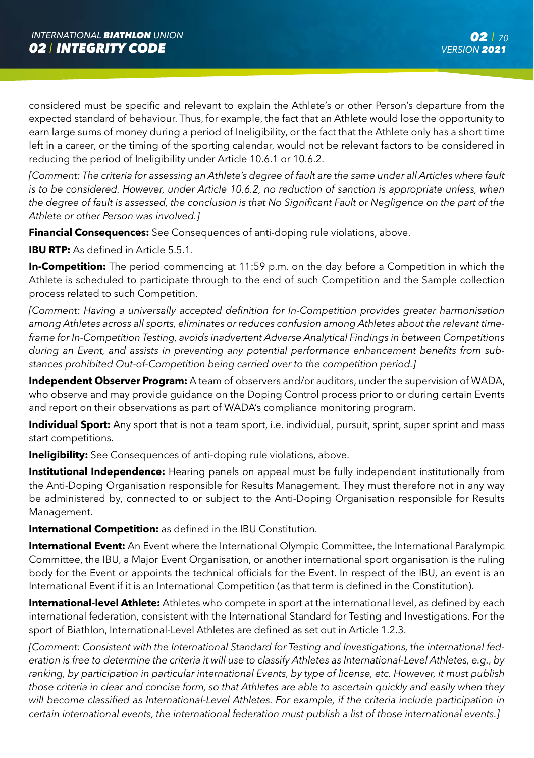considered must be specific and relevant to explain the Athlete's or other Person's departure from the expected standard of behaviour. Thus, for example, the fact that an Athlete would lose the opportunity to earn large sums of money during a period of Ineligibility, or the fact that the Athlete only has a short time left in a career, or the timing of the sporting calendar, would not be relevant factors to be considered in reducing the period of Ineligibility under Article 10.6.1 or 10.6.2.

*[Comment: The criteria for assessing an Athlete's degree of fault are the same under all Articles where fault is to be considered. However, under Article 10.6.2, no reduction of sanction is appropriate unless, when the degree of fault is assessed, the conclusion is that No Significant Fault or Negligence on the part of the Athlete or other Person was involved.]*

**Financial Consequences:** See Consequences of anti-doping rule violations, above.

**IBU RTP:** As defined in Article 5.5.1.

**In-Competition:** The period commencing at 11:59 p.m. on the day before a Competition in which the Athlete is scheduled to participate through to the end of such Competition and the Sample collection process related to such Competition.

*[Comment: Having a universally accepted definition for In-Competition provides greater harmonisation among Athletes across all sports, eliminates or reduces confusion among Athletes about the relevant time-frame for In-Competition Testing, avoids inadvertent Adverse Analytical Findings in between Competitions during an Event, and assists in preventing any potential performance enhancement benefits from substances prohibited Out-of-Competition being carried over to the competition period.]*

**Independent Observer Program:** A team of observers and/or auditors, under the supervision of WADA, who observe and may provide guidance on the Doping Control process prior to or during certain Events and report on their observations as part of WADA's compliance monitoring program.

**Individual Sport:** Any sport that is not a team sport, i.e. individual, pursuit, sprint, super sprint and mass start competitions.

**Ineligibility:** See Consequences of anti-doping rule violations, above.

**Institutional Independence:** Hearing panels on appeal must be fully independent institutionally from the Anti-Doping Organisation responsible for Results Management. They must therefore not in any way be administered by, connected to or subject to the Anti-Doping Organisation responsible for Results Management.

**International Competition:** as defined in the IBU Constitution.

**International Event:** An Event where the International Olympic Committee, the International Paralympic Committee, the IBU, a Major Event Organisation, or another international sport organisation is the ruling body for the Event or appoints the technical officials for the Event. In respect of the IBU, an event is an International Event if it is an International Competition (as that term is defined in the Constitution).

**International-level Athlete:** Athletes who compete in sport at the international level, as defined by each international federation, consistent with the International Standard for Testing and Investigations. For the sport of Biathlon, International-Level Athletes are defined as set out in Article 1.2.3.

*[Comment: Consistent with the International Standard for Testing and Investigations, the international federation is free to determine the criteria it will use to classify Athletes as International-Level Athletes, e.g., by ranking, by participation in particular international Events, by type of license, etc. However, it must publish those criteria in clear and concise form, so that Athletes are able to ascertain quickly and easily when they will become classified as International-Level Athletes. For example, if the criteria include participation in certain international events, the international federation must publish a list of those international events.]*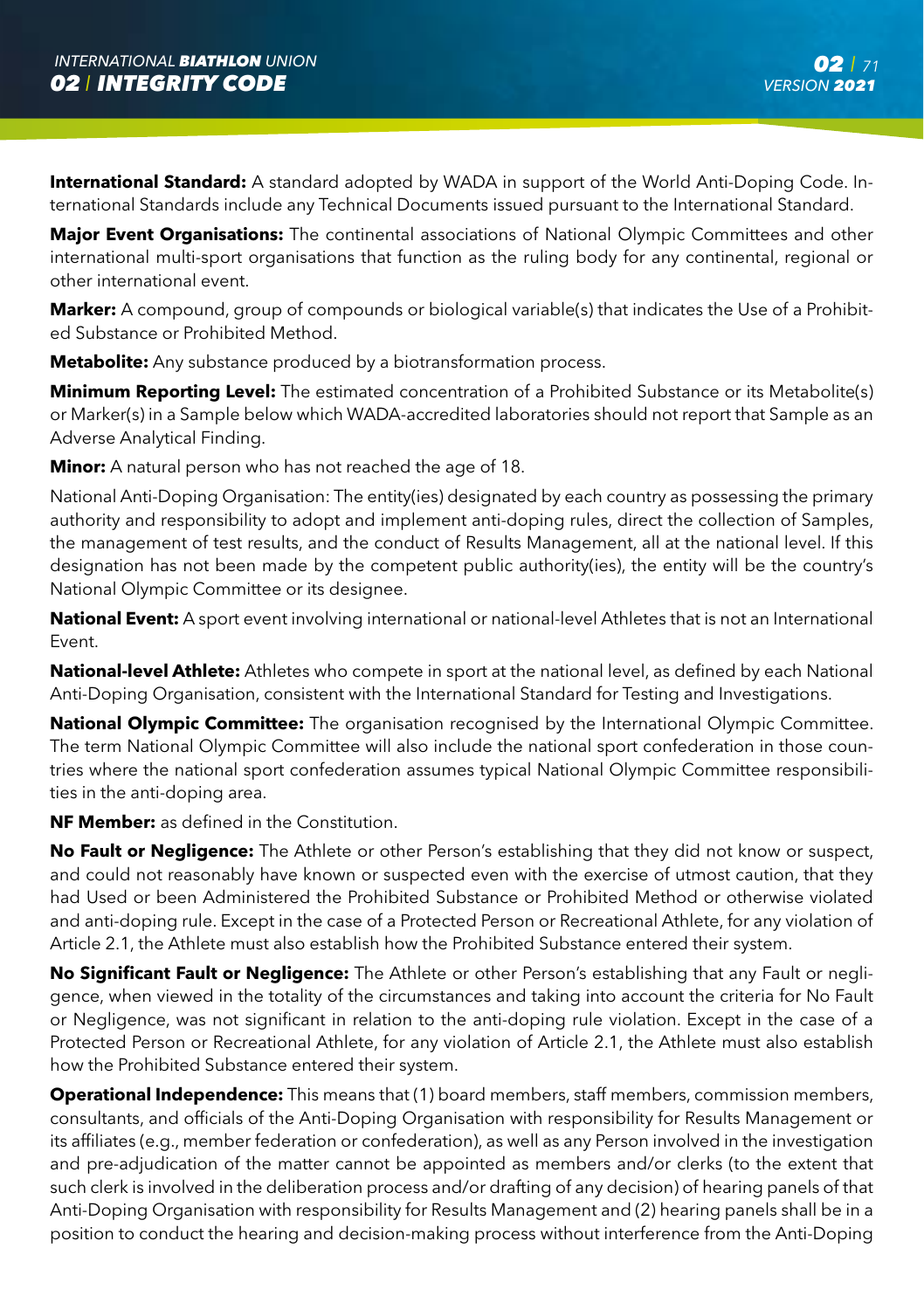**International Standard:** A standard adopted by WADA in support of the World Anti-Doping Code. International Standards include any Technical Documents issued pursuant to the International Standard.

**Major Event Organisations:** The continental associations of National Olympic Committees and other international multi-sport organisations that function as the ruling body for any continental, regional or other international event.

**Marker:** A compound, group of compounds or biological variable(s) that indicates the Use of a Prohibited Substance or Prohibited Method.

**Metabolite:** Any substance produced by a biotransformation process.

**Minimum Reporting Level:** The estimated concentration of a Prohibited Substance or its Metabolite(s) or Marker(s) in a Sample below which WADA-accredited laboratories should not report that Sample as an Adverse Analytical Finding.

**Minor:** A natural person who has not reached the age of 18.

National Anti-Doping Organisation: The entity(ies) designated by each country as possessing the primary authority and responsibility to adopt and implement anti-doping rules, direct the collection of Samples, the management of test results, and the conduct of Results Management, all at the national level. If this designation has not been made by the competent public authority(ies), the entity will be the country's National Olympic Committee or its designee.

**National Event:** A sport event involving international or national-level Athletes that is not an International Event.

**National-level Athlete:** Athletes who compete in sport at the national level, as defined by each National Anti-Doping Organisation, consistent with the International Standard for Testing and Investigations.

**National Olympic Committee:** The organisation recognised by the International Olympic Committee. The term National Olympic Committee will also include the national sport confederation in those countries where the national sport confederation assumes typical National Olympic Committee responsibilities in the anti-doping area.

**NF Member:** as defined in the Constitution.

**No Fault or Negligence:** The Athlete or other Person's establishing that they did not know or suspect, and could not reasonably have known or suspected even with the exercise of utmost caution, that they had Used or been Administered the Prohibited Substance or Prohibited Method or otherwise violated and anti-doping rule. Except in the case of a Protected Person or Recreational Athlete, for any violation of Article 2.1, the Athlete must also establish how the Prohibited Substance entered their system.

**No Significant Fault or Negligence:** The Athlete or other Person's establishing that any Fault or negligence, when viewed in the totality of the circumstances and taking into account the criteria for No Fault or Negligence, was not significant in relation to the anti-doping rule violation. Except in the case of a Protected Person or Recreational Athlete, for any violation of Article 2.1, the Athlete must also establish how the Prohibited Substance entered their system.

**Operational Independence:** This means that (1) board members, staff members, commission members, consultants, and officials of the Anti-Doping Organisation with responsibility for Results Management or its affiliates (e.g., member federation or confederation), as well as any Person involved in the investigation and pre-adjudication of the matter cannot be appointed as members and/or clerks (to the extent that such clerk is involved in the deliberation process and/or drafting of any decision) of hearing panels of that Anti-Doping Organisation with responsibility for Results Management and (2) hearing panels shall be in a position to conduct the hearing and decision-making process without interference from the Anti-Doping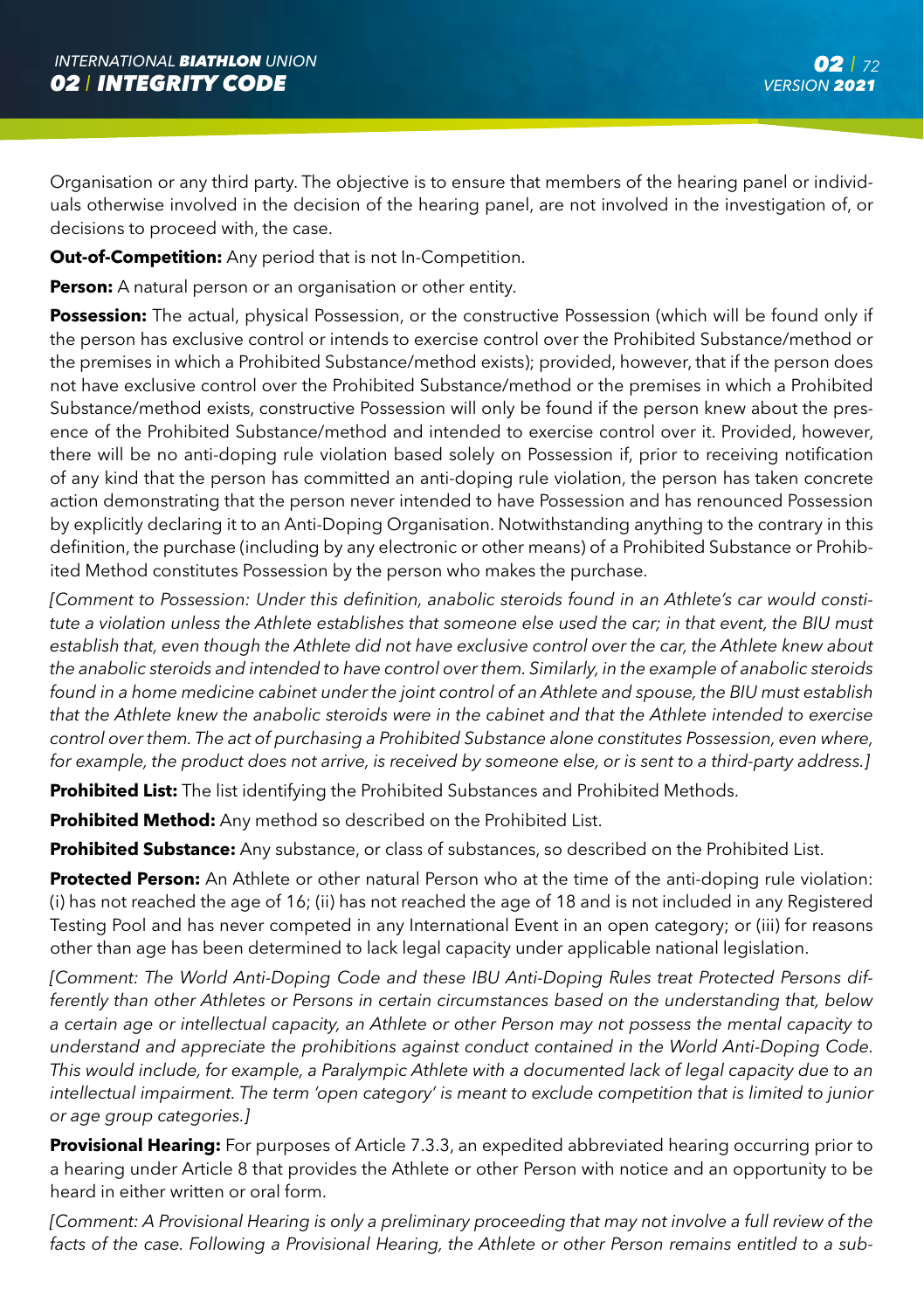Organisation or any third party. The objective is to ensure that members of the hearing panel or individuals otherwise involved in the decision of the hearing panel, are not involved in the investigation of, or decisions to proceed with, the case.

**Out-of-Competition:** Any period that is not In-Competition.

**Person:** A natural person or an organisation or other entity.

**Possession:** The actual, physical Possession, or the constructive Possession (which will be found only if the person has exclusive control or intends to exercise control over the Prohibited Substance/method or the premises in which a Prohibited Substance/method exists); provided, however, that if the person does not have exclusive control over the Prohibited Substance/method or the premises in which a Prohibited Substance/method exists, constructive Possession will only be found if the person knew about the presence of the Prohibited Substance/method and intended to exercise control over it. Provided, however, there will be no anti-doping rule violation based solely on Possession if, prior to receiving notification of any kind that the person has committed an anti-doping rule violation, the person has taken concrete action demonstrating that the person never intended to have Possession and has renounced Possession by explicitly declaring it to an Anti-Doping Organisation. Notwithstanding anything to the contrary in this definition, the purchase (including by any electronic or other means) of a Prohibited Substance or Prohibited Method constitutes Possession by the person who makes the purchase.

*[Comment to Possession: Under this definition, anabolic steroids found in an Athlete's car would constitute a violation unless the Athlete establishes that someone else used the car; in that event, the BIU must establish that, even though the Athlete did not have exclusive control over the car, the Athlete knew about the anabolic steroids and intended to have control over them. Similarly, in the example of anabolic steroids found in a home medicine cabinet under the joint control of an Athlete and spouse, the BIU must establish that the Athlete knew the anabolic steroids were in the cabinet and that the Athlete intended to exercise control over them. The act of purchasing a Prohibited Substance alone constitutes Possession, even where, for example, the product does not arrive, is received by someone else, or is sent to a third-party address.]*

**Prohibited List:** The list identifying the Prohibited Substances and Prohibited Methods.

**Prohibited Method:** Any method so described on the Prohibited List.

**Prohibited Substance:** Any substance, or class of substances, so described on the Prohibited List.

**Protected Person:** An Athlete or other natural Person who at the time of the anti-doping rule violation: (i) has not reached the age of 16; (ii) has not reached the age of 18 and is not included in any Registered Testing Pool and has never competed in any International Event in an open category; or (iii) for reasons other than age has been determined to lack legal capacity under applicable national legislation.

*[Comment: The World Anti-Doping Code and these IBU Anti-Doping Rules treat Protected Persons differently than other Athletes or Persons in certain circumstances based on the understanding that, below a certain age or intellectual capacity, an Athlete or other Person may not possess the mental capacity to understand and appreciate the prohibitions against conduct contained in the World Anti-Doping Code. This would include, for example, a Paralympic Athlete with a documented lack of legal capacity due to an intellectual impairment. The term 'open category' is meant to exclude competition that is limited to junior or age group categories.]*

**Provisional Hearing:** For purposes of Article 7.3.3, an expedited abbreviated hearing occurring prior to a hearing under Article 8 that provides the Athlete or other Person with notice and an opportunity to be heard in either written or oral form.

*[Comment: A Provisional Hearing is only a preliminary proceeding that may not involve a full review of the facts of the case. Following a Provisional Hearing, the Athlete or other Person remains entitled to a sub-*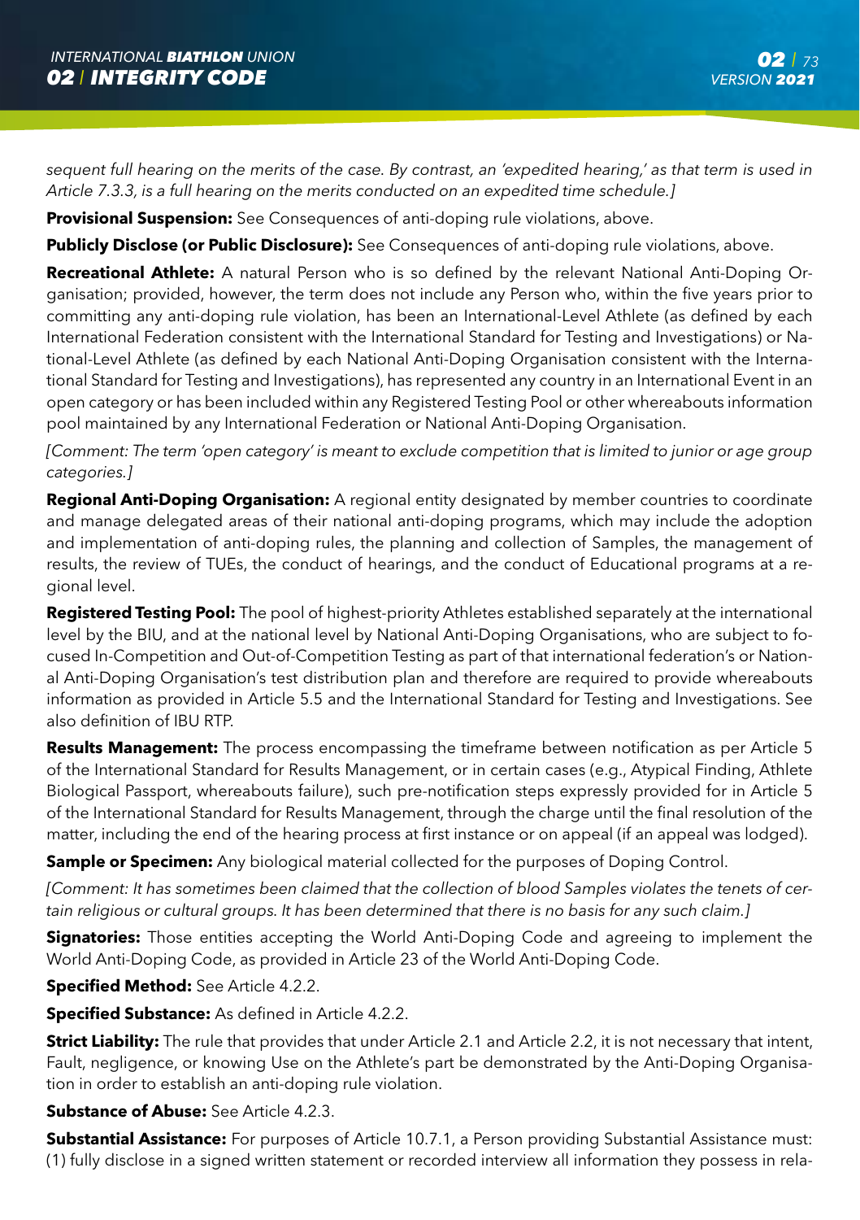*sequent full hearing on the merits of the case. By contrast, an 'expedited hearing,' as that term is used in Article 7.3.3, is a full hearing on the merits conducted on an expedited time schedule.]*

**Provisional Suspension:** See Consequences of anti-doping rule violations, above.

**Publicly Disclose (or Public Disclosure):** See Consequences of anti-doping rule violations, above.

**Recreational Athlete:** A natural Person who is so defined by the relevant National Anti-Doping Organisation; provided, however, the term does not include any Person who, within the five years prior to committing any anti-doping rule violation, has been an International-Level Athlete (as defined by each International Federation consistent with the International Standard for Testing and Investigations) or National-Level Athlete (as defined by each National Anti-Doping Organisation consistent with the International Standard for Testing and Investigations), has represented any country in an International Event in an open category or has been included within any Registered Testing Pool or other whereabouts information pool maintained by any International Federation or National Anti-Doping Organisation.

*[Comment: The term 'open category' is meant to exclude competition that is limited to junior or age group categories.]*

**Regional Anti-Doping Organisation:** A regional entity designated by member countries to coordinate and manage delegated areas of their national anti-doping programs, which may include the adoption and implementation of anti-doping rules, the planning and collection of Samples, the management of results, the review of TUEs, the conduct of hearings, and the conduct of Educational programs at a regional level.

**Registered Testing Pool:** The pool of highest-priority Athletes established separately at the international level by the BIU, and at the national level by National Anti-Doping Organisations, who are subject to focused In-Competition and Out-of-Competition Testing as part of that international federation's or National Anti-Doping Organisation's test distribution plan and therefore are required to provide whereabouts information as provided in Article 5.5 and the International Standard for Testing and Investigations. See also definition of IBU RTP.

**Results Management:** The process encompassing the timeframe between notification as per Article 5 of the International Standard for Results Management, or in certain cases (e.g., Atypical Finding, Athlete Biological Passport, whereabouts failure), such pre-notification steps expressly provided for in Article 5 of the International Standard for Results Management, through the charge until the final resolution of the matter, including the end of the hearing process at first instance or on appeal (if an appeal was lodged).

**Sample or Specimen:** Any biological material collected for the purposes of Doping Control.

*[Comment: It has sometimes been claimed that the collection of blood Samples violates the tenets of certain religious or cultural groups. It has been determined that there is no basis for any such claim.]*

**Signatories:** Those entities accepting the World Anti-Doping Code and agreeing to implement the World Anti-Doping Code, as provided in Article 23 of the World Anti-Doping Code.

**Specified Method:** See Article 4.2.2.

**Specified Substance:** As defined in Article 4.2.2.

**Strict Liability:** The rule that provides that under Article 2.1 and Article 2.2, it is not necessary that intent, Fault, negligence, or knowing Use on the Athlete's part be demonstrated by the Anti-Doping Organisation in order to establish an anti-doping rule violation.

**Substance of Abuse:** See Article 4.2.3.

**Substantial Assistance:** For purposes of Article 10.7.1, a Person providing Substantial Assistance must: (1) fully disclose in a signed written statement or recorded interview all information they possess in rela-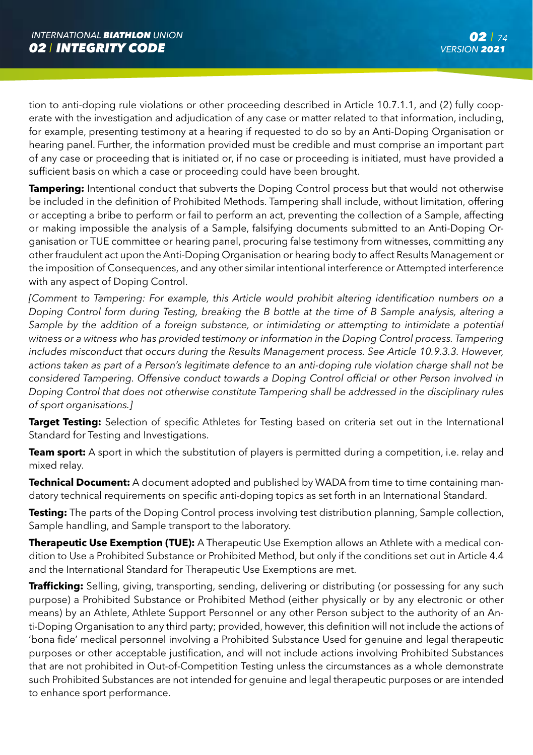tion to anti-doping rule violations or other proceeding described in Article 10.7.1.1, and (2) fully cooperate with the investigation and adjudication of any case or matter related to that information, including, for example, presenting testimony at a hearing if requested to do so by an Anti-Doping Organisation or hearing panel. Further, the information provided must be credible and must comprise an important part of any case or proceeding that is initiated or, if no case or proceeding is initiated, must have provided a sufficient basis on which a case or proceeding could have been brought.

**Tampering:** Intentional conduct that subverts the Doping Control process but that would not otherwise be included in the definition of Prohibited Methods. Tampering shall include, without limitation, offering or accepting a bribe to perform or fail to perform an act, preventing the collection of a Sample, affecting or making impossible the analysis of a Sample, falsifying documents submitted to an Anti-Doping Organisation or TUE committee or hearing panel, procuring false testimony from witnesses, committing any other fraudulent act upon the Anti-Doping Organisation or hearing body to affect Results Management or the imposition of Consequences, and any other similar intentional interference or Attempted interference with any aspect of Doping Control.

*[Comment to Tampering: For example, this Article would prohibit altering identification numbers on a Doping Control form during Testing, breaking the B bottle at the time of B Sample analysis, altering a Sample by the addition of a foreign substance, or intimidating or attempting to intimidate a potential witness or a witness who has provided testimony or information in the Doping Control process. Tampering includes misconduct that occurs during the Results Management process. See Article 10.9.3.3. However, actions taken as part of a Person's legitimate defence to an anti-doping rule violation charge shall not be considered Tampering. Offensive conduct towards a Doping Control official or other Person involved in Doping Control that does not otherwise constitute Tampering shall be addressed in the disciplinary rules of sport organisations.]*

**Target Testing:** Selection of specific Athletes for Testing based on criteria set out in the International Standard for Testing and Investigations.

**Team sport:** A sport in which the substitution of players is permitted during a competition, i.e. relay and mixed relay.

**Technical Document:** A document adopted and published by WADA from time to time containing mandatory technical requirements on specific anti-doping topics as set forth in an International Standard.

**Testing:** The parts of the Doping Control process involving test distribution planning, Sample collection, Sample handling, and Sample transport to the laboratory.

**Therapeutic Use Exemption (TUE):** A Therapeutic Use Exemption allows an Athlete with a medical condition to Use a Prohibited Substance or Prohibited Method, but only if the conditions set out in Article 4.4 and the International Standard for Therapeutic Use Exemptions are met.

**Trafficking:** Selling, giving, transporting, sending, delivering or distributing (or possessing for any such purpose) a Prohibited Substance or Prohibited Method (either physically or by any electronic or other means) by an Athlete, Athlete Support Personnel or any other Person subject to the authority of an Anti-Doping Organisation to any third party; provided, however, this definition will not include the actions of 'bona fide' medical personnel involving a Prohibited Substance Used for genuine and legal therapeutic purposes or other acceptable justification, and will not include actions involving Prohibited Substances that are not prohibited in Out-of-Competition Testing unless the circumstances as a whole demonstrate such Prohibited Substances are not intended for genuine and legal therapeutic purposes or are intended to enhance sport performance.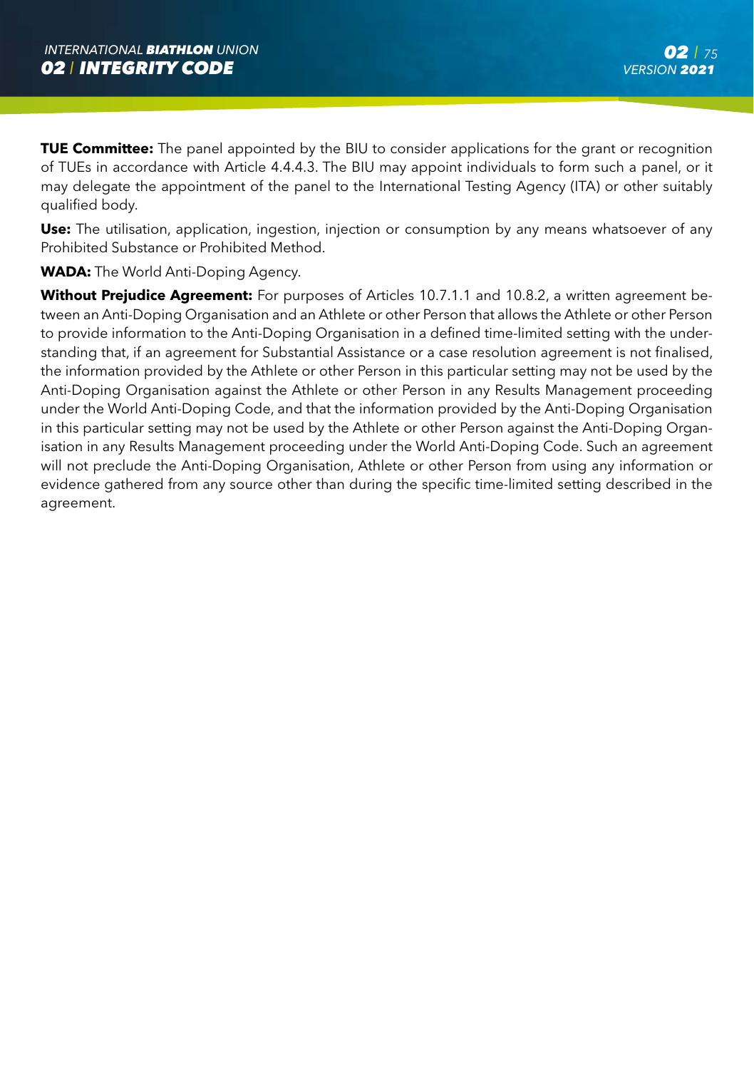**TUE Committee:** The panel appointed by the BIU to consider applications for the grant or recognition of TUEs in accordance with Article 4.4.4.3. The BIU may appoint individuals to form such a panel, or it may delegate the appointment of the panel to the International Testing Agency (ITA) or other suitably qualified body.

**Use:** The utilisation, application, ingestion, injection or consumption by any means whatsoever of any Prohibited Substance or Prohibited Method.

**WADA:** The World Anti-Doping Agency.

**Without Prejudice Agreement:** For purposes of Articles 10.7.1.1 and 10.8.2, a written agreement between an Anti-Doping Organisation and an Athlete or other Person that allows the Athlete or other Person to provide information to the Anti-Doping Organisation in a defined time-limited setting with the understanding that, if an agreement for Substantial Assistance or a case resolution agreement is not finalised, the information provided by the Athlete or other Person in this particular setting may not be used by the Anti-Doping Organisation against the Athlete or other Person in any Results Management proceeding under the World Anti-Doping Code, and that the information provided by the Anti-Doping Organisation in this particular setting may not be used by the Athlete or other Person against the Anti-Doping Organisation in any Results Management proceeding under the World Anti-Doping Code. Such an agreement will not preclude the Anti-Doping Organisation, Athlete or other Person from using any information or evidence gathered from any source other than during the specific time-limited setting described in the agreement.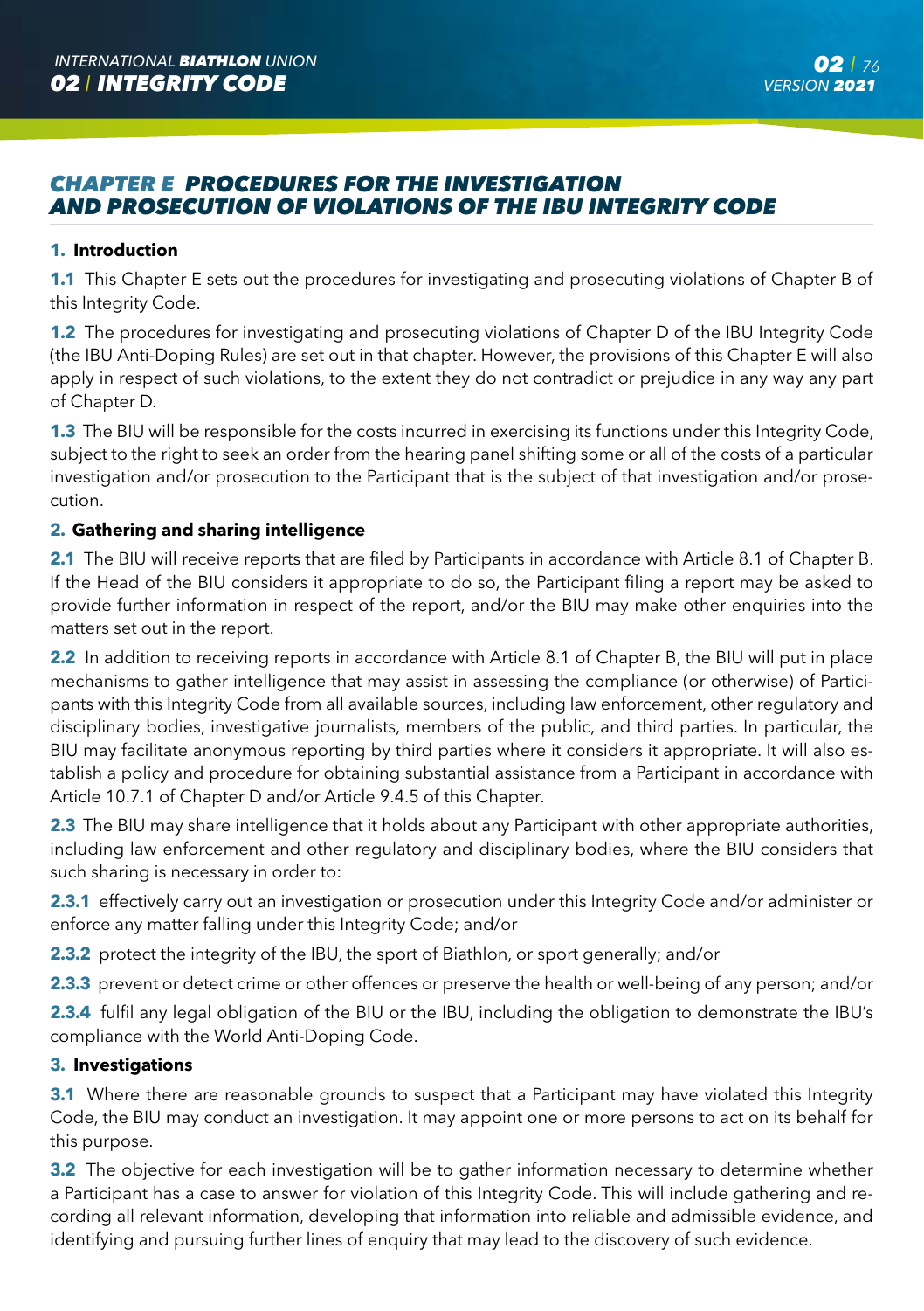## CHAPTER E PROCEDURES FOR THE INVESTIGATION AND PROSECUTION OF VIOLATIONS OF THE IBU INTEGRITY CODE

### 1. Introduction

**1.1** This Chapter E sets out the procedures for investigating and prosecuting violations of Chapter B of this Integrity Code.

**1.2** The procedures for investigating and prosecuting violations of Chapter D of the IBU Integrity Code (the IBU Anti-Doping Rules) are set out in that chapter. However, the provisions of this Chapter E will also apply in respect of such violations, to the extent they do not contradict or prejudice in any way any part of Chapter D.

**1.3** The BIU will be responsible for the costs incurred in exercising its functions under this Integrity Code, subject to the right to seek an order from the hearing panel shifting some or all of the costs of a particular investigation and/or prosecution to the Participant that is the subject of that investigation and/or prosecution.

### 2. Gathering and sharing intelligence

**2.1** The BIU will receive reports that are filed by Participants in accordance with Article 8.1 of Chapter B. If the Head of the BIU considers it appropriate to do so, the Participant filing a report may be asked to provide further information in respect of the report, and/or the BIU may make other enquiries into the matters set out in the report.

**2.2** In addition to receiving reports in accordance with Article 8.1 of Chapter B, the BIU will put in place mechanisms to gather intelligence that may assist in assessing the compliance (or otherwise) of Participants with this Integrity Code from all available sources, including law enforcement, other regulatory and disciplinary bodies, investigative journalists, members of the public, and third parties. In particular, the BIU may facilitate anonymous reporting by third parties where it considers it appropriate. It will also establish a policy and procedure for obtaining substantial assistance from a Participant in accordance with Article 10.7.1 of Chapter D and/or Article 9.4.5 of this Chapter.

**2.3** The BIU may share intelligence that it holds about any Participant with other appropriate authorities, including law enforcement and other regulatory and disciplinary bodies, where the BIU considers that such sharing is necessary in order to:

**2.3.1** effectively carry out an investigation or prosecution under this Integrity Code and/or administer or enforce any matter falling under this Integrity Code; and/or

**2.3.2** protect the integrity of the IBU, the sport of Biathlon, or sport generally; and/or

**2.3.3** prevent or detect crime or other offences or preserve the health or well-being of any person; and/or

**2.3.4** fulfil any legal obligation of the BIU or the IBU, including the obligation to demonstrate the IBU's compliance with the World Anti-Doping Code.

### 3. Investigations

**3.1** Where there are reasonable grounds to suspect that a Participant may have violated this Integrity Code, the BIU may conduct an investigation. It may appoint one or more persons to act on its behalf for this purpose.

**3.2** The objective for each investigation will be to gather information necessary to determine whether a Participant has a case to answer for violation of this Integrity Code. This will include gathering and recording all relevant information, developing that information into reliable and admissible evidence, and identifying and pursuing further lines of enquiry that may lead to the discovery of such evidence.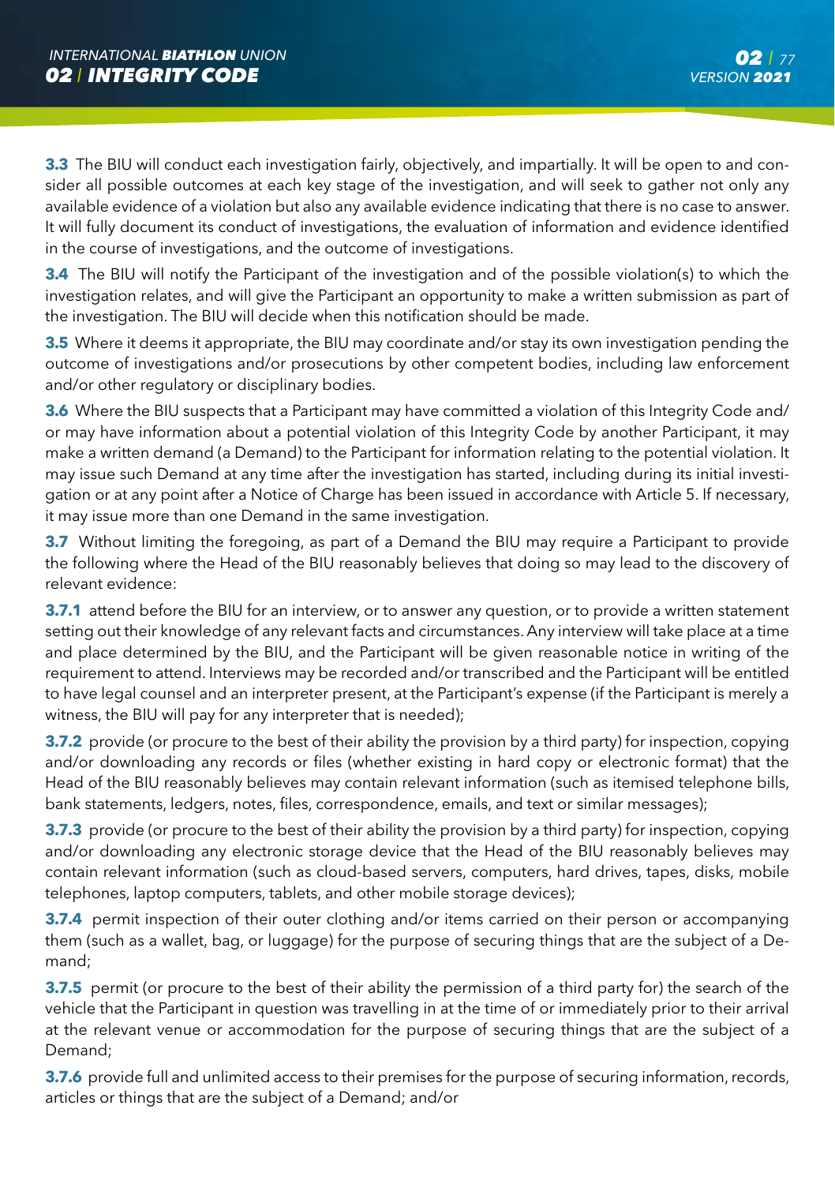**3.3** The BIU will conduct each investigation fairly, objectively, and impartially. It will be open to and consider all possible outcomes at each key stage of the investigation, and will seek to gather not only any available evidence of a violation but also any available evidence indicating that there is no case to answer. It will fully document its conduct of investigations, the evaluation of information and evidence identified in the course of investigations, and the outcome of investigations.

**3.4** The BIU will notify the Participant of the investigation and of the possible violation(s) to which the investigation relates, and will give the Participant an opportunity to make a written submission as part of the investigation. The BIU will decide when this notification should be made.

**3.5** Where it deems it appropriate, the BIU may coordinate and/or stay its own investigation pending the outcome of investigations and/or prosecutions by other competent bodies, including law enforcement and/or other regulatory or disciplinary bodies.

**3.6** Where the BIU suspects that a Participant may have committed a violation of this Integrity Code and/or may have information about a potential violation of this Integrity Code by another Participant, it may make a written demand (a Demand) to the Participant for information relating to the potential violation. It may issue such Demand at any time after the investigation has started, including during its initial investigation or at any point after a Notice of Charge has been issued in accordance with Article 5. If necessary, it may issue more than one Demand in the same investigation.

**3.7** Without limiting the foregoing, as part of a Demand the BIU may require a Participant to provide the following where the Head of the BIU reasonably believes that doing so may lead to the discovery of relevant evidence:

**3.7.1** attend before the BIU for an interview, or to answer any question, or to provide a written statement setting out their knowledge of any relevant facts and circumstances. Any interview will take place at a time and place determined by the BIU, and the Participant will be given reasonable notice in writing of the requirement to attend. Interviews may be recorded and/or transcribed and the Participant will be entitled to have legal counsel and an interpreter present, at the Participant's expense (if the Participant is merely a witness, the BIU will pay for any interpreter that is needed);

**3.7.2** provide (or procure to the best of their ability the provision by a third party) for inspection, copying and/or downloading any records or files (whether existing in hard copy or electronic format) that the Head of the BIU reasonably believes may contain relevant information (such as itemised telephone bills, bank statements, ledgers, notes, files, correspondence, emails, and text or similar messages);

**3.7.3** provide (or procure to the best of their ability the provision by a third party) for inspection, copying and/or downloading any electronic storage device that the Head of the BIU reasonably believes may contain relevant information (such as cloud-based servers, computers, hard drives, tapes, disks, mobile telephones, laptop computers, tablets, and other mobile storage devices);

**3.7.4** permit inspection of their outer clothing and/or items carried on their person or accompanying them (such as a wallet, bag, or luggage) for the purpose of securing things that are the subject of a Demand;

**3.7.5** permit (or procure to the best of their ability the permission of a third party for) the search of the vehicle that the Participant in question was travelling in at the time of or immediately prior to their arrival at the relevant venue or accommodation for the purpose of securing things that are the subject of a Demand;

**3.7.6** provide full and unlimited access to their premises for the purpose of securing information, records, articles or things that are the subject of a Demand; and/or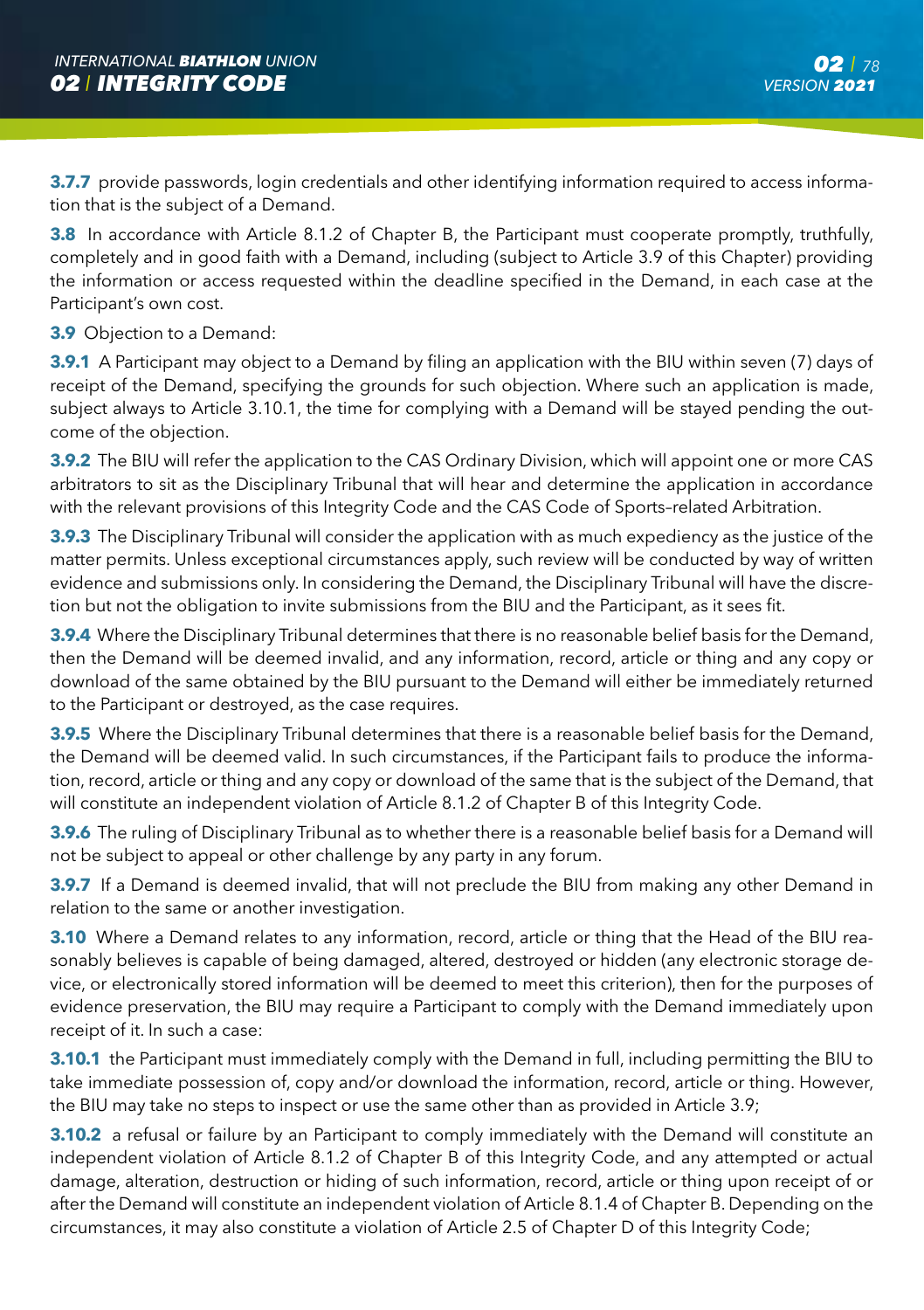**3.7.7** provide passwords, login credentials and other identifying information required to access information that is the subject of a Demand.

**3.8** In accordance with Article 8.1.2 of Chapter B, the Participant must cooperate promptly, truthfully, completely and in good faith with a Demand, including (subject to Article 3.9 of this Chapter) providing the information or access requested within the deadline specified in the Demand, in each case at the Participant's own cost.

**3.9** Objection to a Demand:

**3.9.1** A Participant may object to a Demand by filing an application with the BIU within seven (7) days of receipt of the Demand, specifying the grounds for such objection. Where such an application is made, subject always to Article 3.10.1, the time for complying with a Demand will be stayed pending the outcome of the objection.

**3.9.2** The BIU will refer the application to the CAS Ordinary Division, which will appoint one or more CAS arbitrators to sit as the Disciplinary Tribunal that will hear and determine the application in accordance with the relevant provisions of this Integrity Code and the CAS Code of Sports–related Arbitration.

**3.9.3** The Disciplinary Tribunal will consider the application with as much expediency as the justice of the matter permits. Unless exceptional circumstances apply, such review will be conducted by way of written evidence and submissions only. In considering the Demand, the Disciplinary Tribunal will have the discretion but not the obligation to invite submissions from the BIU and the Participant, as it sees fit.

**3.9.4** Where the Disciplinary Tribunal determines that there is no reasonable belief basis for the Demand, then the Demand will be deemed invalid, and any information, record, article or thing and any copy or download of the same obtained by the BIU pursuant to the Demand will either be immediately returned to the Participant or destroyed, as the case requires.

**3.9.5** Where the Disciplinary Tribunal determines that there is a reasonable belief basis for the Demand, the Demand will be deemed valid. In such circumstances, if the Participant fails to produce the information, record, article or thing and any copy or download of the same that is the subject of the Demand, that will constitute an independent violation of Article 8.1.2 of Chapter B of this Integrity Code.

**3.9.6** The ruling of Disciplinary Tribunal as to whether there is a reasonable belief basis for a Demand will not be subject to appeal or other challenge by any party in any forum.

**3.9.7** If a Demand is deemed invalid, that will not preclude the BIU from making any other Demand in relation to the same or another investigation.

**3.10** Where a Demand relates to any information, record, article or thing that the Head of the BIU reasonably believes is capable of being damaged, altered, destroyed or hidden (any electronic storage device, or electronically stored information will be deemed to meet this criterion), then for the purposes of evidence preservation, the BIU may require a Participant to comply with the Demand immediately upon receipt of it. In such a case:

**3.10.1** the Participant must immediately comply with the Demand in full, including permitting the BIU to take immediate possession of, copy and/or download the information, record, article or thing. However, the BIU may take no steps to inspect or use the same other than as provided in Article 3.9;

**3.10.2** a refusal or failure by an Participant to comply immediately with the Demand will constitute an independent violation of Article 8.1.2 of Chapter B of this Integrity Code, and any attempted or actual damage, alteration, destruction or hiding of such information, record, article or thing upon receipt of or after the Demand will constitute an independent violation of Article 8.1.4 of Chapter B. Depending on the circumstances, it may also constitute a violation of Article 2.5 of Chapter D of this Integrity Code;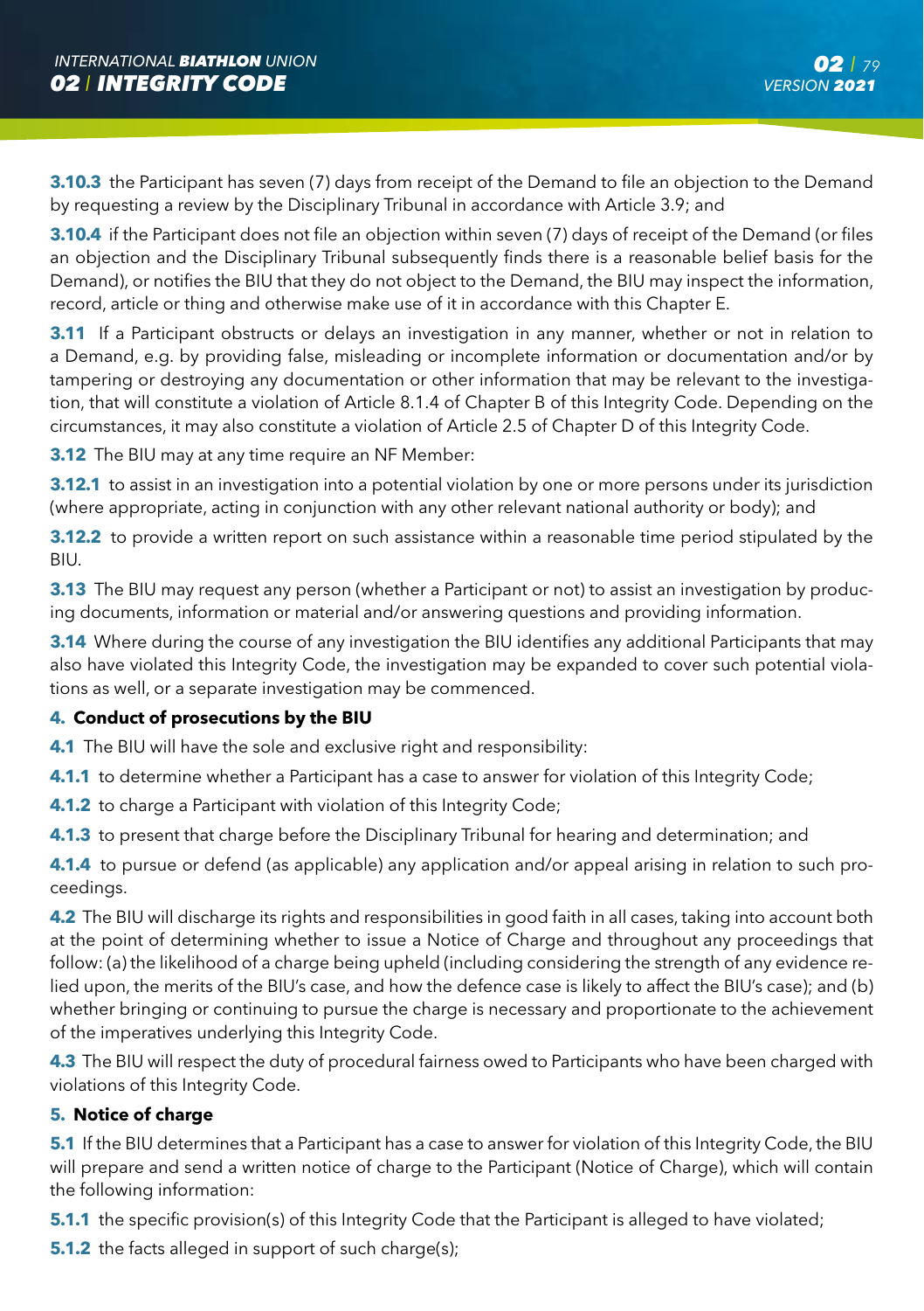**3.10.3** the Participant has seven (7) days from receipt of the Demand to file an objection to the Demand by requesting a review by the Disciplinary Tribunal in accordance with Article 3.9; and

**3.10.4** if the Participant does not file an objection within seven (7) days of receipt of the Demand (or files an objection and the Disciplinary Tribunal subsequently finds there is a reasonable belief basis for the Demand), or notifies the BIU that they do not object to the Demand, the BIU may inspect the information, record, article or thing and otherwise make use of it in accordance with this Chapter E.

**3.11** If a Participant obstructs or delays an investigation in any manner, whether or not in relation to a Demand, e.g. by providing false, misleading or incomplete information or documentation and/or by tampering or destroying any documentation or other information that may be relevant to the investigation, that will constitute a violation of Article 8.1.4 of Chapter B of this Integrity Code. Depending on the circumstances, it may also constitute a violation of Article 2.5 of Chapter D of this Integrity Code.

**3.12** The BIU may at any time require an NF Member:

**3.12.1** to assist in an investigation into a potential violation by one or more persons under its jurisdiction (where appropriate, acting in conjunction with any other relevant national authority or body); and

**3.12.2** to provide a written report on such assistance within a reasonable time period stipulated by the BIU.

**3.13** The BIU may request any person (whether a Participant or not) to assist an investigation by producing documents, information or material and/or answering questions and providing information.

**3.14** Where during the course of any investigation the BIU identifies any additional Participants that may also have violated this Integrity Code, the investigation may be expanded to cover such potential violations as well, or a separate investigation may be commenced.

### 4. Conduct of prosecutions by the BIU

**4.1** The BIU will have the sole and exclusive right and responsibility:

**4.1.1** to determine whether a Participant has a case to answer for violation of this Integrity Code;

**4.1.2** to charge a Participant with violation of this Integrity Code;

**4.1.3** to present that charge before the Disciplinary Tribunal for hearing and determination; and

**4.1.4** to pursue or defend (as applicable) any application and/or appeal arising in relation to such proceedings.

**4.2** The BIU will discharge its rights and responsibilities in good faith in all cases, taking into account both at the point of determining whether to issue a Notice of Charge and throughout any proceedings that follow: (a) the likelihood of a charge being upheld (including considering the strength of any evidence relied upon, the merits of the BIU's case, and how the defence case is likely to affect the BIU's case); and (b) whether bringing or continuing to pursue the charge is necessary and proportionate to the achievement of the imperatives underlying this Integrity Code.

**4.3** The BIU will respect the duty of procedural fairness owed to Participants who have been charged with violations of this Integrity Code.

### 5. Notice of charge

**5.1** If the BIU determines that a Participant has a case to answer for violation of this Integrity Code, the BIU will prepare and send a written notice of charge to the Participant (Notice of Charge), which will contain the following information:

**5.1.1** the specific provision(s) of this Integrity Code that the Participant is alleged to have violated;

**5.1.2** the facts alleged in support of such charge(s);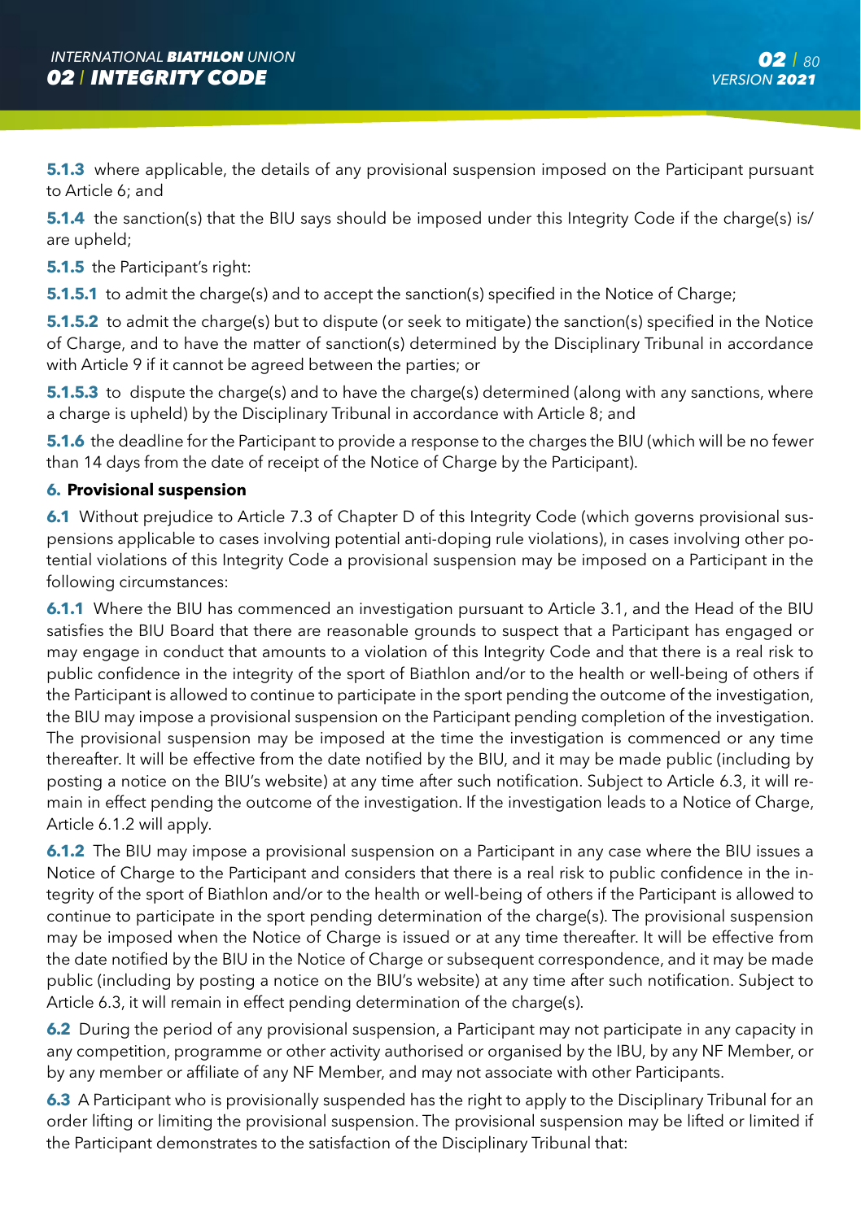**5.1.3** where applicable, the details of any provisional suspension imposed on the Participant pursuant to Article 6; and

**5.1.4** the sanction(s) that the BIU says should be imposed under this Integrity Code if the charge(s) is/are upheld;

**5.1.5** the Participant's right:

**5.1.5.1** to admit the charge(s) and to accept the sanction(s) specified in the Notice of Charge;

**5.1.5.2** to admit the charge(s) but to dispute (or seek to mitigate) the sanction(s) specified in the Notice of Charge, and to have the matter of sanction(s) determined by the Disciplinary Tribunal in accordance with Article 9 if it cannot be agreed between the parties; or

**5.1.5.3** to dispute the charge(s) and to have the charge(s) determined (along with any sanctions, where a charge is upheld) by the Disciplinary Tribunal in accordance with Article 8; and

**5.1.6** the deadline for the Participant to provide a response to the charges the BIU (which will be no fewer than 14 days from the date of receipt of the Notice of Charge by the Participant).

**6. Provisional suspension**

**6.1** Without prejudice to Article 7.3 of Chapter D of this Integrity Code (which governs provisional suspensions applicable to cases involving potential anti-doping rule violations), in cases involving other potential violations of this Integrity Code a provisional suspension may be imposed on a Participant in the following circumstances:

**6.1.1** Where the BIU has commenced an investigation pursuant to Article 3.1, and the Head of the BIU satisfies the BIU Board that there are reasonable grounds to suspect that a Participant has engaged or may engage in conduct that amounts to a violation of this Integrity Code and that there is a real risk to public confidence in the integrity of the sport of Biathlon and/or to the health or well-being of others if the Participant is allowed to continue to participate in the sport pending the outcome of the investigation, the BIU may impose a provisional suspension on the Participant pending completion of the investigation. The provisional suspension may be imposed at the time the investigation is commenced or any time thereafter. It will be effective from the date notified by the BIU, and it may be made public (including by posting a notice on the BIU's website) at any time after such notification. Subject to Article 6.3, it will remain in effect pending the outcome of the investigation. If the investigation leads to a Notice of Charge, Article 6.1.2 will apply.

**6.1.2** The BIU may impose a provisional suspension on a Participant in any case where the BIU issues a Notice of Charge to the Participant and considers that there is a real risk to public confidence in the integrity of the sport of Biathlon and/or to the health or well-being of others if the Participant is allowed to continue to participate in the sport pending determination of the charge(s). The provisional suspension may be imposed when the Notice of Charge is issued or at any time thereafter. It will be effective from the date notified by the BIU in the Notice of Charge or subsequent correspondence, and it may be made public (including by posting a notice on the BIU's website) at any time after such notification. Subject to Article 6.3, it will remain in effect pending determination of the charge(s).

**6.2** During the period of any provisional suspension, a Participant may not participate in any capacity in any competition, programme or other activity authorised or organised by the IBU, by any NF Member, or by any member or affiliate of any NF Member, and may not associate with other Participants.

**6.3** A Participant who is provisionally suspended has the right to apply to the Disciplinary Tribunal for an order lifting or limiting the provisional suspension. The provisional suspension may be lifted or limited if the Participant demonstrates to the satisfaction of the Disciplinary Tribunal that: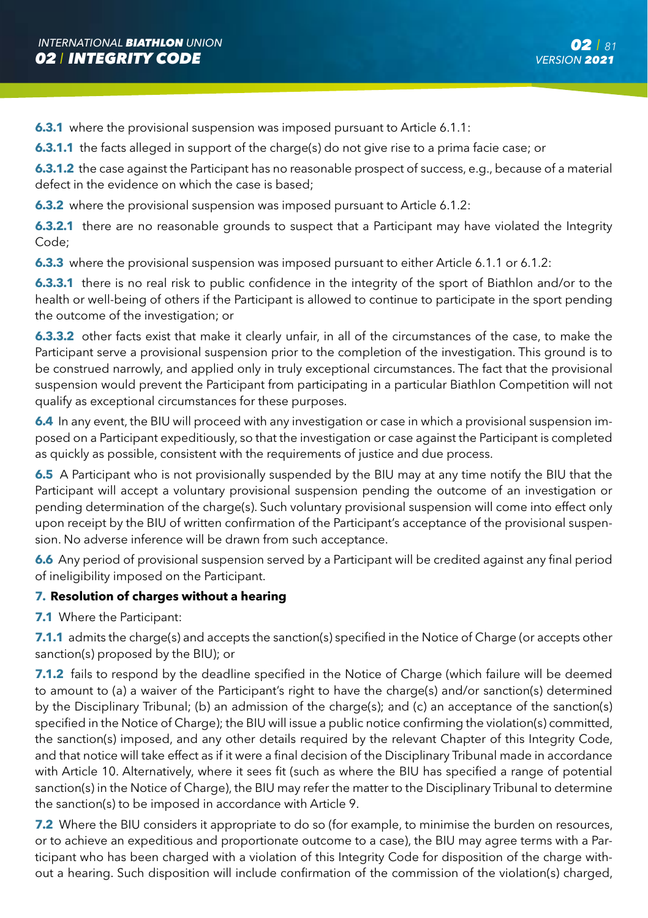**6.3.1** where the provisional suspension was imposed pursuant to Article 6.1.1:

**6.3.1.1** the facts alleged in support of the charge(s) do not give rise to a prima facie case; or

**6.3.1.2** the case against the Participant has no reasonable prospect of success, e.g., because of a material defect in the evidence on which the case is based;

**6.3.2** where the provisional suspension was imposed pursuant to Article 6.1.2:

**6.3.2.1** there are no reasonable grounds to suspect that a Participant may have violated the Integrity Code;

**6.3.3** where the provisional suspension was imposed pursuant to either Article 6.1.1 or 6.1.2:

**6.3.3.1** there is no real risk to public confidence in the integrity of the sport of Biathlon and/or to the health or well-being of others if the Participant is allowed to continue to participate in the sport pending the outcome of the investigation; or

**6.3.3.2** other facts exist that make it clearly unfair, in all of the circumstances of the case, to make the Participant serve a provisional suspension prior to the completion of the investigation. This ground is to be construed narrowly, and applied only in truly exceptional circumstances. The fact that the provisional suspension would prevent the Participant from participating in a particular Biathlon Competition will not qualify as exceptional circumstances for these purposes.

**6.4** In any event, the BIU will proceed with any investigation or case in which a provisional suspension imposed on a Participant expeditiously, so that the investigation or case against the Participant is completed as quickly as possible, consistent with the requirements of justice and due process.

**6.5** A Participant who is not provisionally suspended by the BIU may at any time notify the BIU that the Participant will accept a voluntary provisional suspension pending the outcome of an investigation or pending determination of the charge(s). Such voluntary provisional suspension will come into effect only upon receipt by the BIU of written confirmation of the Participant's acceptance of the provisional suspension. No adverse inference will be drawn from such acceptance.

**6.6** Any period of provisional suspension served by a Participant will be credited against any final period of ineligibility imposed on the Participant.

### 7. Resolution of charges without a hearing

**7.1** Where the Participant:

**7.1.1** admits the charge(s) and accepts the sanction(s) specified in the Notice of Charge (or accepts other sanction(s) proposed by the BIU); or

**7.1.2** fails to respond by the deadline specified in the Notice of Charge (which failure will be deemed to amount to (a) a waiver of the Participant's right to have the charge(s) and/or sanction(s) determined by the Disciplinary Tribunal; (b) an admission of the charge(s); and (c) an acceptance of the sanction(s) specified in the Notice of Charge); the BIU will issue a public notice confirming the violation(s) committed, the sanction(s) imposed, and any other details required by the relevant Chapter of this Integrity Code, and that notice will take effect as if it were a final decision of the Disciplinary Tribunal made in accordance with Article 10. Alternatively, where it sees fit (such as where the BIU has specified a range of potential sanction(s) in the Notice of Charge), the BIU may refer the matter to the Disciplinary Tribunal to determine the sanction(s) to be imposed in accordance with Article 9.

**7.2** Where the BIU considers it appropriate to do so (for example, to minimise the burden on resources, or to achieve an expeditious and proportionate outcome to a case), the BIU may agree terms with a Participant who has been charged with a violation of this Integrity Code for disposition of the charge without a hearing. Such disposition will include confirmation of the commission of the violation(s) charged,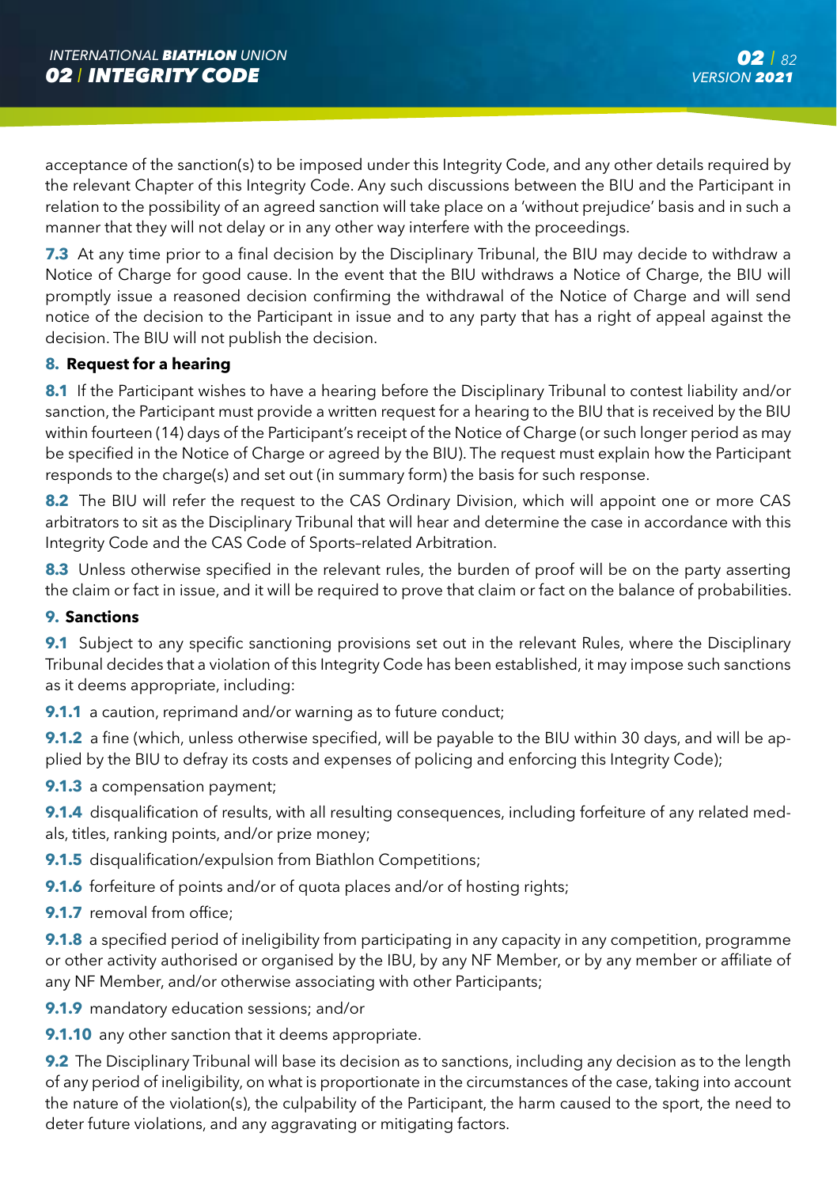acceptance of the sanction(s) to be imposed under this Integrity Code, and any other details required by the relevant Chapter of this Integrity Code. Any such discussions between the BIU and the Participant in relation to the possibility of an agreed sanction will take place on a 'without prejudice' basis and in such a manner that they will not delay or in any other way interfere with the proceedings.

**7.3** At any time prior to a final decision by the Disciplinary Tribunal, the BIU may decide to withdraw a Notice of Charge for good cause. In the event that the BIU withdraws a Notice of Charge, the BIU will promptly issue a reasoned decision confirming the withdrawal of the Notice of Charge and will send notice of the decision to the Participant in issue and to any party that has a right of appeal against the decision. The BIU will not publish the decision.

### 8. Request for a hearing

**8.1** If the Participant wishes to have a hearing before the Disciplinary Tribunal to contest liability and/or sanction, the Participant must provide a written request for a hearing to the BIU that is received by the BIU within fourteen (14) days of the Participant's receipt of the Notice of Charge (or such longer period as may be specified in the Notice of Charge or agreed by the BIU). The request must explain how the Participant responds to the charge(s) and set out (in summary form) the basis for such response.

**8.2** The BIU will refer the request to the CAS Ordinary Division, which will appoint one or more CAS arbitrators to sit as the Disciplinary Tribunal that will hear and determine the case in accordance with this Integrity Code and the CAS Code of Sports-related Arbitration.

**8.3** Unless otherwise specified in the relevant rules, the burden of proof will be on the party asserting the claim or fact in issue, and it will be required to prove that claim or fact on the balance of probabilities.

### 9. Sanctions

**9.1** Subject to any specific sanctioning provisions set out in the relevant Rules, where the Disciplinary Tribunal decides that a violation of this Integrity Code has been established, it may impose such sanctions as it deems appropriate, including:

**9.1.1** a caution, reprimand and/or warning as to future conduct;

**9.1.2** a fine (which, unless otherwise specified, will be payable to the BIU within 30 days, and will be applied by the BIU to defray its costs and expenses of policing and enforcing this Integrity Code);

**9.1.3** a compensation payment;

**9.1.4** disqualification of results, with all resulting consequences, including forfeiture of any related medals, titles, ranking points, and/or prize money;

**9.1.5** disqualification/expulsion from Biathlon Competitions;

**9.1.6** forfeiture of points and/or of quota places and/or of hosting rights;

**9.1.7** removal from office;

**9.1.8** a specified period of ineligibility from participating in any capacity in any competition, programme or other activity authorised or organised by the IBU, by any NF Member, or by any member or affiliate of any NF Member, and/or otherwise associating with other Participants;

**9.1.9** mandatory education sessions; and/or

**9.1.10** any other sanction that it deems appropriate.

**9.2** The Disciplinary Tribunal will base its decision as to sanctions, including any decision as to the length of any period of ineligibility, on what is proportionate in the circumstances of the case, taking into account the nature of the violation(s), the culpability of the Participant, the harm caused to the sport, the need to deter future violations, and any aggravating or mitigating factors.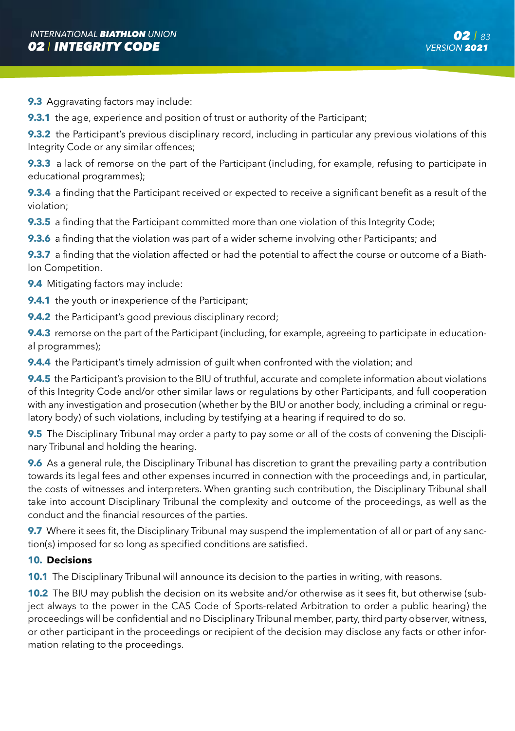**9.3** Aggravating factors may include:

**9.3.1** the age, experience and position of trust or authority of the Participant;

**9.3.2** the Participant's previous disciplinary record, including in particular any previous violations of this Integrity Code or any similar offences;

**9.3.3** a lack of remorse on the part of the Participant (including, for example, refusing to participate in educational programmes);

**9.3.4** a finding that the Participant received or expected to receive a significant benefit as a result of the violation;

**9.3.5** a finding that the Participant committed more than one violation of this Integrity Code;

**9.3.6** a finding that the violation was part of a wider scheme involving other Participants; and

**9.3.7** a finding that the violation affected or had the potential to affect the course or outcome of a Biathlon Competition.

**9.4** Mitigating factors may include:

**9.4.1** the youth or inexperience of the Participant;

**9.4.2** the Participant's good previous disciplinary record;

**9.4.3** remorse on the part of the Participant (including, for example, agreeing to participate in educational programmes);

**9.4.4** the Participant's timely admission of guilt when confronted with the violation; and

**9.4.5** the Participant's provision to the BIU of truthful, accurate and complete information about violations of this Integrity Code and/or other similar laws or regulations by other Participants, and full cooperation with any investigation and prosecution (whether by the BIU or another body, including a criminal or regulatory body) of such violations, including by testifying at a hearing if required to do so.

**9.5** The Disciplinary Tribunal may order a party to pay some or all of the costs of convening the Disciplinary Tribunal and holding the hearing.

**9.6** As a general rule, the Disciplinary Tribunal has discretion to grant the prevailing party a contribution towards its legal fees and other expenses incurred in connection with the proceedings and, in particular, the costs of witnesses and interpreters. When granting such contribution, the Disciplinary Tribunal shall take into account Disciplinary Tribunal the complexity and outcome of the proceedings, as well as the conduct and the financial resources of the parties.

**9.7** Where it sees fit, the Disciplinary Tribunal may suspend the implementation of all or part of any sanction(s) imposed for so long as specified conditions are satisfied.

### 10. Decisions

**10.1** The Disciplinary Tribunal will announce its decision to the parties in writing, with reasons.

**10.2** The BIU may publish the decision on its website and/or otherwise as it sees fit, but otherwise (subject always to the power in the CAS Code of Sports-related Arbitration to order a public hearing) the proceedings will be confidential and no Disciplinary Tribunal member, party, third party observer, witness, or other participant in the proceedings or recipient of the decision may disclose any facts or other information relating to the proceedings.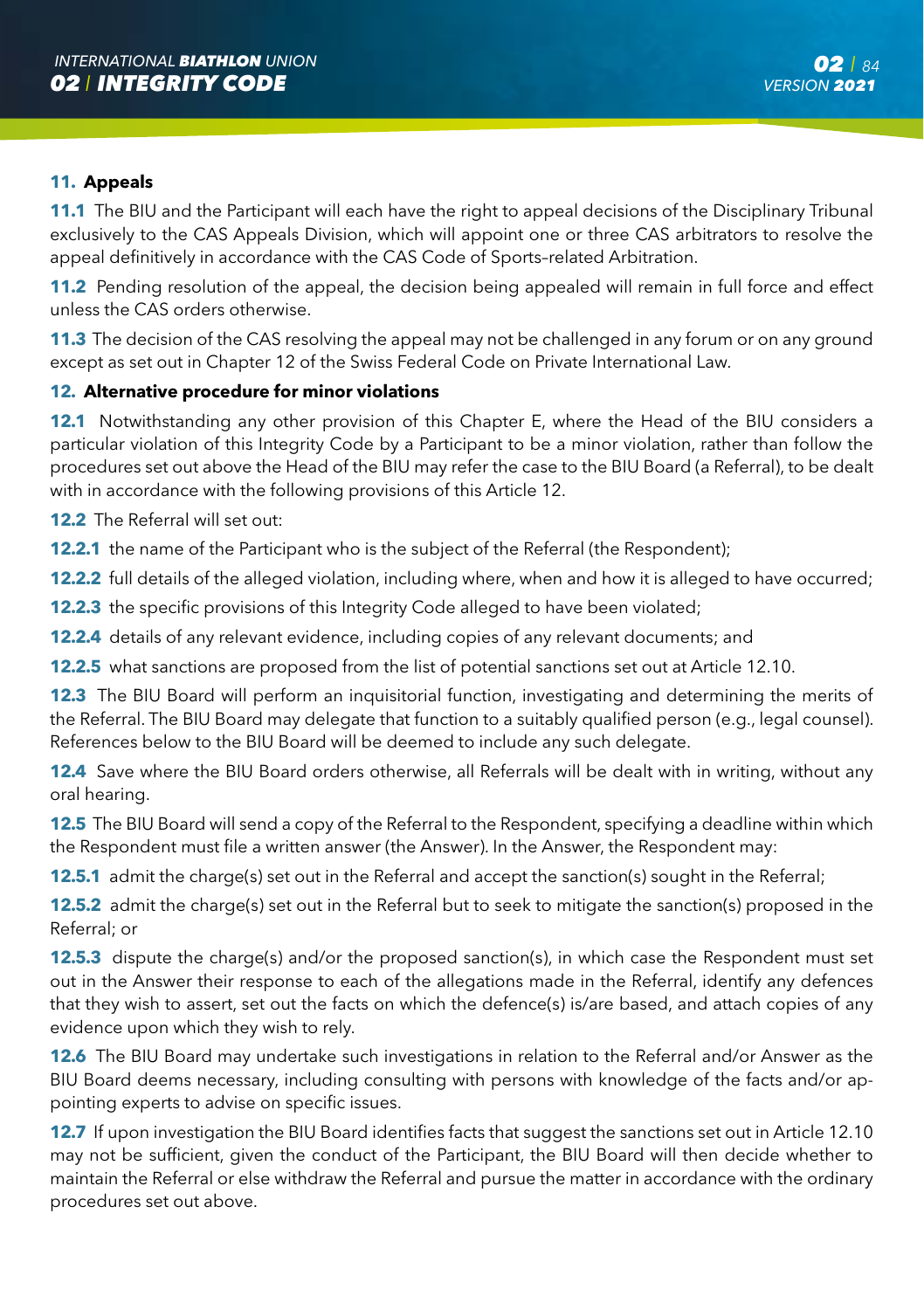## 11. Appeals

**11.1** The BIU and the Participant will each have the right to appeal decisions of the Disciplinary Tribunal exclusively to the CAS Appeals Division, which will appoint one or three CAS arbitrators to resolve the appeal definitively in accordance with the CAS Code of Sports–related Arbitration.

**11.2** Pending resolution of the appeal, the decision being appealed will remain in full force and effect unless the CAS orders otherwise.

**11.3** The decision of the CAS resolving the appeal may not be challenged in any forum or on any ground except as set out in Chapter 12 of the Swiss Federal Code on Private International Law.

## 12. Alternative procedure for minor violations

**12.1** Notwithstanding any other provision of this Chapter E, where the Head of the BIU considers a particular violation of this Integrity Code by a Participant to be a minor violation, rather than follow the procedures set out above the Head of the BIU may refer the case to the BIU Board (a Referral), to be dealt with in accordance with the following provisions of this Article 12.

**12.2** The Referral will set out:

**12.2.1** the name of the Participant who is the subject of the Referral (the Respondent);

**12.2.2** full details of the alleged violation, including where, when and how it is alleged to have occurred;

**12.2.3** the specific provisions of this Integrity Code alleged to have been violated;

**12.2.4** details of any relevant evidence, including copies of any relevant documents; and

**12.2.5** what sanctions are proposed from the list of potential sanctions set out at Article 12.10.

**12.3** The BIU Board will perform an inquisitorial function, investigating and determining the merits of the Referral. The BIU Board may delegate that function to a suitably qualified person (e.g., legal counsel). References below to the BIU Board will be deemed to include any such delegate.

**12.4** Save where the BIU Board orders otherwise, all Referrals will be dealt with in writing, without any oral hearing.

**12.5** The BIU Board will send a copy of the Referral to the Respondent, specifying a deadline within which the Respondent must file a written answer (the Answer). In the Answer, the Respondent may:

**12.5.1** admit the charge(s) set out in the Referral and accept the sanction(s) sought in the Referral;

**12.5.2** admit the charge(s) set out in the Referral but to seek to mitigate the sanction(s) proposed in the Referral; or

**12.5.3** dispute the charge(s) and/or the proposed sanction(s), in which case the Respondent must set out in the Answer their response to each of the allegations made in the Referral, identify any defences that they wish to assert, set out the facts on which the defence(s) is/are based, and attach copies of any evidence upon which they wish to rely.

**12.6** The BIU Board may undertake such investigations in relation to the Referral and/or Answer as the BIU Board deems necessary, including consulting with persons with knowledge of the facts and/or appointing experts to advise on specific issues.

**12.7** If upon investigation the BIU Board identifies facts that suggest the sanctions set out in Article 12.10 may not be sufficient, given the conduct of the Participant, the BIU Board will then decide whether to maintain the Referral or else withdraw the Referral and pursue the matter in accordance with the ordinary procedures set out above.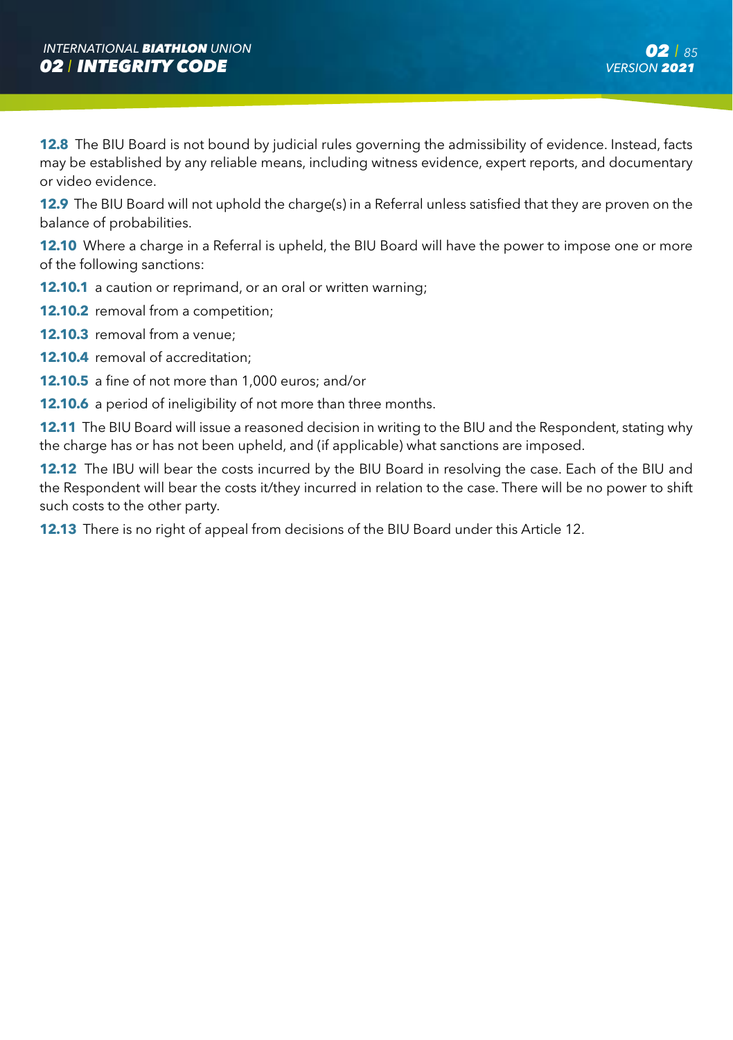**12.8** The BIU Board is not bound by judicial rules governing the admissibility of evidence. Instead, facts may be established by any reliable means, including witness evidence, expert reports, and documentary or video evidence.

**12.9** The BIU Board will not uphold the charge(s) in a Referral unless satisfied that they are proven on the balance of probabilities.

**12.10** Where a charge in a Referral is upheld, the BIU Board will have the power to impose one or more of the following sanctions:

**12.10.1** a caution or reprimand, or an oral or written warning;

**12.10.2** removal from a competition;

**12.10.3** removal from a venue;

**12.10.4** removal of accreditation;

**12.10.5** a fine of not more than 1,000 euros; and/or

**12.10.6** a period of ineligibility of not more than three months.

**12.11** The BIU Board will issue a reasoned decision in writing to the BIU and the Respondent, stating why the charge has or has not been upheld, and (if applicable) what sanctions are imposed.

**12.12** The IBU will bear the costs incurred by the BIU Board in resolving the case. Each of the BIU and the Respondent will bear the costs it/they incurred in relation to the case. There will be no power to shift such costs to the other party.

**12.13** There is no right of appeal from decisions of the BIU Board under this Article 12.